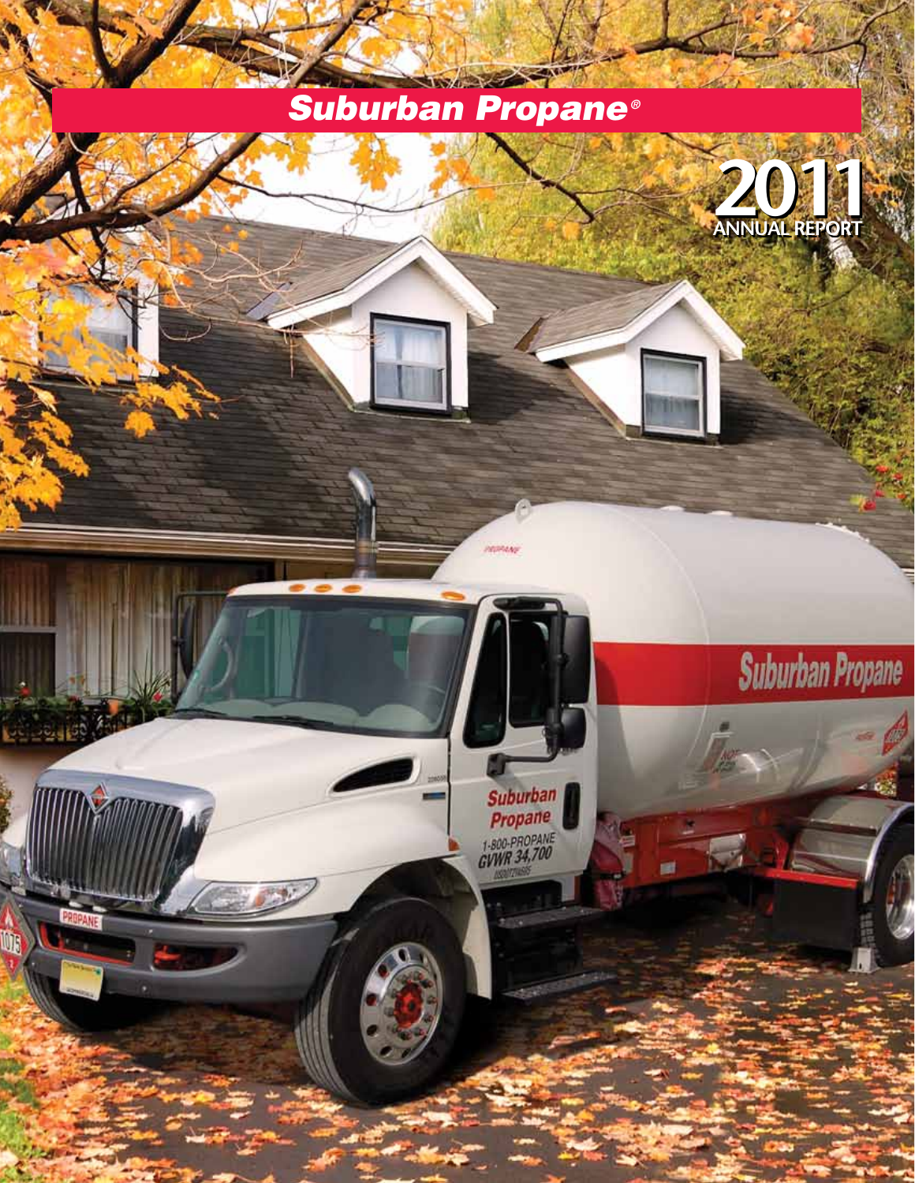# Suburban Propane®

## 2011 ANNUAL REPORT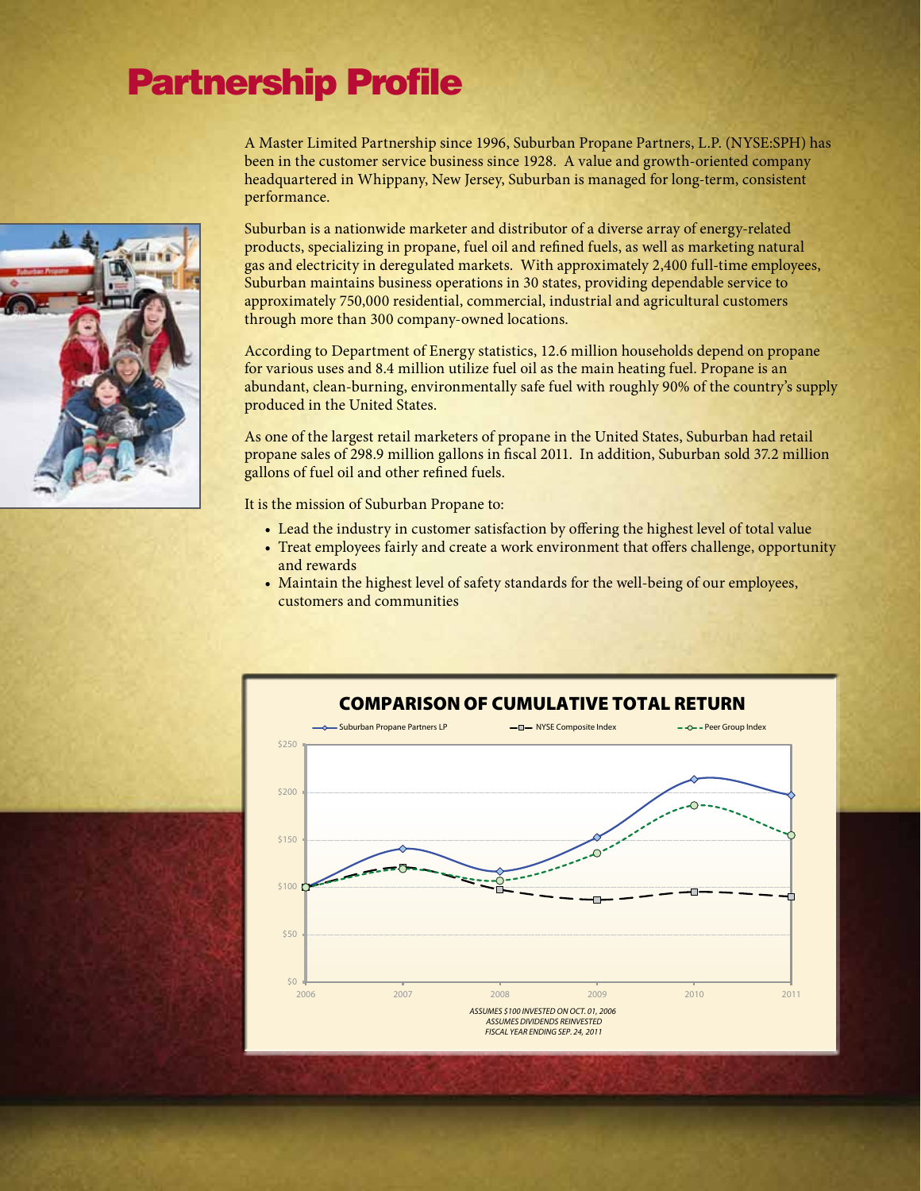# Partnership Profile

A Master Limited Partnership since 1996, Suburban Propane Partners, L.P. (NYSE:SPH) has been in the customer service business since 1928. A value and growth-oriented company headquartered in Whippany, New Jersey, Suburban is managed for long-term, consistent performance.

Suburban is a nationwide marketer and distributor of a diverse array of energy-related products, specializing in propane, fuel oil and refined fuels, as well as marketing natural gas and electricity in deregulated markets. With approximately 2,400 full-time employees, Suburban maintains business operations in 30 states, providing dependable service to approximately 750,000 residential, commercial, industrial and agricultural customers through more than 300 company-owned locations.

According to Department of Energy statistics, 12.6 million households depend on propane for various uses and 8.4 million utilize fuel oil as the main heating fuel. Propane is an abundant, clean-burning, environmentally safe fuel with roughly 90% of the country's supply produced in the United States.

As one of the largest retail marketers of propane in the United States, Suburban had retail propane sales of 298.9 million gallons in fiscal 2011. In addition, Suburban sold 37.2 million gallons of fuel oil and other refined fuels.

It is the mission of Suburban Propane to:

- Lead the industry in customer satisfaction by offering the highest level of total value
- Treat employees fairly and create a work environment that offers challenge, opportunity and rewards
- Maintain the highest level of safety standards for the well-being of our employees, customers and communities

## COMPARISON OF CUMULATIVE TOTAL RETURN

Suburban Propane Partners LP — NYSE Composite Index — Peer Group Index

*ASSUMES $100 INVESTED ON OCT. 01, 2006*
*ASSUMES DIVIDENDS REINVESTED*
*FISCAL YEAR ENDING SEP. 24, 2011*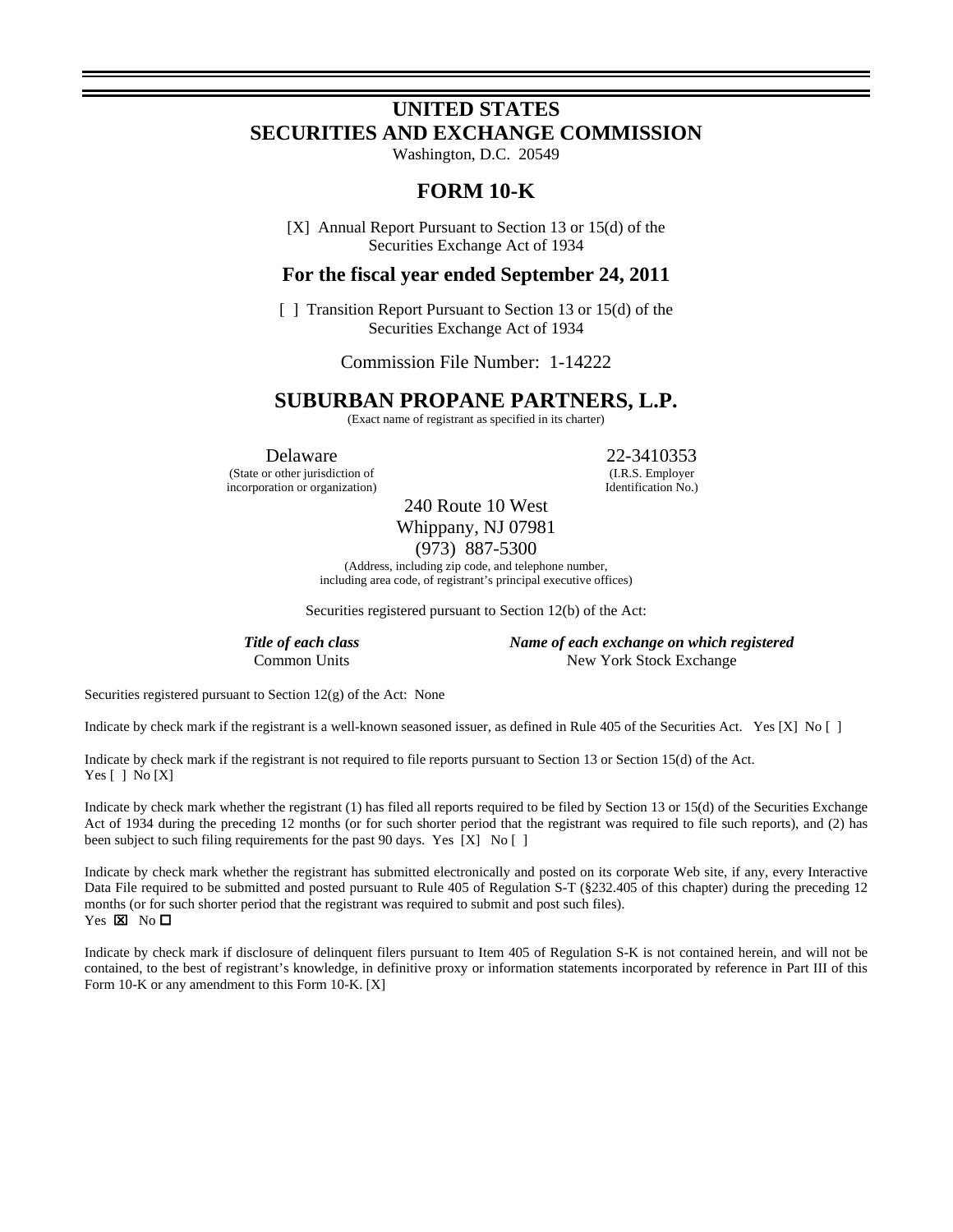# UNITED STATES SECURITIES AND EXCHANGE COMMISSION

Washington, D.C. 20549

# FORM 10-K

[X] Annual Report Pursuant to Section 13 or 15(d) of the Securities Exchange Act of 1934

## For the fiscal year ended September 24, 2011

[ ] Transition Report Pursuant to Section 13 or 15(d) of the Securities Exchange Act of 1934

Commission File Number: 1-14222

# SUBURBAN PROPANE PARTNERS, L.P.

(Exact name of registrant as specified in its charter)

| Delaware | 22-3410353 |
|---|---|
| (State or other jurisdiction of incorporation or organization) | (I.R.S. Employer Identification No.) |

240 Route 10 West
Whippany, NJ 07981
(973) 887-5300
(Address, including zip code, and telephone number, including area code, of registrant's principal executive offices)

Securities registered pursuant to Section 12(b) of the Act:

| *Title of each class* | *Name of each exchange on which registered* |
|---|---|
| Common Units | New York Stock Exchange |

Securities registered pursuant to Section 12(g) of the Act: None

Indicate by check mark if the registrant is a well-known seasoned issuer, as defined in Rule 405 of the Securities Act. Yes [X] No [ ]

Indicate by check mark if the registrant is not required to file reports pursuant to Section 13 or Section 15(d) of the Act. Yes [ ] No [X]

Indicate by check mark whether the registrant (1) has filed all reports required to be filed by Section 13 or 15(d) of the Securities Exchange Act of 1934 during the preceding 12 months (or for such shorter period that the registrant was required to file such reports), and (2) has been subject to such filing requirements for the past 90 days. Yes [X] No [ ]

Indicate by check mark whether the registrant has submitted electronically and posted on its corporate Web site, if any, every Interactive Data File required to be submitted and posted pursuant to Rule 405 of Regulation S-T (§232.405 of this chapter) during the preceding 12 months (or for such shorter period that the registrant was required to submit and post such files).
Yes ☒ No ☐

Indicate by check mark if disclosure of delinquent filers pursuant to Item 405 of Regulation S-K is not contained herein, and will not be contained, to the best of registrant's knowledge, in definitive proxy or information statements incorporated by reference in Part III of this Form 10-K or any amendment to this Form 10-K. [X]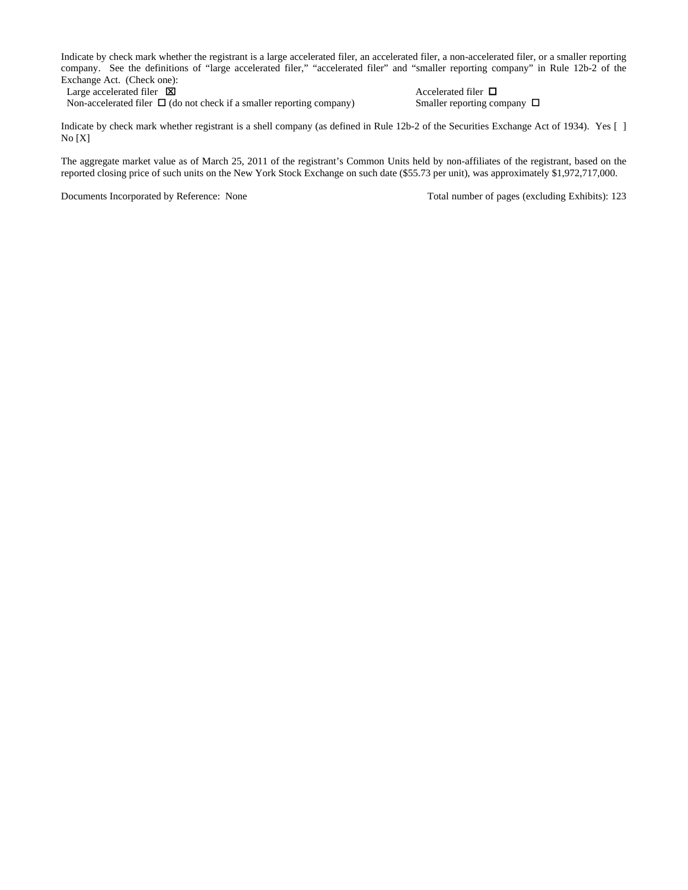Indicate by check mark whether the registrant is a large accelerated filer, an accelerated filer, a non-accelerated filer, or a smaller reporting company. See the definitions of "large accelerated filer," "accelerated filer" and "smaller reporting company" in Rule 12b-2 of the Exchange Act. (Check one):

Large accelerated filer ☒ Accelerated filer ☐
Non-accelerated filer ☐ (do not check if a smaller reporting company) Smaller reporting company ☐

Indicate by check mark whether registrant is a shell company (as defined in Rule 12b-2 of the Securities Exchange Act of 1934). Yes [ ] No [X]

The aggregate market value as of March 25, 2011 of the registrant's Common Units held by non-affiliates of the registrant, based on the reported closing price of such units on the New York Stock Exchange on such date ($55.73 per unit), was approximately $1,972,717,000.

Documents Incorporated by Reference: None Total number of pages (excluding Exhibits): 123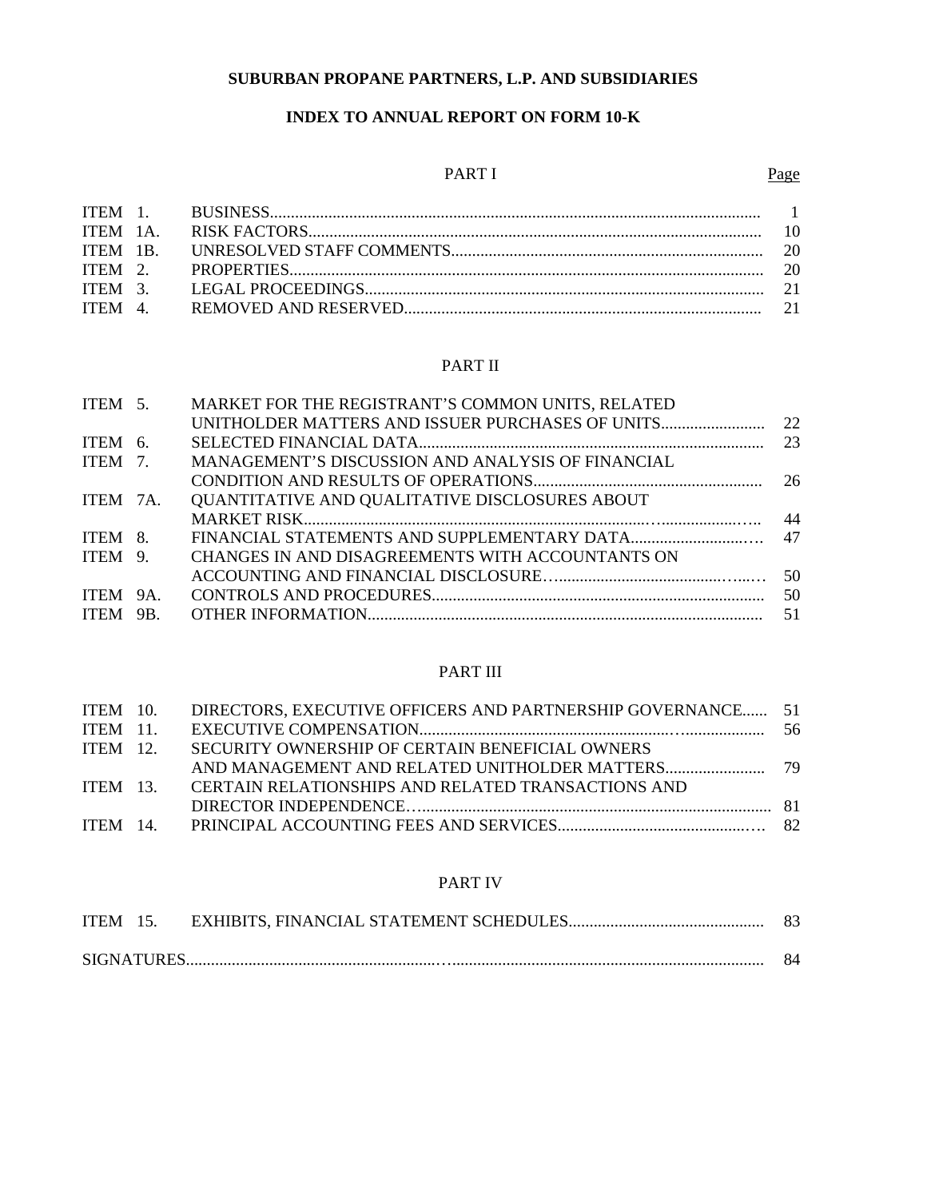**SUBURBAN PROPANE PARTNERS, L.P. AND SUBSIDIARIES**

**INDEX TO ANNUAL REPORT ON FORM 10-K**

| | PART I | Page |
|---|---|---|
| ITEM 1. | BUSINESS | 1 |
| ITEM 1A. | RISK FACTORS | 10 |
| ITEM 1B. | UNRESOLVED STAFF COMMENTS | 20 |
| ITEM 2. | PROPERTIES | 20 |
| ITEM 3. | LEGAL PROCEEDINGS | 21 |
| ITEM 4. | REMOVED AND RESERVED | 21 |

| | PART II | |
|---|---|---|
| ITEM 5. | MARKET FOR THE REGISTRANT'S COMMON UNITS, RELATED UNITHOLDER MATTERS AND ISSUER PURCHASES OF UNITS | 22 |
| ITEM 6. | SELECTED FINANCIAL DATA | 23 |
| ITEM 7. | MANAGEMENT'S DISCUSSION AND ANALYSIS OF FINANCIAL CONDITION AND RESULTS OF OPERATIONS | 26 |
| ITEM 7A. | QUANTITATIVE AND QUALITATIVE DISCLOSURES ABOUT MARKET RISK | 44 |
| ITEM 8. | FINANCIAL STATEMENTS AND SUPPLEMENTARY DATA | 47 |
| ITEM 9. | CHANGES IN AND DISAGREEMENTS WITH ACCOUNTANTS ON ACCOUNTING AND FINANCIAL DISCLOSURE | 50 |
| ITEM 9A. | CONTROLS AND PROCEDURES | 50 |
| ITEM 9B. | OTHER INFORMATION | 51 |

| | PART III | |
|---|---|---|
| ITEM 10. | DIRECTORS, EXECUTIVE OFFICERS AND PARTNERSHIP GOVERNANCE | 51 |
| ITEM 11. | EXECUTIVE COMPENSATION | 56 |
| ITEM 12. | SECURITY OWNERSHIP OF CERTAIN BENEFICIAL OWNERS AND MANAGEMENT AND RELATED UNITHOLDER MATTERS | 79 |
| ITEM 13. | CERTAIN RELATIONSHIPS AND RELATED TRANSACTIONS AND DIRECTOR INDEPENDENCE | 81 |
| ITEM 14. | PRINCIPAL ACCOUNTING FEES AND SERVICES | 82 |

| | PART IV | |
|---|---|---|
| ITEM 15. | EXHIBITS, FINANCIAL STATEMENT SCHEDULES | 83 |
| SIGNATURES | | 84 |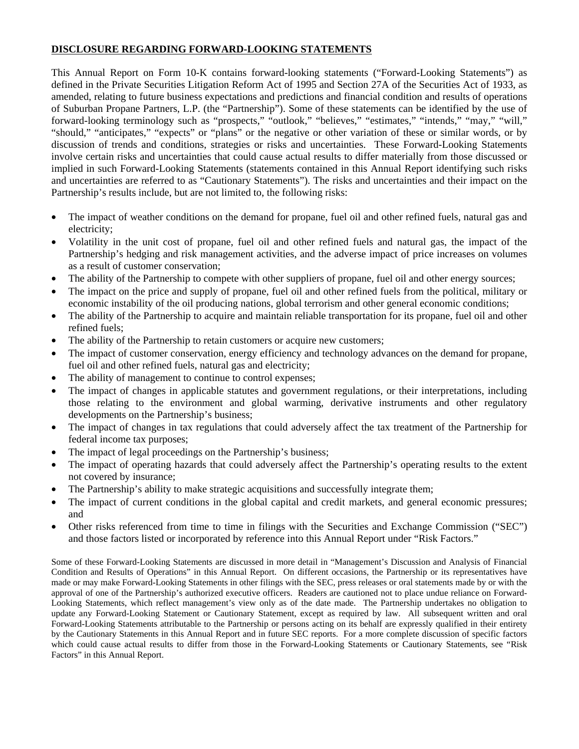**DISCLOSURE REGARDING FORWARD-LOOKING STATEMENTS**

This Annual Report on Form 10-K contains forward-looking statements ("Forward-Looking Statements") as defined in the Private Securities Litigation Reform Act of 1995 and Section 27A of the Securities Act of 1933, as amended, relating to future business expectations and predictions and financial condition and results of operations of Suburban Propane Partners, L.P. (the "Partnership"). Some of these statements can be identified by the use of forward-looking terminology such as "prospects," "outlook," "believes," "estimates," "intends," "may," "will," "should," "anticipates," "expects" or "plans" or the negative or other variation of these or similar words, or by discussion of trends and conditions, strategies or risks and uncertainties. These Forward-Looking Statements involve certain risks and uncertainties that could cause actual results to differ materially from those discussed or implied in such Forward-Looking Statements (statements contained in this Annual Report identifying such risks and uncertainties are referred to as "Cautionary Statements"). The risks and uncertainties and their impact on the Partnership's results include, but are not limited to, the following risks:

- The impact of weather conditions on the demand for propane, fuel oil and other refined fuels, natural gas and electricity;
- Volatility in the unit cost of propane, fuel oil and other refined fuels and natural gas, the impact of the Partnership's hedging and risk management activities, and the adverse impact of price increases on volumes as a result of customer conservation;
- The ability of the Partnership to compete with other suppliers of propane, fuel oil and other energy sources;
- The impact on the price and supply of propane, fuel oil and other refined fuels from the political, military or economic instability of the oil producing nations, global terrorism and other general economic conditions;
- The ability of the Partnership to acquire and maintain reliable transportation for its propane, fuel oil and other refined fuels;
- The ability of the Partnership to retain customers or acquire new customers;
- The impact of customer conservation, energy efficiency and technology advances on the demand for propane, fuel oil and other refined fuels, natural gas and electricity;
- The ability of management to continue to control expenses;
- The impact of changes in applicable statutes and government regulations, or their interpretations, including those relating to the environment and global warming, derivative instruments and other regulatory developments on the Partnership's business;
- The impact of changes in tax regulations that could adversely affect the tax treatment of the Partnership for federal income tax purposes;
- The impact of legal proceedings on the Partnership's business;
- The impact of operating hazards that could adversely affect the Partnership's operating results to the extent not covered by insurance;
- The Partnership's ability to make strategic acquisitions and successfully integrate them;
- The impact of current conditions in the global capital and credit markets, and general economic pressures; and
- Other risks referenced from time to time in filings with the Securities and Exchange Commission ("SEC") and those factors listed or incorporated by reference into this Annual Report under "Risk Factors."

Some of these Forward-Looking Statements are discussed in more detail in "Management's Discussion and Analysis of Financial Condition and Results of Operations" in this Annual Report. On different occasions, the Partnership or its representatives have made or may make Forward-Looking Statements in other filings with the SEC, press releases or oral statements made by or with the approval of one of the Partnership's authorized executive officers. Readers are cautioned not to place undue reliance on Forward-Looking Statements, which reflect management's view only as of the date made. The Partnership undertakes no obligation to update any Forward-Looking Statement or Cautionary Statement, except as required by law. All subsequent written and oral Forward-Looking Statements attributable to the Partnership or persons acting on its behalf are expressly qualified in their entirety by the Cautionary Statements in this Annual Report and in future SEC reports. For a more complete discussion of specific factors which could cause actual results to differ from those in the Forward-Looking Statements or Cautionary Statements, see "Risk Factors" in this Annual Report.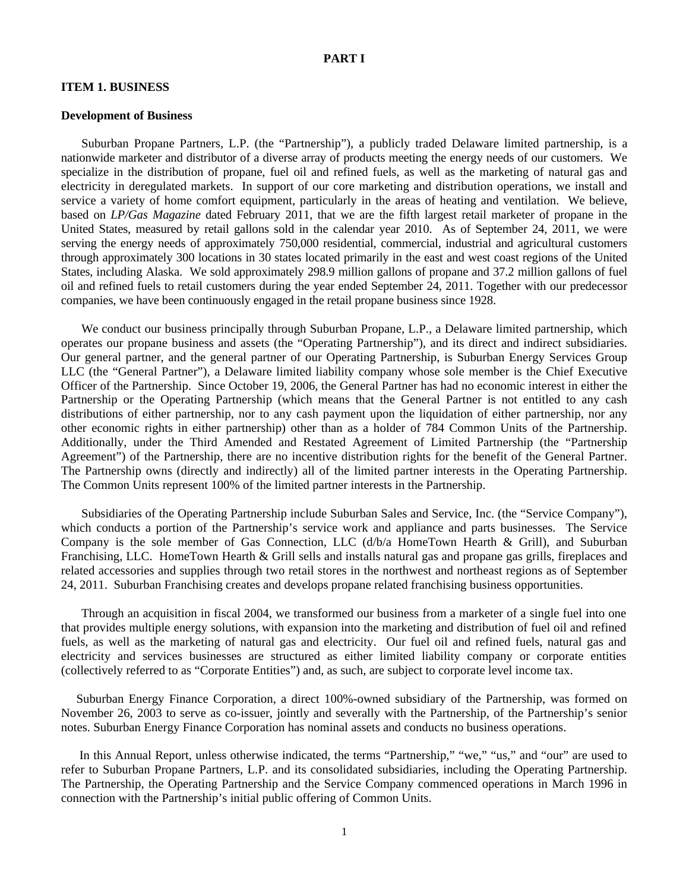# PART I

## ITEM 1. BUSINESS

### Development of Business

Suburban Propane Partners, L.P. (the "Partnership"), a publicly traded Delaware limited partnership, is a nationwide marketer and distributor of a diverse array of products meeting the energy needs of our customers. We specialize in the distribution of propane, fuel oil and refined fuels, as well as the marketing of natural gas and electricity in deregulated markets. In support of our core marketing and distribution operations, we install and service a variety of home comfort equipment, particularly in the areas of heating and ventilation. We believe, based on *LP/Gas Magazine* dated February 2011, that we are the fifth largest retail marketer of propane in the United States, measured by retail gallons sold in the calendar year 2010. As of September 24, 2011, we were serving the energy needs of approximately 750,000 residential, commercial, industrial and agricultural customers through approximately 300 locations in 30 states located primarily in the east and west coast regions of the United States, including Alaska. We sold approximately 298.9 million gallons of propane and 37.2 million gallons of fuel oil and refined fuels to retail customers during the year ended September 24, 2011. Together with our predecessor companies, we have been continuously engaged in the retail propane business since 1928.

We conduct our business principally through Suburban Propane, L.P., a Delaware limited partnership, which operates our propane business and assets (the "Operating Partnership"), and its direct and indirect subsidiaries. Our general partner, and the general partner of our Operating Partnership, is Suburban Energy Services Group LLC (the "General Partner"), a Delaware limited liability company whose sole member is the Chief Executive Officer of the Partnership. Since October 19, 2006, the General Partner has had no economic interest in either the Partnership or the Operating Partnership (which means that the General Partner is not entitled to any cash distributions of either partnership, nor to any cash payment upon the liquidation of either partnership, nor any other economic rights in either partnership) other than as a holder of 784 Common Units of the Partnership. Additionally, under the Third Amended and Restated Agreement of Limited Partnership (the "Partnership Agreement") of the Partnership, there are no incentive distribution rights for the benefit of the General Partner. The Partnership owns (directly and indirectly) all of the limited partner interests in the Operating Partnership. The Common Units represent 100% of the limited partner interests in the Partnership.

Subsidiaries of the Operating Partnership include Suburban Sales and Service, Inc. (the "Service Company"), which conducts a portion of the Partnership's service work and appliance and parts businesses. The Service Company is the sole member of Gas Connection, LLC (d/b/a HomeTown Hearth & Grill), and Suburban Franchising, LLC. HomeTown Hearth & Grill sells and installs natural gas and propane gas grills, fireplaces and related accessories and supplies through two retail stores in the northwest and northeast regions as of September 24, 2011. Suburban Franchising creates and develops propane related franchising business opportunities.

Through an acquisition in fiscal 2004, we transformed our business from a marketer of a single fuel into one that provides multiple energy solutions, with expansion into the marketing and distribution of fuel oil and refined fuels, as well as the marketing of natural gas and electricity. Our fuel oil and refined fuels, natural gas and electricity and services businesses are structured as either limited liability company or corporate entities (collectively referred to as "Corporate Entities") and, as such, are subject to corporate level income tax.

Suburban Energy Finance Corporation, a direct 100%-owned subsidiary of the Partnership, was formed on November 26, 2003 to serve as co-issuer, jointly and severally with the Partnership, of the Partnership's senior notes. Suburban Energy Finance Corporation has nominal assets and conducts no business operations.

In this Annual Report, unless otherwise indicated, the terms "Partnership," "we," "us," and "our" are used to refer to Suburban Propane Partners, L.P. and its consolidated subsidiaries, including the Operating Partnership. The Partnership, the Operating Partnership and the Service Company commenced operations in March 1996 in connection with the Partnership's initial public offering of Common Units.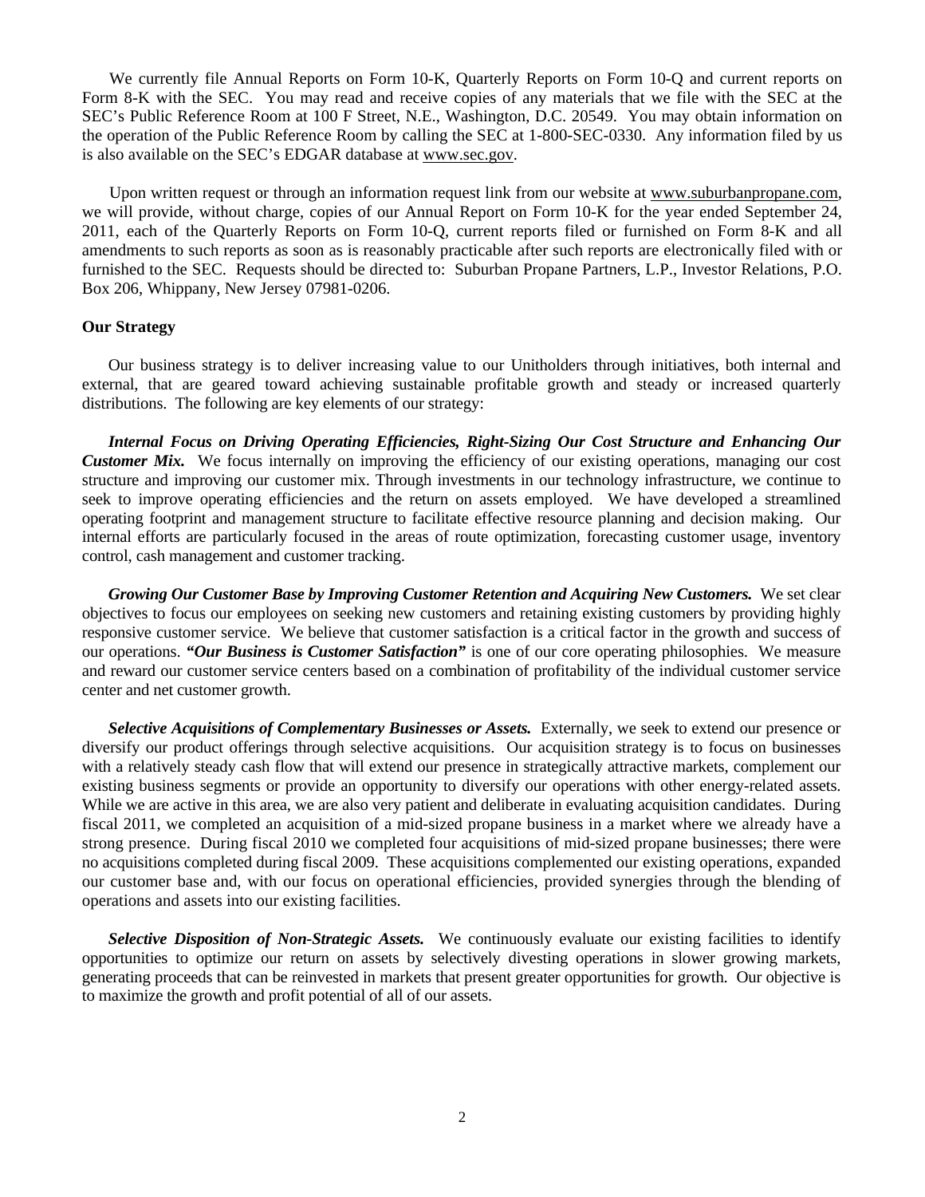We currently file Annual Reports on Form 10-K, Quarterly Reports on Form 10-Q and current reports on Form 8-K with the SEC. You may read and receive copies of any materials that we file with the SEC at the SEC's Public Reference Room at 100 F Street, N.E., Washington, D.C. 20549. You may obtain information on the operation of the Public Reference Room by calling the SEC at 1-800-SEC-0330. Any information filed by us is also available on the SEC's EDGAR database at www.sec.gov.

Upon written request or through an information request link from our website at www.suburbanpropane.com, we will provide, without charge, copies of our Annual Report on Form 10-K for the year ended September 24, 2011, each of the Quarterly Reports on Form 10-Q, current reports filed or furnished on Form 8-K and all amendments to such reports as soon as is reasonably practicable after such reports are electronically filed with or furnished to the SEC. Requests should be directed to: Suburban Propane Partners, L.P., Investor Relations, P.O. Box 206, Whippany, New Jersey 07981-0206.

**Our Strategy**

Our business strategy is to deliver increasing value to our Unitholders through initiatives, both internal and external, that are geared toward achieving sustainable profitable growth and steady or increased quarterly distributions. The following are key elements of our strategy:

***Internal Focus on Driving Operating Efficiencies, Right-Sizing Our Cost Structure and Enhancing Our Customer Mix.*** We focus internally on improving the efficiency of our existing operations, managing our cost structure and improving our customer mix. Through investments in our technology infrastructure, we continue to seek to improve operating efficiencies and the return on assets employed. We have developed a streamlined operating footprint and management structure to facilitate effective resource planning and decision making. Our internal efforts are particularly focused in the areas of route optimization, forecasting customer usage, inventory control, cash management and customer tracking.

***Growing Our Customer Base by Improving Customer Retention and Acquiring New Customers.*** We set clear objectives to focus our employees on seeking new customers and retaining existing customers by providing highly responsive customer service. We believe that customer satisfaction is a critical factor in the growth and success of our operations. ***"Our Business is Customer Satisfaction"*** is one of our core operating philosophies. We measure and reward our customer service centers based on a combination of profitability of the individual customer service center and net customer growth.

***Selective Acquisitions of Complementary Businesses or Assets.*** Externally, we seek to extend our presence or diversify our product offerings through selective acquisitions. Our acquisition strategy is to focus on businesses with a relatively steady cash flow that will extend our presence in strategically attractive markets, complement our existing business segments or provide an opportunity to diversify our operations with other energy-related assets. While we are active in this area, we are also very patient and deliberate in evaluating acquisition candidates. During fiscal 2011, we completed an acquisition of a mid-sized propane business in a market where we already have a strong presence. During fiscal 2010 we completed four acquisitions of mid-sized propane businesses; there were no acquisitions completed during fiscal 2009. These acquisitions complemented our existing operations, expanded our customer base and, with our focus on operational efficiencies, provided synergies through the blending of operations and assets into our existing facilities.

***Selective Disposition of Non-Strategic Assets.*** We continuously evaluate our existing facilities to identify opportunities to optimize our return on assets by selectively divesting operations in slower growing markets, generating proceeds that can be reinvested in markets that present greater opportunities for growth. Our objective is to maximize the growth and profit potential of all of our assets.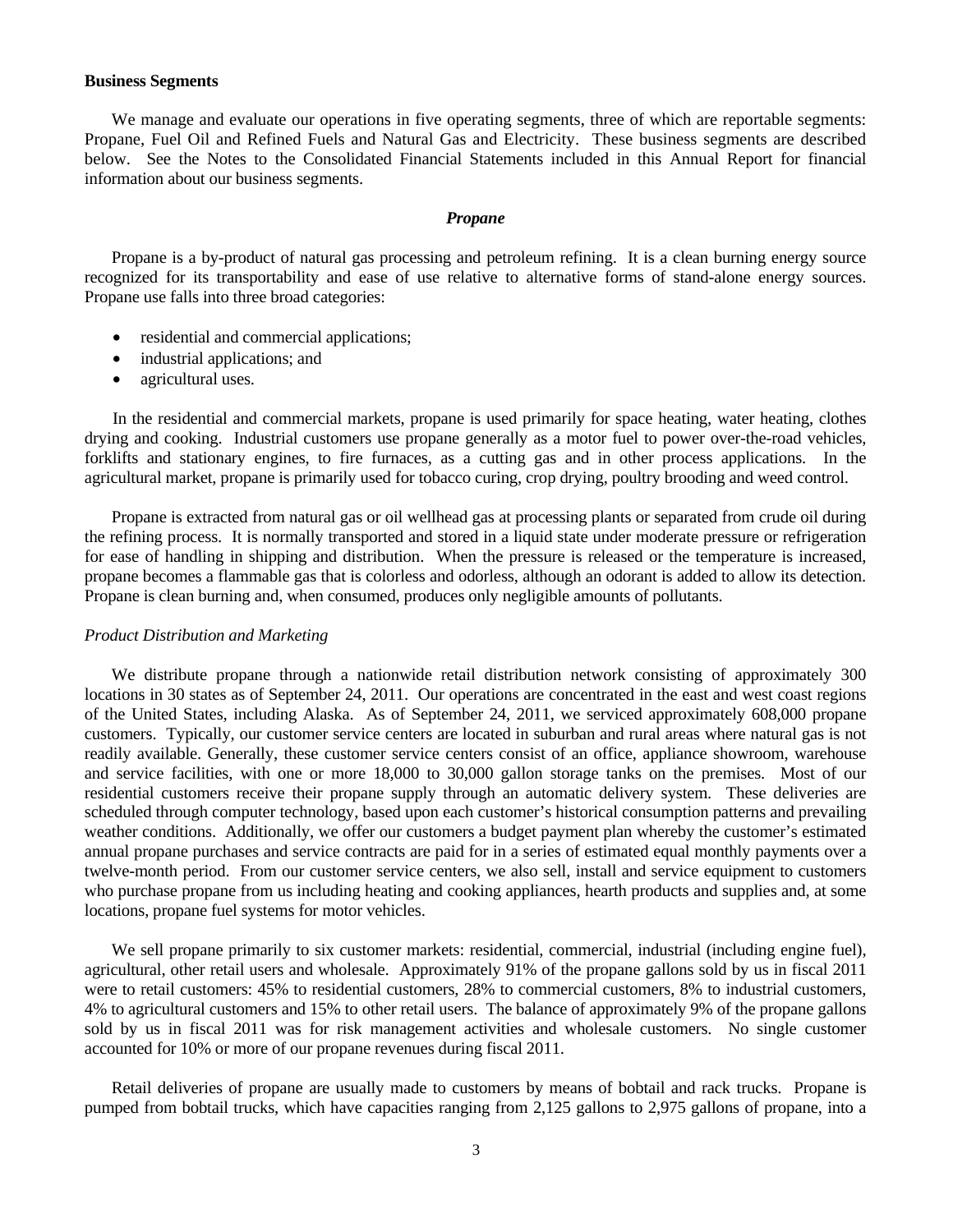**Business Segments**

We manage and evaluate our operations in five operating segments, three of which are reportable segments: Propane, Fuel Oil and Refined Fuels and Natural Gas and Electricity. These business segments are described below. See the Notes to the Consolidated Financial Statements included in this Annual Report for financial information about our business segments.

***Propane***

Propane is a by-product of natural gas processing and petroleum refining. It is a clean burning energy source recognized for its transportability and ease of use relative to alternative forms of stand-alone energy sources. Propane use falls into three broad categories:

- residential and commercial applications;
- industrial applications; and
- agricultural uses.

In the residential and commercial markets, propane is used primarily for space heating, water heating, clothes drying and cooking. Industrial customers use propane generally as a motor fuel to power over-the-road vehicles, forklifts and stationary engines, to fire furnaces, as a cutting gas and in other process applications. In the agricultural market, propane is primarily used for tobacco curing, crop drying, poultry brooding and weed control.

Propane is extracted from natural gas or oil wellhead gas at processing plants or separated from crude oil during the refining process. It is normally transported and stored in a liquid state under moderate pressure or refrigeration for ease of handling in shipping and distribution. When the pressure is released or the temperature is increased, propane becomes a flammable gas that is colorless and odorless, although an odorant is added to allow its detection. Propane is clean burning and, when consumed, produces only negligible amounts of pollutants.

*Product Distribution and Marketing*

We distribute propane through a nationwide retail distribution network consisting of approximately 300 locations in 30 states as of September 24, 2011. Our operations are concentrated in the east and west coast regions of the United States, including Alaska. As of September 24, 2011, we serviced approximately 608,000 propane customers. Typically, our customer service centers are located in suburban and rural areas where natural gas is not readily available. Generally, these customer service centers consist of an office, appliance showroom, warehouse and service facilities, with one or more 18,000 to 30,000 gallon storage tanks on the premises. Most of our residential customers receive their propane supply through an automatic delivery system. These deliveries are scheduled through computer technology, based upon each customer's historical consumption patterns and prevailing weather conditions. Additionally, we offer our customers a budget payment plan whereby the customer's estimated annual propane purchases and service contracts are paid for in a series of estimated equal monthly payments over a twelve-month period. From our customer service centers, we also sell, install and service equipment to customers who purchase propane from us including heating and cooking appliances, hearth products and supplies and, at some locations, propane fuel systems for motor vehicles.

We sell propane primarily to six customer markets: residential, commercial, industrial (including engine fuel), agricultural, other retail users and wholesale. Approximately 91% of the propane gallons sold by us in fiscal 2011 were to retail customers: 45% to residential customers, 28% to commercial customers, 8% to industrial customers, 4% to agricultural customers and 15% to other retail users. The balance of approximately 9% of the propane gallons sold by us in fiscal 2011 was for risk management activities and wholesale customers. No single customer accounted for 10% or more of our propane revenues during fiscal 2011.

Retail deliveries of propane are usually made to customers by means of bobtail and rack trucks. Propane is pumped from bobtail trucks, which have capacities ranging from 2,125 gallons to 2,975 gallons of propane, into a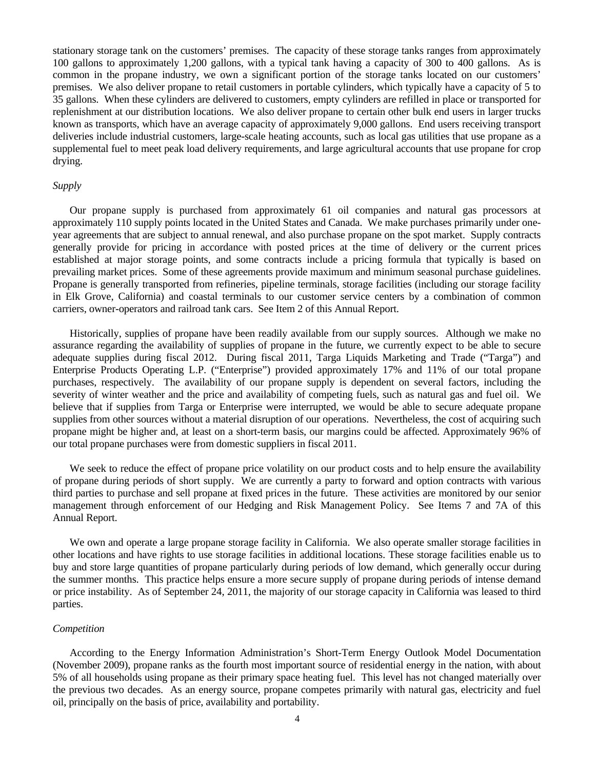stationary storage tank on the customers' premises. The capacity of these storage tanks ranges from approximately 100 gallons to approximately 1,200 gallons, with a typical tank having a capacity of 300 to 400 gallons. As is common in the propane industry, we own a significant portion of the storage tanks located on our customers' premises. We also deliver propane to retail customers in portable cylinders, which typically have a capacity of 5 to 35 gallons. When these cylinders are delivered to customers, empty cylinders are refilled in place or transported for replenishment at our distribution locations. We also deliver propane to certain other bulk end users in larger trucks known as transports, which have an average capacity of approximately 9,000 gallons. End users receiving transport deliveries include industrial customers, large-scale heating accounts, such as local gas utilities that use propane as a supplemental fuel to meet peak load delivery requirements, and large agricultural accounts that use propane for crop drying.

*Supply*

Our propane supply is purchased from approximately 61 oil companies and natural gas processors at approximately 110 supply points located in the United States and Canada. We make purchases primarily under one-year agreements that are subject to annual renewal, and also purchase propane on the spot market. Supply contracts generally provide for pricing in accordance with posted prices at the time of delivery or the current prices established at major storage points, and some contracts include a pricing formula that typically is based on prevailing market prices. Some of these agreements provide maximum and minimum seasonal purchase guidelines. Propane is generally transported from refineries, pipeline terminals, storage facilities (including our storage facility in Elk Grove, California) and coastal terminals to our customer service centers by a combination of common carriers, owner-operators and railroad tank cars. See Item 2 of this Annual Report.

Historically, supplies of propane have been readily available from our supply sources. Although we make no assurance regarding the availability of supplies of propane in the future, we currently expect to be able to secure adequate supplies during fiscal 2012. During fiscal 2011, Targa Liquids Marketing and Trade ("Targa") and Enterprise Products Operating L.P. ("Enterprise") provided approximately 17% and 11% of our total propane purchases, respectively. The availability of our propane supply is dependent on several factors, including the severity of winter weather and the price and availability of competing fuels, such as natural gas and fuel oil. We believe that if supplies from Targa or Enterprise were interrupted, we would be able to secure adequate propane supplies from other sources without a material disruption of our operations. Nevertheless, the cost of acquiring such propane might be higher and, at least on a short-term basis, our margins could be affected. Approximately 96% of our total propane purchases were from domestic suppliers in fiscal 2011.

We seek to reduce the effect of propane price volatility on our product costs and to help ensure the availability of propane during periods of short supply. We are currently a party to forward and option contracts with various third parties to purchase and sell propane at fixed prices in the future. These activities are monitored by our senior management through enforcement of our Hedging and Risk Management Policy. See Items 7 and 7A of this Annual Report.

We own and operate a large propane storage facility in California. We also operate smaller storage facilities in other locations and have rights to use storage facilities in additional locations. These storage facilities enable us to buy and store large quantities of propane particularly during periods of low demand, which generally occur during the summer months. This practice helps ensure a more secure supply of propane during periods of intense demand or price instability. As of September 24, 2011, the majority of our storage capacity in California was leased to third parties.

*Competition*

According to the Energy Information Administration's Short-Term Energy Outlook Model Documentation (November 2009), propane ranks as the fourth most important source of residential energy in the nation, with about 5% of all households using propane as their primary space heating fuel. This level has not changed materially over the previous two decades. As an energy source, propane competes primarily with natural gas, electricity and fuel oil, principally on the basis of price, availability and portability.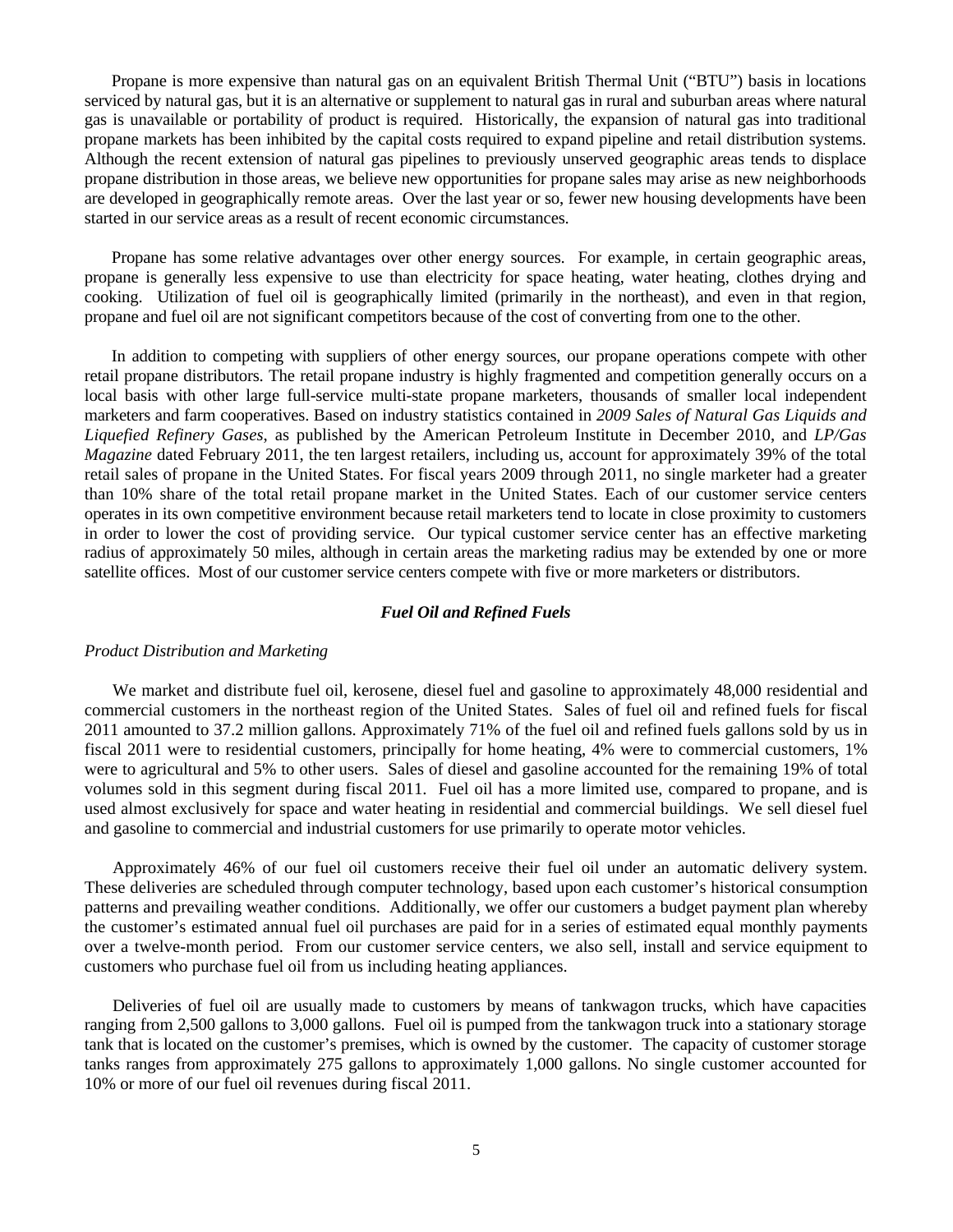Propane is more expensive than natural gas on an equivalent British Thermal Unit ("BTU") basis in locations serviced by natural gas, but it is an alternative or supplement to natural gas in rural and suburban areas where natural gas is unavailable or portability of product is required. Historically, the expansion of natural gas into traditional propane markets has been inhibited by the capital costs required to expand pipeline and retail distribution systems. Although the recent extension of natural gas pipelines to previously unserved geographic areas tends to displace propane distribution in those areas, we believe new opportunities for propane sales may arise as new neighborhoods are developed in geographically remote areas. Over the last year or so, fewer new housing developments have been started in our service areas as a result of recent economic circumstances.

Propane has some relative advantages over other energy sources. For example, in certain geographic areas, propane is generally less expensive to use than electricity for space heating, water heating, clothes drying and cooking. Utilization of fuel oil is geographically limited (primarily in the northeast), and even in that region, propane and fuel oil are not significant competitors because of the cost of converting from one to the other.

In addition to competing with suppliers of other energy sources, our propane operations compete with other retail propane distributors. The retail propane industry is highly fragmented and competition generally occurs on a local basis with other large full-service multi-state propane marketers, thousands of smaller local independent marketers and farm cooperatives. Based on industry statistics contained in *2009 Sales of Natural Gas Liquids and Liquefied Refinery Gases*, as published by the American Petroleum Institute in December 2010, and *LP/Gas Magazine* dated February 2011, the ten largest retailers, including us, account for approximately 39% of the total retail sales of propane in the United States. For fiscal years 2009 through 2011, no single marketer had a greater than 10% share of the total retail propane market in the United States. Each of our customer service centers operates in its own competitive environment because retail marketers tend to locate in close proximity to customers in order to lower the cost of providing service. Our typical customer service center has an effective marketing radius of approximately 50 miles, although in certain areas the marketing radius may be extended by one or more satellite offices. Most of our customer service centers compete with five or more marketers or distributors.

### *Fuel Oil and Refined Fuels*

*Product Distribution and Marketing*

We market and distribute fuel oil, kerosene, diesel fuel and gasoline to approximately 48,000 residential and commercial customers in the northeast region of the United States. Sales of fuel oil and refined fuels for fiscal 2011 amounted to 37.2 million gallons. Approximately 71% of the fuel oil and refined fuels gallons sold by us in fiscal 2011 were to residential customers, principally for home heating, 4% were to commercial customers, 1% were to agricultural and 5% to other users. Sales of diesel and gasoline accounted for the remaining 19% of total volumes sold in this segment during fiscal 2011. Fuel oil has a more limited use, compared to propane, and is used almost exclusively for space and water heating in residential and commercial buildings. We sell diesel fuel and gasoline to commercial and industrial customers for use primarily to operate motor vehicles.

Approximately 46% of our fuel oil customers receive their fuel oil under an automatic delivery system. These deliveries are scheduled through computer technology, based upon each customer's historical consumption patterns and prevailing weather conditions. Additionally, we offer our customers a budget payment plan whereby the customer's estimated annual fuel oil purchases are paid for in a series of estimated equal monthly payments over a twelve-month period. From our customer service centers, we also sell, install and service equipment to customers who purchase fuel oil from us including heating appliances.

Deliveries of fuel oil are usually made to customers by means of tankwagon trucks, which have capacities ranging from 2,500 gallons to 3,000 gallons. Fuel oil is pumped from the tankwagon truck into a stationary storage tank that is located on the customer's premises, which is owned by the customer. The capacity of customer storage tanks ranges from approximately 275 gallons to approximately 1,000 gallons. No single customer accounted for 10% or more of our fuel oil revenues during fiscal 2011.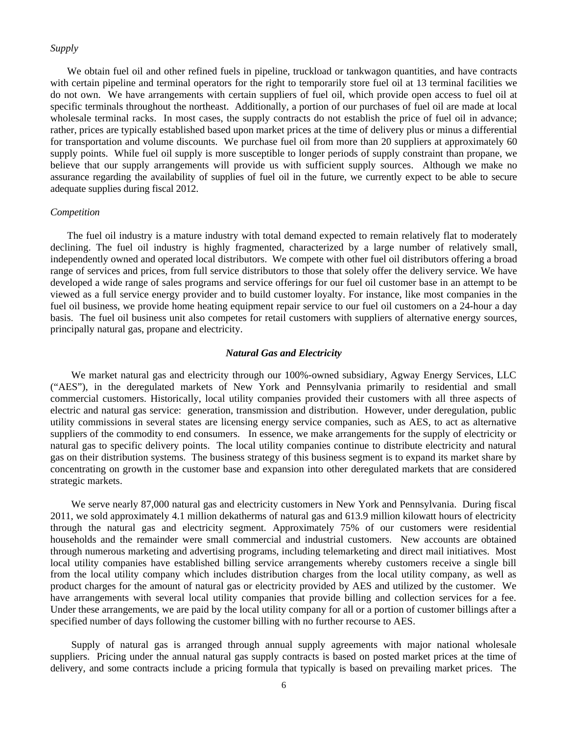*Supply*

We obtain fuel oil and other refined fuels in pipeline, truckload or tankwagon quantities, and have contracts with certain pipeline and terminal operators for the right to temporarily store fuel oil at 13 terminal facilities we do not own. We have arrangements with certain suppliers of fuel oil, which provide open access to fuel oil at specific terminals throughout the northeast. Additionally, a portion of our purchases of fuel oil are made at local wholesale terminal racks. In most cases, the supply contracts do not establish the price of fuel oil in advance; rather, prices are typically established based upon market prices at the time of delivery plus or minus a differential for transportation and volume discounts. We purchase fuel oil from more than 20 suppliers at approximately 60 supply points. While fuel oil supply is more susceptible to longer periods of supply constraint than propane, we believe that our supply arrangements will provide us with sufficient supply sources. Although we make no assurance regarding the availability of supplies of fuel oil in the future, we currently expect to be able to secure adequate supplies during fiscal 2012.

*Competition*

The fuel oil industry is a mature industry with total demand expected to remain relatively flat to moderately declining. The fuel oil industry is highly fragmented, characterized by a large number of relatively small, independently owned and operated local distributors. We compete with other fuel oil distributors offering a broad range of services and prices, from full service distributors to those that solely offer the delivery service. We have developed a wide range of sales programs and service offerings for our fuel oil customer base in an attempt to be viewed as a full service energy provider and to build customer loyalty. For instance, like most companies in the fuel oil business, we provide home heating equipment repair service to our fuel oil customers on a 24-hour a day basis. The fuel oil business unit also competes for retail customers with suppliers of alternative energy sources, principally natural gas, propane and electricity.

### *Natural Gas and Electricity*

We market natural gas and electricity through our 100%-owned subsidiary, Agway Energy Services, LLC ("AES"), in the deregulated markets of New York and Pennsylvania primarily to residential and small commercial customers. Historically, local utility companies provided their customers with all three aspects of electric and natural gas service: generation, transmission and distribution. However, under deregulation, public utility commissions in several states are licensing energy service companies, such as AES, to act as alternative suppliers of the commodity to end consumers. In essence, we make arrangements for the supply of electricity or natural gas to specific delivery points. The local utility companies continue to distribute electricity and natural gas on their distribution systems. The business strategy of this business segment is to expand its market share by concentrating on growth in the customer base and expansion into other deregulated markets that are considered strategic markets.

We serve nearly 87,000 natural gas and electricity customers in New York and Pennsylvania. During fiscal 2011, we sold approximately 4.1 million dekatherms of natural gas and 613.9 million kilowatt hours of electricity through the natural gas and electricity segment. Approximately 75% of our customers were residential households and the remainder were small commercial and industrial customers. New accounts are obtained through numerous marketing and advertising programs, including telemarketing and direct mail initiatives. Most local utility companies have established billing service arrangements whereby customers receive a single bill from the local utility company which includes distribution charges from the local utility company, as well as product charges for the amount of natural gas or electricity provided by AES and utilized by the customer. We have arrangements with several local utility companies that provide billing and collection services for a fee. Under these arrangements, we are paid by the local utility company for all or a portion of customer billings after a specified number of days following the customer billing with no further recourse to AES.

Supply of natural gas is arranged through annual supply agreements with major national wholesale suppliers. Pricing under the annual natural gas supply contracts is based on posted market prices at the time of delivery, and some contracts include a pricing formula that typically is based on prevailing market prices. The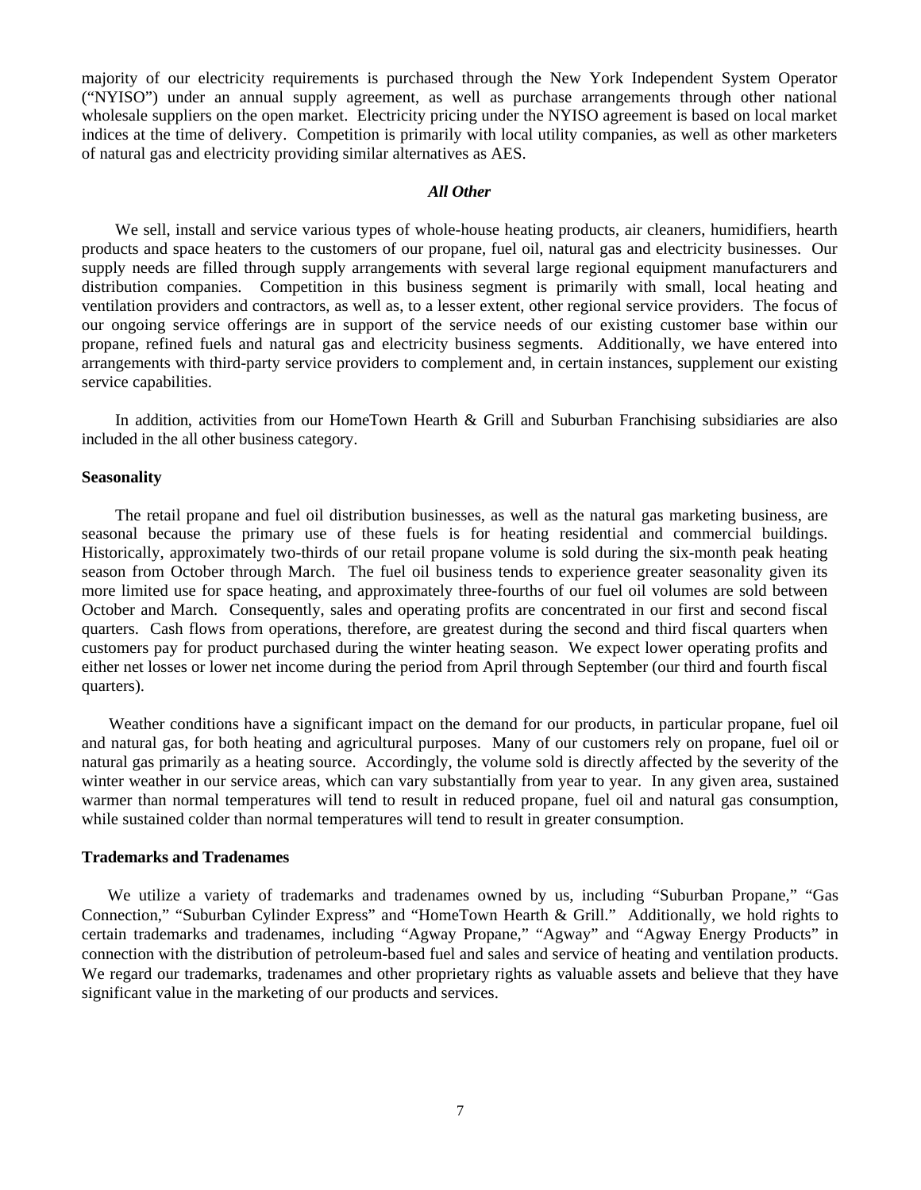majority of our electricity requirements is purchased through the New York Independent System Operator ("NYISO") under an annual supply agreement, as well as purchase arrangements through other national wholesale suppliers on the open market. Electricity pricing under the NYISO agreement is based on local market indices at the time of delivery. Competition is primarily with local utility companies, as well as other marketers of natural gas and electricity providing similar alternatives as AES.

### *All Other*

We sell, install and service various types of whole-house heating products, air cleaners, humidifiers, hearth products and space heaters to the customers of our propane, fuel oil, natural gas and electricity businesses. Our supply needs are filled through supply arrangements with several large regional equipment manufacturers and distribution companies. Competition in this business segment is primarily with small, local heating and ventilation providers and contractors, as well as, to a lesser extent, other regional service providers. The focus of our ongoing service offerings are in support of the service needs of our existing customer base within our propane, refined fuels and natural gas and electricity business segments. Additionally, we have entered into arrangements with third-party service providers to complement and, in certain instances, supplement our existing service capabilities.

In addition, activities from our HomeTown Hearth & Grill and Suburban Franchising subsidiaries are also included in the all other business category.

## Seasonality

The retail propane and fuel oil distribution businesses, as well as the natural gas marketing business, are seasonal because the primary use of these fuels is for heating residential and commercial buildings. Historically, approximately two-thirds of our retail propane volume is sold during the six-month peak heating season from October through March. The fuel oil business tends to experience greater seasonality given its more limited use for space heating, and approximately three-fourths of our fuel oil volumes are sold between October and March. Consequently, sales and operating profits are concentrated in our first and second fiscal quarters. Cash flows from operations, therefore, are greatest during the second and third fiscal quarters when customers pay for product purchased during the winter heating season. We expect lower operating profits and either net losses or lower net income during the period from April through September (our third and fourth fiscal quarters).

Weather conditions have a significant impact on the demand for our products, in particular propane, fuel oil and natural gas, for both heating and agricultural purposes. Many of our customers rely on propane, fuel oil or natural gas primarily as a heating source. Accordingly, the volume sold is directly affected by the severity of the winter weather in our service areas, which can vary substantially from year to year. In any given area, sustained warmer than normal temperatures will tend to result in reduced propane, fuel oil and natural gas consumption, while sustained colder than normal temperatures will tend to result in greater consumption.

## Trademarks and Tradenames

We utilize a variety of trademarks and tradenames owned by us, including "Suburban Propane," "Gas Connection," "Suburban Cylinder Express" and "HomeTown Hearth & Grill." Additionally, we hold rights to certain trademarks and tradenames, including "Agway Propane," "Agway" and "Agway Energy Products" in connection with the distribution of petroleum-based fuel and sales and service of heating and ventilation products. We regard our trademarks, tradenames and other proprietary rights as valuable assets and believe that they have significant value in the marketing of our products and services.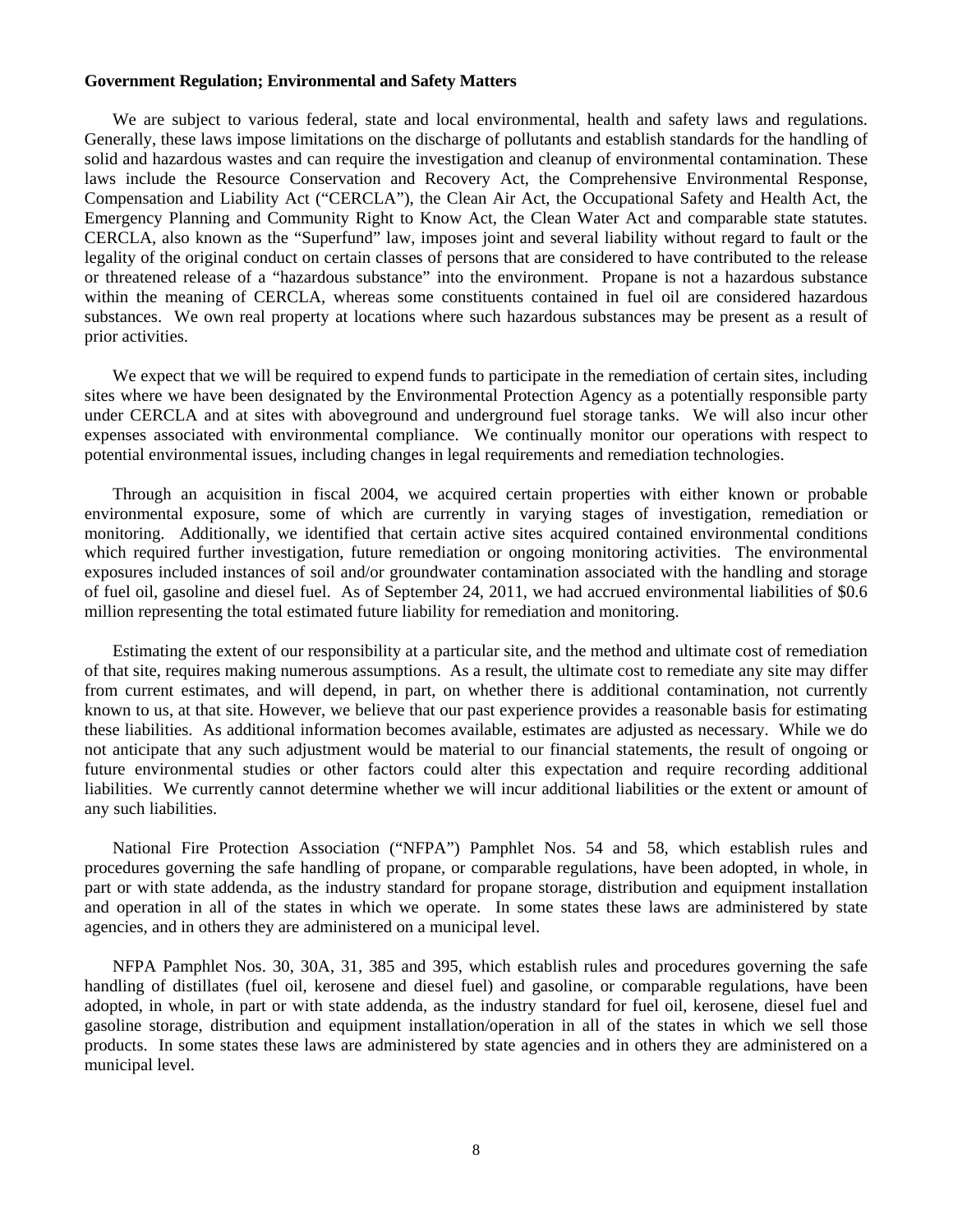**Government Regulation; Environmental and Safety Matters**

We are subject to various federal, state and local environmental, health and safety laws and regulations. Generally, these laws impose limitations on the discharge of pollutants and establish standards for the handling of solid and hazardous wastes and can require the investigation and cleanup of environmental contamination. These laws include the Resource Conservation and Recovery Act, the Comprehensive Environmental Response, Compensation and Liability Act ("CERCLA"), the Clean Air Act, the Occupational Safety and Health Act, the Emergency Planning and Community Right to Know Act, the Clean Water Act and comparable state statutes. CERCLA, also known as the "Superfund" law, imposes joint and several liability without regard to fault or the legality of the original conduct on certain classes of persons that are considered to have contributed to the release or threatened release of a "hazardous substance" into the environment. Propane is not a hazardous substance within the meaning of CERCLA, whereas some constituents contained in fuel oil are considered hazardous substances. We own real property at locations where such hazardous substances may be present as a result of prior activities.

We expect that we will be required to expend funds to participate in the remediation of certain sites, including sites where we have been designated by the Environmental Protection Agency as a potentially responsible party under CERCLA and at sites with aboveground and underground fuel storage tanks. We will also incur other expenses associated with environmental compliance. We continually monitor our operations with respect to potential environmental issues, including changes in legal requirements and remediation technologies.

Through an acquisition in fiscal 2004, we acquired certain properties with either known or probable environmental exposure, some of which are currently in varying stages of investigation, remediation or monitoring. Additionally, we identified that certain active sites acquired contained environmental conditions which required further investigation, future remediation or ongoing monitoring activities. The environmental exposures included instances of soil and/or groundwater contamination associated with the handling and storage of fuel oil, gasoline and diesel fuel. As of September 24, 2011, we had accrued environmental liabilities of $0.6 million representing the total estimated future liability for remediation and monitoring.

Estimating the extent of our responsibility at a particular site, and the method and ultimate cost of remediation of that site, requires making numerous assumptions. As a result, the ultimate cost to remediate any site may differ from current estimates, and will depend, in part, on whether there is additional contamination, not currently known to us, at that site. However, we believe that our past experience provides a reasonable basis for estimating these liabilities. As additional information becomes available, estimates are adjusted as necessary. While we do not anticipate that any such adjustment would be material to our financial statements, the result of ongoing or future environmental studies or other factors could alter this expectation and require recording additional liabilities. We currently cannot determine whether we will incur additional liabilities or the extent or amount of any such liabilities.

National Fire Protection Association ("NFPA") Pamphlet Nos. 54 and 58, which establish rules and procedures governing the safe handling of propane, or comparable regulations, have been adopted, in whole, in part or with state addenda, as the industry standard for propane storage, distribution and equipment installation and operation in all of the states in which we operate. In some states these laws are administered by state agencies, and in others they are administered on a municipal level.

NFPA Pamphlet Nos. 30, 30A, 31, 385 and 395, which establish rules and procedures governing the safe handling of distillates (fuel oil, kerosene and diesel fuel) and gasoline, or comparable regulations, have been adopted, in whole, in part or with state addenda, as the industry standard for fuel oil, kerosene, diesel fuel and gasoline storage, distribution and equipment installation/operation in all of the states in which we sell those products. In some states these laws are administered by state agencies and in others they are administered on a municipal level.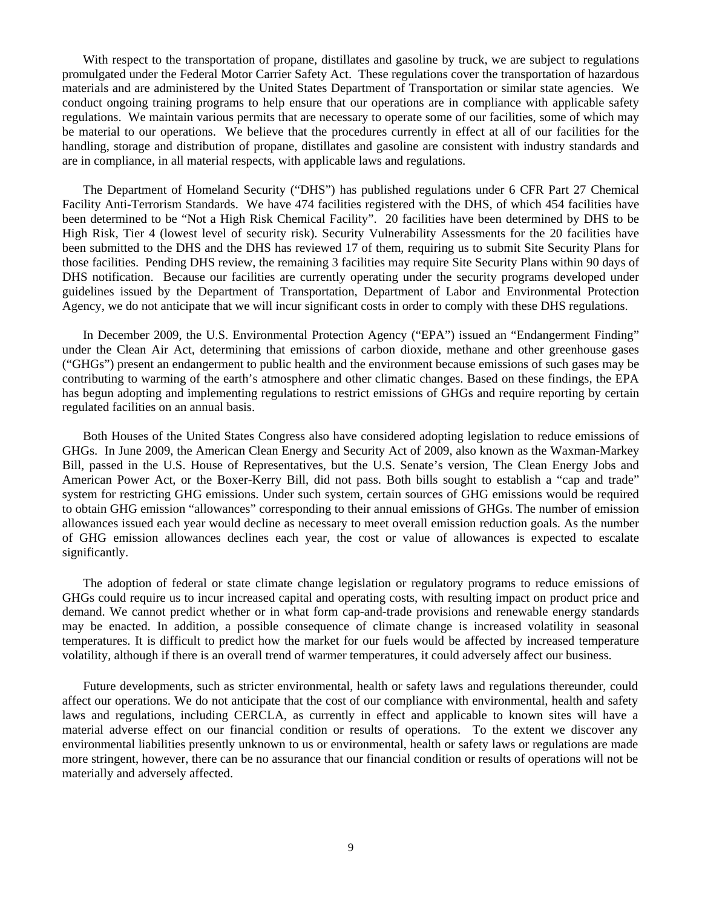With respect to the transportation of propane, distillates and gasoline by truck, we are subject to regulations promulgated under the Federal Motor Carrier Safety Act. These regulations cover the transportation of hazardous materials and are administered by the United States Department of Transportation or similar state agencies. We conduct ongoing training programs to help ensure that our operations are in compliance with applicable safety regulations. We maintain various permits that are necessary to operate some of our facilities, some of which may be material to our operations. We believe that the procedures currently in effect at all of our facilities for the handling, storage and distribution of propane, distillates and gasoline are consistent with industry standards and are in compliance, in all material respects, with applicable laws and regulations.

The Department of Homeland Security ("DHS") has published regulations under 6 CFR Part 27 Chemical Facility Anti-Terrorism Standards. We have 474 facilities registered with the DHS, of which 454 facilities have been determined to be "Not a High Risk Chemical Facility". 20 facilities have been determined by DHS to be High Risk, Tier 4 (lowest level of security risk). Security Vulnerability Assessments for the 20 facilities have been submitted to the DHS and the DHS has reviewed 17 of them, requiring us to submit Site Security Plans for those facilities. Pending DHS review, the remaining 3 facilities may require Site Security Plans within 90 days of DHS notification. Because our facilities are currently operating under the security programs developed under guidelines issued by the Department of Transportation, Department of Labor and Environmental Protection Agency, we do not anticipate that we will incur significant costs in order to comply with these DHS regulations.

In December 2009, the U.S. Environmental Protection Agency ("EPA") issued an "Endangerment Finding" under the Clean Air Act, determining that emissions of carbon dioxide, methane and other greenhouse gases ("GHGs") present an endangerment to public health and the environment because emissions of such gases may be contributing to warming of the earth's atmosphere and other climatic changes. Based on these findings, the EPA has begun adopting and implementing regulations to restrict emissions of GHGs and require reporting by certain regulated facilities on an annual basis.

Both Houses of the United States Congress also have considered adopting legislation to reduce emissions of GHGs. In June 2009, the American Clean Energy and Security Act of 2009, also known as the Waxman-Markey Bill, passed in the U.S. House of Representatives, but the U.S. Senate's version, The Clean Energy Jobs and American Power Act, or the Boxer-Kerry Bill, did not pass. Both bills sought to establish a "cap and trade" system for restricting GHG emissions. Under such system, certain sources of GHG emissions would be required to obtain GHG emission "allowances" corresponding to their annual emissions of GHGs. The number of emission allowances issued each year would decline as necessary to meet overall emission reduction goals. As the number of GHG emission allowances declines each year, the cost or value of allowances is expected to escalate significantly.

The adoption of federal or state climate change legislation or regulatory programs to reduce emissions of GHGs could require us to incur increased capital and operating costs, with resulting impact on product price and demand. We cannot predict whether or in what form cap-and-trade provisions and renewable energy standards may be enacted. In addition, a possible consequence of climate change is increased volatility in seasonal temperatures. It is difficult to predict how the market for our fuels would be affected by increased temperature volatility, although if there is an overall trend of warmer temperatures, it could adversely affect our business.

Future developments, such as stricter environmental, health or safety laws and regulations thereunder, could affect our operations. We do not anticipate that the cost of our compliance with environmental, health and safety laws and regulations, including CERCLA, as currently in effect and applicable to known sites will have a material adverse effect on our financial condition or results of operations. To the extent we discover any environmental liabilities presently unknown to us or environmental, health or safety laws or regulations are made more stringent, however, there can be no assurance that our financial condition or results of operations will not be materially and adversely affected.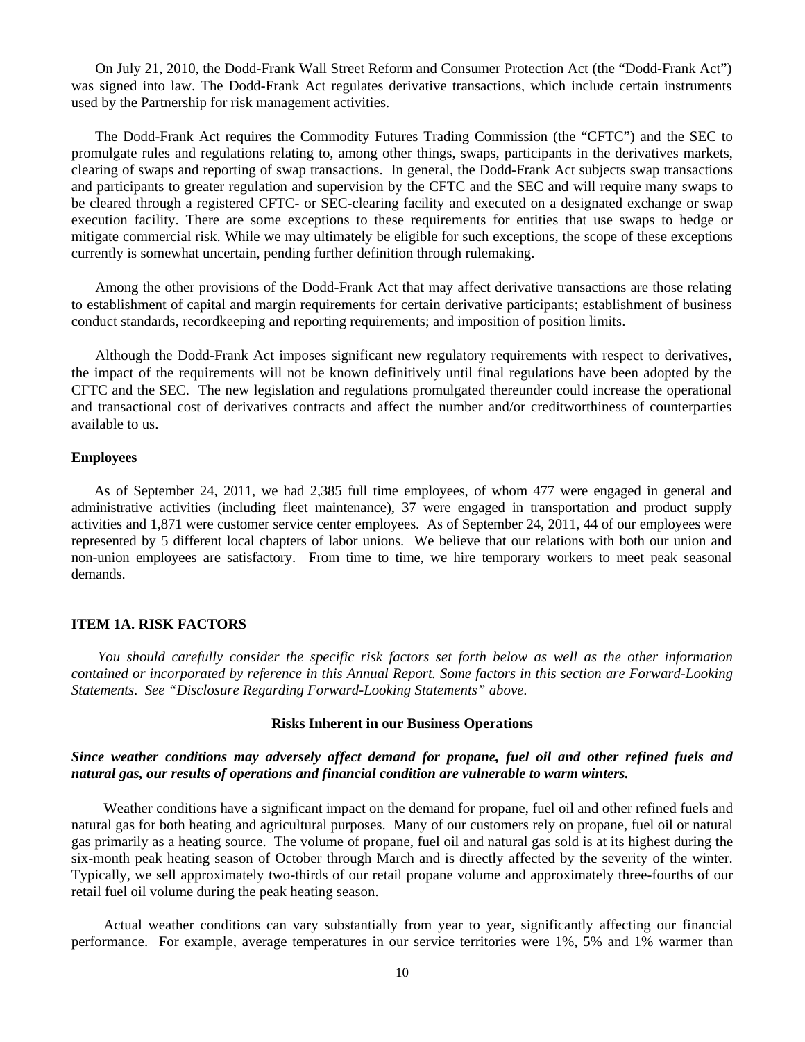On July 21, 2010, the Dodd-Frank Wall Street Reform and Consumer Protection Act (the "Dodd-Frank Act") was signed into law. The Dodd-Frank Act regulates derivative transactions, which include certain instruments used by the Partnership for risk management activities.

The Dodd-Frank Act requires the Commodity Futures Trading Commission (the "CFTC") and the SEC to promulgate rules and regulations relating to, among other things, swaps, participants in the derivatives markets, clearing of swaps and reporting of swap transactions. In general, the Dodd-Frank Act subjects swap transactions and participants to greater regulation and supervision by the CFTC and the SEC and will require many swaps to be cleared through a registered CFTC- or SEC-clearing facility and executed on a designated exchange or swap execution facility. There are some exceptions to these requirements for entities that use swaps to hedge or mitigate commercial risk. While we may ultimately be eligible for such exceptions, the scope of these exceptions currently is somewhat uncertain, pending further definition through rulemaking.

Among the other provisions of the Dodd-Frank Act that may affect derivative transactions are those relating to establishment of capital and margin requirements for certain derivative participants; establishment of business conduct standards, recordkeeping and reporting requirements; and imposition of position limits.

Although the Dodd-Frank Act imposes significant new regulatory requirements with respect to derivatives, the impact of the requirements will not be known definitively until final regulations have been adopted by the CFTC and the SEC. The new legislation and regulations promulgated thereunder could increase the operational and transactional cost of derivatives contracts and affect the number and/or creditworthiness of counterparties available to us.

**Employees**

As of September 24, 2011, we had 2,385 full time employees, of whom 477 were engaged in general and administrative activities (including fleet maintenance), 37 were engaged in transportation and product supply activities and 1,871 were customer service center employees. As of September 24, 2011, 44 of our employees were represented by 5 different local chapters of labor unions. We believe that our relations with both our union and non-union employees are satisfactory. From time to time, we hire temporary workers to meet peak seasonal demands.

## ITEM 1A. RISK FACTORS

*You should carefully consider the specific risk factors set forth below as well as the other information contained or incorporated by reference in this Annual Report. Some factors in this section are Forward-Looking Statements. See "Disclosure Regarding Forward-Looking Statements" above.*

### Risks Inherent in our Business Operations

***Since weather conditions may adversely affect demand for propane, fuel oil and other refined fuels and natural gas, our results of operations and financial condition are vulnerable to warm winters.***

Weather conditions have a significant impact on the demand for propane, fuel oil and other refined fuels and natural gas for both heating and agricultural purposes. Many of our customers rely on propane, fuel oil or natural gas primarily as a heating source. The volume of propane, fuel oil and natural gas sold is at its highest during the six-month peak heating season of October through March and is directly affected by the severity of the winter. Typically, we sell approximately two-thirds of our retail propane volume and approximately three-fourths of our retail fuel oil volume during the peak heating season.

Actual weather conditions can vary substantially from year to year, significantly affecting our financial performance. For example, average temperatures in our service territories were 1%, 5% and 1% warmer than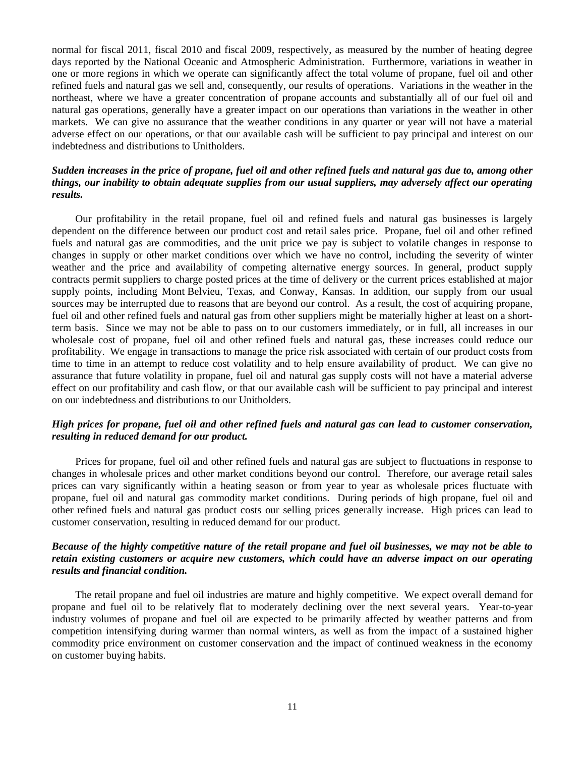normal for fiscal 2011, fiscal 2010 and fiscal 2009, respectively, as measured by the number of heating degree days reported by the National Oceanic and Atmospheric Administration. Furthermore, variations in weather in one or more regions in which we operate can significantly affect the total volume of propane, fuel oil and other refined fuels and natural gas we sell and, consequently, our results of operations. Variations in the weather in the northeast, where we have a greater concentration of propane accounts and substantially all of our fuel oil and natural gas operations, generally have a greater impact on our operations than variations in the weather in other markets. We can give no assurance that the weather conditions in any quarter or year will not have a material adverse effect on our operations, or that our available cash will be sufficient to pay principal and interest on our indebtedness and distributions to Unitholders.

***Sudden increases in the price of propane, fuel oil and other refined fuels and natural gas due to, among other things, our inability to obtain adequate supplies from our usual suppliers, may adversely affect our operating results.***

Our profitability in the retail propane, fuel oil and refined fuels and natural gas businesses is largely dependent on the difference between our product cost and retail sales price. Propane, fuel oil and other refined fuels and natural gas are commodities, and the unit price we pay is subject to volatile changes in response to changes in supply or other market conditions over which we have no control, including the severity of winter weather and the price and availability of competing alternative energy sources. In general, product supply contracts permit suppliers to charge posted prices at the time of delivery or the current prices established at major supply points, including Mont Belvieu, Texas, and Conway, Kansas. In addition, our supply from our usual sources may be interrupted due to reasons that are beyond our control. As a result, the cost of acquiring propane, fuel oil and other refined fuels and natural gas from other suppliers might be materially higher at least on a short-term basis. Since we may not be able to pass on to our customers immediately, or in full, all increases in our wholesale cost of propane, fuel oil and other refined fuels and natural gas, these increases could reduce our profitability. We engage in transactions to manage the price risk associated with certain of our product costs from time to time in an attempt to reduce cost volatility and to help ensure availability of product. We can give no assurance that future volatility in propane, fuel oil and natural gas supply costs will not have a material adverse effect on our profitability and cash flow, or that our available cash will be sufficient to pay principal and interest on our indebtedness and distributions to our Unitholders.

***High prices for propane, fuel oil and other refined fuels and natural gas can lead to customer conservation, resulting in reduced demand for our product.***

Prices for propane, fuel oil and other refined fuels and natural gas are subject to fluctuations in response to changes in wholesale prices and other market conditions beyond our control. Therefore, our average retail sales prices can vary significantly within a heating season or from year to year as wholesale prices fluctuate with propane, fuel oil and natural gas commodity market conditions. During periods of high propane, fuel oil and other refined fuels and natural gas product costs our selling prices generally increase. High prices can lead to customer conservation, resulting in reduced demand for our product.

***Because of the highly competitive nature of the retail propane and fuel oil businesses, we may not be able to retain existing customers or acquire new customers, which could have an adverse impact on our operating results and financial condition.***

The retail propane and fuel oil industries are mature and highly competitive. We expect overall demand for propane and fuel oil to be relatively flat to moderately declining over the next several years. Year-to-year industry volumes of propane and fuel oil are expected to be primarily affected by weather patterns and from competition intensifying during warmer than normal winters, as well as from the impact of a sustained higher commodity price environment on customer conservation and the impact of continued weakness in the economy on customer buying habits.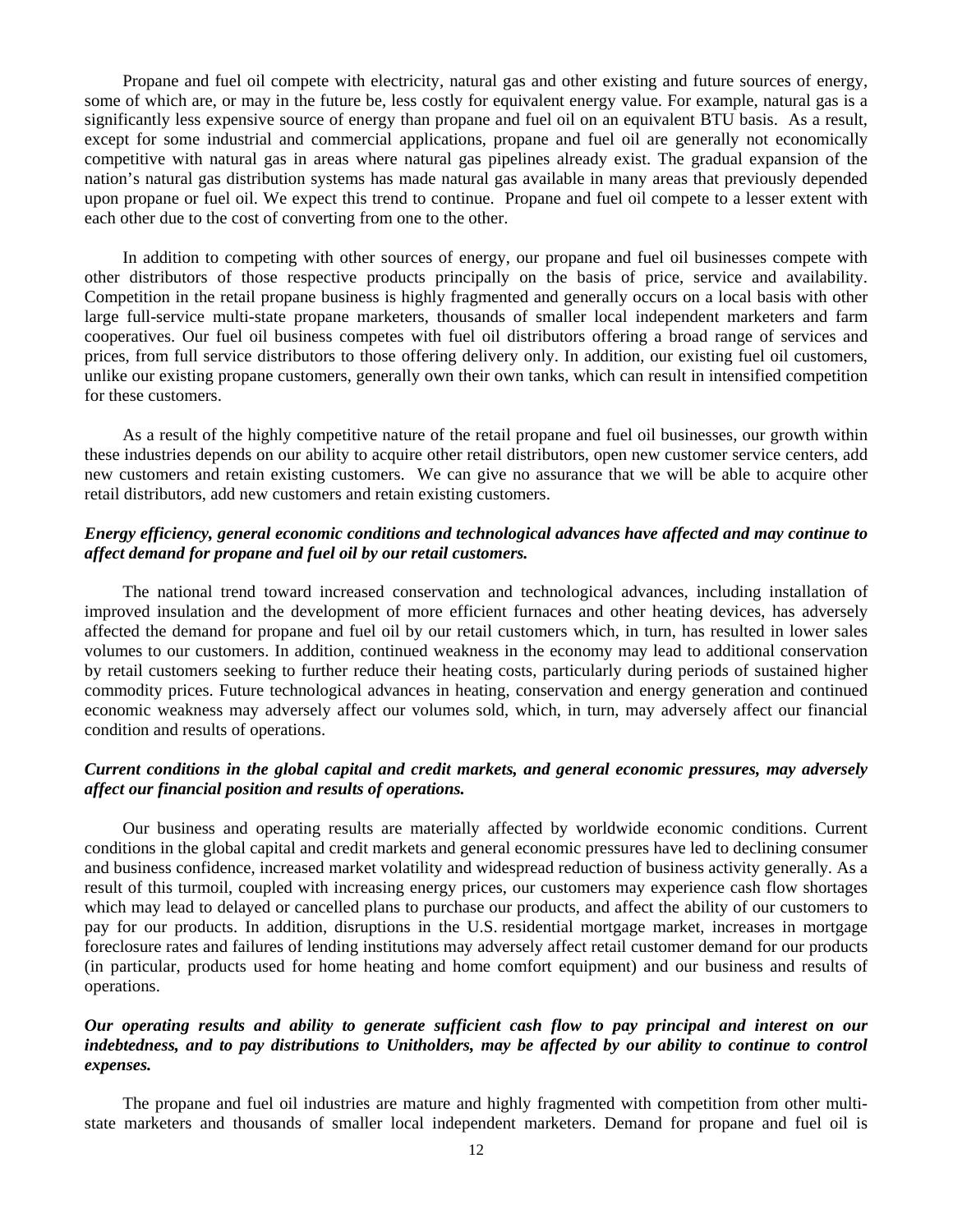Propane and fuel oil compete with electricity, natural gas and other existing and future sources of energy, some of which are, or may in the future be, less costly for equivalent energy value. For example, natural gas is a significantly less expensive source of energy than propane and fuel oil on an equivalent BTU basis. As a result, except for some industrial and commercial applications, propane and fuel oil are generally not economically competitive with natural gas in areas where natural gas pipelines already exist. The gradual expansion of the nation's natural gas distribution systems has made natural gas available in many areas that previously depended upon propane or fuel oil. We expect this trend to continue. Propane and fuel oil compete to a lesser extent with each other due to the cost of converting from one to the other.

In addition to competing with other sources of energy, our propane and fuel oil businesses compete with other distributors of those respective products principally on the basis of price, service and availability. Competition in the retail propane business is highly fragmented and generally occurs on a local basis with other large full-service multi-state propane marketers, thousands of smaller local independent marketers and farm cooperatives. Our fuel oil business competes with fuel oil distributors offering a broad range of services and prices, from full service distributors to those offering delivery only. In addition, our existing fuel oil customers, unlike our existing propane customers, generally own their own tanks, which can result in intensified competition for these customers.

As a result of the highly competitive nature of the retail propane and fuel oil businesses, our growth within these industries depends on our ability to acquire other retail distributors, open new customer service centers, add new customers and retain existing customers. We can give no assurance that we will be able to acquire other retail distributors, add new customers and retain existing customers.

***Energy efficiency, general economic conditions and technological advances have affected and may continue to affect demand for propane and fuel oil by our retail customers.***

The national trend toward increased conservation and technological advances, including installation of improved insulation and the development of more efficient furnaces and other heating devices, has adversely affected the demand for propane and fuel oil by our retail customers which, in turn, has resulted in lower sales volumes to our customers. In addition, continued weakness in the economy may lead to additional conservation by retail customers seeking to further reduce their heating costs, particularly during periods of sustained higher commodity prices. Future technological advances in heating, conservation and energy generation and continued economic weakness may adversely affect our volumes sold, which, in turn, may adversely affect our financial condition and results of operations.

***Current conditions in the global capital and credit markets, and general economic pressures, may adversely affect our financial position and results of operations.***

Our business and operating results are materially affected by worldwide economic conditions. Current conditions in the global capital and credit markets and general economic pressures have led to declining consumer and business confidence, increased market volatility and widespread reduction of business activity generally. As a result of this turmoil, coupled with increasing energy prices, our customers may experience cash flow shortages which may lead to delayed or cancelled plans to purchase our products, and affect the ability of our customers to pay for our products. In addition, disruptions in the U.S. residential mortgage market, increases in mortgage foreclosure rates and failures of lending institutions may adversely affect retail customer demand for our products (in particular, products used for home heating and home comfort equipment) and our business and results of operations.

***Our operating results and ability to generate sufficient cash flow to pay principal and interest on our indebtedness, and to pay distributions to Unitholders, may be affected by our ability to continue to control expenses.***

The propane and fuel oil industries are mature and highly fragmented with competition from other multi-state marketers and thousands of smaller local independent marketers. Demand for propane and fuel oil is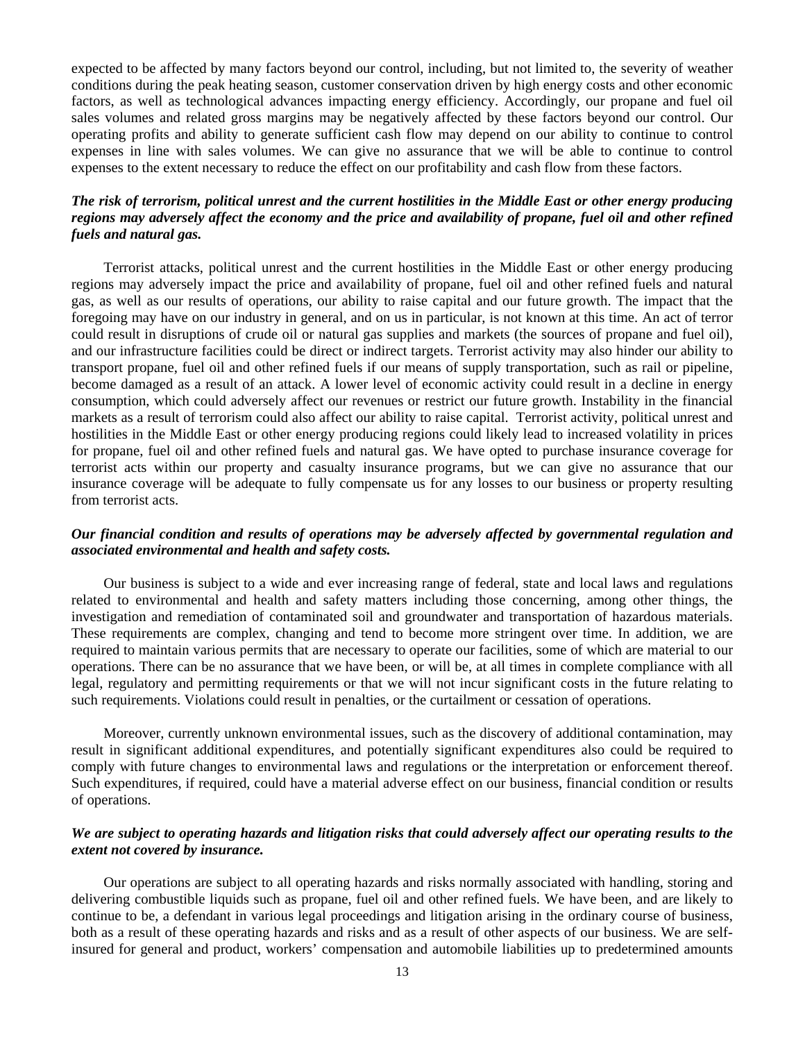expected to be affected by many factors beyond our control, including, but not limited to, the severity of weather conditions during the peak heating season, customer conservation driven by high energy costs and other economic factors, as well as technological advances impacting energy efficiency. Accordingly, our propane and fuel oil sales volumes and related gross margins may be negatively affected by these factors beyond our control. Our operating profits and ability to generate sufficient cash flow may depend on our ability to continue to control expenses in line with sales volumes. We can give no assurance that we will be able to continue to control expenses to the extent necessary to reduce the effect on our profitability and cash flow from these factors.

***The risk of terrorism, political unrest and the current hostilities in the Middle East or other energy producing regions may adversely affect the economy and the price and availability of propane, fuel oil and other refined fuels and natural gas.***

Terrorist attacks, political unrest and the current hostilities in the Middle East or other energy producing regions may adversely impact the price and availability of propane, fuel oil and other refined fuels and natural gas, as well as our results of operations, our ability to raise capital and our future growth. The impact that the foregoing may have on our industry in general, and on us in particular, is not known at this time. An act of terror could result in disruptions of crude oil or natural gas supplies and markets (the sources of propane and fuel oil), and our infrastructure facilities could be direct or indirect targets. Terrorist activity may also hinder our ability to transport propane, fuel oil and other refined fuels if our means of supply transportation, such as rail or pipeline, become damaged as a result of an attack. A lower level of economic activity could result in a decline in energy consumption, which could adversely affect our revenues or restrict our future growth. Instability in the financial markets as a result of terrorism could also affect our ability to raise capital. Terrorist activity, political unrest and hostilities in the Middle East or other energy producing regions could likely lead to increased volatility in prices for propane, fuel oil and other refined fuels and natural gas. We have opted to purchase insurance coverage for terrorist acts within our property and casualty insurance programs, but we can give no assurance that our insurance coverage will be adequate to fully compensate us for any losses to our business or property resulting from terrorist acts.

***Our financial condition and results of operations may be adversely affected by governmental regulation and associated environmental and health and safety costs.***

Our business is subject to a wide and ever increasing range of federal, state and local laws and regulations related to environmental and health and safety matters including those concerning, among other things, the investigation and remediation of contaminated soil and groundwater and transportation of hazardous materials. These requirements are complex, changing and tend to become more stringent over time. In addition, we are required to maintain various permits that are necessary to operate our facilities, some of which are material to our operations. There can be no assurance that we have been, or will be, at all times in complete compliance with all legal, regulatory and permitting requirements or that we will not incur significant costs in the future relating to such requirements. Violations could result in penalties, or the curtailment or cessation of operations.

Moreover, currently unknown environmental issues, such as the discovery of additional contamination, may result in significant additional expenditures, and potentially significant expenditures also could be required to comply with future changes to environmental laws and regulations or the interpretation or enforcement thereof. Such expenditures, if required, could have a material adverse effect on our business, financial condition or results of operations.

***We are subject to operating hazards and litigation risks that could adversely affect our operating results to the extent not covered by insurance.***

Our operations are subject to all operating hazards and risks normally associated with handling, storing and delivering combustible liquids such as propane, fuel oil and other refined fuels. We have been, and are likely to continue to be, a defendant in various legal proceedings and litigation arising in the ordinary course of business, both as a result of these operating hazards and risks and as a result of other aspects of our business. We are self-insured for general and product, workers' compensation and automobile liabilities up to predetermined amounts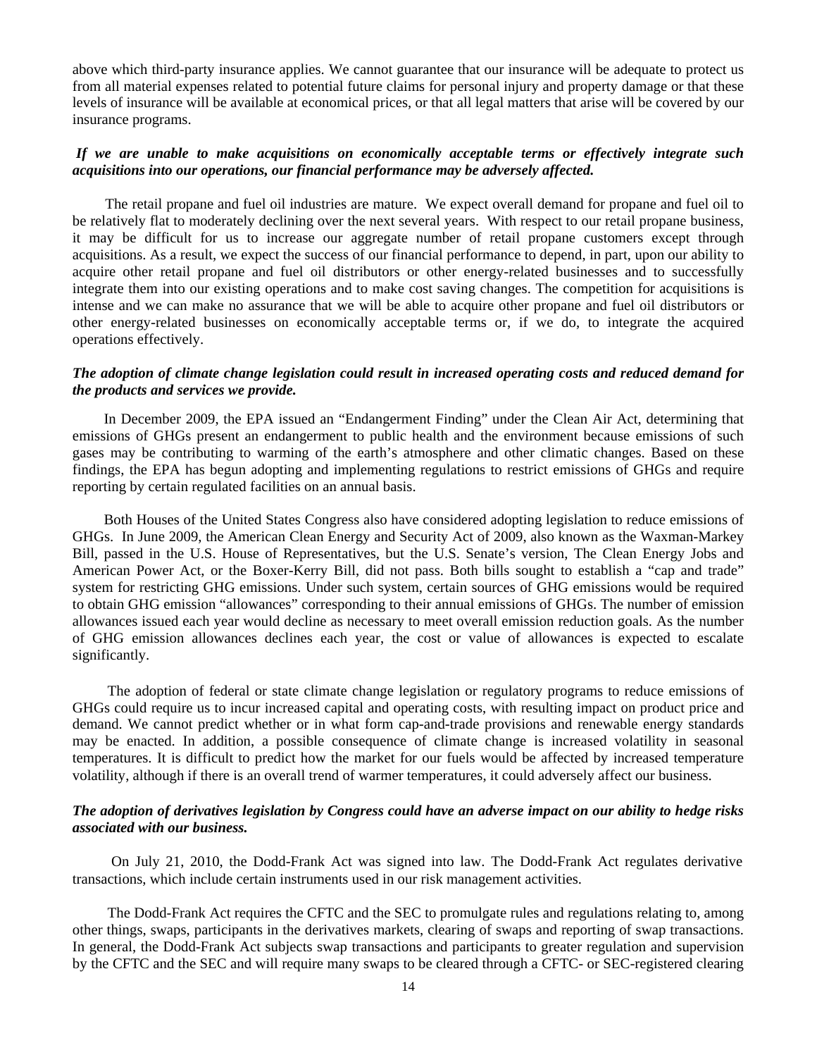above which third-party insurance applies. We cannot guarantee that our insurance will be adequate to protect us from all material expenses related to potential future claims for personal injury and property damage or that these levels of insurance will be available at economical prices, or that all legal matters that arise will be covered by our insurance programs.

***If we are unable to make acquisitions on economically acceptable terms or effectively integrate such acquisitions into our operations, our financial performance may be adversely affected.***

The retail propane and fuel oil industries are mature. We expect overall demand for propane and fuel oil to be relatively flat to moderately declining over the next several years. With respect to our retail propane business, it may be difficult for us to increase our aggregate number of retail propane customers except through acquisitions. As a result, we expect the success of our financial performance to depend, in part, upon our ability to acquire other retail propane and fuel oil distributors or other energy-related businesses and to successfully integrate them into our existing operations and to make cost saving changes. The competition for acquisitions is intense and we can make no assurance that we will be able to acquire other propane and fuel oil distributors or other energy-related businesses on economically acceptable terms or, if we do, to integrate the acquired operations effectively.

***The adoption of climate change legislation could result in increased operating costs and reduced demand for the products and services we provide.***

In December 2009, the EPA issued an "Endangerment Finding" under the Clean Air Act, determining that emissions of GHGs present an endangerment to public health and the environment because emissions of such gases may be contributing to warming of the earth's atmosphere and other climatic changes. Based on these findings, the EPA has begun adopting and implementing regulations to restrict emissions of GHGs and require reporting by certain regulated facilities on an annual basis.

Both Houses of the United States Congress also have considered adopting legislation to reduce emissions of GHGs. In June 2009, the American Clean Energy and Security Act of 2009, also known as the Waxman-Markey Bill, passed in the U.S. House of Representatives, but the U.S. Senate's version, The Clean Energy Jobs and American Power Act, or the Boxer-Kerry Bill, did not pass. Both bills sought to establish a "cap and trade" system for restricting GHG emissions. Under such system, certain sources of GHG emissions would be required to obtain GHG emission "allowances" corresponding to their annual emissions of GHGs. The number of emission allowances issued each year would decline as necessary to meet overall emission reduction goals. As the number of GHG emission allowances declines each year, the cost or value of allowances is expected to escalate significantly.

The adoption of federal or state climate change legislation or regulatory programs to reduce emissions of GHGs could require us to incur increased capital and operating costs, with resulting impact on product price and demand. We cannot predict whether or in what form cap-and-trade provisions and renewable energy standards may be enacted. In addition, a possible consequence of climate change is increased volatility in seasonal temperatures. It is difficult to predict how the market for our fuels would be affected by increased temperature volatility, although if there is an overall trend of warmer temperatures, it could adversely affect our business.

***The adoption of derivatives legislation by Congress could have an adverse impact on our ability to hedge risks associated with our business.***

On July 21, 2010, the Dodd-Frank Act was signed into law. The Dodd-Frank Act regulates derivative transactions, which include certain instruments used in our risk management activities.

The Dodd-Frank Act requires the CFTC and the SEC to promulgate rules and regulations relating to, among other things, swaps, participants in the derivatives markets, clearing of swaps and reporting of swap transactions. In general, the Dodd-Frank Act subjects swap transactions and participants to greater regulation and supervision by the CFTC and the SEC and will require many swaps to be cleared through a CFTC- or SEC-registered clearing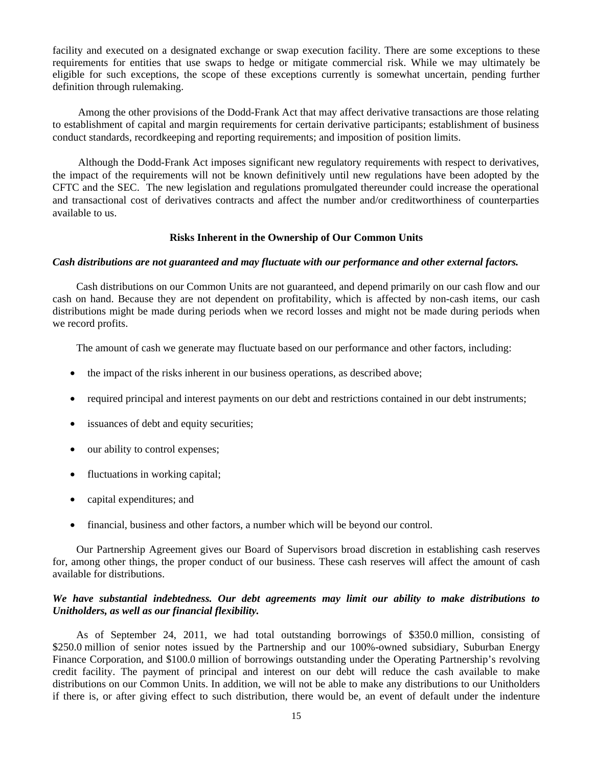facility and executed on a designated exchange or swap execution facility. There are some exceptions to these requirements for entities that use swaps to hedge or mitigate commercial risk. While we may ultimately be eligible for such exceptions, the scope of these exceptions currently is somewhat uncertain, pending further definition through rulemaking.

Among the other provisions of the Dodd-Frank Act that may affect derivative transactions are those relating to establishment of capital and margin requirements for certain derivative participants; establishment of business conduct standards, recordkeeping and reporting requirements; and imposition of position limits.

Although the Dodd-Frank Act imposes significant new regulatory requirements with respect to derivatives, the impact of the requirements will not be known definitively until new regulations have been adopted by the CFTC and the SEC. The new legislation and regulations promulgated thereunder could increase the operational and transactional cost of derivatives contracts and affect the number and/or creditworthiness of counterparties available to us.

### Risks Inherent in the Ownership of Our Common Units

***Cash distributions are not guaranteed and may fluctuate with our performance and other external factors.***

Cash distributions on our Common Units are not guaranteed, and depend primarily on our cash flow and our cash on hand. Because they are not dependent on profitability, which is affected by non-cash items, our cash distributions might be made during periods when we record losses and might not be made during periods when we record profits.

The amount of cash we generate may fluctuate based on our performance and other factors, including:

- the impact of the risks inherent in our business operations, as described above;
- required principal and interest payments on our debt and restrictions contained in our debt instruments;
- issuances of debt and equity securities;
- our ability to control expenses;
- fluctuations in working capital;
- capital expenditures; and
- financial, business and other factors, a number which will be beyond our control.

Our Partnership Agreement gives our Board of Supervisors broad discretion in establishing cash reserves for, among other things, the proper conduct of our business. These cash reserves will affect the amount of cash available for distributions.

***We have substantial indebtedness. Our debt agreements may limit our ability to make distributions to Unitholders, as well as our financial flexibility.***

As of September 24, 2011, we had total outstanding borrowings of \$350.0 million, consisting of \$250.0 million of senior notes issued by the Partnership and our 100%-owned subsidiary, Suburban Energy Finance Corporation, and \$100.0 million of borrowings outstanding under the Operating Partnership's revolving credit facility. The payment of principal and interest on our debt will reduce the cash available to make distributions on our Common Units. In addition, we will not be able to make any distributions to our Unitholders if there is, or after giving effect to such distribution, there would be, an event of default under the indenture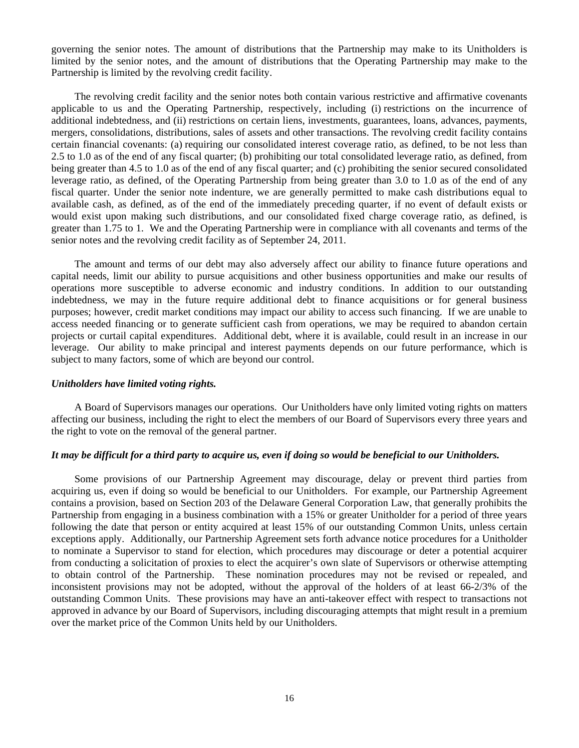governing the senior notes. The amount of distributions that the Partnership may make to its Unitholders is limited by the senior notes, and the amount of distributions that the Operating Partnership may make to the Partnership is limited by the revolving credit facility.

The revolving credit facility and the senior notes both contain various restrictive and affirmative covenants applicable to us and the Operating Partnership, respectively, including (i) restrictions on the incurrence of additional indebtedness, and (ii) restrictions on certain liens, investments, guarantees, loans, advances, payments, mergers, consolidations, distributions, sales of assets and other transactions. The revolving credit facility contains certain financial covenants: (a) requiring our consolidated interest coverage ratio, as defined, to be not less than 2.5 to 1.0 as of the end of any fiscal quarter; (b) prohibiting our total consolidated leverage ratio, as defined, from being greater than 4.5 to 1.0 as of the end of any fiscal quarter; and (c) prohibiting the senior secured consolidated leverage ratio, as defined, of the Operating Partnership from being greater than 3.0 to 1.0 as of the end of any fiscal quarter. Under the senior note indenture, we are generally permitted to make cash distributions equal to available cash, as defined, as of the end of the immediately preceding quarter, if no event of default exists or would exist upon making such distributions, and our consolidated fixed charge coverage ratio, as defined, is greater than 1.75 to 1. We and the Operating Partnership were in compliance with all covenants and terms of the senior notes and the revolving credit facility as of September 24, 2011.

The amount and terms of our debt may also adversely affect our ability to finance future operations and capital needs, limit our ability to pursue acquisitions and other business opportunities and make our results of operations more susceptible to adverse economic and industry conditions. In addition to our outstanding indebtedness, we may in the future require additional debt to finance acquisitions or for general business purposes; however, credit market conditions may impact our ability to access such financing. If we are unable to access needed financing or to generate sufficient cash from operations, we may be required to abandon certain projects or curtail capital expenditures. Additional debt, where it is available, could result in an increase in our leverage. Our ability to make principal and interest payments depends on our future performance, which is subject to many factors, some of which are beyond our control.

***Unitholders have limited voting rights.***

A Board of Supervisors manages our operations. Our Unitholders have only limited voting rights on matters affecting our business, including the right to elect the members of our Board of Supervisors every three years and the right to vote on the removal of the general partner.

***It may be difficult for a third party to acquire us, even if doing so would be beneficial to our Unitholders.***

Some provisions of our Partnership Agreement may discourage, delay or prevent third parties from acquiring us, even if doing so would be beneficial to our Unitholders. For example, our Partnership Agreement contains a provision, based on Section 203 of the Delaware General Corporation Law, that generally prohibits the Partnership from engaging in a business combination with a 15% or greater Unitholder for a period of three years following the date that person or entity acquired at least 15% of our outstanding Common Units, unless certain exceptions apply. Additionally, our Partnership Agreement sets forth advance notice procedures for a Unitholder to nominate a Supervisor to stand for election, which procedures may discourage or deter a potential acquirer from conducting a solicitation of proxies to elect the acquirer's own slate of Supervisors or otherwise attempting to obtain control of the Partnership. These nomination procedures may not be revised or repealed, and inconsistent provisions may not be adopted, without the approval of the holders of at least 66-2/3% of the outstanding Common Units. These provisions may have an anti-takeover effect with respect to transactions not approved in advance by our Board of Supervisors, including discouraging attempts that might result in a premium over the market price of the Common Units held by our Unitholders.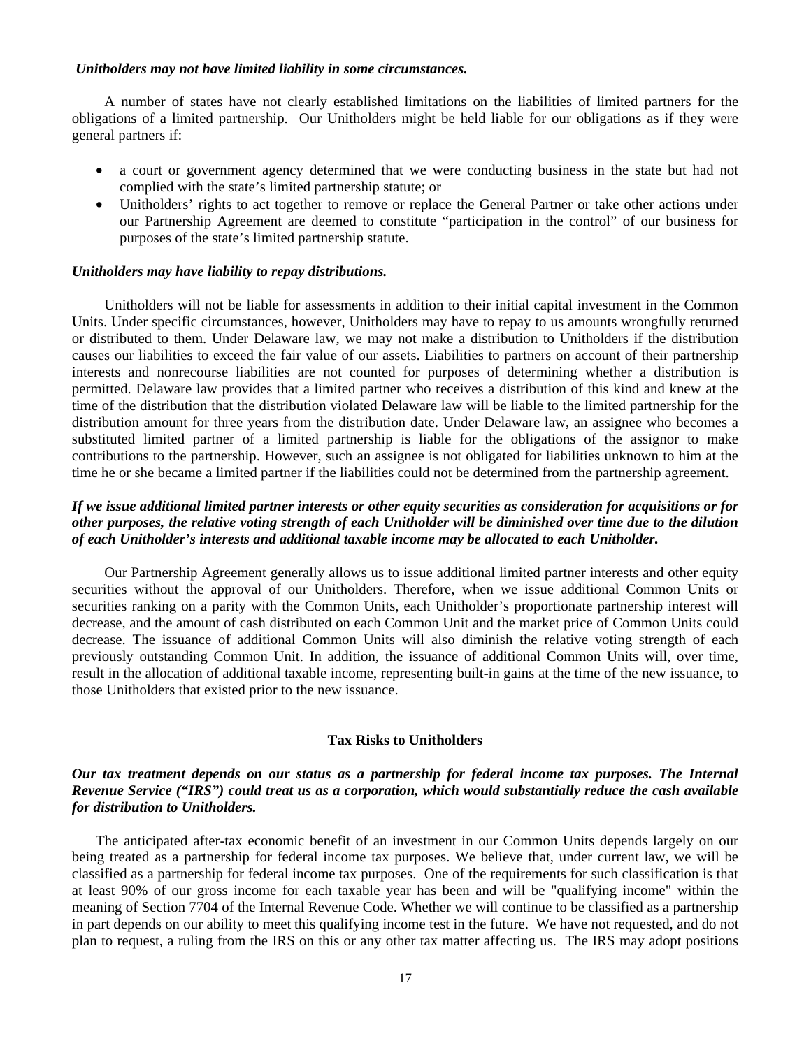***Unitholders may not have limited liability in some circumstances.***

A number of states have not clearly established limitations on the liabilities of limited partners for the obligations of a limited partnership. Our Unitholders might be held liable for our obligations as if they were general partners if:

- a court or government agency determined that we were conducting business in the state but had not complied with the state's limited partnership statute; or
- Unitholders' rights to act together to remove or replace the General Partner or take other actions under our Partnership Agreement are deemed to constitute "participation in the control" of our business for purposes of the state's limited partnership statute.

***Unitholders may have liability to repay distributions.***

Unitholders will not be liable for assessments in addition to their initial capital investment in the Common Units. Under specific circumstances, however, Unitholders may have to repay to us amounts wrongfully returned or distributed to them. Under Delaware law, we may not make a distribution to Unitholders if the distribution causes our liabilities to exceed the fair value of our assets. Liabilities to partners on account of their partnership interests and nonrecourse liabilities are not counted for purposes of determining whether a distribution is permitted. Delaware law provides that a limited partner who receives a distribution of this kind and knew at the time of the distribution that the distribution violated Delaware law will be liable to the limited partnership for the distribution amount for three years from the distribution date. Under Delaware law, an assignee who becomes a substituted limited partner of a limited partnership is liable for the obligations of the assignor to make contributions to the partnership. However, such an assignee is not obligated for liabilities unknown to him at the time he or she became a limited partner if the liabilities could not be determined from the partnership agreement.

***If we issue additional limited partner interests or other equity securities as consideration for acquisitions or for other purposes, the relative voting strength of each Unitholder will be diminished over time due to the dilution of each Unitholder's interests and additional taxable income may be allocated to each Unitholder.***

Our Partnership Agreement generally allows us to issue additional limited partner interests and other equity securities without the approval of our Unitholders. Therefore, when we issue additional Common Units or securities ranking on a parity with the Common Units, each Unitholder's proportionate partnership interest will decrease, and the amount of cash distributed on each Common Unit and the market price of Common Units could decrease. The issuance of additional Common Units will also diminish the relative voting strength of each previously outstanding Common Unit. In addition, the issuance of additional Common Units will, over time, result in the allocation of additional taxable income, representing built-in gains at the time of the new issuance, to those Unitholders that existed prior to the new issuance.

## Tax Risks to Unitholders

***Our tax treatment depends on our status as a partnership for federal income tax purposes. The Internal Revenue Service ("IRS") could treat us as a corporation, which would substantially reduce the cash available for distribution to Unitholders.***

The anticipated after-tax economic benefit of an investment in our Common Units depends largely on our being treated as a partnership for federal income tax purposes. We believe that, under current law, we will be classified as a partnership for federal income tax purposes. One of the requirements for such classification is that at least 90% of our gross income for each taxable year has been and will be "qualifying income" within the meaning of Section 7704 of the Internal Revenue Code. Whether we will continue to be classified as a partnership in part depends on our ability to meet this qualifying income test in the future. We have not requested, and do not plan to request, a ruling from the IRS on this or any other tax matter affecting us. The IRS may adopt positions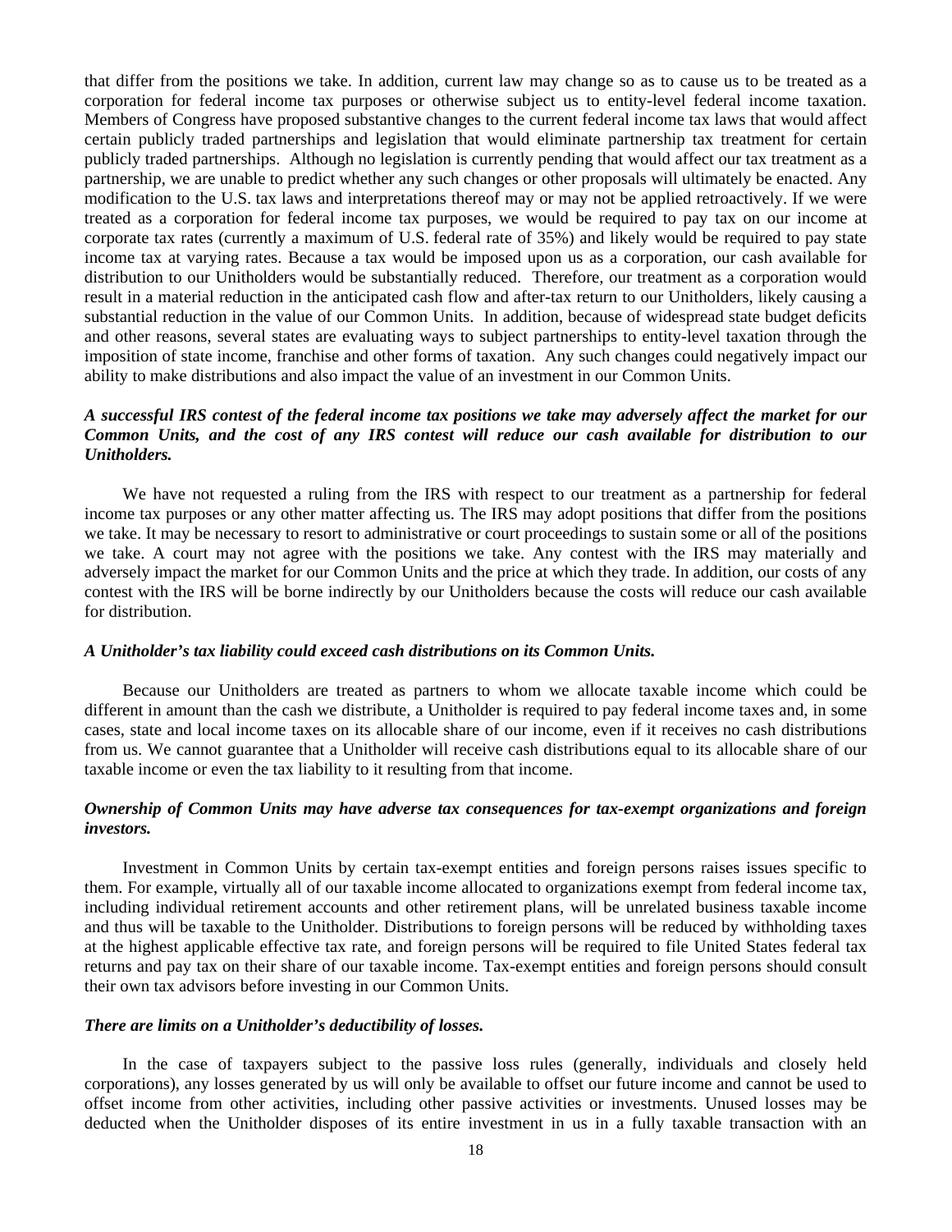that differ from the positions we take. In addition, current law may change so as to cause us to be treated as a corporation for federal income tax purposes or otherwise subject us to entity-level federal income taxation. Members of Congress have proposed substantive changes to the current federal income tax laws that would affect certain publicly traded partnerships and legislation that would eliminate partnership tax treatment for certain publicly traded partnerships. Although no legislation is currently pending that would affect our tax treatment as a partnership, we are unable to predict whether any such changes or other proposals will ultimately be enacted. Any modification to the U.S. tax laws and interpretations thereof may or may not be applied retroactively. If we were treated as a corporation for federal income tax purposes, we would be required to pay tax on our income at corporate tax rates (currently a maximum of U.S. federal rate of 35%) and likely would be required to pay state income tax at varying rates. Because a tax would be imposed upon us as a corporation, our cash available for distribution to our Unitholders would be substantially reduced. Therefore, our treatment as a corporation would result in a material reduction in the anticipated cash flow and after-tax return to our Unitholders, likely causing a substantial reduction in the value of our Common Units. In addition, because of widespread state budget deficits and other reasons, several states are evaluating ways to subject partnerships to entity-level taxation through the imposition of state income, franchise and other forms of taxation. Any such changes could negatively impact our ability to make distributions and also impact the value of an investment in our Common Units.

***A successful IRS contest of the federal income tax positions we take may adversely affect the market for our Common Units, and the cost of any IRS contest will reduce our cash available for distribution to our Unitholders.***

We have not requested a ruling from the IRS with respect to our treatment as a partnership for federal income tax purposes or any other matter affecting us. The IRS may adopt positions that differ from the positions we take. It may be necessary to resort to administrative or court proceedings to sustain some or all of the positions we take. A court may not agree with the positions we take. Any contest with the IRS may materially and adversely impact the market for our Common Units and the price at which they trade. In addition, our costs of any contest with the IRS will be borne indirectly by our Unitholders because the costs will reduce our cash available for distribution.

***A Unitholder's tax liability could exceed cash distributions on its Common Units.***

Because our Unitholders are treated as partners to whom we allocate taxable income which could be different in amount than the cash we distribute, a Unitholder is required to pay federal income taxes and, in some cases, state and local income taxes on its allocable share of our income, even if it receives no cash distributions from us. We cannot guarantee that a Unitholder will receive cash distributions equal to its allocable share of our taxable income or even the tax liability to it resulting from that income.

***Ownership of Common Units may have adverse tax consequences for tax-exempt organizations and foreign investors.***

Investment in Common Units by certain tax-exempt entities and foreign persons raises issues specific to them. For example, virtually all of our taxable income allocated to organizations exempt from federal income tax, including individual retirement accounts and other retirement plans, will be unrelated business taxable income and thus will be taxable to the Unitholder. Distributions to foreign persons will be reduced by withholding taxes at the highest applicable effective tax rate, and foreign persons will be required to file United States federal tax returns and pay tax on their share of our taxable income. Tax-exempt entities and foreign persons should consult their own tax advisors before investing in our Common Units.

***There are limits on a Unitholder's deductibility of losses.***

In the case of taxpayers subject to the passive loss rules (generally, individuals and closely held corporations), any losses generated by us will only be available to offset our future income and cannot be used to offset income from other activities, including other passive activities or investments. Unused losses may be deducted when the Unitholder disposes of its entire investment in us in a fully taxable transaction with an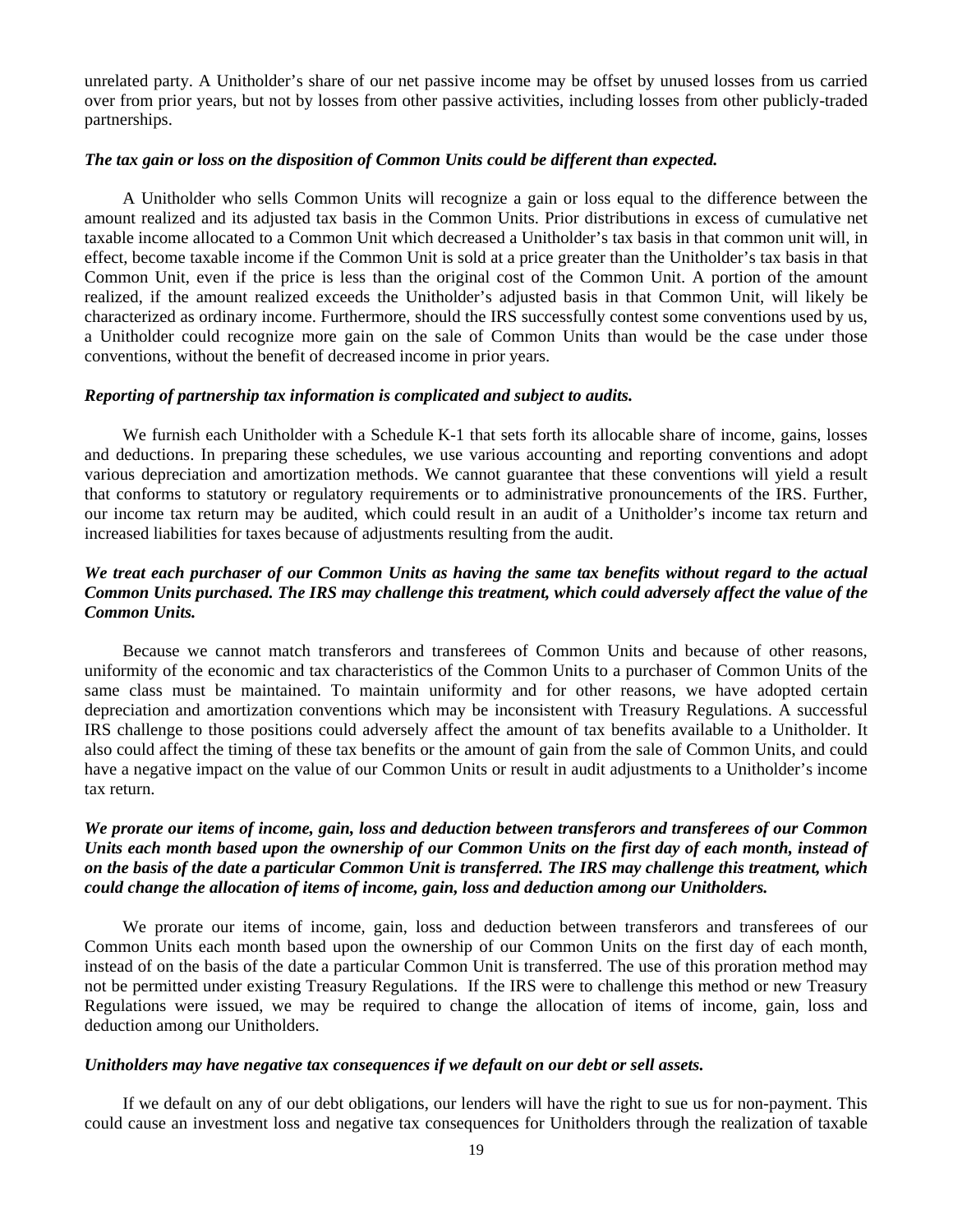unrelated party. A Unitholder's share of our net passive income may be offset by unused losses from us carried over from prior years, but not by losses from other passive activities, including losses from other publicly-traded partnerships.

***The tax gain or loss on the disposition of Common Units could be different than expected.***

A Unitholder who sells Common Units will recognize a gain or loss equal to the difference between the amount realized and its adjusted tax basis in the Common Units. Prior distributions in excess of cumulative net taxable income allocated to a Common Unit which decreased a Unitholder's tax basis in that common unit will, in effect, become taxable income if the Common Unit is sold at a price greater than the Unitholder's tax basis in that Common Unit, even if the price is less than the original cost of the Common Unit. A portion of the amount realized, if the amount realized exceeds the Unitholder's adjusted basis in that Common Unit, will likely be characterized as ordinary income. Furthermore, should the IRS successfully contest some conventions used by us, a Unitholder could recognize more gain on the sale of Common Units than would be the case under those conventions, without the benefit of decreased income in prior years.

***Reporting of partnership tax information is complicated and subject to audits.***

We furnish each Unitholder with a Schedule K-1 that sets forth its allocable share of income, gains, losses and deductions. In preparing these schedules, we use various accounting and reporting conventions and adopt various depreciation and amortization methods. We cannot guarantee that these conventions will yield a result that conforms to statutory or regulatory requirements or to administrative pronouncements of the IRS. Further, our income tax return may be audited, which could result in an audit of a Unitholder's income tax return and increased liabilities for taxes because of adjustments resulting from the audit.

***We treat each purchaser of our Common Units as having the same tax benefits without regard to the actual Common Units purchased. The IRS may challenge this treatment, which could adversely affect the value of the Common Units.***

Because we cannot match transferors and transferees of Common Units and because of other reasons, uniformity of the economic and tax characteristics of the Common Units to a purchaser of Common Units of the same class must be maintained. To maintain uniformity and for other reasons, we have adopted certain depreciation and amortization conventions which may be inconsistent with Treasury Regulations. A successful IRS challenge to those positions could adversely affect the amount of tax benefits available to a Unitholder. It also could affect the timing of these tax benefits or the amount of gain from the sale of Common Units, and could have a negative impact on the value of our Common Units or result in audit adjustments to a Unitholder's income tax return.

***We prorate our items of income, gain, loss and deduction between transferors and transferees of our Common Units each month based upon the ownership of our Common Units on the first day of each month, instead of on the basis of the date a particular Common Unit is transferred. The IRS may challenge this treatment, which could change the allocation of items of income, gain, loss and deduction among our Unitholders.***

We prorate our items of income, gain, loss and deduction between transferors and transferees of our Common Units each month based upon the ownership of our Common Units on the first day of each month, instead of on the basis of the date a particular Common Unit is transferred. The use of this proration method may not be permitted under existing Treasury Regulations. If the IRS were to challenge this method or new Treasury Regulations were issued, we may be required to change the allocation of items of income, gain, loss and deduction among our Unitholders.

***Unitholders may have negative tax consequences if we default on our debt or sell assets.***

If we default on any of our debt obligations, our lenders will have the right to sue us for non-payment. This could cause an investment loss and negative tax consequences for Unitholders through the realization of taxable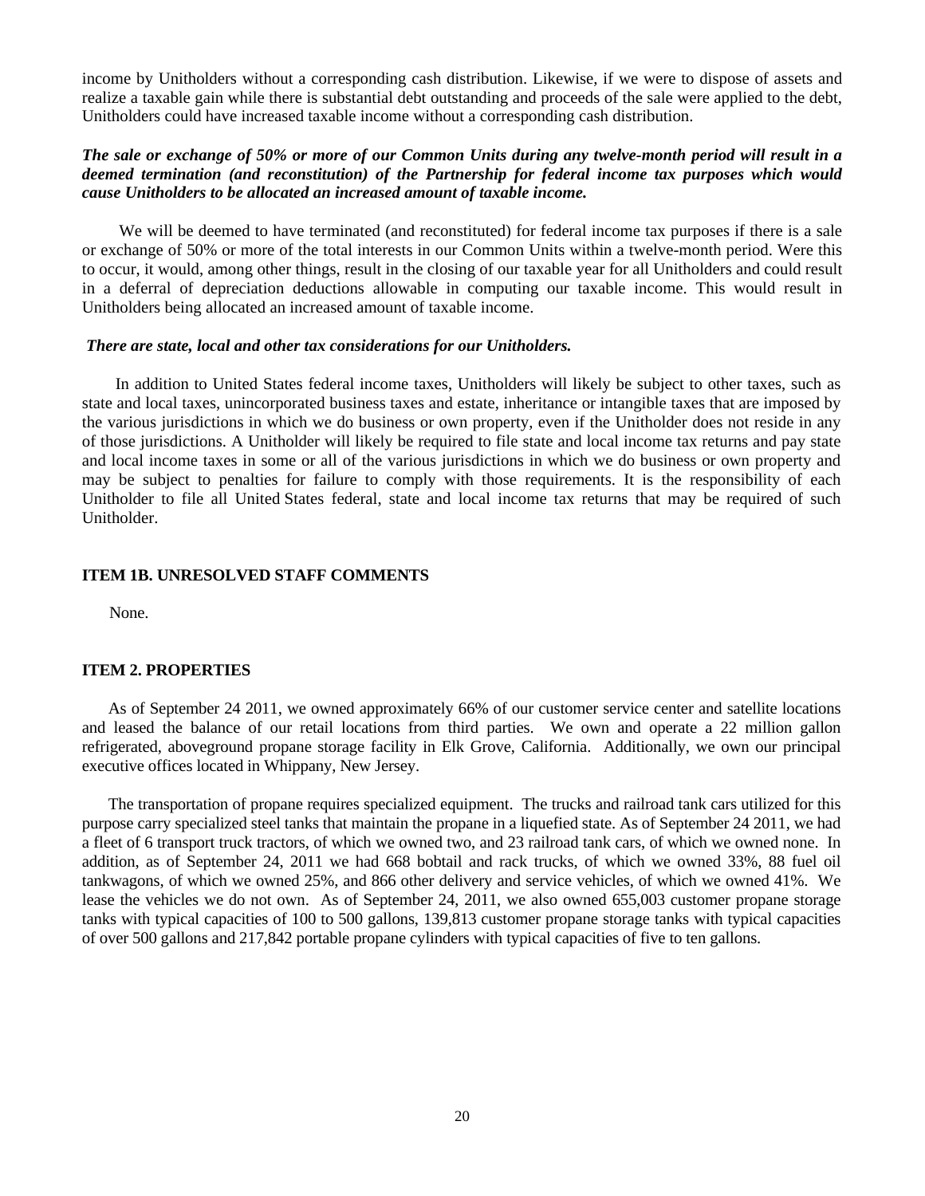income by Unitholders without a corresponding cash distribution. Likewise, if we were to dispose of assets and realize a taxable gain while there is substantial debt outstanding and proceeds of the sale were applied to the debt, Unitholders could have increased taxable income without a corresponding cash distribution.

***The sale or exchange of 50% or more of our Common Units during any twelve-month period will result in a deemed termination (and reconstitution) of the Partnership for federal income tax purposes which would cause Unitholders to be allocated an increased amount of taxable income.***

We will be deemed to have terminated (and reconstituted) for federal income tax purposes if there is a sale or exchange of 50% or more of the total interests in our Common Units within a twelve-month period. Were this to occur, it would, among other things, result in the closing of our taxable year for all Unitholders and could result in a deferral of depreciation deductions allowable in computing our taxable income. This would result in Unitholders being allocated an increased amount of taxable income.

***There are state, local and other tax considerations for our Unitholders.***

In addition to United States federal income taxes, Unitholders will likely be subject to other taxes, such as state and local taxes, unincorporated business taxes and estate, inheritance or intangible taxes that are imposed by the various jurisdictions in which we do business or own property, even if the Unitholder does not reside in any of those jurisdictions. A Unitholder will likely be required to file state and local income tax returns and pay state and local income taxes in some or all of the various jurisdictions in which we do business or own property and may be subject to penalties for failure to comply with those requirements. It is the responsibility of each Unitholder to file all United States federal, state and local income tax returns that may be required of such Unitholder.

## ITEM 1B. UNRESOLVED STAFF COMMENTS

None.

## ITEM 2. PROPERTIES

As of September 24 2011, we owned approximately 66% of our customer service center and satellite locations and leased the balance of our retail locations from third parties. We own and operate a 22 million gallon refrigerated, aboveground propane storage facility in Elk Grove, California. Additionally, we own our principal executive offices located in Whippany, New Jersey.

The transportation of propane requires specialized equipment. The trucks and railroad tank cars utilized for this purpose carry specialized steel tanks that maintain the propane in a liquefied state. As of September 24 2011, we had a fleet of 6 transport truck tractors, of which we owned two, and 23 railroad tank cars, of which we owned none. In addition, as of September 24, 2011 we had 668 bobtail and rack trucks, of which we owned 33%, 88 fuel oil tankwagons, of which we owned 25%, and 866 other delivery and service vehicles, of which we owned 41%. We lease the vehicles we do not own. As of September 24, 2011, we also owned 655,003 customer propane storage tanks with typical capacities of 100 to 500 gallons, 139,813 customer propane storage tanks with typical capacities of over 500 gallons and 217,842 portable propane cylinders with typical capacities of five to ten gallons.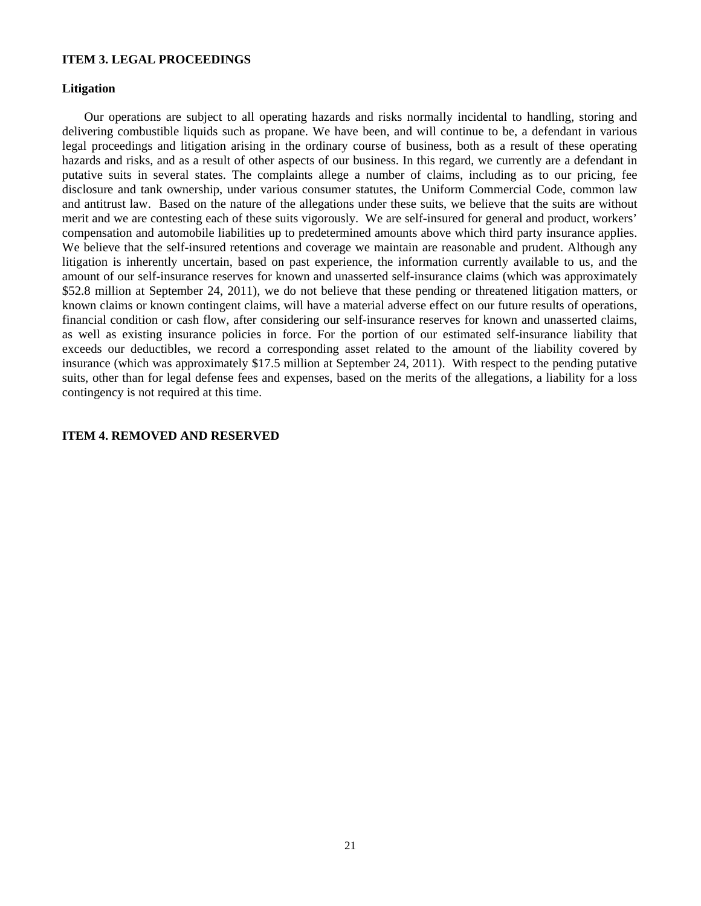## ITEM 3. LEGAL PROCEEDINGS

### Litigation

Our operations are subject to all operating hazards and risks normally incidental to handling, storing and delivering combustible liquids such as propane. We have been, and will continue to be, a defendant in various legal proceedings and litigation arising in the ordinary course of business, both as a result of these operating hazards and risks, and as a result of other aspects of our business. In this regard, we currently are a defendant in putative suits in several states. The complaints allege a number of claims, including as to our pricing, fee disclosure and tank ownership, under various consumer statutes, the Uniform Commercial Code, common law and antitrust law. Based on the nature of the allegations under these suits, we believe that the suits are without merit and we are contesting each of these suits vigorously. We are self-insured for general and product, workers' compensation and automobile liabilities up to predetermined amounts above which third party insurance applies. We believe that the self-insured retentions and coverage we maintain are reasonable and prudent. Although any litigation is inherently uncertain, based on past experience, the information currently available to us, and the amount of our self-insurance reserves for known and unasserted self-insurance claims (which was approximately $52.8 million at September 24, 2011), we do not believe that these pending or threatened litigation matters, or known claims or known contingent claims, will have a material adverse effect on our future results of operations, financial condition or cash flow, after considering our self-insurance reserves for known and unasserted claims, as well as existing insurance policies in force. For the portion of our estimated self-insurance liability that exceeds our deductibles, we record a corresponding asset related to the amount of the liability covered by insurance (which was approximately $17.5 million at September 24, 2011). With respect to the pending putative suits, other than for legal defense fees and expenses, based on the merits of the allegations, a liability for a loss contingency is not required at this time.

## ITEM 4. REMOVED AND RESERVED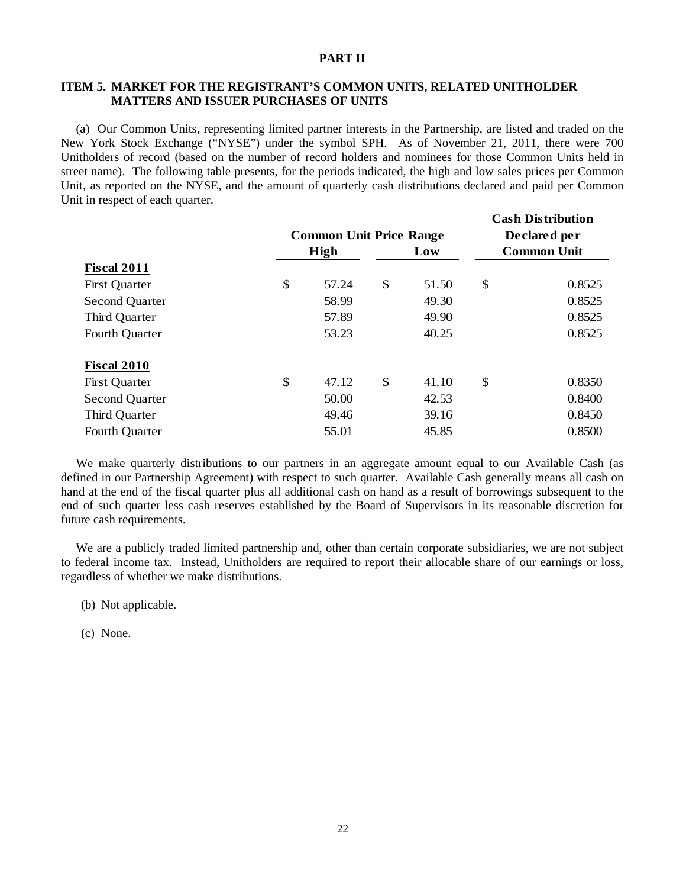## PART II

### ITEM 5. MARKET FOR THE REGISTRANT'S COMMON UNITS, RELATED UNITHOLDER MATTERS AND ISSUER PURCHASES OF UNITS

(a) Our Common Units, representing limited partner interests in the Partnership, are listed and traded on the New York Stock Exchange ("NYSE") under the symbol SPH. As of November 21, 2011, there were 700 Unitholders of record (based on the number of record holders and nominees for those Common Units held in street name). The following table presents, for the periods indicated, the high and low sales prices per Common Unit, as reported on the NYSE, and the amount of quarterly cash distributions declared and paid per Common Unit in respect of each quarter.

| | Common Unit Price Range | | Cash Distribution Declared per Common Unit |
|---|---|---|---|
| | High | Low | |
| **Fiscal 2011** | | | |
| First Quarter | $ 57.24 | $ 51.50 | $ 0.8525 |
| Second Quarter | 58.99 | 49.30 | 0.8525 |
| Third Quarter | 57.89 | 49.90 | 0.8525 |
| Fourth Quarter | 53.23 | 40.25 | 0.8525 |
| **Fiscal 2010** | | | |
| First Quarter | $ 47.12 | $ 41.10 | $ 0.8350 |
| Second Quarter | 50.00 | 42.53 | 0.8400 |
| Third Quarter | 49.46 | 39.16 | 0.8450 |
| Fourth Quarter | 55.01 | 45.85 | 0.8500 |

We make quarterly distributions to our partners in an aggregate amount equal to our Available Cash (as defined in our Partnership Agreement) with respect to such quarter. Available Cash generally means all cash on hand at the end of the fiscal quarter plus all additional cash on hand as a result of borrowings subsequent to the end of such quarter less cash reserves established by the Board of Supervisors in its reasonable discretion for future cash requirements.

We are a publicly traded limited partnership and, other than certain corporate subsidiaries, we are not subject to federal income tax. Instead, Unitholders are required to report their allocable share of our earnings or loss, regardless of whether we make distributions.

(b) Not applicable.

(c) None.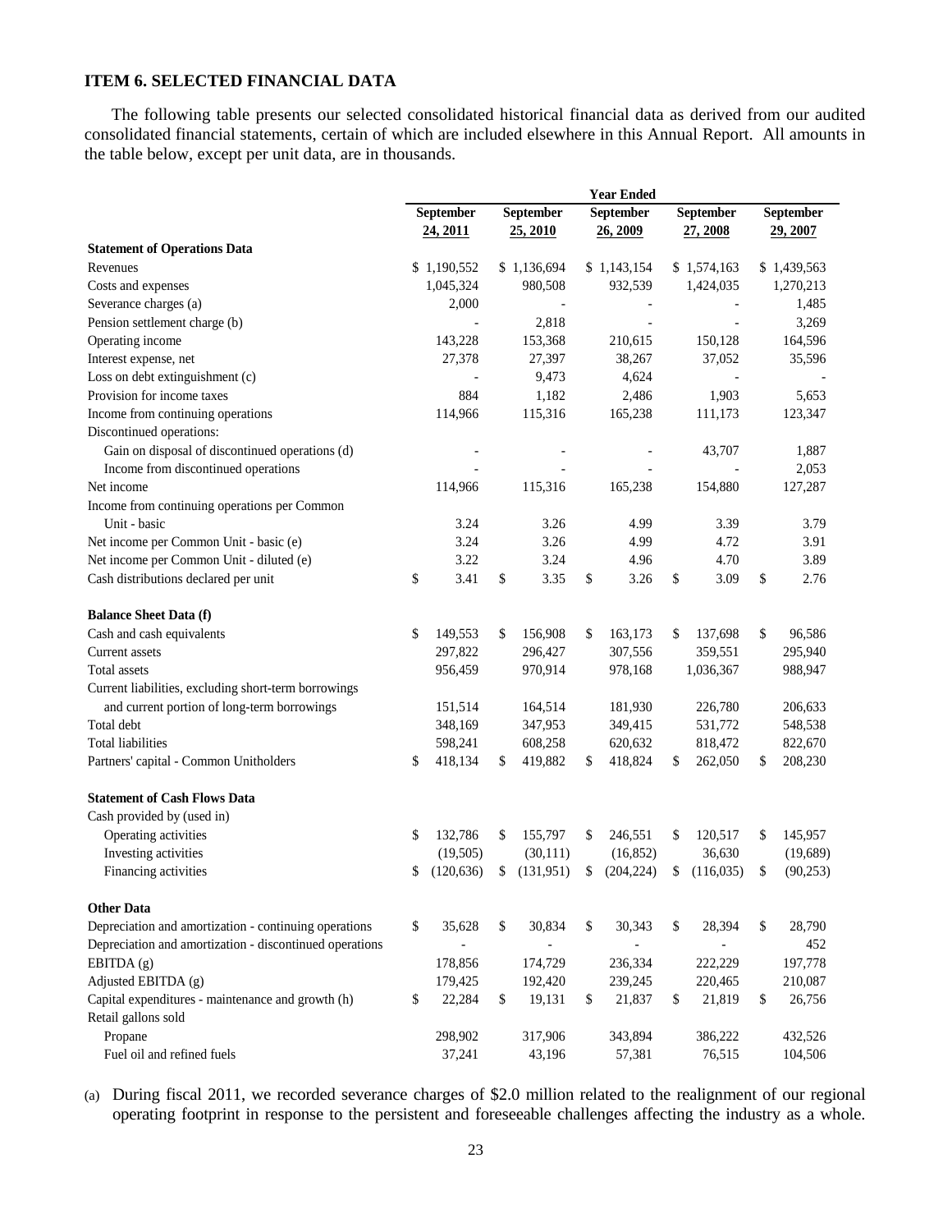### ITEM 6. SELECTED FINANCIAL DATA

The following table presents our selected consolidated historical financial data as derived from our audited consolidated financial statements, certain of which are included elsewhere in this Annual Report. All amounts in the table below, except per unit data, are in thousands.

| | Year Ended | | | | |
|---|---|---|---|---|---|
| | September 24, 2011 | September 25, 2010 | September 26, 2009 | September 27, 2008 | September 29, 2007 |
| **Statement of Operations Data** | | | | | |
| Revenues | $ 1,190,552 | $ 1,136,694 | $ 1,143,154 | $ 1,574,163 | $ 1,439,563 |
| Costs and expenses | 1,045,324 | 980,508 | 932,539 | 1,424,035 | 1,270,213 |
| Severance charges (a) | 2,000 | - | - | - | 1,485 |
| Pension settlement charge (b) | - | 2,818 | - | - | 3,269 |
| Operating income | 143,228 | 153,368 | 210,615 | 150,128 | 164,596 |
| Interest expense, net | 27,378 | 27,397 | 38,267 | 37,052 | 35,596 |
| Loss on debt extinguishment (c) | - | 9,473 | 4,624 | - | - |
| Provision for income taxes | 884 | 1,182 | 2,486 | 1,903 | 5,653 |
| Income from continuing operations | 114,966 | 115,316 | 165,238 | 111,173 | 123,347 |
| Discontinued operations: | | | | | |
| Gain on disposal of discontinued operations (d) | - | - | - | 43,707 | 1,887 |
| Income from discontinued operations | - | - | - | - | 2,053 |
| Net income | 114,966 | 115,316 | 165,238 | 154,880 | 127,287 |
| Income from continuing operations per Common Unit - basic | 3.24 | 3.26 | 4.99 | 3.39 | 3.79 |
| Net income per Common Unit - basic (e) | 3.24 | 3.26 | 4.99 | 4.72 | 3.91 |
| Net income per Common Unit - diluted (e) | 3.22 | 3.24 | 4.96 | 4.70 | 3.89 |
| Cash distributions declared per unit | $ 3.41 | $ 3.35 | $ 3.26 | $ 3.09 | $ 2.76 |
| **Balance Sheet Data (f)** | | | | | |
| Cash and cash equivalents | $ 149,553 | $ 156,908 | $ 163,173 | $ 137,698 | $ 96,586 |
| Current assets | 297,822 | 296,427 | 307,556 | 359,551 | 295,940 |
| Total assets | 956,459 | 970,914 | 978,168 | 1,036,367 | 988,947 |
| Current liabilities, excluding short-term borrowings and current portion of long-term borrowings | 151,514 | 164,514 | 181,930 | 226,780 | 206,633 |
| Total debt | 348,169 | 347,953 | 349,415 | 531,772 | 548,538 |
| Total liabilities | 598,241 | 608,258 | 620,632 | 818,472 | 822,670 |
| Partners' capital - Common Unitholders | $ 418,134 | $ 419,882 | $ 418,824 | $ 262,050 | $ 208,230 |
| **Statement of Cash Flows Data** | | | | | |
| Cash provided by (used in) | | | | | |
| Operating activities | $ 132,786 | $ 155,797 | $ 246,551 | $ 120,517 | $ 145,957 |
| Investing activities | (19,505) | (30,111) | (16,852) | 36,630 | (19,689) |
| Financing activities | $ (120,636) | $ (131,951) | $ (204,224) | $ (116,035) | $ (90,253) |
| **Other Data** | | | | | |
| Depreciation and amortization - continuing operations | $ 35,628 | $ 30,834 | $ 30,343 | $ 28,394 | $ 28,790 |
| Depreciation and amortization - discontinued operations | - | - | - | - | 452 |
| EBITDA (g) | 178,856 | 174,729 | 236,334 | 222,229 | 197,778 |
| Adjusted EBITDA (g) | 179,425 | 192,420 | 239,245 | 220,465 | 210,087 |
| Capital expenditures - maintenance and growth (h) | $ 22,284 | $ 19,131 | $ 21,837 | $ 21,819 | $ 26,756 |
| Retail gallons sold | | | | | |
| Propane | 298,902 | 317,906 | 343,894 | 386,222 | 432,526 |
| Fuel oil and refined fuels | 37,241 | 43,196 | 57,381 | 76,515 | 104,506 |

(a) During fiscal 2011, we recorded severance charges of $2.0 million related to the realignment of our regional operating footprint in response to the persistent and foreseeable challenges affecting the industry as a whole.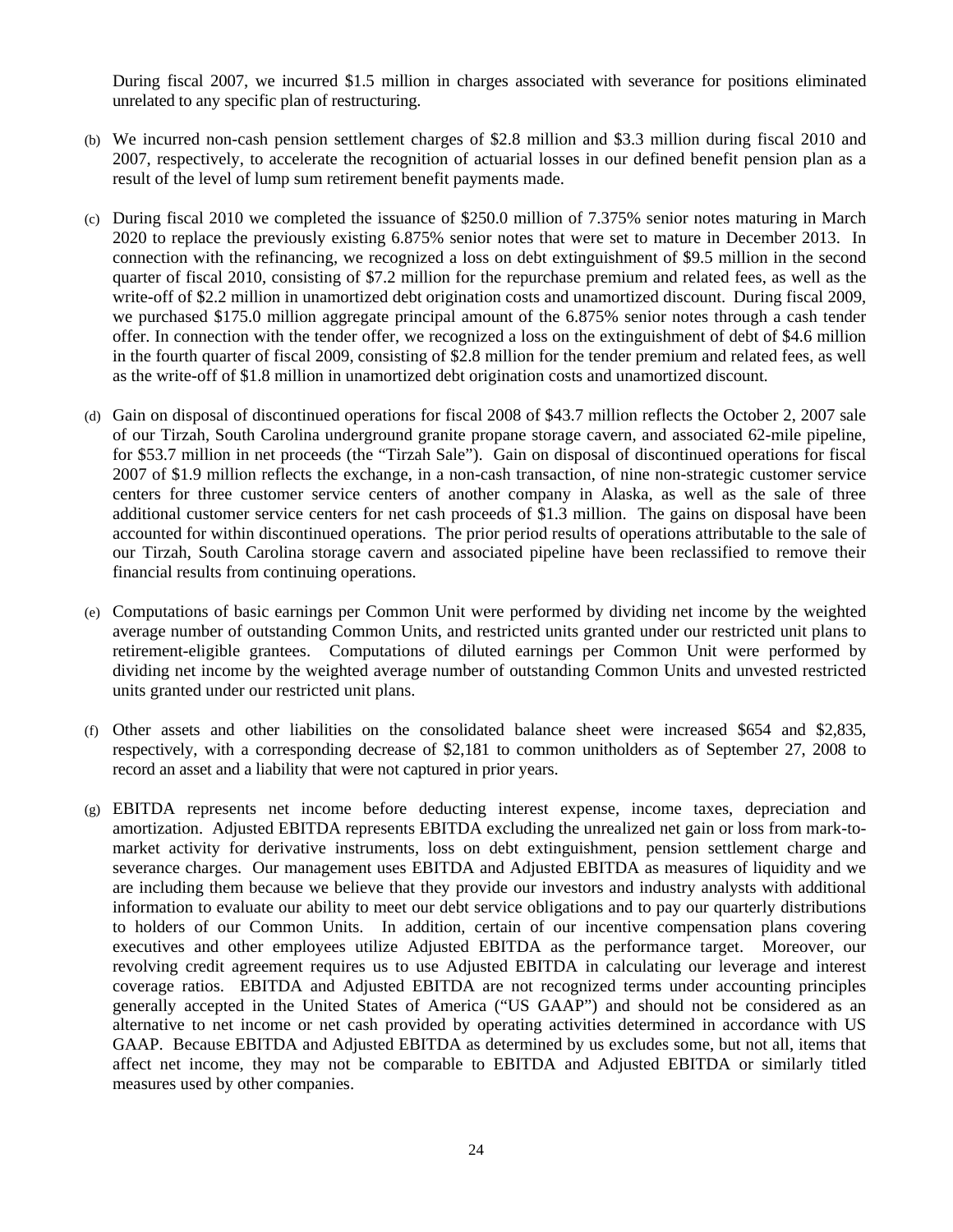During fiscal 2007, we incurred $1.5 million in charges associated with severance for positions eliminated unrelated to any specific plan of restructuring.

(b) We incurred non-cash pension settlement charges of $2.8 million and $3.3 million during fiscal 2010 and 2007, respectively, to accelerate the recognition of actuarial losses in our defined benefit pension plan as a result of the level of lump sum retirement benefit payments made.

(c) During fiscal 2010 we completed the issuance of $250.0 million of 7.375% senior notes maturing in March 2020 to replace the previously existing 6.875% senior notes that were set to mature in December 2013. In connection with the refinancing, we recognized a loss on debt extinguishment of $9.5 million in the second quarter of fiscal 2010, consisting of $7.2 million for the repurchase premium and related fees, as well as the write-off of $2.2 million in unamortized debt origination costs and unamortized discount. During fiscal 2009, we purchased $175.0 million aggregate principal amount of the 6.875% senior notes through a cash tender offer. In connection with the tender offer, we recognized a loss on the extinguishment of debt of $4.6 million in the fourth quarter of fiscal 2009, consisting of $2.8 million for the tender premium and related fees, as well as the write-off of $1.8 million in unamortized debt origination costs and unamortized discount.

(d) Gain on disposal of discontinued operations for fiscal 2008 of $43.7 million reflects the October 2, 2007 sale of our Tirzah, South Carolina underground granite propane storage cavern, and associated 62-mile pipeline, for $53.7 million in net proceeds (the "Tirzah Sale"). Gain on disposal of discontinued operations for fiscal 2007 of $1.9 million reflects the exchange, in a non-cash transaction, of nine non-strategic customer service centers for three customer service centers of another company in Alaska, as well as the sale of three additional customer service centers for net cash proceeds of $1.3 million. The gains on disposal have been accounted for within discontinued operations. The prior period results of operations attributable to the sale of our Tirzah, South Carolina storage cavern and associated pipeline have been reclassified to remove their financial results from continuing operations.

(e) Computations of basic earnings per Common Unit were performed by dividing net income by the weighted average number of outstanding Common Units, and restricted units granted under our restricted unit plans to retirement-eligible grantees. Computations of diluted earnings per Common Unit were performed by dividing net income by the weighted average number of outstanding Common Units and unvested restricted units granted under our restricted unit plans.

(f) Other assets and other liabilities on the consolidated balance sheet were increased $654 and $2,835, respectively, with a corresponding decrease of $2,181 to common unitholders as of September 27, 2008 to record an asset and a liability that were not captured in prior years.

(g) EBITDA represents net income before deducting interest expense, income taxes, depreciation and amortization. Adjusted EBITDA represents EBITDA excluding the unrealized net gain or loss from mark-to-market activity for derivative instruments, loss on debt extinguishment, pension settlement charge and severance charges. Our management uses EBITDA and Adjusted EBITDA as measures of liquidity and we are including them because we believe that they provide our investors and industry analysts with additional information to evaluate our ability to meet our debt service obligations and to pay our quarterly distributions to holders of our Common Units. In addition, certain of our incentive compensation plans covering executives and other employees utilize Adjusted EBITDA as the performance target. Moreover, our revolving credit agreement requires us to use Adjusted EBITDA in calculating our leverage and interest coverage ratios. EBITDA and Adjusted EBITDA are not recognized terms under accounting principles generally accepted in the United States of America ("US GAAP") and should not be considered as an alternative to net income or net cash provided by operating activities determined in accordance with US GAAP. Because EBITDA and Adjusted EBITDA as determined by us excludes some, but not all, items that affect net income, they may not be comparable to EBITDA and Adjusted EBITDA or similarly titled measures used by other companies.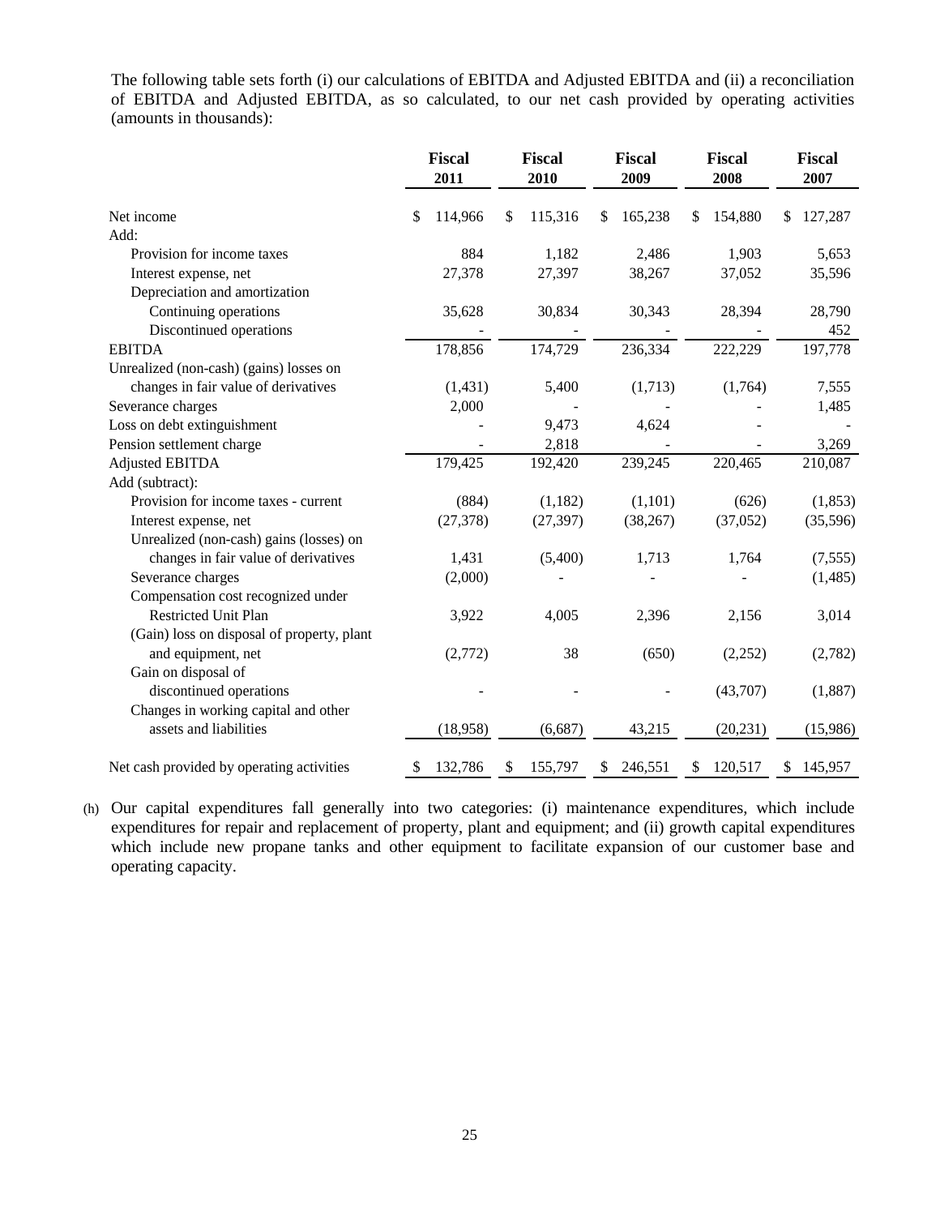The following table sets forth (i) our calculations of EBITDA and Adjusted EBITDA and (ii) a reconciliation of EBITDA and Adjusted EBITDA, as so calculated, to our net cash provided by operating activities (amounts in thousands):

| | Fiscal 2011 | Fiscal 2010 | Fiscal 2009 | Fiscal 2008 | Fiscal 2007 |
|---|---|---|---|---|---|
| Net income | $ 114,966 | $ 115,316 | $ 165,238 | $ 154,880 | $ 127,287 |
| Add: | | | | | |
| Provision for income taxes | 884 | 1,182 | 2,486 | 1,903 | 5,653 |
| Interest expense, net | 27,378 | 27,397 | 38,267 | 37,052 | 35,596 |
| Depreciation and amortization | | | | | |
| Continuing operations | 35,628 | 30,834 | 30,343 | 28,394 | 28,790 |
| Discontinued operations | - | - | - | - | 452 |
| EBITDA | 178,856 | 174,729 | 236,334 | 222,229 | 197,778 |
| Unrealized (non-cash) (gains) losses on changes in fair value of derivatives | (1,431) | 5,400 | (1,713) | (1,764) | 7,555 |
| Severance charges | 2,000 | - | - | - | 1,485 |
| Loss on debt extinguishment | - | 9,473 | 4,624 | - | - |
| Pension settlement charge | - | 2,818 | - | - | 3,269 |
| Adjusted EBITDA | 179,425 | 192,420 | 239,245 | 220,465 | 210,087 |
| Add (subtract): | | | | | |
| Provision for income taxes - current | (884) | (1,182) | (1,101) | (626) | (1,853) |
| Interest expense, net | (27,378) | (27,397) | (38,267) | (37,052) | (35,596) |
| Unrealized (non-cash) gains (losses) on changes in fair value of derivatives | 1,431 | (5,400) | 1,713 | 1,764 | (7,555) |
| Severance charges | (2,000) | - | - | - | (1,485) |
| Compensation cost recognized under Restricted Unit Plan | 3,922 | 4,005 | 2,396 | 2,156 | 3,014 |
| (Gain) loss on disposal of property, plant and equipment, net | (2,772) | 38 | (650) | (2,252) | (2,782) |
| Gain on disposal of discontinued operations | - | - | - | (43,707) | (1,887) |
| Changes in working capital and other assets and liabilities | (18,958) | (6,687) | 43,215 | (20,231) | (15,986) |
| Net cash provided by operating activities | $ 132,786 | $ 155,797 | $ 246,551 | $ 120,517 | $ 145,957 |

(h) Our capital expenditures fall generally into two categories: (i) maintenance expenditures, which include expenditures for repair and replacement of property, plant and equipment; and (ii) growth capital expenditures which include new propane tanks and other equipment to facilitate expansion of our customer base and operating capacity.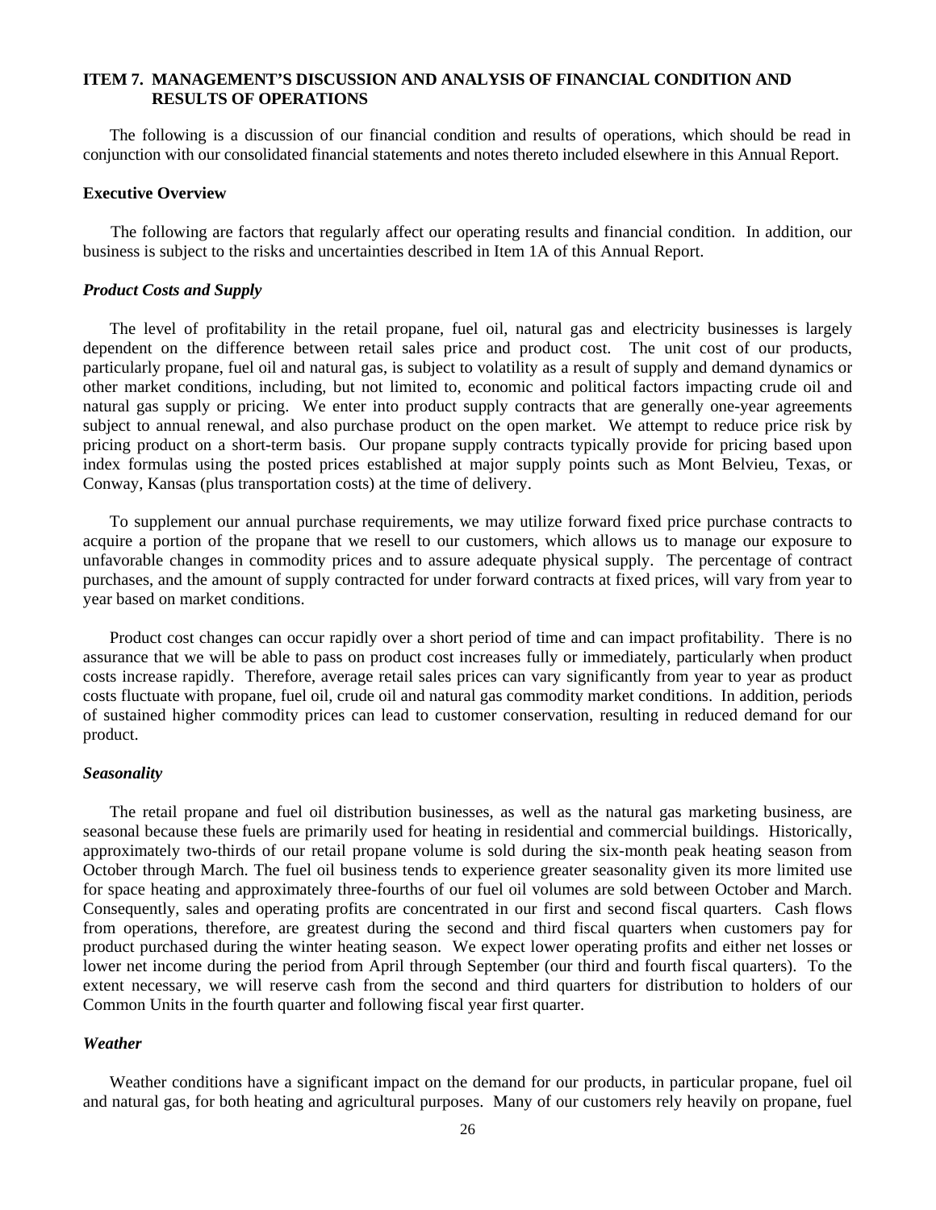## ITEM 7. MANAGEMENT'S DISCUSSION AND ANALYSIS OF FINANCIAL CONDITION AND RESULTS OF OPERATIONS

The following is a discussion of our financial condition and results of operations, which should be read in conjunction with our consolidated financial statements and notes thereto included elsewhere in this Annual Report.

### Executive Overview

The following are factors that regularly affect our operating results and financial condition. In addition, our business is subject to the risks and uncertainties described in Item 1A of this Annual Report.

#### *Product Costs and Supply*

The level of profitability in the retail propane, fuel oil, natural gas and electricity businesses is largely dependent on the difference between retail sales price and product cost. The unit cost of our products, particularly propane, fuel oil and natural gas, is subject to volatility as a result of supply and demand dynamics or other market conditions, including, but not limited to, economic and political factors impacting crude oil and natural gas supply or pricing. We enter into product supply contracts that are generally one-year agreements subject to annual renewal, and also purchase product on the open market. We attempt to reduce price risk by pricing product on a short-term basis. Our propane supply contracts typically provide for pricing based upon index formulas using the posted prices established at major supply points such as Mont Belvieu, Texas, or Conway, Kansas (plus transportation costs) at the time of delivery.

To supplement our annual purchase requirements, we may utilize forward fixed price purchase contracts to acquire a portion of the propane that we resell to our customers, which allows us to manage our exposure to unfavorable changes in commodity prices and to assure adequate physical supply. The percentage of contract purchases, and the amount of supply contracted for under forward contracts at fixed prices, will vary from year to year based on market conditions.

Product cost changes can occur rapidly over a short period of time and can impact profitability. There is no assurance that we will be able to pass on product cost increases fully or immediately, particularly when product costs increase rapidly. Therefore, average retail sales prices can vary significantly from year to year as product costs fluctuate with propane, fuel oil, crude oil and natural gas commodity market conditions. In addition, periods of sustained higher commodity prices can lead to customer conservation, resulting in reduced demand for our product.

#### *Seasonality*

The retail propane and fuel oil distribution businesses, as well as the natural gas marketing business, are seasonal because these fuels are primarily used for heating in residential and commercial buildings. Historically, approximately two-thirds of our retail propane volume is sold during the six-month peak heating season from October through March. The fuel oil business tends to experience greater seasonality given its more limited use for space heating and approximately three-fourths of our fuel oil volumes are sold between October and March. Consequently, sales and operating profits are concentrated in our first and second fiscal quarters. Cash flows from operations, therefore, are greatest during the second and third fiscal quarters when customers pay for product purchased during the winter heating season. We expect lower operating profits and either net losses or lower net income during the period from April through September (our third and fourth fiscal quarters). To the extent necessary, we will reserve cash from the second and third quarters for distribution to holders of our Common Units in the fourth quarter and following fiscal year first quarter.

#### *Weather*

Weather conditions have a significant impact on the demand for our products, in particular propane, fuel oil and natural gas, for both heating and agricultural purposes. Many of our customers rely heavily on propane, fuel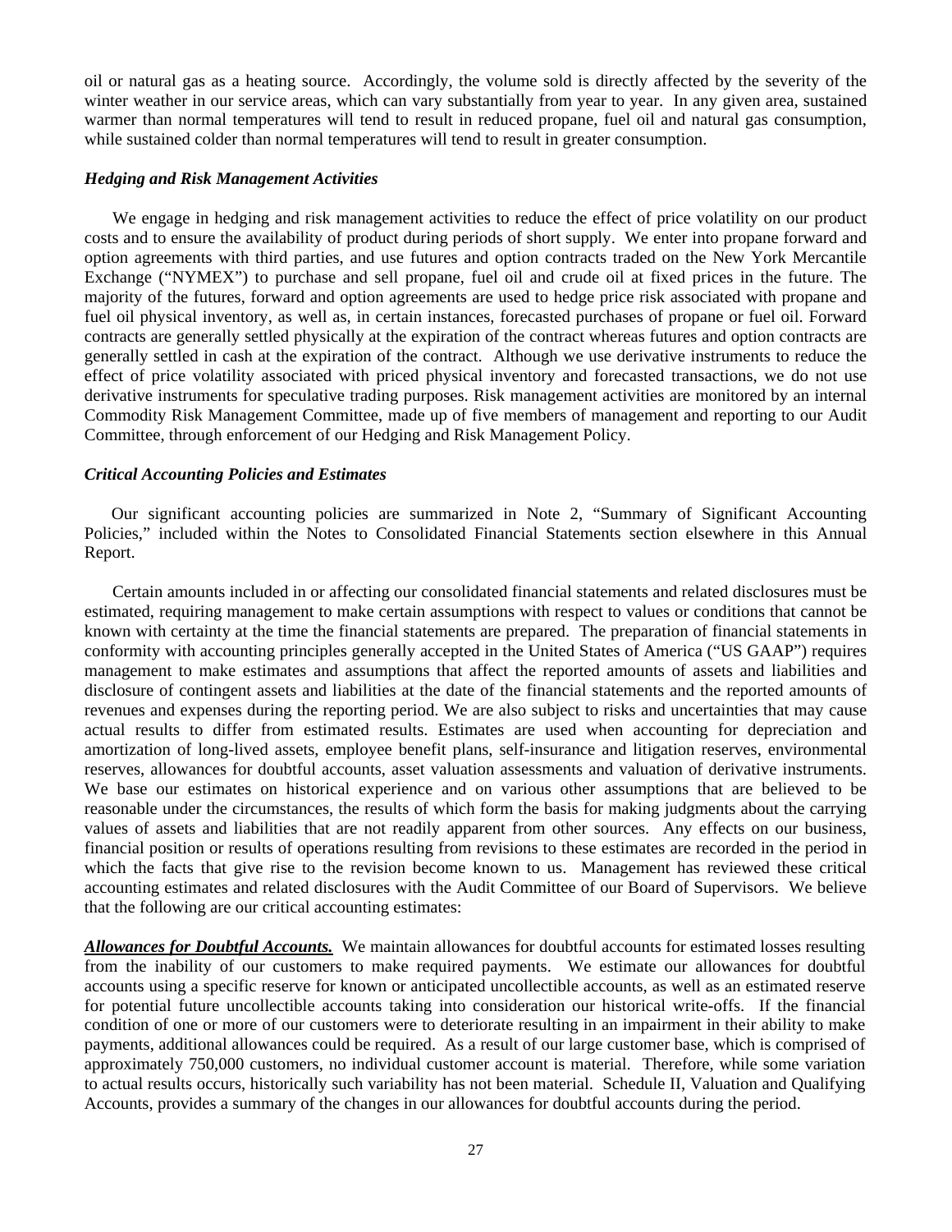oil or natural gas as a heating source. Accordingly, the volume sold is directly affected by the severity of the winter weather in our service areas, which can vary substantially from year to year. In any given area, sustained warmer than normal temperatures will tend to result in reduced propane, fuel oil and natural gas consumption, while sustained colder than normal temperatures will tend to result in greater consumption.

### *Hedging and Risk Management Activities*

We engage in hedging and risk management activities to reduce the effect of price volatility on our product costs and to ensure the availability of product during periods of short supply. We enter into propane forward and option agreements with third parties, and use futures and option contracts traded on the New York Mercantile Exchange ("NYMEX") to purchase and sell propane, fuel oil and crude oil at fixed prices in the future. The majority of the futures, forward and option agreements are used to hedge price risk associated with propane and fuel oil physical inventory, as well as, in certain instances, forecasted purchases of propane or fuel oil. Forward contracts are generally settled physically at the expiration of the contract whereas futures and option contracts are generally settled in cash at the expiration of the contract. Although we use derivative instruments to reduce the effect of price volatility associated with priced physical inventory and forecasted transactions, we do not use derivative instruments for speculative trading purposes. Risk management activities are monitored by an internal Commodity Risk Management Committee, made up of five members of management and reporting to our Audit Committee, through enforcement of our Hedging and Risk Management Policy.

### *Critical Accounting Policies and Estimates*

Our significant accounting policies are summarized in Note 2, "Summary of Significant Accounting Policies," included within the Notes to Consolidated Financial Statements section elsewhere in this Annual Report.

Certain amounts included in or affecting our consolidated financial statements and related disclosures must be estimated, requiring management to make certain assumptions with respect to values or conditions that cannot be known with certainty at the time the financial statements are prepared. The preparation of financial statements in conformity with accounting principles generally accepted in the United States of America ("US GAAP") requires management to make estimates and assumptions that affect the reported amounts of assets and liabilities and disclosure of contingent assets and liabilities at the date of the financial statements and the reported amounts of revenues and expenses during the reporting period. We are also subject to risks and uncertainties that may cause actual results to differ from estimated results. Estimates are used when accounting for depreciation and amortization of long-lived assets, employee benefit plans, self-insurance and litigation reserves, environmental reserves, allowances for doubtful accounts, asset valuation assessments and valuation of derivative instruments. We base our estimates on historical experience and on various other assumptions that are believed to be reasonable under the circumstances, the results of which form the basis for making judgments about the carrying values of assets and liabilities that are not readily apparent from other sources. Any effects on our business, financial position or results of operations resulting from revisions to these estimates are recorded in the period in which the facts that give rise to the revision become known to us. Management has reviewed these critical accounting estimates and related disclosures with the Audit Committee of our Board of Supervisors. We believe that the following are our critical accounting estimates:

***Allowances for Doubtful Accounts.*** We maintain allowances for doubtful accounts for estimated losses resulting from the inability of our customers to make required payments. We estimate our allowances for doubtful accounts using a specific reserve for known or anticipated uncollectible accounts, as well as an estimated reserve for potential future uncollectible accounts taking into consideration our historical write-offs. If the financial condition of one or more of our customers were to deteriorate resulting in an impairment in their ability to make payments, additional allowances could be required. As a result of our large customer base, which is comprised of approximately 750,000 customers, no individual customer account is material. Therefore, while some variation to actual results occurs, historically such variability has not been material. Schedule II, Valuation and Qualifying Accounts, provides a summary of the changes in our allowances for doubtful accounts during the period.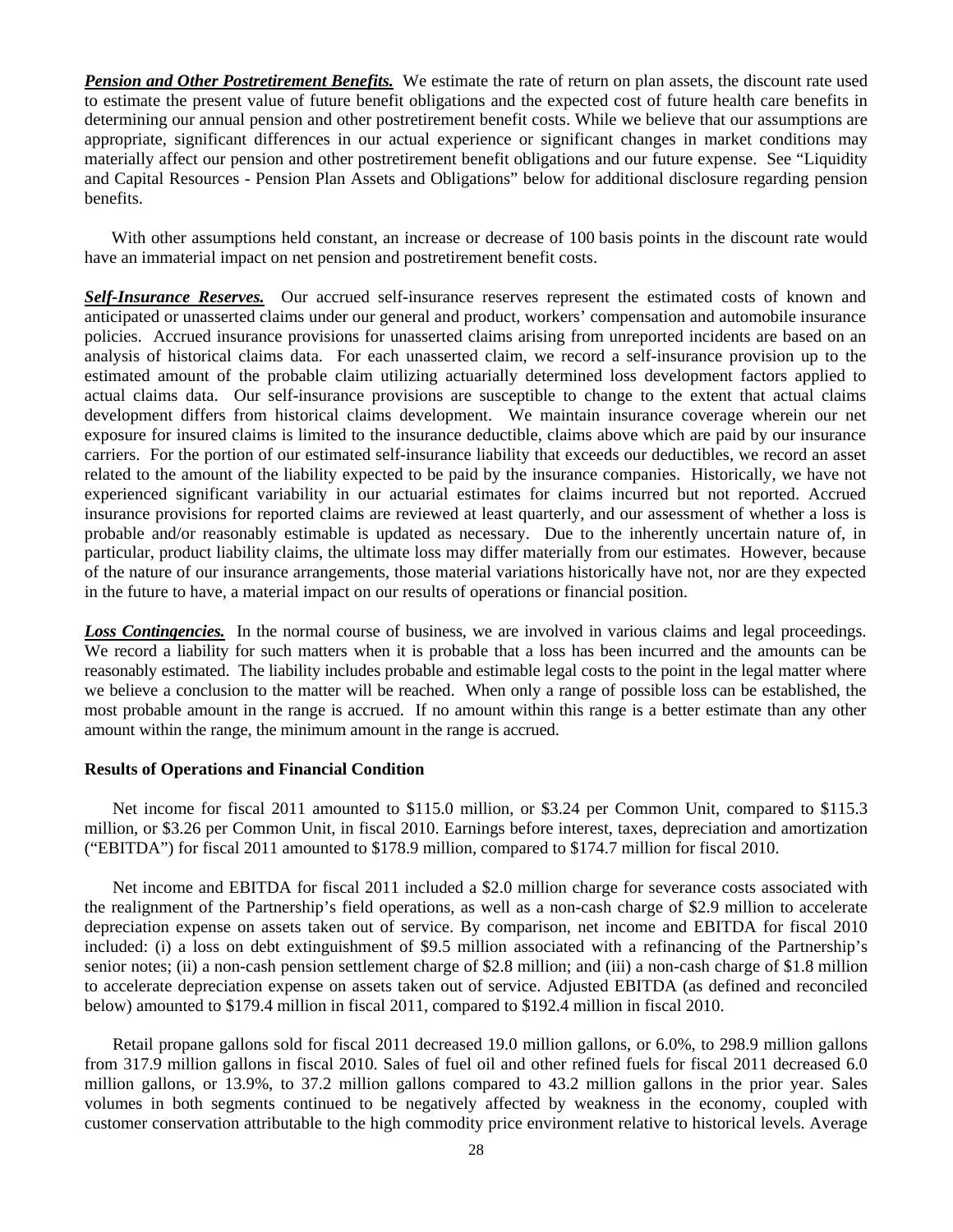***Pension and Other Postretirement Benefits.*** We estimate the rate of return on plan assets, the discount rate used to estimate the present value of future benefit obligations and the expected cost of future health care benefits in determining our annual pension and other postretirement benefit costs. While we believe that our assumptions are appropriate, significant differences in our actual experience or significant changes in market conditions may materially affect our pension and other postretirement benefit obligations and our future expense. See "Liquidity and Capital Resources - Pension Plan Assets and Obligations" below for additional disclosure regarding pension benefits.

With other assumptions held constant, an increase or decrease of 100 basis points in the discount rate would have an immaterial impact on net pension and postretirement benefit costs.

***Self-Insurance Reserves.*** Our accrued self-insurance reserves represent the estimated costs of known and anticipated or unasserted claims under our general and product, workers' compensation and automobile insurance policies. Accrued insurance provisions for unasserted claims arising from unreported incidents are based on an analysis of historical claims data. For each unasserted claim, we record a self-insurance provision up to the estimated amount of the probable claim utilizing actuarially determined loss development factors applied to actual claims data. Our self-insurance provisions are susceptible to change to the extent that actual claims development differs from historical claims development. We maintain insurance coverage wherein our net exposure for insured claims is limited to the insurance deductible, claims above which are paid by our insurance carriers. For the portion of our estimated self-insurance liability that exceeds our deductibles, we record an asset related to the amount of the liability expected to be paid by the insurance companies. Historically, we have not experienced significant variability in our actuarial estimates for claims incurred but not reported. Accrued insurance provisions for reported claims are reviewed at least quarterly, and our assessment of whether a loss is probable and/or reasonably estimable is updated as necessary. Due to the inherently uncertain nature of, in particular, product liability claims, the ultimate loss may differ materially from our estimates. However, because of the nature of our insurance arrangements, those material variations historically have not, nor are they expected in the future to have, a material impact on our results of operations or financial position.

***Loss Contingencies.*** In the normal course of business, we are involved in various claims and legal proceedings. We record a liability for such matters when it is probable that a loss has been incurred and the amounts can be reasonably estimated. The liability includes probable and estimable legal costs to the point in the legal matter where we believe a conclusion to the matter will be reached. When only a range of possible loss can be established, the most probable amount in the range is accrued. If no amount within this range is a better estimate than any other amount within the range, the minimum amount in the range is accrued.

**Results of Operations and Financial Condition**

Net income for fiscal 2011 amounted to $115.0 million, or $3.24 per Common Unit, compared to $115.3 million, or $3.26 per Common Unit, in fiscal 2010. Earnings before interest, taxes, depreciation and amortization ("EBITDA") for fiscal 2011 amounted to $178.9 million, compared to $174.7 million for fiscal 2010.

Net income and EBITDA for fiscal 2011 included a $2.0 million charge for severance costs associated with the realignment of the Partnership's field operations, as well as a non-cash charge of $2.9 million to accelerate depreciation expense on assets taken out of service. By comparison, net income and EBITDA for fiscal 2010 included: (i) a loss on debt extinguishment of $9.5 million associated with a refinancing of the Partnership's senior notes; (ii) a non-cash pension settlement charge of $2.8 million; and (iii) a non-cash charge of $1.8 million to accelerate depreciation expense on assets taken out of service. Adjusted EBITDA (as defined and reconciled below) amounted to $179.4 million in fiscal 2011, compared to $192.4 million in fiscal 2010.

Retail propane gallons sold for fiscal 2011 decreased 19.0 million gallons, or 6.0%, to 298.9 million gallons from 317.9 million gallons in fiscal 2010. Sales of fuel oil and other refined fuels for fiscal 2011 decreased 6.0 million gallons, or 13.9%, to 37.2 million gallons compared to 43.2 million gallons in the prior year. Sales volumes in both segments continued to be negatively affected by weakness in the economy, coupled with customer conservation attributable to the high commodity price environment relative to historical levels. Average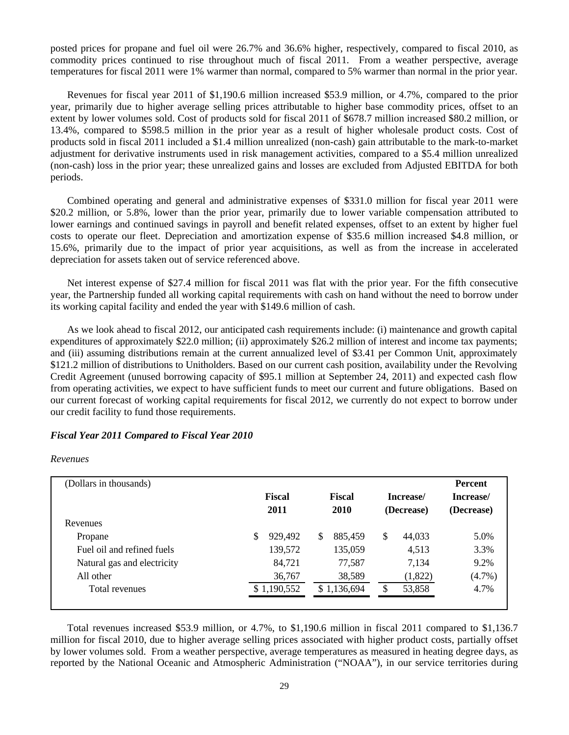posted prices for propane and fuel oil were 26.7% and 36.6% higher, respectively, compared to fiscal 2010, as commodity prices continued to rise throughout much of fiscal 2011. From a weather perspective, average temperatures for fiscal 2011 were 1% warmer than normal, compared to 5% warmer than normal in the prior year.

Revenues for fiscal year 2011 of $1,190.6 million increased $53.9 million, or 4.7%, compared to the prior year, primarily due to higher average selling prices attributable to higher base commodity prices, offset to an extent by lower volumes sold. Cost of products sold for fiscal 2011 of $678.7 million increased $80.2 million, or 13.4%, compared to $598.5 million in the prior year as a result of higher wholesale product costs. Cost of products sold in fiscal 2011 included a $1.4 million unrealized (non-cash) gain attributable to the mark-to-market adjustment for derivative instruments used in risk management activities, compared to a $5.4 million unrealized (non-cash) loss in the prior year; these unrealized gains and losses are excluded from Adjusted EBITDA for both periods.

Combined operating and general and administrative expenses of $331.0 million for fiscal year 2011 were $20.2 million, or 5.8%, lower than the prior year, primarily due to lower variable compensation attributed to lower earnings and continued savings in payroll and benefit related expenses, offset to an extent by higher fuel costs to operate our fleet. Depreciation and amortization expense of $35.6 million increased $4.8 million, or 15.6%, primarily due to the impact of prior year acquisitions, as well as from the increase in accelerated depreciation for assets taken out of service referenced above.

Net interest expense of $27.4 million for fiscal 2011 was flat with the prior year. For the fifth consecutive year, the Partnership funded all working capital requirements with cash on hand without the need to borrow under its working capital facility and ended the year with $149.6 million of cash.

As we look ahead to fiscal 2012, our anticipated cash requirements include: (i) maintenance and growth capital expenditures of approximately $22.0 million; (ii) approximately $26.2 million of interest and income tax payments; and (iii) assuming distributions remain at the current annualized level of $3.41 per Common Unit, approximately $121.2 million of distributions to Unitholders. Based on our current cash position, availability under the Revolving Credit Agreement (unused borrowing capacity of $95.1 million at September 24, 2011) and expected cash flow from operating activities, we expect to have sufficient funds to meet our current and future obligations. Based on our current forecast of working capital requirements for fiscal 2012, we currently do not expect to borrow under our credit facility to fund those requirements.

***Fiscal Year 2011 Compared to Fiscal Year 2010***

*Revenues*

| (Dollars in thousands) | Fiscal 2011 | Fiscal 2010 | Increase/ (Decrease) | Percent Increase/ (Decrease) |
|---|---|---|---|---|
| Revenues | | | | |
| Propane | $ 929,492 | $ 885,459 | $ 44,033 | 5.0% |
| Fuel oil and refined fuels | 139,572 | 135,059 | 4,513 | 3.3% |
| Natural gas and electricity | 84,721 | 77,587 | 7,134 | 9.2% |
| All other | 36,767 | 38,589 | (1,822) | (4.7%) |
| Total revenues | $ 1,190,552 | $ 1,136,694 | $ 53,858 | 4.7% |

Total revenues increased $53.9 million, or 4.7%, to $1,190.6 million in fiscal 2011 compared to $1,136.7 million for fiscal 2010, due to higher average selling prices associated with higher product costs, partially offset by lower volumes sold. From a weather perspective, average temperatures as measured in heating degree days, as reported by the National Oceanic and Atmospheric Administration ("NOAA"), in our service territories during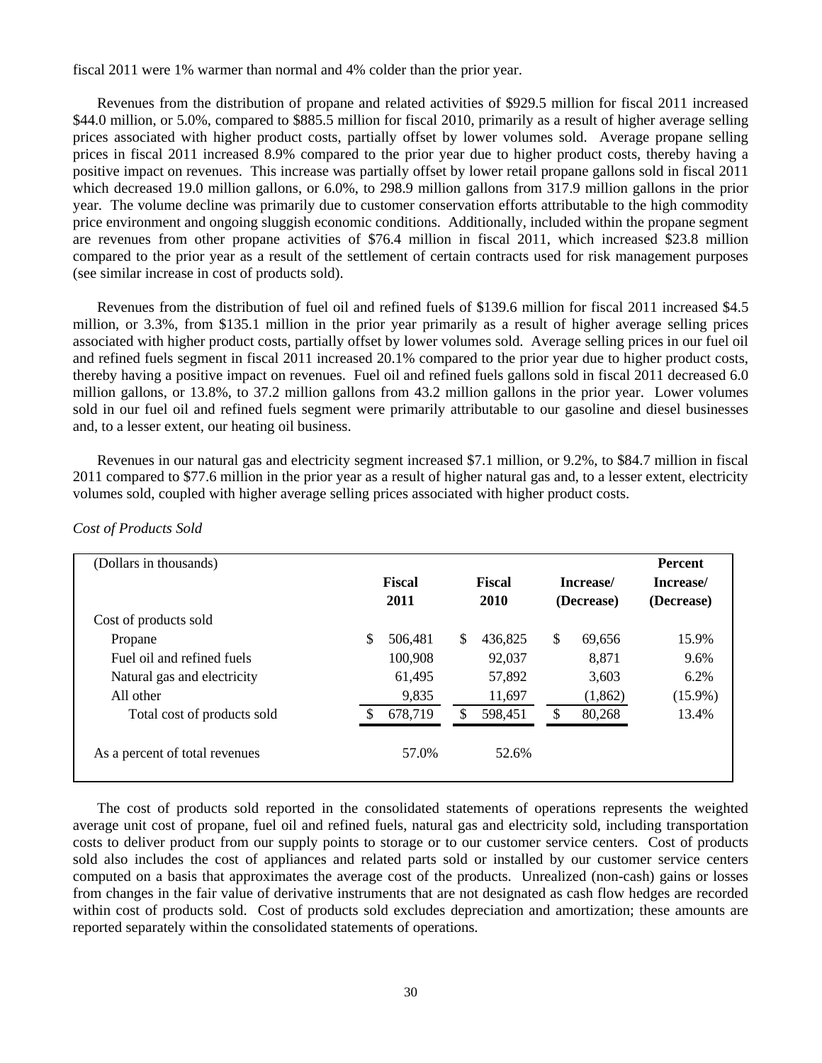fiscal 2011 were 1% warmer than normal and 4% colder than the prior year.

Revenues from the distribution of propane and related activities of $929.5 million for fiscal 2011 increased $44.0 million, or 5.0%, compared to $885.5 million for fiscal 2010, primarily as a result of higher average selling prices associated with higher product costs, partially offset by lower volumes sold. Average propane selling prices in fiscal 2011 increased 8.9% compared to the prior year due to higher product costs, thereby having a positive impact on revenues. This increase was partially offset by lower retail propane gallons sold in fiscal 2011 which decreased 19.0 million gallons, or 6.0%, to 298.9 million gallons from 317.9 million gallons in the prior year. The volume decline was primarily due to customer conservation efforts attributable to the high commodity price environment and ongoing sluggish economic conditions. Additionally, included within the propane segment are revenues from other propane activities of $76.4 million in fiscal 2011, which increased $23.8 million compared to the prior year as a result of the settlement of certain contracts used for risk management purposes (see similar increase in cost of products sold).

Revenues from the distribution of fuel oil and refined fuels of $139.6 million for fiscal 2011 increased $4.5 million, or 3.3%, from $135.1 million in the prior year primarily as a result of higher average selling prices associated with higher product costs, partially offset by lower volumes sold. Average selling prices in our fuel oil and refined fuels segment in fiscal 2011 increased 20.1% compared to the prior year due to higher product costs, thereby having a positive impact on revenues. Fuel oil and refined fuels gallons sold in fiscal 2011 decreased 6.0 million gallons, or 13.8%, to 37.2 million gallons from 43.2 million gallons in the prior year. Lower volumes sold in our fuel oil and refined fuels segment were primarily attributable to our gasoline and diesel businesses and, to a lesser extent, our heating oil business.

Revenues in our natural gas and electricity segment increased $7.1 million, or 9.2%, to $84.7 million in fiscal 2011 compared to $77.6 million in the prior year as a result of higher natural gas and, to a lesser extent, electricity volumes sold, coupled with higher average selling prices associated with higher product costs.

*Cost of Products Sold*

| (Dollars in thousands) | Fiscal 2011 | Fiscal 2010 | Increase/ (Decrease) | Percent Increase/ (Decrease) |
|---|---|---|---|---|
| Cost of products sold | | | | |
| Propane | $ 506,481 | $ 436,825 | $ 69,656 | 15.9% |
| Fuel oil and refined fuels | 100,908 | 92,037 | 8,871 | 9.6% |
| Natural gas and electricity | 61,495 | 57,892 | 3,603 | 6.2% |
| All other | 9,835 | 11,697 | (1,862) | (15.9%) |
| Total cost of products sold | $ 678,719 | $ 598,451 | $ 80,268 | 13.4% |
| As a percent of total revenues | 57.0% | 52.6% | | |

The cost of products sold reported in the consolidated statements of operations represents the weighted average unit cost of propane, fuel oil and refined fuels, natural gas and electricity sold, including transportation costs to deliver product from our supply points to storage or to our customer service centers. Cost of products sold also includes the cost of appliances and related parts sold or installed by our customer service centers computed on a basis that approximates the average cost of the products. Unrealized (non-cash) gains or losses from changes in the fair value of derivative instruments that are not designated as cash flow hedges are recorded within cost of products sold. Cost of products sold excludes depreciation and amortization; these amounts are reported separately within the consolidated statements of operations.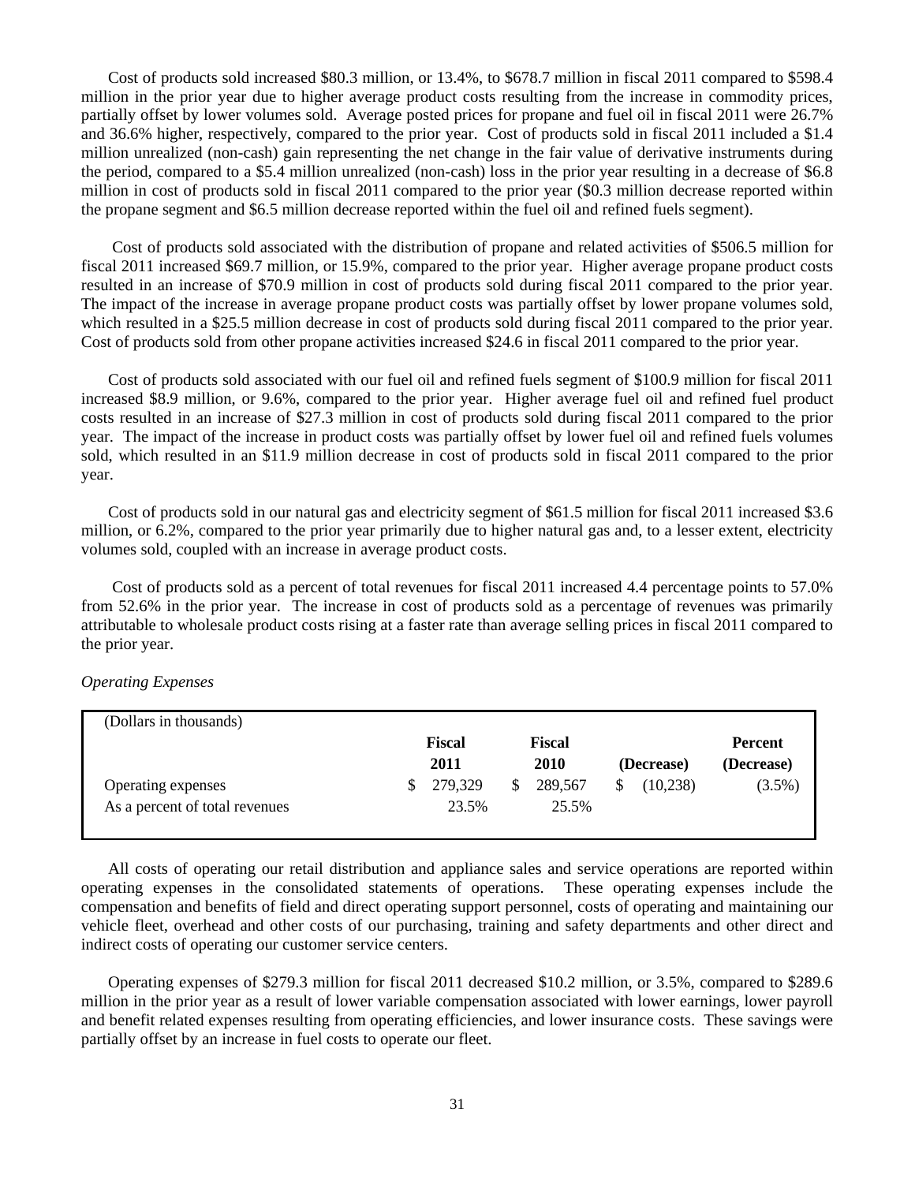Cost of products sold increased $80.3 million, or 13.4%, to $678.7 million in fiscal 2011 compared to $598.4 million in the prior year due to higher average product costs resulting from the increase in commodity prices, partially offset by lower volumes sold. Average posted prices for propane and fuel oil in fiscal 2011 were 26.7% and 36.6% higher, respectively, compared to the prior year. Cost of products sold in fiscal 2011 included a $1.4 million unrealized (non-cash) gain representing the net change in the fair value of derivative instruments during the period, compared to a $5.4 million unrealized (non-cash) loss in the prior year resulting in a decrease of $6.8 million in cost of products sold in fiscal 2011 compared to the prior year ($0.3 million decrease reported within the propane segment and $6.5 million decrease reported within the fuel oil and refined fuels segment).

Cost of products sold associated with the distribution of propane and related activities of $506.5 million for fiscal 2011 increased $69.7 million, or 15.9%, compared to the prior year. Higher average propane product costs resulted in an increase of $70.9 million in cost of products sold during fiscal 2011 compared to the prior year. The impact of the increase in average propane product costs was partially offset by lower propane volumes sold, which resulted in a $25.5 million decrease in cost of products sold during fiscal 2011 compared to the prior year. Cost of products sold from other propane activities increased $24.6 in fiscal 2011 compared to the prior year.

Cost of products sold associated with our fuel oil and refined fuels segment of $100.9 million for fiscal 2011 increased $8.9 million, or 9.6%, compared to the prior year. Higher average fuel oil and refined fuel product costs resulted in an increase of $27.3 million in cost of products sold during fiscal 2011 compared to the prior year. The impact of the increase in product costs was partially offset by lower fuel oil and refined fuels volumes sold, which resulted in an $11.9 million decrease in cost of products sold in fiscal 2011 compared to the prior year.

Cost of products sold in our natural gas and electricity segment of $61.5 million for fiscal 2011 increased $3.6 million, or 6.2%, compared to the prior year primarily due to higher natural gas and, to a lesser extent, electricity volumes sold, coupled with an increase in average product costs.

Cost of products sold as a percent of total revenues for fiscal 2011 increased 4.4 percentage points to 57.0% from 52.6% in the prior year. The increase in cost of products sold as a percentage of revenues was primarily attributable to wholesale product costs rising at a faster rate than average selling prices in fiscal 2011 compared to the prior year.

*Operating Expenses*

| (Dollars in thousands) | Fiscal 2011 | Fiscal 2010 | (Decrease) | Percent (Decrease) |
|---|---|---|---|---|
| Operating expenses | $ 279,329 | $ 289,567 | $ (10,238) | (3.5%) |
| As a percent of total revenues | 23.5% | 25.5% | | |

All costs of operating our retail distribution and appliance sales and service operations are reported within operating expenses in the consolidated statements of operations. These operating expenses include the compensation and benefits of field and direct operating support personnel, costs of operating and maintaining our vehicle fleet, overhead and other costs of our purchasing, training and safety departments and other direct and indirect costs of operating our customer service centers.

Operating expenses of $279.3 million for fiscal 2011 decreased $10.2 million, or 3.5%, compared to $289.6 million in the prior year as a result of lower variable compensation associated with lower earnings, lower payroll and benefit related expenses resulting from operating efficiencies, and lower insurance costs. These savings were partially offset by an increase in fuel costs to operate our fleet.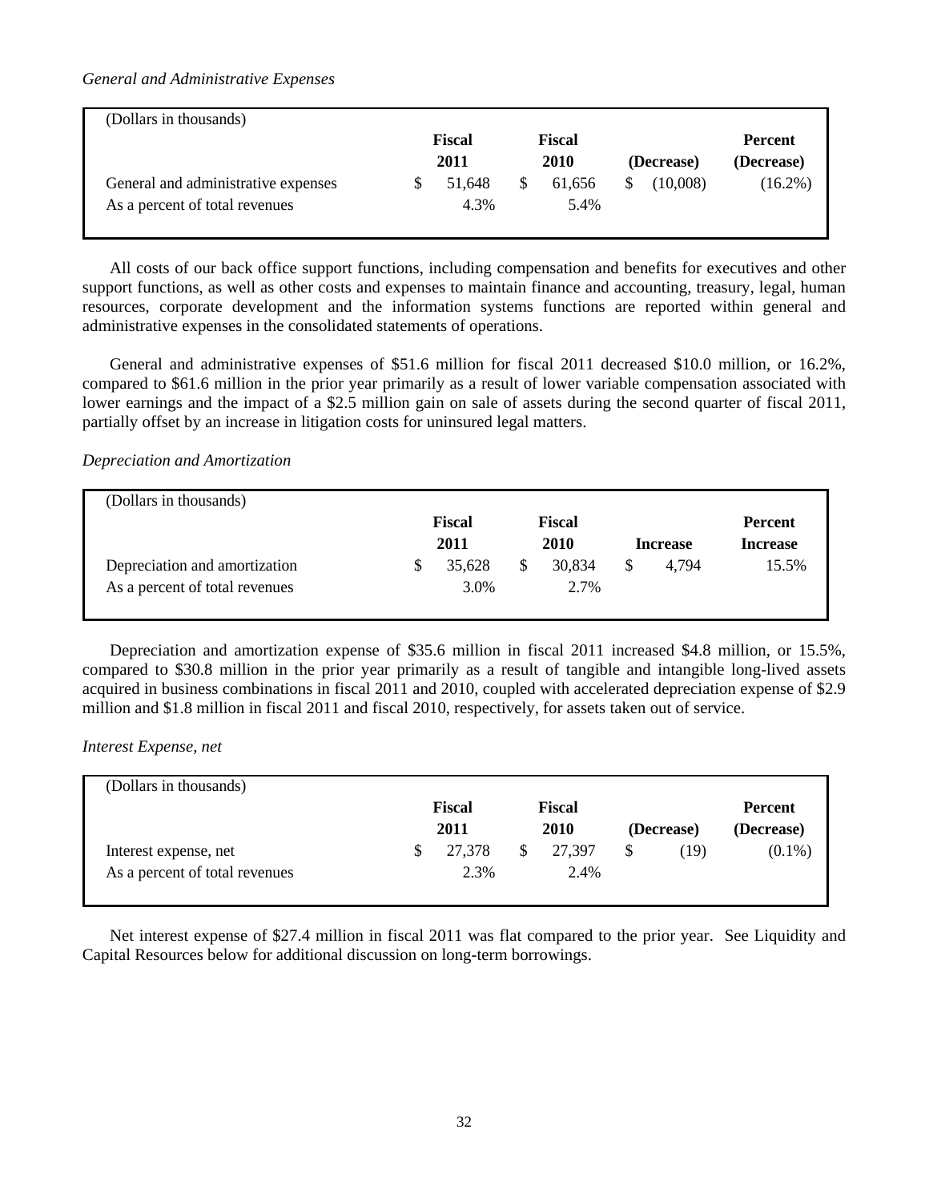*General and Administrative Expenses*

| (Dollars in thousands) | Fiscal 2011 | Fiscal 2010 | (Decrease) | Percent (Decrease) |
|---|---|---|---|---|
| General and administrative expenses | $ 51,648 | $ 61,656 | $ (10,008) | (16.2%) |
| As a percent of total revenues | 4.3% | 5.4% | | |

All costs of our back office support functions, including compensation and benefits for executives and other support functions, as well as other costs and expenses to maintain finance and accounting, treasury, legal, human resources, corporate development and the information systems functions are reported within general and administrative expenses in the consolidated statements of operations.

General and administrative expenses of $51.6 million for fiscal 2011 decreased $10.0 million, or 16.2%, compared to $61.6 million in the prior year primarily as a result of lower variable compensation associated with lower earnings and the impact of a $2.5 million gain on sale of assets during the second quarter of fiscal 2011, partially offset by an increase in litigation costs for uninsured legal matters.

*Depreciation and Amortization*

| (Dollars in thousands) | Fiscal 2011 | Fiscal 2010 | Increase | Percent Increase |
|---|---|---|---|---|
| Depreciation and amortization | $ 35,628 | $ 30,834 | $ 4,794 | 15.5% |
| As a percent of total revenues | 3.0% | 2.7% | | |

Depreciation and amortization expense of $35.6 million in fiscal 2011 increased $4.8 million, or 15.5%, compared to $30.8 million in the prior year primarily as a result of tangible and intangible long-lived assets acquired in business combinations in fiscal 2011 and 2010, coupled with accelerated depreciation expense of $2.9 million and $1.8 million in fiscal 2011 and fiscal 2010, respectively, for assets taken out of service.

*Interest Expense, net*

| (Dollars in thousands) | Fiscal 2011 | Fiscal 2010 | (Decrease) | Percent (Decrease) |
|---|---|---|---|---|
| Interest expense, net | $ 27,378 | $ 27,397 | $ (19) | (0.1%) |
| As a percent of total revenues | 2.3% | 2.4% | | |

Net interest expense of $27.4 million in fiscal 2011 was flat compared to the prior year. See Liquidity and Capital Resources below for additional discussion on long-term borrowings.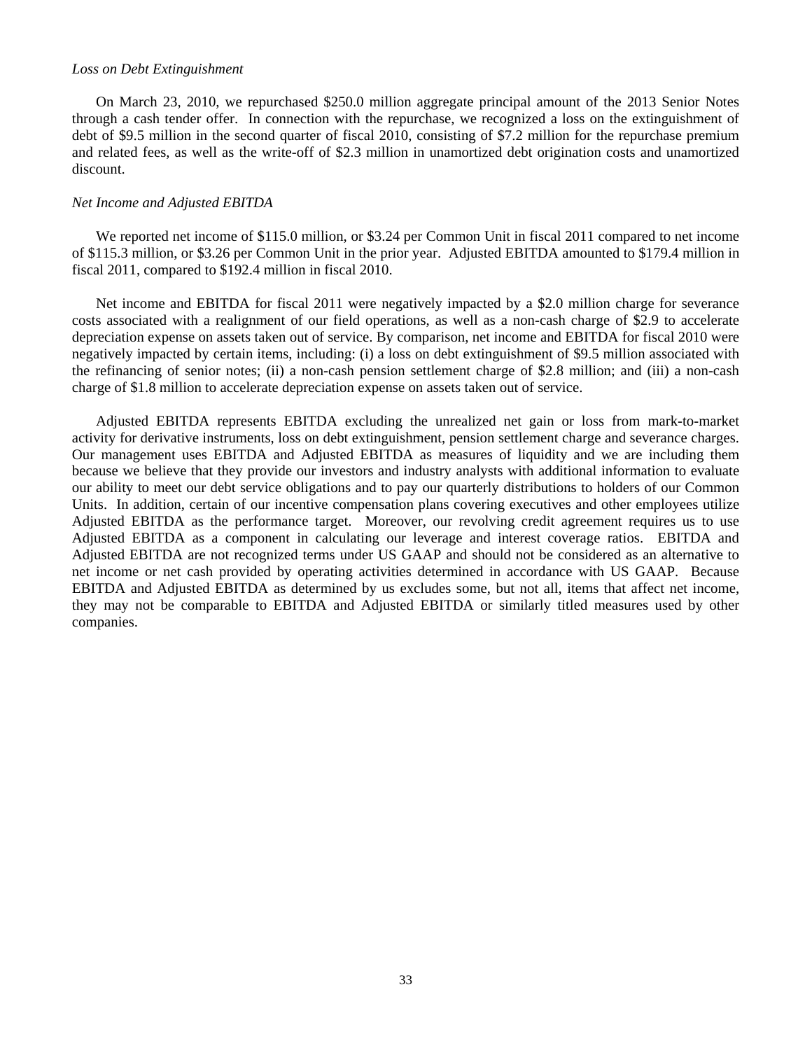*Loss on Debt Extinguishment*

On March 23, 2010, we repurchased $250.0 million aggregate principal amount of the 2013 Senior Notes through a cash tender offer. In connection with the repurchase, we recognized a loss on the extinguishment of debt of $9.5 million in the second quarter of fiscal 2010, consisting of $7.2 million for the repurchase premium and related fees, as well as the write-off of $2.3 million in unamortized debt origination costs and unamortized discount.

*Net Income and Adjusted EBITDA*

We reported net income of $115.0 million, or $3.24 per Common Unit in fiscal 2011 compared to net income of $115.3 million, or $3.26 per Common Unit in the prior year. Adjusted EBITDA amounted to $179.4 million in fiscal 2011, compared to $192.4 million in fiscal 2010.

Net income and EBITDA for fiscal 2011 were negatively impacted by a $2.0 million charge for severance costs associated with a realignment of our field operations, as well as a non-cash charge of $2.9 to accelerate depreciation expense on assets taken out of service. By comparison, net income and EBITDA for fiscal 2010 were negatively impacted by certain items, including: (i) a loss on debt extinguishment of $9.5 million associated with the refinancing of senior notes; (ii) a non-cash pension settlement charge of $2.8 million; and (iii) a non-cash charge of $1.8 million to accelerate depreciation expense on assets taken out of service.

Adjusted EBITDA represents EBITDA excluding the unrealized net gain or loss from mark-to-market activity for derivative instruments, loss on debt extinguishment, pension settlement charge and severance charges. Our management uses EBITDA and Adjusted EBITDA as measures of liquidity and we are including them because we believe that they provide our investors and industry analysts with additional information to evaluate our ability to meet our debt service obligations and to pay our quarterly distributions to holders of our Common Units. In addition, certain of our incentive compensation plans covering executives and other employees utilize Adjusted EBITDA as the performance target. Moreover, our revolving credit agreement requires us to use Adjusted EBITDA as a component in calculating our leverage and interest coverage ratios. EBITDA and Adjusted EBITDA are not recognized terms under US GAAP and should not be considered as an alternative to net income or net cash provided by operating activities determined in accordance with US GAAP. Because EBITDA and Adjusted EBITDA as determined by us excludes some, but not all, items that affect net income, they may not be comparable to EBITDA and Adjusted EBITDA or similarly titled measures used by other companies.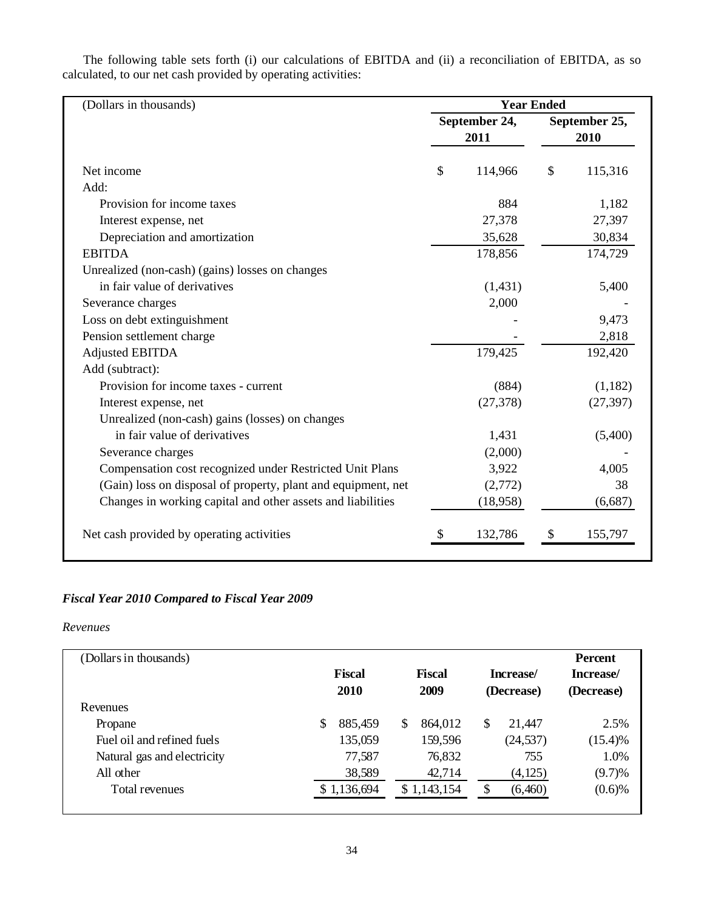The following table sets forth (i) our calculations of EBITDA and (ii) a reconciliation of EBITDA, as so calculated, to our net cash provided by operating activities:

| (Dollars in thousands) | Year Ended | |
|---|---|---|
| | September 24, 2011 | September 25, 2010 |
| Net income | $ 114,966 | $ 115,316 |
| Add: | | |
| Provision for income taxes | 884 | 1,182 |
| Interest expense, net | 27,378 | 27,397 |
| Depreciation and amortization | 35,628 | 30,834 |
| EBITDA | 178,856 | 174,729 |
| Unrealized (non-cash) (gains) losses on changes in fair value of derivatives | (1,431) | 5,400 |
| Severance charges | 2,000 | - |
| Loss on debt extinguishment | - | 9,473 |
| Pension settlement charge | - | 2,818 |
| Adjusted EBITDA | 179,425 | 192,420 |
| Add (subtract): | | |
| Provision for income taxes - current | (884) | (1,182) |
| Interest expense, net | (27,378) | (27,397) |
| Unrealized (non-cash) gains (losses) on changes in fair value of derivatives | 1,431 | (5,400) |
| Severance charges | (2,000) | - |
| Compensation cost recognized under Restricted Unit Plans | 3,922 | 4,005 |
| (Gain) loss on disposal of property, plant and equipment, net | (2,772) | 38 |
| Changes in working capital and other assets and liabilities | (18,958) | (6,687) |
| Net cash provided by operating activities | $ 132,786 | $ 155,797 |

***Fiscal Year 2010 Compared to Fiscal Year 2009***

*Revenues*

| (Dollars in thousands) | Fiscal 2010 | Fiscal 2009 | Increase/ (Decrease) | Percent Increase/ (Decrease) |
|---|---|---|---|---|
| Revenues | | | | |
| Propane | $ 885,459 | $ 864,012 | $ 21,447 | 2.5% |
| Fuel oil and refined fuels | 135,059 | 159,596 | (24,537) | (15.4)% |
| Natural gas and electricity | 77,587 | 76,832 | 755 | 1.0% |
| All other | 38,589 | 42,714 | (4,125) | (9.7)% |
| Total revenues | $ 1,136,694 | $ 1,143,154 | $ (6,460) | (0.6)% |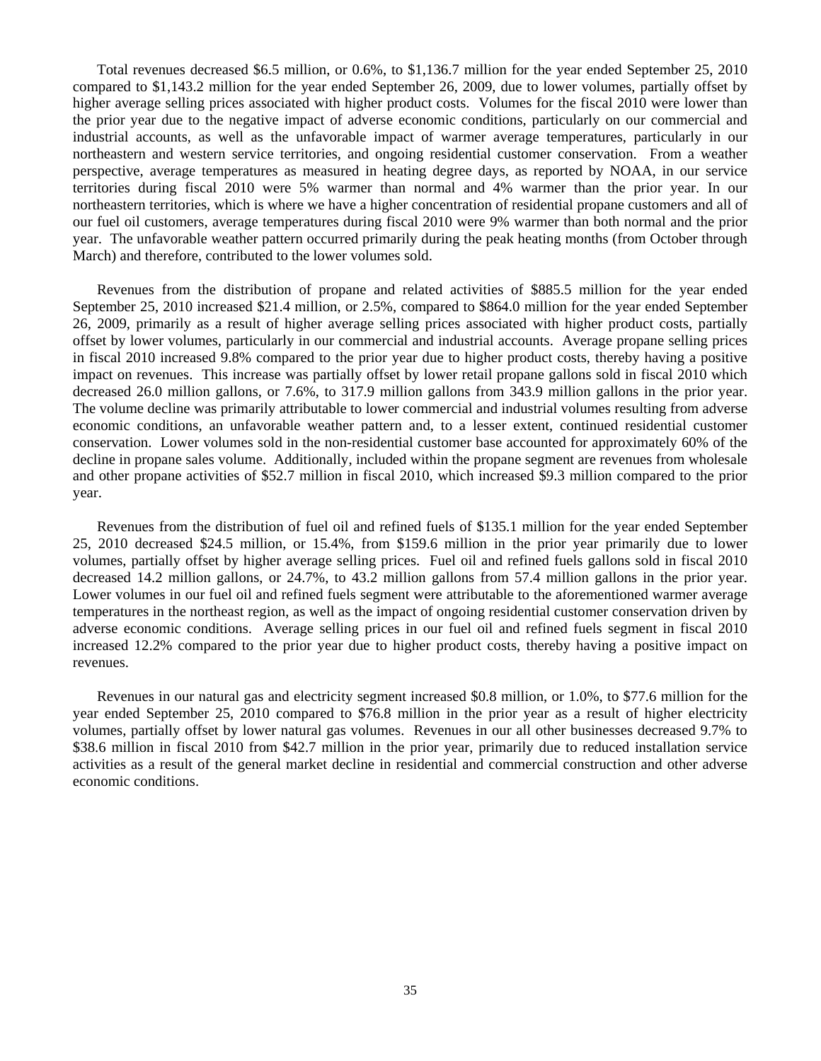Total revenues decreased $6.5 million, or 0.6%, to $1,136.7 million for the year ended September 25, 2010 compared to $1,143.2 million for the year ended September 26, 2009, due to lower volumes, partially offset by higher average selling prices associated with higher product costs. Volumes for the fiscal 2010 were lower than the prior year due to the negative impact of adverse economic conditions, particularly on our commercial and industrial accounts, as well as the unfavorable impact of warmer average temperatures, particularly in our northeastern and western service territories, and ongoing residential customer conservation. From a weather perspective, average temperatures as measured in heating degree days, as reported by NOAA, in our service territories during fiscal 2010 were 5% warmer than normal and 4% warmer than the prior year. In our northeastern territories, which is where we have a higher concentration of residential propane customers and all of our fuel oil customers, average temperatures during fiscal 2010 were 9% warmer than both normal and the prior year. The unfavorable weather pattern occurred primarily during the peak heating months (from October through March) and therefore, contributed to the lower volumes sold.

Revenues from the distribution of propane and related activities of $885.5 million for the year ended September 25, 2010 increased $21.4 million, or 2.5%, compared to $864.0 million for the year ended September 26, 2009, primarily as a result of higher average selling prices associated with higher product costs, partially offset by lower volumes, particularly in our commercial and industrial accounts. Average propane selling prices in fiscal 2010 increased 9.8% compared to the prior year due to higher product costs, thereby having a positive impact on revenues. This increase was partially offset by lower retail propane gallons sold in fiscal 2010 which decreased 26.0 million gallons, or 7.6%, to 317.9 million gallons from 343.9 million gallons in the prior year. The volume decline was primarily attributable to lower commercial and industrial volumes resulting from adverse economic conditions, an unfavorable weather pattern and, to a lesser extent, continued residential customer conservation. Lower volumes sold in the non-residential customer base accounted for approximately 60% of the decline in propane sales volume. Additionally, included within the propane segment are revenues from wholesale and other propane activities of $52.7 million in fiscal 2010, which increased $9.3 million compared to the prior year.

Revenues from the distribution of fuel oil and refined fuels of $135.1 million for the year ended September 25, 2010 decreased $24.5 million, or 15.4%, from $159.6 million in the prior year primarily due to lower volumes, partially offset by higher average selling prices. Fuel oil and refined fuels gallons sold in fiscal 2010 decreased 14.2 million gallons, or 24.7%, to 43.2 million gallons from 57.4 million gallons in the prior year. Lower volumes in our fuel oil and refined fuels segment were attributable to the aforementioned warmer average temperatures in the northeast region, as well as the impact of ongoing residential customer conservation driven by adverse economic conditions. Average selling prices in our fuel oil and refined fuels segment in fiscal 2010 increased 12.2% compared to the prior year due to higher product costs, thereby having a positive impact on revenues.

Revenues in our natural gas and electricity segment increased $0.8 million, or 1.0%, to $77.6 million for the year ended September 25, 2010 compared to $76.8 million in the prior year as a result of higher electricity volumes, partially offset by lower natural gas volumes. Revenues in our all other businesses decreased 9.7% to $38.6 million in fiscal 2010 from $42.7 million in the prior year, primarily due to reduced installation service activities as a result of the general market decline in residential and commercial construction and other adverse economic conditions.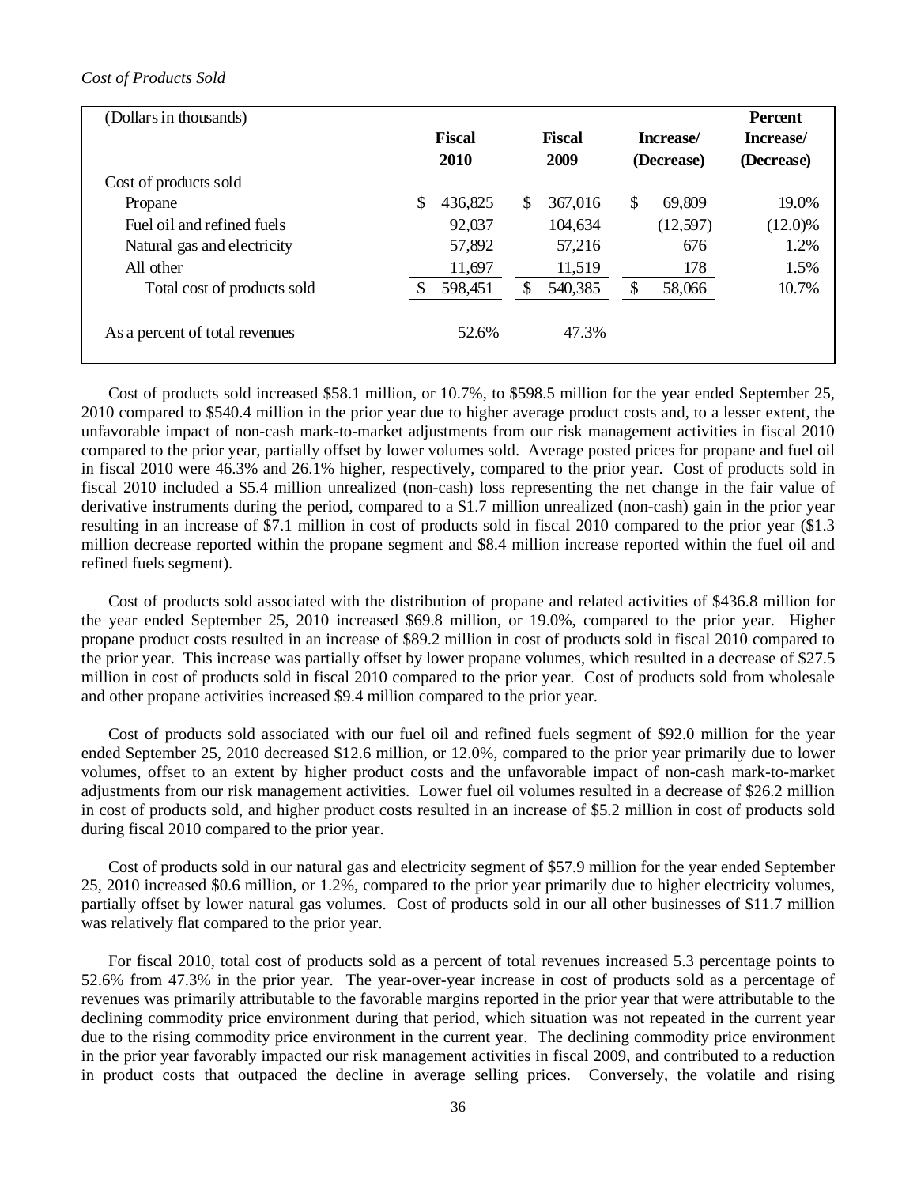*Cost of Products Sold*

| (Dollars in thousands) | Fiscal 2010 | Fiscal 2009 | Increase/ (Decrease) | Percent Increase/ (Decrease) |
|---|---|---|---|---|
| Cost of products sold | | | | |
| Propane | $ 436,825 | $ 367,016 | $ 69,809 | 19.0% |
| Fuel oil and refined fuels | 92,037 | 104,634 | (12,597) | (12.0)% |
| Natural gas and electricity | 57,892 | 57,216 | 676 | 1.2% |
| All other | 11,697 | 11,519 | 178 | 1.5% |
| Total cost of products sold | $ 598,451 | $ 540,385 | $ 58,066 | 10.7% |
| As a percent of total revenues | 52.6% | 47.3% | | |

Cost of products sold increased $58.1 million, or 10.7%, to $598.5 million for the year ended September 25, 2010 compared to $540.4 million in the prior year due to higher average product costs and, to a lesser extent, the unfavorable impact of non-cash mark-to-market adjustments from our risk management activities in fiscal 2010 compared to the prior year, partially offset by lower volumes sold. Average posted prices for propane and fuel oil in fiscal 2010 were 46.3% and 26.1% higher, respectively, compared to the prior year. Cost of products sold in fiscal 2010 included a $5.4 million unrealized (non-cash) loss representing the net change in the fair value of derivative instruments during the period, compared to a $1.7 million unrealized (non-cash) gain in the prior year resulting in an increase of $7.1 million in cost of products sold in fiscal 2010 compared to the prior year ($1.3 million decrease reported within the propane segment and $8.4 million increase reported within the fuel oil and refined fuels segment).

Cost of products sold associated with the distribution of propane and related activities of $436.8 million for the year ended September 25, 2010 increased $69.8 million, or 19.0%, compared to the prior year. Higher propane product costs resulted in an increase of $89.2 million in cost of products sold in fiscal 2010 compared to the prior year. This increase was partially offset by lower propane volumes, which resulted in a decrease of $27.5 million in cost of products sold in fiscal 2010 compared to the prior year. Cost of products sold from wholesale and other propane activities increased $9.4 million compared to the prior year.

Cost of products sold associated with our fuel oil and refined fuels segment of $92.0 million for the year ended September 25, 2010 decreased $12.6 million, or 12.0%, compared to the prior year primarily due to lower volumes, offset to an extent by higher product costs and the unfavorable impact of non-cash mark-to-market adjustments from our risk management activities. Lower fuel oil volumes resulted in a decrease of $26.2 million in cost of products sold, and higher product costs resulted in an increase of $5.2 million in cost of products sold during fiscal 2010 compared to the prior year.

Cost of products sold in our natural gas and electricity segment of $57.9 million for the year ended September 25, 2010 increased $0.6 million, or 1.2%, compared to the prior year primarily due to higher electricity volumes, partially offset by lower natural gas volumes. Cost of products sold in our all other businesses of $11.7 million was relatively flat compared to the prior year.

For fiscal 2010, total cost of products sold as a percent of total revenues increased 5.3 percentage points to 52.6% from 47.3% in the prior year. The year-over-year increase in cost of products sold as a percentage of revenues was primarily attributable to the favorable margins reported in the prior year that were attributable to the declining commodity price environment during that period, which situation was not repeated in the current year due to the rising commodity price environment in the current year. The declining commodity price environment in the prior year favorably impacted our risk management activities in fiscal 2009, and contributed to a reduction in product costs that outpaced the decline in average selling prices. Conversely, the volatile and rising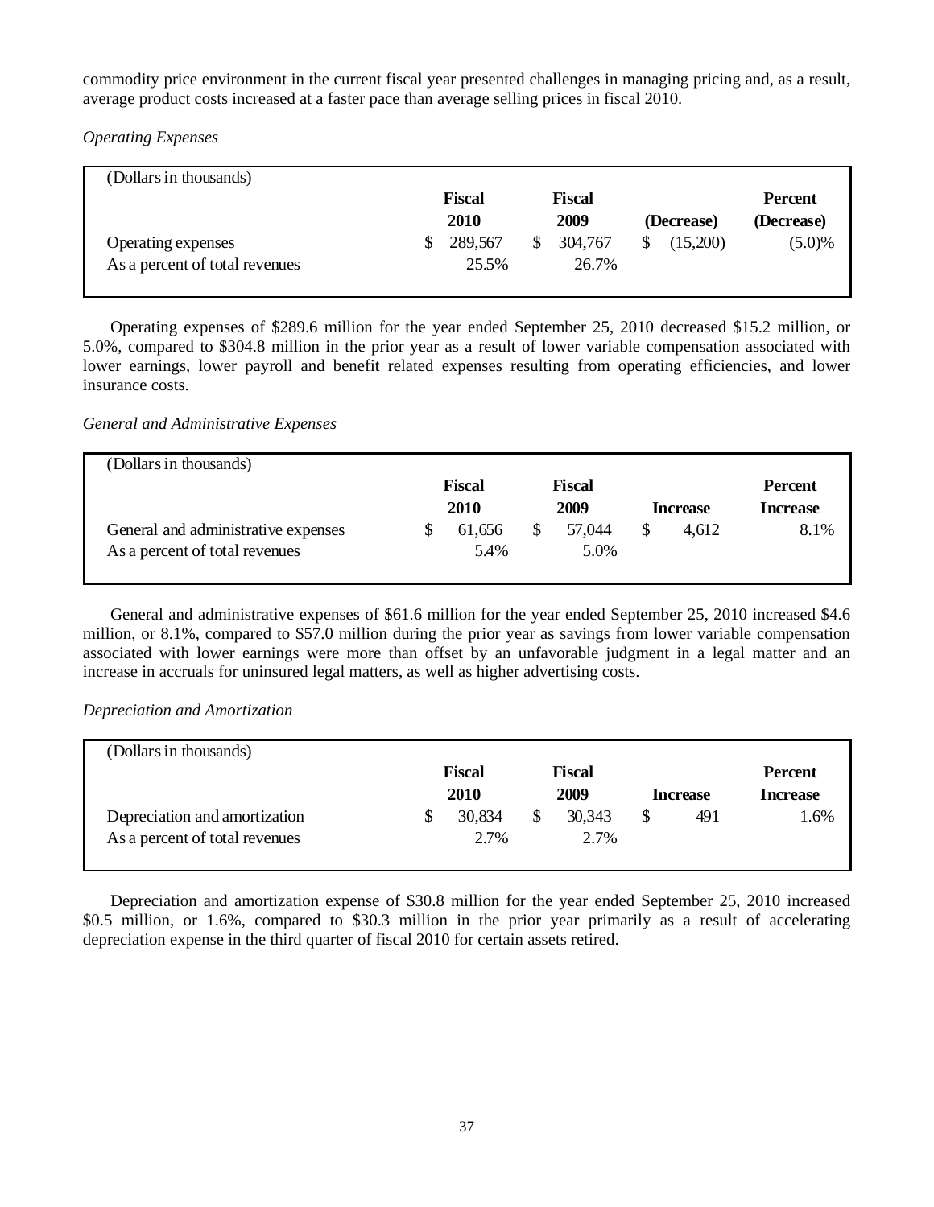commodity price environment in the current fiscal year presented challenges in managing pricing and, as a result, average product costs increased at a faster pace than average selling prices in fiscal 2010.

*Operating Expenses*

| (Dollars in thousands) | Fiscal 2010 | Fiscal 2009 | (Decrease) | Percent (Decrease) |
|---|---|---|---|---|
| Operating expenses | $ 289,567 | $ 304,767 | $ (15,200) | (5.0)% |
| As a percent of total revenues | 25.5% | 26.7% | | |

Operating expenses of $289.6 million for the year ended September 25, 2010 decreased $15.2 million, or 5.0%, compared to $304.8 million in the prior year as a result of lower variable compensation associated with lower earnings, lower payroll and benefit related expenses resulting from operating efficiencies, and lower insurance costs.

*General and Administrative Expenses*

| (Dollars in thousands) | Fiscal 2010 | Fiscal 2009 | Increase | Percent Increase |
|---|---|---|---|---|
| General and administrative expenses | $ 61,656 | $ 57,044 | $ 4,612 | 8.1% |
| As a percent of total revenues | 5.4% | 5.0% | | |

General and administrative expenses of $61.6 million for the year ended September 25, 2010 increased $4.6 million, or 8.1%, compared to $57.0 million during the prior year as savings from lower variable compensation associated with lower earnings were more than offset by an unfavorable judgment in a legal matter and an increase in accruals for uninsured legal matters, as well as higher advertising costs.

*Depreciation and Amortization*

| (Dollars in thousands) | Fiscal 2010 | Fiscal 2009 | Increase | Percent Increase |
|---|---|---|---|---|
| Depreciation and amortization | $ 30,834 | $ 30,343 | $ 491 | 1.6% |
| As a percent of total revenues | 2.7% | 2.7% | | |

Depreciation and amortization expense of $30.8 million for the year ended September 25, 2010 increased $0.5 million, or 1.6%, compared to $30.3 million in the prior year primarily as a result of accelerating depreciation expense in the third quarter of fiscal 2010 for certain assets retired.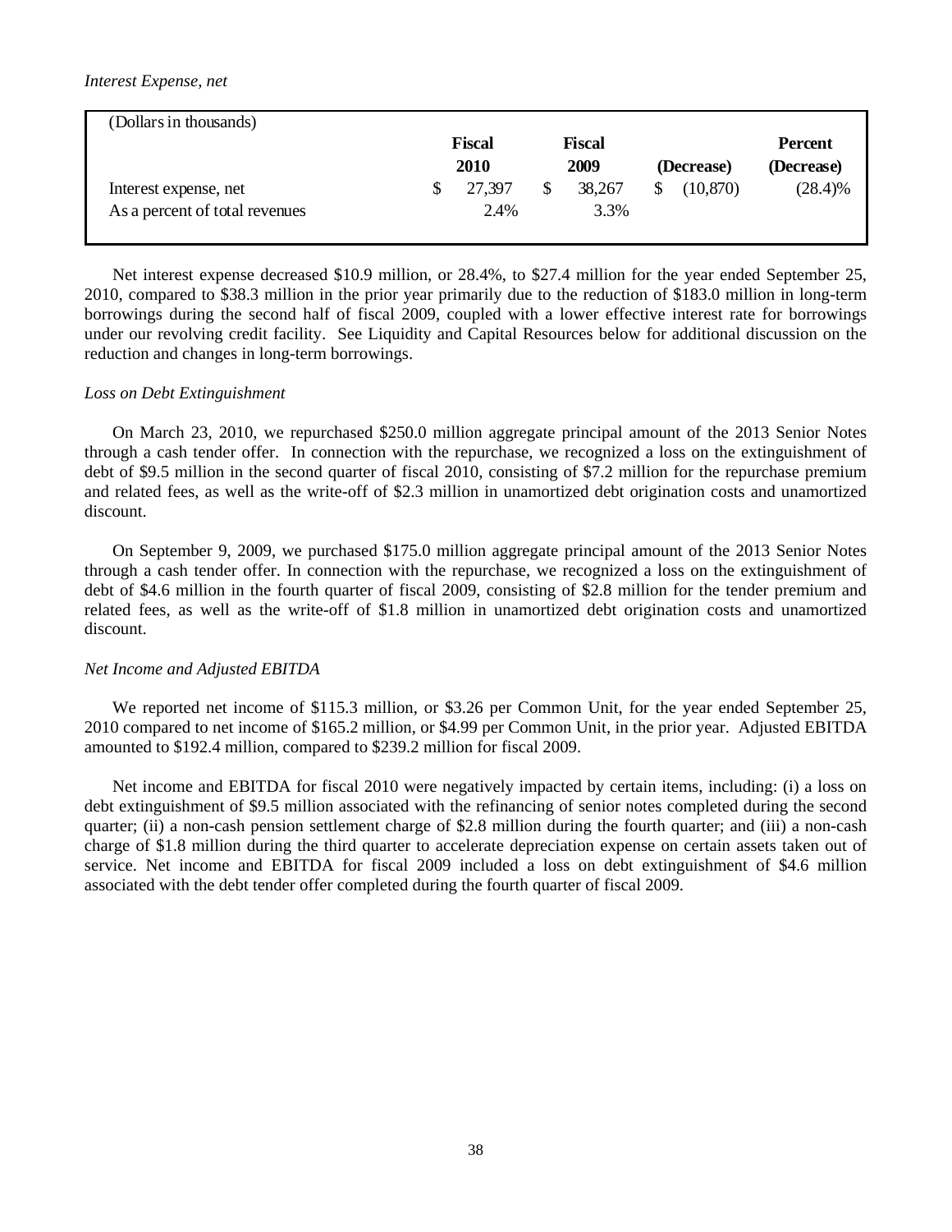*Interest Expense, net*

| (Dollars in thousands) | Fiscal 2010 | Fiscal 2009 | (Decrease) | Percent (Decrease) |
|---|---|---|---|---|
| Interest expense, net | $ 27,397 | $ 38,267 | $ (10,870) | (28.4)% |
| As a percent of total revenues | 2.4% | 3.3% | | |

Net interest expense decreased $10.9 million, or 28.4%, to $27.4 million for the year ended September 25, 2010, compared to $38.3 million in the prior year primarily due to the reduction of $183.0 million in long-term borrowings during the second half of fiscal 2009, coupled with a lower effective interest rate for borrowings under our revolving credit facility. See Liquidity and Capital Resources below for additional discussion on the reduction and changes in long-term borrowings.

*Loss on Debt Extinguishment*

On March 23, 2010, we repurchased $250.0 million aggregate principal amount of the 2013 Senior Notes through a cash tender offer. In connection with the repurchase, we recognized a loss on the extinguishment of debt of $9.5 million in the second quarter of fiscal 2010, consisting of $7.2 million for the repurchase premium and related fees, as well as the write-off of $2.3 million in unamortized debt origination costs and unamortized discount.

On September 9, 2009, we purchased $175.0 million aggregate principal amount of the 2013 Senior Notes through a cash tender offer. In connection with the repurchase, we recognized a loss on the extinguishment of debt of $4.6 million in the fourth quarter of fiscal 2009, consisting of $2.8 million for the tender premium and related fees, as well as the write-off of $1.8 million in unamortized debt origination costs and unamortized discount.

*Net Income and Adjusted EBITDA*

We reported net income of $115.3 million, or $3.26 per Common Unit, for the year ended September 25, 2010 compared to net income of $165.2 million, or $4.99 per Common Unit, in the prior year. Adjusted EBITDA amounted to $192.4 million, compared to $239.2 million for fiscal 2009.

Net income and EBITDA for fiscal 2010 were negatively impacted by certain items, including: (i) a loss on debt extinguishment of $9.5 million associated with the refinancing of senior notes completed during the second quarter; (ii) a non-cash pension settlement charge of $2.8 million during the fourth quarter; and (iii) a non-cash charge of $1.8 million during the third quarter to accelerate depreciation expense on certain assets taken out of service. Net income and EBITDA for fiscal 2009 included a loss on debt extinguishment of $4.6 million associated with the debt tender offer completed during the fourth quarter of fiscal 2009.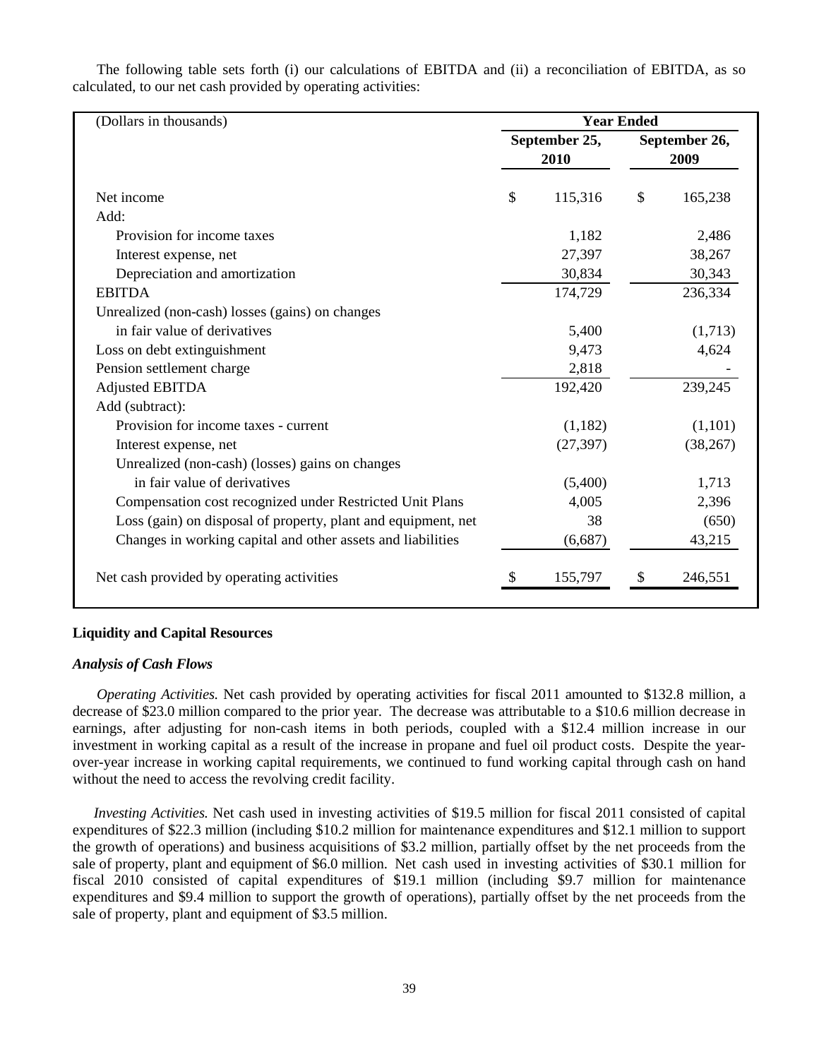The following table sets forth (i) our calculations of EBITDA and (ii) a reconciliation of EBITDA, as so calculated, to our net cash provided by operating activities:

| (Dollars in thousands) | Year Ended | |
|---|---|---|
| | September 25, 2010 | September 26, 2009 |
| Net income | $ 115,316 | $ 165,238 |
| Add: | | |
| Provision for income taxes | 1,182 | 2,486 |
| Interest expense, net | 27,397 | 38,267 |
| Depreciation and amortization | 30,834 | 30,343 |
| EBITDA | 174,729 | 236,334 |
| Unrealized (non-cash) losses (gains) on changes in fair value of derivatives | 5,400 | (1,713) |
| Loss on debt extinguishment | 9,473 | 4,624 |
| Pension settlement charge | 2,818 | - |
| Adjusted EBITDA | 192,420 | 239,245 |
| Add (subtract): | | |
| Provision for income taxes - current | (1,182) | (1,101) |
| Interest expense, net | (27,397) | (38,267) |
| Unrealized (non-cash) (losses) gains on changes in fair value of derivatives | (5,400) | 1,713 |
| Compensation cost recognized under Restricted Unit Plans | 4,005 | 2,396 |
| Loss (gain) on disposal of property, plant and equipment, net | 38 | (650) |
| Changes in working capital and other assets and liabilities | (6,687) | 43,215 |
| Net cash provided by operating activities | $ 155,797 | $ 246,551 |

**Liquidity and Capital Resources**

***Analysis of Cash Flows***

*Operating Activities.* Net cash provided by operating activities for fiscal 2011 amounted to $132.8 million, a decrease of $23.0 million compared to the prior year. The decrease was attributable to a $10.6 million decrease in earnings, after adjusting for non-cash items in both periods, coupled with a $12.4 million increase in our investment in working capital as a result of the increase in propane and fuel oil product costs. Despite the year-over-year increase in working capital requirements, we continued to fund working capital through cash on hand without the need to access the revolving credit facility.

*Investing Activities.* Net cash used in investing activities of $19.5 million for fiscal 2011 consisted of capital expenditures of $22.3 million (including $10.2 million for maintenance expenditures and $12.1 million to support the growth of operations) and business acquisitions of $3.2 million, partially offset by the net proceeds from the sale of property, plant and equipment of $6.0 million. Net cash used in investing activities of $30.1 million for fiscal 2010 consisted of capital expenditures of $19.1 million (including $9.7 million for maintenance expenditures and $9.4 million to support the growth of operations), partially offset by the net proceeds from the sale of property, plant and equipment of $3.5 million.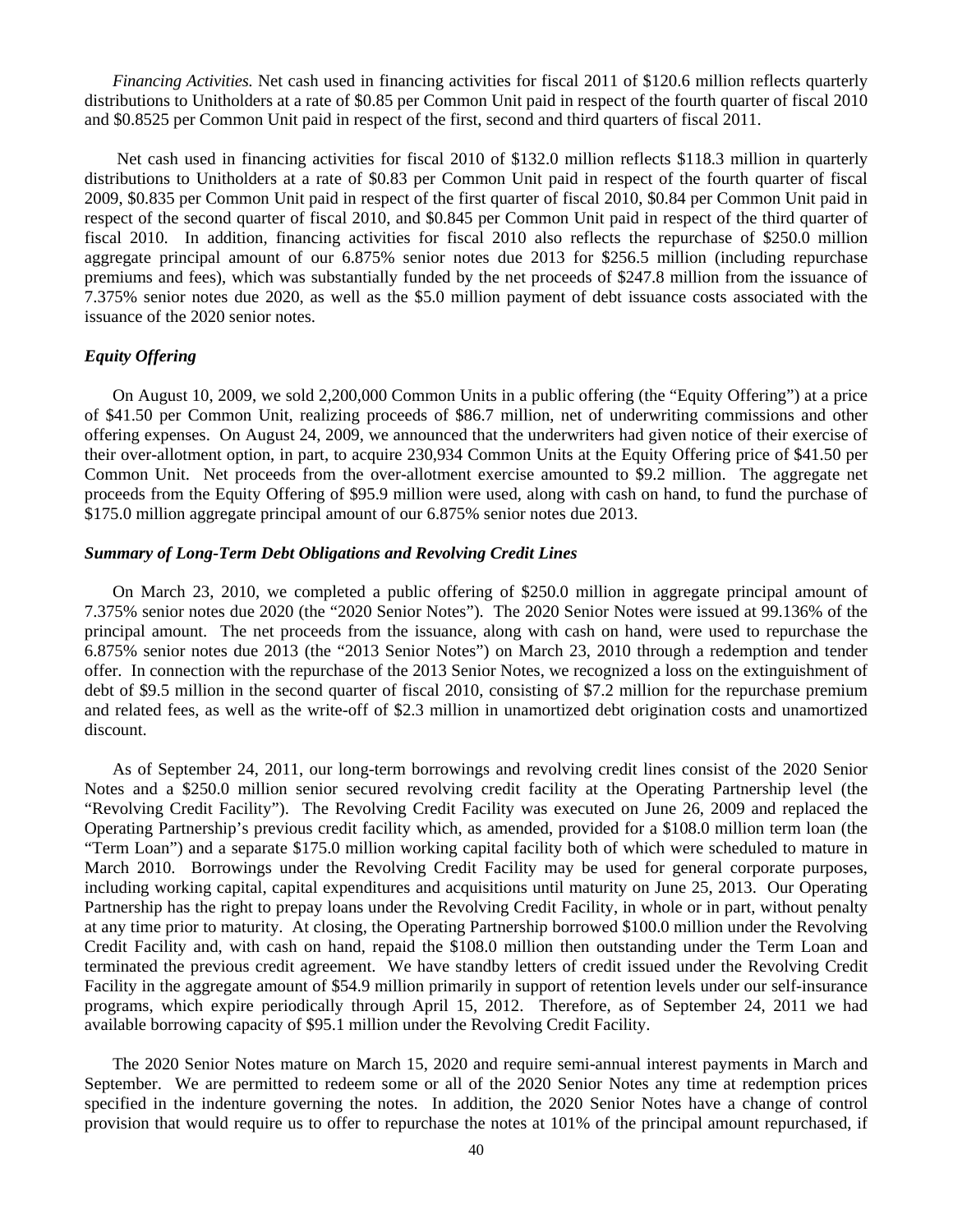*Financing Activities.* Net cash used in financing activities for fiscal 2011 of $120.6 million reflects quarterly distributions to Unitholders at a rate of $0.85 per Common Unit paid in respect of the fourth quarter of fiscal 2010 and $0.8525 per Common Unit paid in respect of the first, second and third quarters of fiscal 2011.

Net cash used in financing activities for fiscal 2010 of $132.0 million reflects $118.3 million in quarterly distributions to Unitholders at a rate of $0.83 per Common Unit paid in respect of the fourth quarter of fiscal 2009, $0.835 per Common Unit paid in respect of the first quarter of fiscal 2010, $0.84 per Common Unit paid in respect of the second quarter of fiscal 2010, and $0.845 per Common Unit paid in respect of the third quarter of fiscal 2010. In addition, financing activities for fiscal 2010 also reflects the repurchase of $250.0 million aggregate principal amount of our 6.875% senior notes due 2013 for $256.5 million (including repurchase premiums and fees), which was substantially funded by the net proceeds of $247.8 million from the issuance of 7.375% senior notes due 2020, as well as the $5.0 million payment of debt issuance costs associated with the issuance of the 2020 senior notes.

### *Equity Offering*

On August 10, 2009, we sold 2,200,000 Common Units in a public offering (the "Equity Offering") at a price of $41.50 per Common Unit, realizing proceeds of $86.7 million, net of underwriting commissions and other offering expenses. On August 24, 2009, we announced that the underwriters had given notice of their exercise of their over-allotment option, in part, to acquire 230,934 Common Units at the Equity Offering price of $41.50 per Common Unit. Net proceeds from the over-allotment exercise amounted to $9.2 million. The aggregate net proceeds from the Equity Offering of $95.9 million were used, along with cash on hand, to fund the purchase of $175.0 million aggregate principal amount of our 6.875% senior notes due 2013.

### *Summary of Long-Term Debt Obligations and Revolving Credit Lines*

On March 23, 2010, we completed a public offering of $250.0 million in aggregate principal amount of 7.375% senior notes due 2020 (the "2020 Senior Notes"). The 2020 Senior Notes were issued at 99.136% of the principal amount. The net proceeds from the issuance, along with cash on hand, were used to repurchase the 6.875% senior notes due 2013 (the "2013 Senior Notes") on March 23, 2010 through a redemption and tender offer. In connection with the repurchase of the 2013 Senior Notes, we recognized a loss on the extinguishment of debt of $9.5 million in the second quarter of fiscal 2010, consisting of $7.2 million for the repurchase premium and related fees, as well as the write-off of $2.3 million in unamortized debt origination costs and unamortized discount.

As of September 24, 2011, our long-term borrowings and revolving credit lines consist of the 2020 Senior Notes and a $250.0 million senior secured revolving credit facility at the Operating Partnership level (the "Revolving Credit Facility"). The Revolving Credit Facility was executed on June 26, 2009 and replaced the Operating Partnership's previous credit facility which, as amended, provided for a $108.0 million term loan (the "Term Loan") and a separate $175.0 million working capital facility both of which were scheduled to mature in March 2010. Borrowings under the Revolving Credit Facility may be used for general corporate purposes, including working capital, capital expenditures and acquisitions until maturity on June 25, 2013. Our Operating Partnership has the right to prepay loans under the Revolving Credit Facility, in whole or in part, without penalty at any time prior to maturity. At closing, the Operating Partnership borrowed $100.0 million under the Revolving Credit Facility and, with cash on hand, repaid the $108.0 million then outstanding under the Term Loan and terminated the previous credit agreement. We have standby letters of credit issued under the Revolving Credit Facility in the aggregate amount of $54.9 million primarily in support of retention levels under our self-insurance programs, which expire periodically through April 15, 2012. Therefore, as of September 24, 2011 we had available borrowing capacity of $95.1 million under the Revolving Credit Facility.

The 2020 Senior Notes mature on March 15, 2020 and require semi-annual interest payments in March and September. We are permitted to redeem some or all of the 2020 Senior Notes any time at redemption prices specified in the indenture governing the notes. In addition, the 2020 Senior Notes have a change of control provision that would require us to offer to repurchase the notes at 101% of the principal amount repurchased, if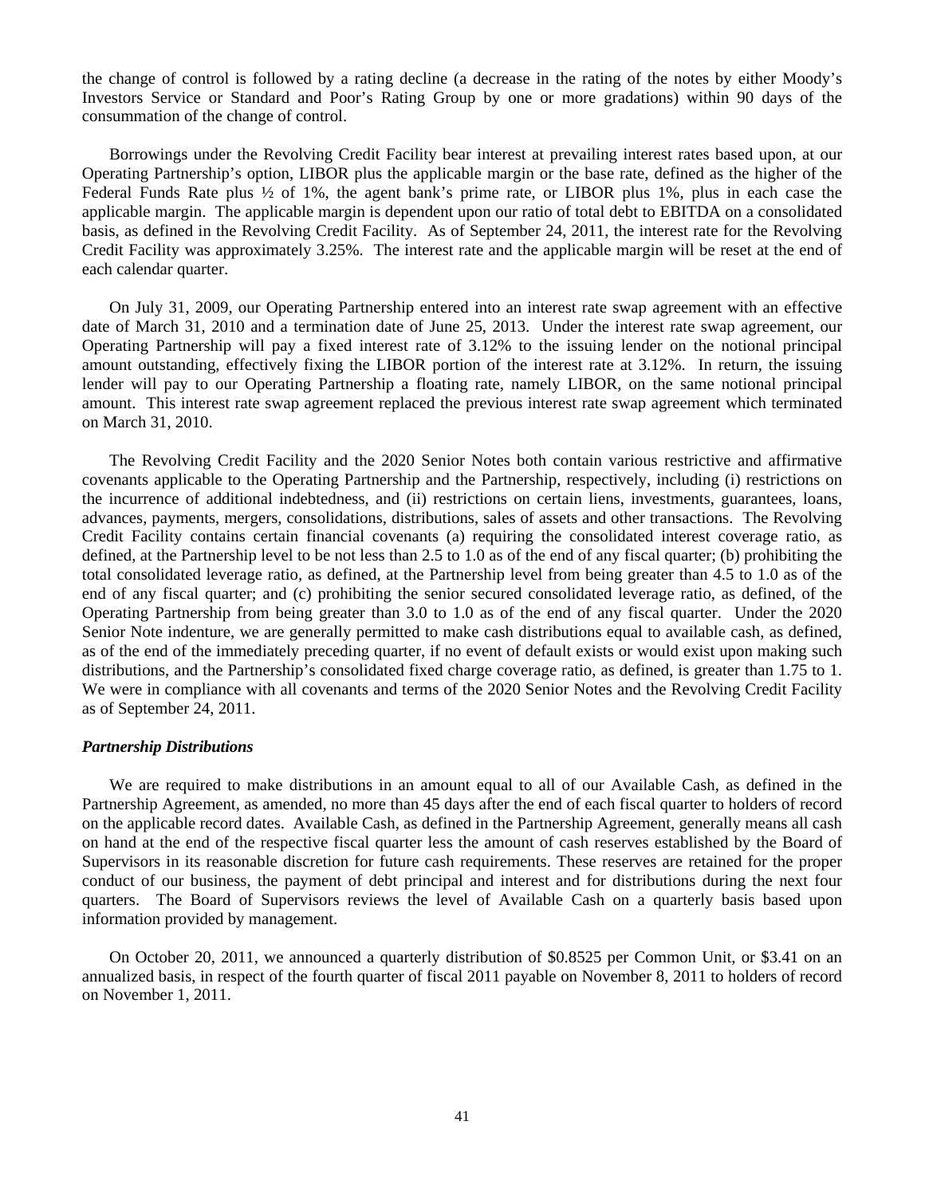the change of control is followed by a rating decline (a decrease in the rating of the notes by either Moody's Investors Service or Standard and Poor's Rating Group by one or more gradations) within 90 days of the consummation of the change of control.

Borrowings under the Revolving Credit Facility bear interest at prevailing interest rates based upon, at our Operating Partnership's option, LIBOR plus the applicable margin or the base rate, defined as the higher of the Federal Funds Rate plus ½ of 1%, the agent bank's prime rate, or LIBOR plus 1%, plus in each case the applicable margin. The applicable margin is dependent upon our ratio of total debt to EBITDA on a consolidated basis, as defined in the Revolving Credit Facility. As of September 24, 2011, the interest rate for the Revolving Credit Facility was approximately 3.25%. The interest rate and the applicable margin will be reset at the end of each calendar quarter.

On July 31, 2009, our Operating Partnership entered into an interest rate swap agreement with an effective date of March 31, 2010 and a termination date of June 25, 2013. Under the interest rate swap agreement, our Operating Partnership will pay a fixed interest rate of 3.12% to the issuing lender on the notional principal amount outstanding, effectively fixing the LIBOR portion of the interest rate at 3.12%. In return, the issuing lender will pay to our Operating Partnership a floating rate, namely LIBOR, on the same notional principal amount. This interest rate swap agreement replaced the previous interest rate swap agreement which terminated on March 31, 2010.

The Revolving Credit Facility and the 2020 Senior Notes both contain various restrictive and affirmative covenants applicable to the Operating Partnership and the Partnership, respectively, including (i) restrictions on the incurrence of additional indebtedness, and (ii) restrictions on certain liens, investments, guarantees, loans, advances, payments, mergers, consolidations, distributions, sales of assets and other transactions. The Revolving Credit Facility contains certain financial covenants (a) requiring the consolidated interest coverage ratio, as defined, at the Partnership level to be not less than 2.5 to 1.0 as of the end of any fiscal quarter; (b) prohibiting the total consolidated leverage ratio, as defined, at the Partnership level from being greater than 4.5 to 1.0 as of the end of any fiscal quarter; and (c) prohibiting the senior secured consolidated leverage ratio, as defined, of the Operating Partnership from being greater than 3.0 to 1.0 as of the end of any fiscal quarter. Under the 2020 Senior Note indenture, we are generally permitted to make cash distributions equal to available cash, as defined, as of the end of the immediately preceding quarter, if no event of default exists or would exist upon making such distributions, and the Partnership's consolidated fixed charge coverage ratio, as defined, is greater than 1.75 to 1. We were in compliance with all covenants and terms of the 2020 Senior Notes and the Revolving Credit Facility as of September 24, 2011.

***Partnership Distributions***

We are required to make distributions in an amount equal to all of our Available Cash, as defined in the Partnership Agreement, as amended, no more than 45 days after the end of each fiscal quarter to holders of record on the applicable record dates. Available Cash, as defined in the Partnership Agreement, generally means all cash on hand at the end of the respective fiscal quarter less the amount of cash reserves established by the Board of Supervisors in its reasonable discretion for future cash requirements. These reserves are retained for the proper conduct of our business, the payment of debt principal and interest and for distributions during the next four quarters. The Board of Supervisors reviews the level of Available Cash on a quarterly basis based upon information provided by management.

On October 20, 2011, we announced a quarterly distribution of $0.8525 per Common Unit, or $3.41 on an annualized basis, in respect of the fourth quarter of fiscal 2011 payable on November 8, 2011 to holders of record on November 1, 2011.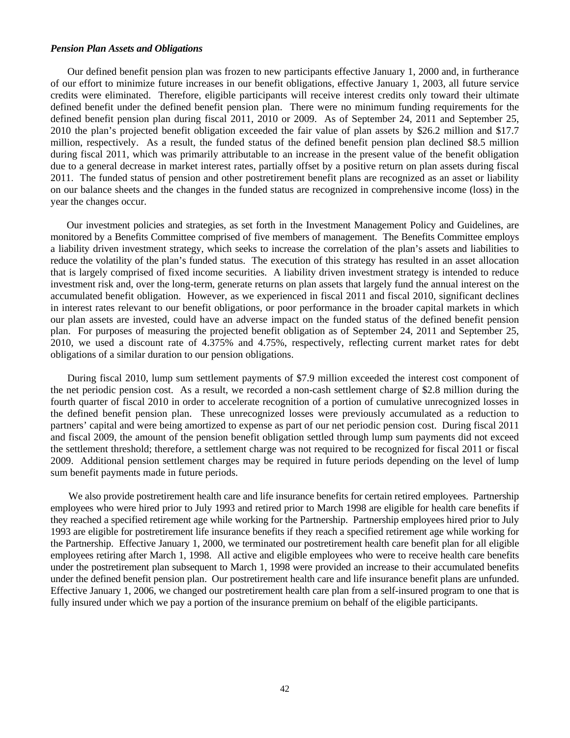***Pension Plan Assets and Obligations***

Our defined benefit pension plan was frozen to new participants effective January 1, 2000 and, in furtherance of our effort to minimize future increases in our benefit obligations, effective January 1, 2003, all future service credits were eliminated. Therefore, eligible participants will receive interest credits only toward their ultimate defined benefit under the defined benefit pension plan. There were no minimum funding requirements for the defined benefit pension plan during fiscal 2011, 2010 or 2009. As of September 24, 2011 and September 25, 2010 the plan's projected benefit obligation exceeded the fair value of plan assets by $26.2 million and $17.7 million, respectively. As a result, the funded status of the defined benefit pension plan declined $8.5 million during fiscal 2011, which was primarily attributable to an increase in the present value of the benefit obligation due to a general decrease in market interest rates, partially offset by a positive return on plan assets during fiscal 2011. The funded status of pension and other postretirement benefit plans are recognized as an asset or liability on our balance sheets and the changes in the funded status are recognized in comprehensive income (loss) in the year the changes occur.

Our investment policies and strategies, as set forth in the Investment Management Policy and Guidelines, are monitored by a Benefits Committee comprised of five members of management. The Benefits Committee employs a liability driven investment strategy, which seeks to increase the correlation of the plan's assets and liabilities to reduce the volatility of the plan's funded status. The execution of this strategy has resulted in an asset allocation that is largely comprised of fixed income securities. A liability driven investment strategy is intended to reduce investment risk and, over the long-term, generate returns on plan assets that largely fund the annual interest on the accumulated benefit obligation. However, as we experienced in fiscal 2011 and fiscal 2010, significant declines in interest rates relevant to our benefit obligations, or poor performance in the broader capital markets in which our plan assets are invested, could have an adverse impact on the funded status of the defined benefit pension plan. For purposes of measuring the projected benefit obligation as of September 24, 2011 and September 25, 2010, we used a discount rate of 4.375% and 4.75%, respectively, reflecting current market rates for debt obligations of a similar duration to our pension obligations.

During fiscal 2010, lump sum settlement payments of $7.9 million exceeded the interest cost component of the net periodic pension cost. As a result, we recorded a non-cash settlement charge of $2.8 million during the fourth quarter of fiscal 2010 in order to accelerate recognition of a portion of cumulative unrecognized losses in the defined benefit pension plan. These unrecognized losses were previously accumulated as a reduction to partners' capital and were being amortized to expense as part of our net periodic pension cost. During fiscal 2011 and fiscal 2009, the amount of the pension benefit obligation settled through lump sum payments did not exceed the settlement threshold; therefore, a settlement charge was not required to be recognized for fiscal 2011 or fiscal 2009. Additional pension settlement charges may be required in future periods depending on the level of lump sum benefit payments made in future periods.

We also provide postretirement health care and life insurance benefits for certain retired employees. Partnership employees who were hired prior to July 1993 and retired prior to March 1998 are eligible for health care benefits if they reached a specified retirement age while working for the Partnership. Partnership employees hired prior to July 1993 are eligible for postretirement life insurance benefits if they reach a specified retirement age while working for the Partnership. Effective January 1, 2000, we terminated our postretirement health care benefit plan for all eligible employees retiring after March 1, 1998. All active and eligible employees who were to receive health care benefits under the postretirement plan subsequent to March 1, 1998 were provided an increase to their accumulated benefits under the defined benefit pension plan. Our postretirement health care and life insurance benefit plans are unfunded. Effective January 1, 2006, we changed our postretirement health care plan from a self-insured program to one that is fully insured under which we pay a portion of the insurance premium on behalf of the eligible participants.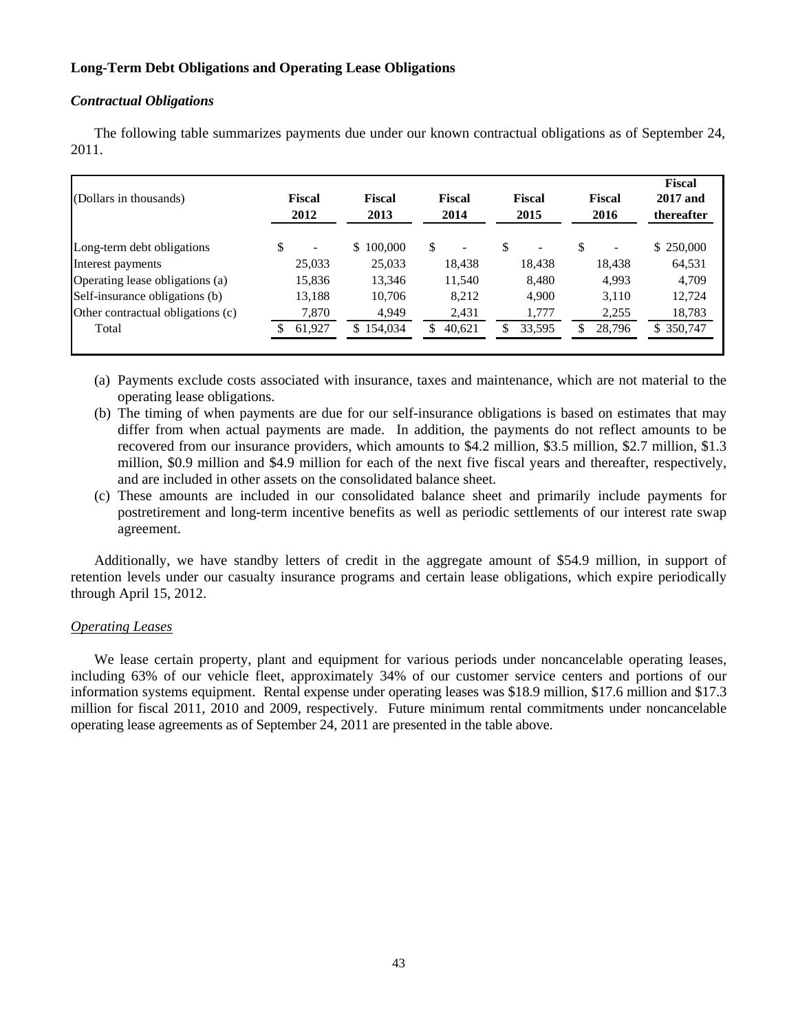### Long-Term Debt Obligations and Operating Lease Obligations

#### *Contractual Obligations*

The following table summarizes payments due under our known contractual obligations as of September 24, 2011.

| (Dollars in thousands) | Fiscal 2012 | Fiscal 2013 | Fiscal 2014 | Fiscal 2015 | Fiscal 2016 | Fiscal 2017 and thereafter |
|---|---|---|---|---|---|---|
| Long-term debt obligations | $ - | $ 100,000 | $ - | $ - | $ - | $ 250,000 |
| Interest payments | 25,033 | 25,033 | 18,438 | 18,438 | 18,438 | 64,531 |
| Operating lease obligations (a) | 15,836 | 13,346 | 11,540 | 8,480 | 4,993 | 4,709 |
| Self-insurance obligations (b) | 13,188 | 10,706 | 8,212 | 4,900 | 3,110 | 12,724 |
| Other contractual obligations (c) | 7,870 | 4,949 | 2,431 | 1,777 | 2,255 | 18,783 |
| Total | $ 61,927 | $ 154,034 | $ 40,621 | $ 33,595 | $ 28,796 | $ 350,747 |

(a) Payments exclude costs associated with insurance, taxes and maintenance, which are not material to the operating lease obligations.

(b) The timing of when payments are due for our self-insurance obligations is based on estimates that may differ from when actual payments are made. In addition, the payments do not reflect amounts to be recovered from our insurance providers, which amounts to \$4.2 million, \$3.5 million, \$2.7 million, \$1.3 million, \$0.9 million and \$4.9 million for each of the next five fiscal years and thereafter, respectively, and are included in other assets on the consolidated balance sheet.

(c) These amounts are included in our consolidated balance sheet and primarily include payments for postretirement and long-term incentive benefits as well as periodic settlements of our interest rate swap agreement.

Additionally, we have standby letters of credit in the aggregate amount of \$54.9 million, in support of retention levels under our casualty insurance programs and certain lease obligations, which expire periodically through April 15, 2012.

*Operating Leases*

We lease certain property, plant and equipment for various periods under noncancelable operating leases, including 63% of our vehicle fleet, approximately 34% of our customer service centers and portions of our information systems equipment. Rental expense under operating leases was \$18.9 million, \$17.6 million and \$17.3 million for fiscal 2011, 2010 and 2009, respectively. Future minimum rental commitments under noncancelable operating lease agreements as of September 24, 2011 are presented in the table above.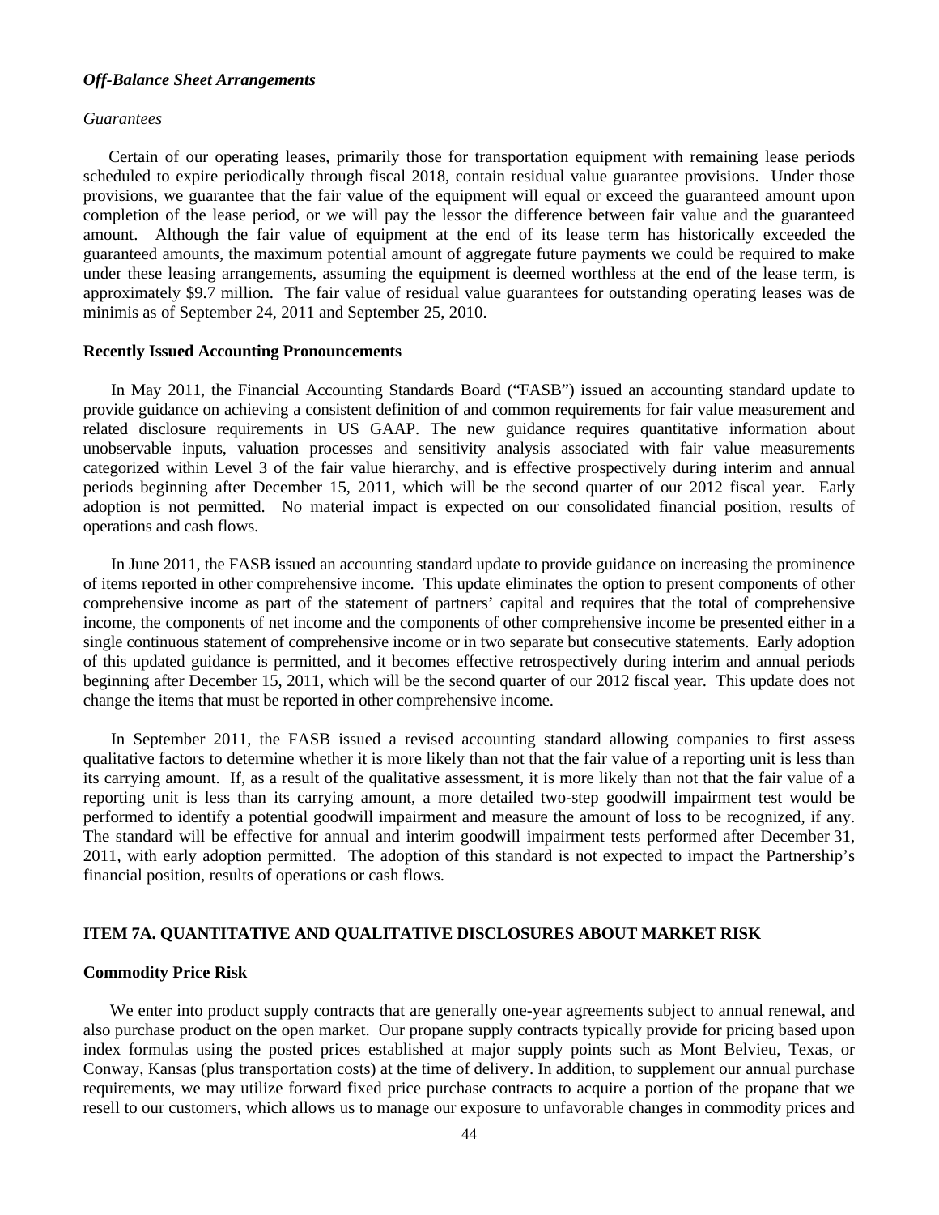***Off-Balance Sheet Arrangements***

*Guarantees*

Certain of our operating leases, primarily those for transportation equipment with remaining lease periods scheduled to expire periodically through fiscal 2018, contain residual value guarantee provisions. Under those provisions, we guarantee that the fair value of the equipment will equal or exceed the guaranteed amount upon completion of the lease period, or we will pay the lessor the difference between fair value and the guaranteed amount. Although the fair value of equipment at the end of its lease term has historically exceeded the guaranteed amounts, the maximum potential amount of aggregate future payments we could be required to make under these leasing arrangements, assuming the equipment is deemed worthless at the end of the lease term, is approximately $9.7 million. The fair value of residual value guarantees for outstanding operating leases was de minimis as of September 24, 2011 and September 25, 2010.

**Recently Issued Accounting Pronouncements**

In May 2011, the Financial Accounting Standards Board ("FASB") issued an accounting standard update to provide guidance on achieving a consistent definition of and common requirements for fair value measurement and related disclosure requirements in US GAAP. The new guidance requires quantitative information about unobservable inputs, valuation processes and sensitivity analysis associated with fair value measurements categorized within Level 3 of the fair value hierarchy, and is effective prospectively during interim and annual periods beginning after December 15, 2011, which will be the second quarter of our 2012 fiscal year. Early adoption is not permitted. No material impact is expected on our consolidated financial position, results of operations and cash flows.

In June 2011, the FASB issued an accounting standard update to provide guidance on increasing the prominence of items reported in other comprehensive income. This update eliminates the option to present components of other comprehensive income as part of the statement of partners' capital and requires that the total of comprehensive income, the components of net income and the components of other comprehensive income be presented either in a single continuous statement of comprehensive income or in two separate but consecutive statements. Early adoption of this updated guidance is permitted, and it becomes effective retrospectively during interim and annual periods beginning after December 15, 2011, which will be the second quarter of our 2012 fiscal year. This update does not change the items that must be reported in other comprehensive income.

In September 2011, the FASB issued a revised accounting standard allowing companies to first assess qualitative factors to determine whether it is more likely than not that the fair value of a reporting unit is less than its carrying amount. If, as a result of the qualitative assessment, it is more likely than not that the fair value of a reporting unit is less than its carrying amount, a more detailed two-step goodwill impairment test would be performed to identify a potential goodwill impairment and measure the amount of loss to be recognized, if any. The standard will be effective for annual and interim goodwill impairment tests performed after December 31, 2011, with early adoption permitted. The adoption of this standard is not expected to impact the Partnership's financial position, results of operations or cash flows.

## ITEM 7A. QUANTITATIVE AND QUALITATIVE DISCLOSURES ABOUT MARKET RISK

**Commodity Price Risk**

We enter into product supply contracts that are generally one-year agreements subject to annual renewal, and also purchase product on the open market. Our propane supply contracts typically provide for pricing based upon index formulas using the posted prices established at major supply points such as Mont Belvieu, Texas, or Conway, Kansas (plus transportation costs) at the time of delivery. In addition, to supplement our annual purchase requirements, we may utilize forward fixed price purchase contracts to acquire a portion of the propane that we resell to our customers, which allows us to manage our exposure to unfavorable changes in commodity prices and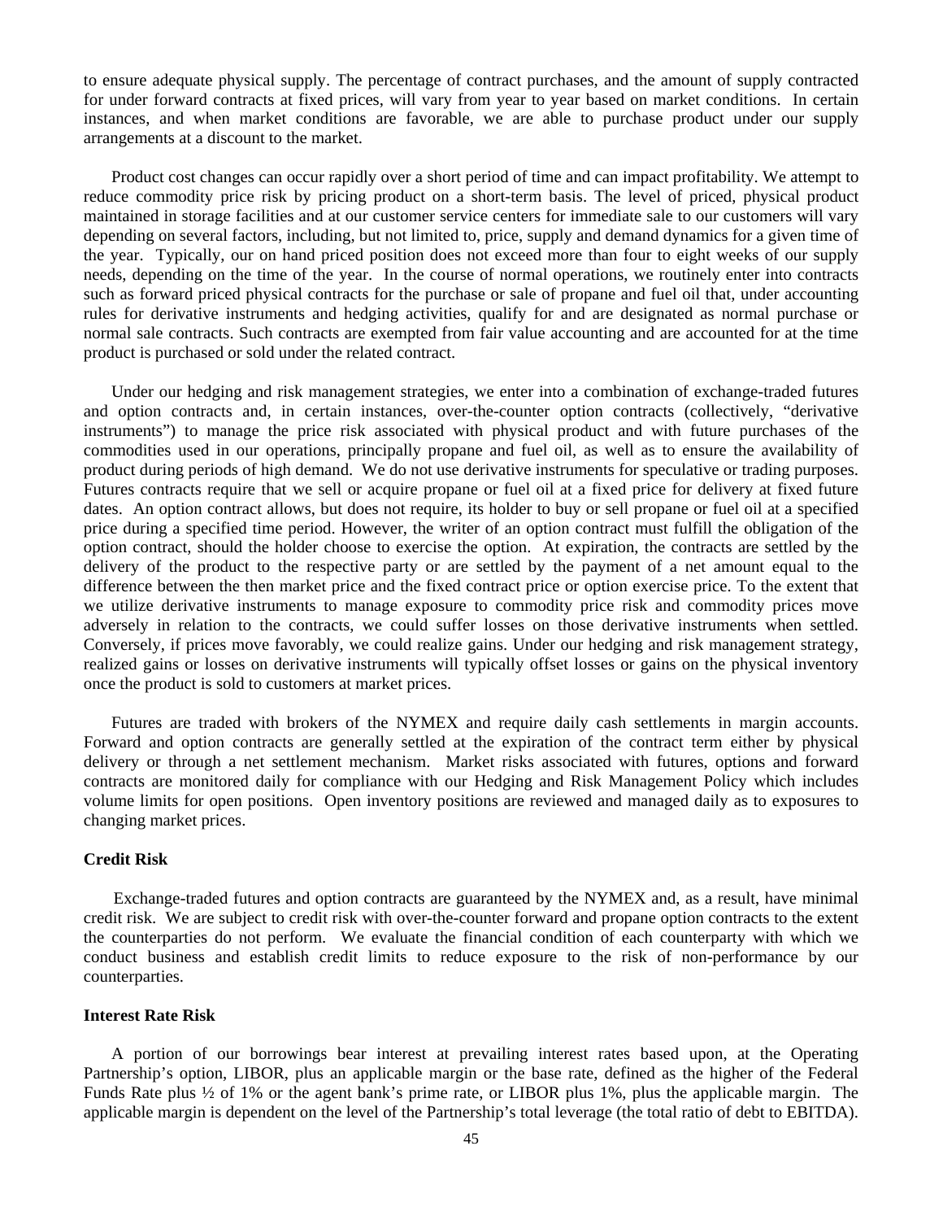to ensure adequate physical supply. The percentage of contract purchases, and the amount of supply contracted for under forward contracts at fixed prices, will vary from year to year based on market conditions. In certain instances, and when market conditions are favorable, we are able to purchase product under our supply arrangements at a discount to the market.

Product cost changes can occur rapidly over a short period of time and can impact profitability. We attempt to reduce commodity price risk by pricing product on a short-term basis. The level of priced, physical product maintained in storage facilities and at our customer service centers for immediate sale to our customers will vary depending on several factors, including, but not limited to, price, supply and demand dynamics for a given time of the year. Typically, our on hand priced position does not exceed more than four to eight weeks of our supply needs, depending on the time of the year. In the course of normal operations, we routinely enter into contracts such as forward priced physical contracts for the purchase or sale of propane and fuel oil that, under accounting rules for derivative instruments and hedging activities, qualify for and are designated as normal purchase or normal sale contracts. Such contracts are exempted from fair value accounting and are accounted for at the time product is purchased or sold under the related contract.

Under our hedging and risk management strategies, we enter into a combination of exchange-traded futures and option contracts and, in certain instances, over-the-counter option contracts (collectively, "derivative instruments") to manage the price risk associated with physical product and with future purchases of the commodities used in our operations, principally propane and fuel oil, as well as to ensure the availability of product during periods of high demand. We do not use derivative instruments for speculative or trading purposes. Futures contracts require that we sell or acquire propane or fuel oil at a fixed price for delivery at fixed future dates. An option contract allows, but does not require, its holder to buy or sell propane or fuel oil at a specified price during a specified time period. However, the writer of an option contract must fulfill the obligation of the option contract, should the holder choose to exercise the option. At expiration, the contracts are settled by the delivery of the product to the respective party or are settled by the payment of a net amount equal to the difference between the then market price and the fixed contract price or option exercise price. To the extent that we utilize derivative instruments to manage exposure to commodity price risk and commodity prices move adversely in relation to the contracts, we could suffer losses on those derivative instruments when settled. Conversely, if prices move favorably, we could realize gains. Under our hedging and risk management strategy, realized gains or losses on derivative instruments will typically offset losses or gains on the physical inventory once the product is sold to customers at market prices.

Futures are traded with brokers of the NYMEX and require daily cash settlements in margin accounts. Forward and option contracts are generally settled at the expiration of the contract term either by physical delivery or through a net settlement mechanism. Market risks associated with futures, options and forward contracts are monitored daily for compliance with our Hedging and Risk Management Policy which includes volume limits for open positions. Open inventory positions are reviewed and managed daily as to exposures to changing market prices.

**Credit Risk**

Exchange-traded futures and option contracts are guaranteed by the NYMEX and, as a result, have minimal credit risk. We are subject to credit risk with over-the-counter forward and propane option contracts to the extent the counterparties do not perform. We evaluate the financial condition of each counterparty with which we conduct business and establish credit limits to reduce exposure to the risk of non-performance by our counterparties.

**Interest Rate Risk**

A portion of our borrowings bear interest at prevailing interest rates based upon, at the Operating Partnership's option, LIBOR, plus an applicable margin or the base rate, defined as the higher of the Federal Funds Rate plus ½ of 1% or the agent bank's prime rate, or LIBOR plus 1%, plus the applicable margin. The applicable margin is dependent on the level of the Partnership's total leverage (the total ratio of debt to EBITDA).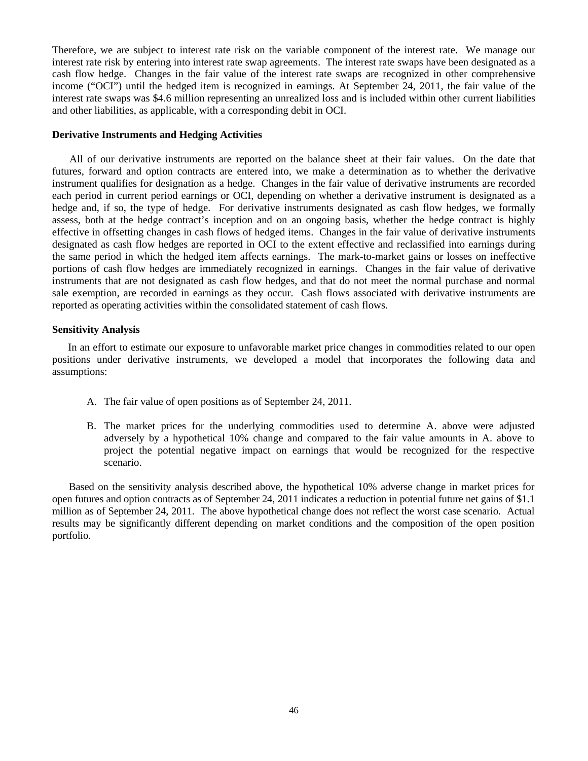Therefore, we are subject to interest rate risk on the variable component of the interest rate. We manage our interest rate risk by entering into interest rate swap agreements. The interest rate swaps have been designated as a cash flow hedge. Changes in the fair value of the interest rate swaps are recognized in other comprehensive income ("OCI") until the hedged item is recognized in earnings. At September 24, 2011, the fair value of the interest rate swaps was $4.6 million representing an unrealized loss and is included within other current liabilities and other liabilities, as applicable, with a corresponding debit in OCI.

**Derivative Instruments and Hedging Activities**

All of our derivative instruments are reported on the balance sheet at their fair values. On the date that futures, forward and option contracts are entered into, we make a determination as to whether the derivative instrument qualifies for designation as a hedge. Changes in the fair value of derivative instruments are recorded each period in current period earnings or OCI, depending on whether a derivative instrument is designated as a hedge and, if so, the type of hedge. For derivative instruments designated as cash flow hedges, we formally assess, both at the hedge contract's inception and on an ongoing basis, whether the hedge contract is highly effective in offsetting changes in cash flows of hedged items. Changes in the fair value of derivative instruments designated as cash flow hedges are reported in OCI to the extent effective and reclassified into earnings during the same period in which the hedged item affects earnings. The mark-to-market gains or losses on ineffective portions of cash flow hedges are immediately recognized in earnings. Changes in the fair value of derivative instruments that are not designated as cash flow hedges, and that do not meet the normal purchase and normal sale exemption, are recorded in earnings as they occur. Cash flows associated with derivative instruments are reported as operating activities within the consolidated statement of cash flows.

**Sensitivity Analysis**

In an effort to estimate our exposure to unfavorable market price changes in commodities related to our open positions under derivative instruments, we developed a model that incorporates the following data and assumptions:

A. The fair value of open positions as of September 24, 2011.

B. The market prices for the underlying commodities used to determine A. above were adjusted adversely by a hypothetical 10% change and compared to the fair value amounts in A. above to project the potential negative impact on earnings that would be recognized for the respective scenario.

Based on the sensitivity analysis described above, the hypothetical 10% adverse change in market prices for open futures and option contracts as of September 24, 2011 indicates a reduction in potential future net gains of $1.1 million as of September 24, 2011. The above hypothetical change does not reflect the worst case scenario. Actual results may be significantly different depending on market conditions and the composition of the open position portfolio.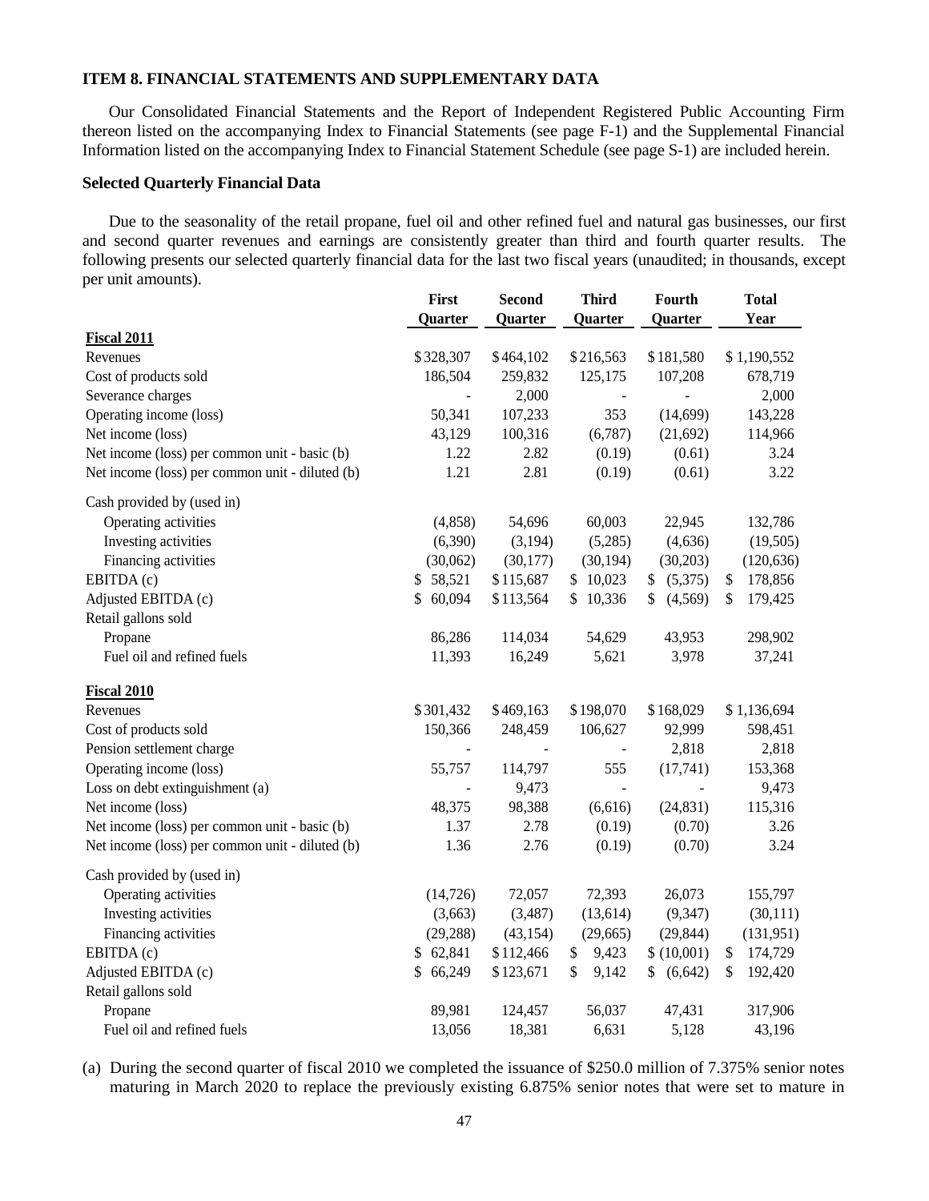## ITEM 8. FINANCIAL STATEMENTS AND SUPPLEMENTARY DATA

Our Consolidated Financial Statements and the Report of Independent Registered Public Accounting Firm thereon listed on the accompanying Index to Financial Statements (see page F-1) and the Supplemental Financial Information listed on the accompanying Index to Financial Statement Schedule (see page S-1) are included herein.

### Selected Quarterly Financial Data

Due to the seasonality of the retail propane, fuel oil and other refined fuel and natural gas businesses, our first and second quarter revenues and earnings are consistently greater than third and fourth quarter results. The following presents our selected quarterly financial data for the last two fiscal years (unaudited; in thousands, except per unit amounts).

| | First Quarter | Second Quarter | Third Quarter | Fourth Quarter | Total Year |
|---|---|---|---|---|---|
| **Fiscal 2011** | | | | | |
| Revenues | $328,307 | $464,102 | $216,563 | $181,580 | $1,190,552 |
| Cost of products sold | 186,504 | 259,832 | 125,175 | 107,208 | 678,719 |
| Severance charges | - | 2,000 | - | - | 2,000 |
| Operating income (loss) | 50,341 | 107,233 | 353 | (14,699) | 143,228 |
| Net income (loss) | 43,129 | 100,316 | (6,787) | (21,692) | 114,966 |
| Net income (loss) per common unit - basic (b) | 1.22 | 2.82 | (0.19) | (0.61) | 3.24 |
| Net income (loss) per common unit - diluted (b) | 1.21 | 2.81 | (0.19) | (0.61) | 3.22 |
| Cash provided by (used in) | | | | | |
| Operating activities | (4,858) | 54,696 | 60,003 | 22,945 | 132,786 |
| Investing activities | (6,390) | (3,194) | (5,285) | (4,636) | (19,505) |
| Financing activities | (30,062) | (30,177) | (30,194) | (30,203) | (120,636) |
| EBITDA (c) | $ 58,521 | $115,687 | $ 10,023 | $ (5,375) | $ 178,856 |
| Adjusted EBITDA (c) | $ 60,094 | $113,564 | $ 10,336 | $ (4,569) | $ 179,425 |
| Retail gallons sold | | | | | |
| Propane | 86,286 | 114,034 | 54,629 | 43,953 | 298,902 |
| Fuel oil and refined fuels | 11,393 | 16,249 | 5,621 | 3,978 | 37,241 |
| **Fiscal 2010** | | | | | |
| Revenues | $301,432 | $469,163 | $198,070 | $168,029 | $1,136,694 |
| Cost of products sold | 150,366 | 248,459 | 106,627 | 92,999 | 598,451 |
| Pension settlement charge | - | - | - | 2,818 | 2,818 |
| Operating income (loss) | 55,757 | 114,797 | 555 | (17,741) | 153,368 |
| Loss on debt extinguishment (a) | - | 9,473 | - | - | 9,473 |
| Net income (loss) | 48,375 | 98,388 | (6,616) | (24,831) | 115,316 |
| Net income (loss) per common unit - basic (b) | 1.37 | 2.78 | (0.19) | (0.70) | 3.26 |
| Net income (loss) per common unit - diluted (b) | 1.36 | 2.76 | (0.19) | (0.70) | 3.24 |
| Cash provided by (used in) | | | | | |
| Operating activities | (14,726) | 72,057 | 72,393 | 26,073 | 155,797 |
| Investing activities | (3,663) | (3,487) | (13,614) | (9,347) | (30,111) |
| Financing activities | (29,288) | (43,154) | (29,665) | (29,844) | (131,951) |
| EBITDA (c) | $ 62,841 | $112,466 | $ 9,423 | $ (10,001) | $ 174,729 |
| Adjusted EBITDA (c) | $ 66,249 | $123,671 | $ 9,142 | $ (6,642) | $ 192,420 |
| Retail gallons sold | | | | | |
| Propane | 89,981 | 124,457 | 56,037 | 47,431 | 317,906 |
| Fuel oil and refined fuels | 13,056 | 18,381 | 6,631 | 5,128 | 43,196 |

(a) During the second quarter of fiscal 2010 we completed the issuance of $250.0 million of 7.375% senior notes maturing in March 2020 to replace the previously existing 6.875% senior notes that were set to mature in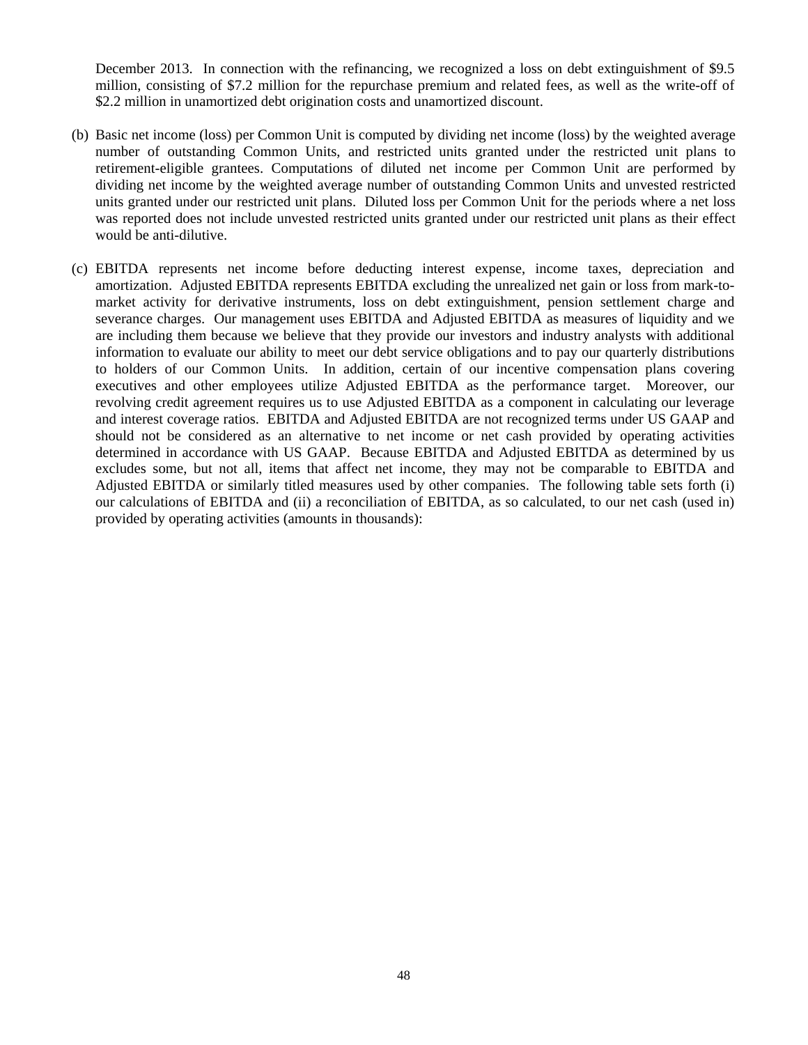December 2013. In connection with the refinancing, we recognized a loss on debt extinguishment of $9.5 million, consisting of $7.2 million for the repurchase premium and related fees, as well as the write-off of $2.2 million in unamortized debt origination costs and unamortized discount.

(b) Basic net income (loss) per Common Unit is computed by dividing net income (loss) by the weighted average number of outstanding Common Units, and restricted units granted under the restricted unit plans to retirement-eligible grantees. Computations of diluted net income per Common Unit are performed by dividing net income by the weighted average number of outstanding Common Units and unvested restricted units granted under our restricted unit plans. Diluted loss per Common Unit for the periods where a net loss was reported does not include unvested restricted units granted under our restricted unit plans as their effect would be anti-dilutive.

(c) EBITDA represents net income before deducting interest expense, income taxes, depreciation and amortization. Adjusted EBITDA represents EBITDA excluding the unrealized net gain or loss from mark-to-market activity for derivative instruments, loss on debt extinguishment, pension settlement charge and severance charges. Our management uses EBITDA and Adjusted EBITDA as measures of liquidity and we are including them because we believe that they provide our investors and industry analysts with additional information to evaluate our ability to meet our debt service obligations and to pay our quarterly distributions to holders of our Common Units. In addition, certain of our incentive compensation plans covering executives and other employees utilize Adjusted EBITDA as the performance target. Moreover, our revolving credit agreement requires us to use Adjusted EBITDA as a component in calculating our leverage and interest coverage ratios. EBITDA and Adjusted EBITDA are not recognized terms under US GAAP and should not be considered as an alternative to net income or net cash provided by operating activities determined in accordance with US GAAP. Because EBITDA and Adjusted EBITDA as determined by us excludes some, but not all, items that affect net income, they may not be comparable to EBITDA and Adjusted EBITDA or similarly titled measures used by other companies. The following table sets forth (i) our calculations of EBITDA and (ii) a reconciliation of EBITDA, as so calculated, to our net cash (used in) provided by operating activities (amounts in thousands):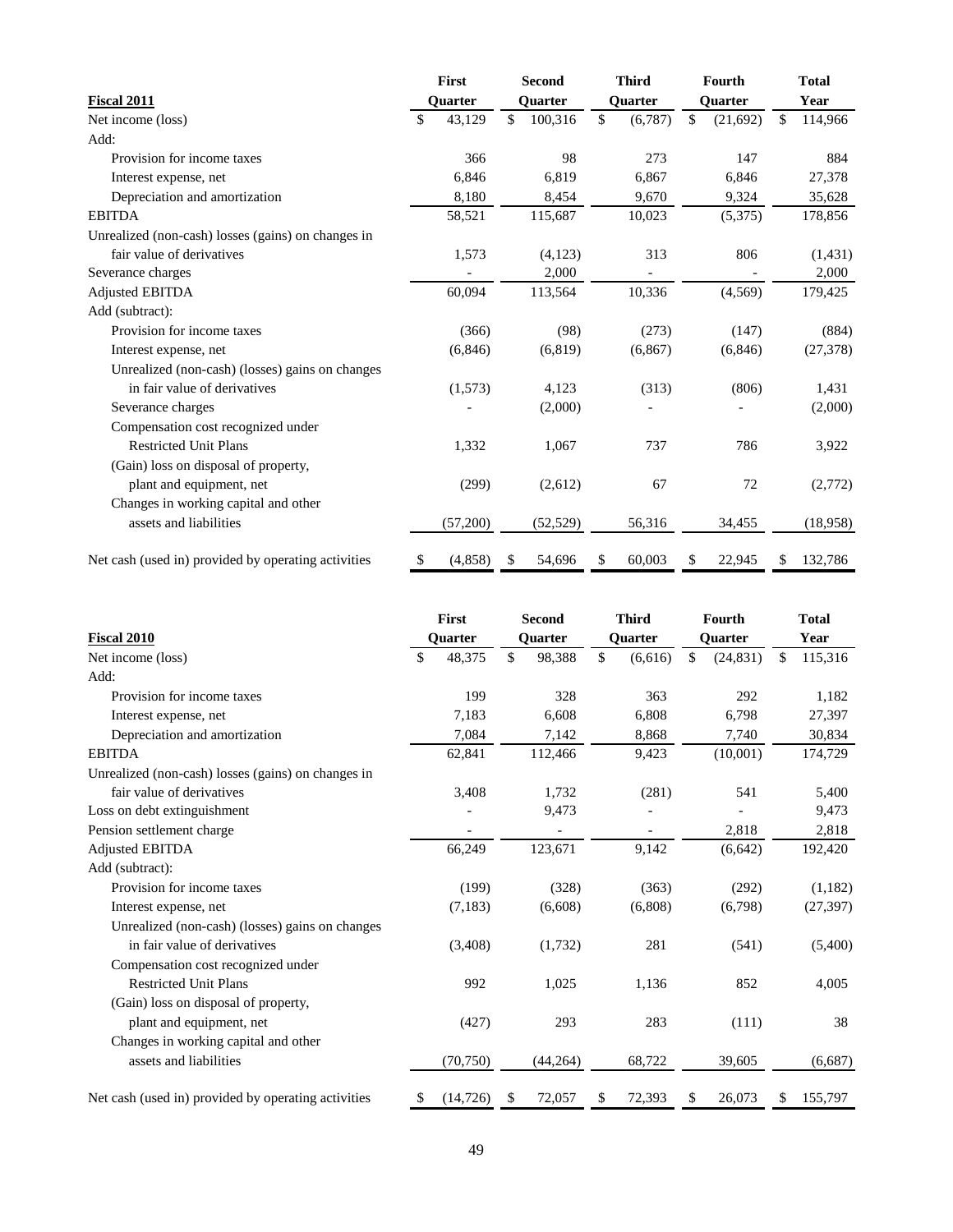| Fiscal 2011 | First Quarter | Second Quarter | Third Quarter | Fourth Quarter | Total Year |
|---|---|---|---|---|---|
| Net income (loss) | $ 43,129 | $ 100,316 | $ (6,787) | $ (21,692) | $ 114,966 |
| Add: | | | | | |
| Provision for income taxes | 366 | 98 | 273 | 147 | 884 |
| Interest expense, net | 6,846 | 6,819 | 6,867 | 6,846 | 27,378 |
| Depreciation and amortization | 8,180 | 8,454 | 9,670 | 9,324 | 35,628 |
| EBITDA | 58,521 | 115,687 | 10,023 | (5,375) | 178,856 |
| Unrealized (non-cash) losses (gains) on changes in fair value of derivatives | 1,573 | (4,123) | 313 | 806 | (1,431) |
| Severance charges | - | 2,000 | - | - | 2,000 |
| Adjusted EBITDA | 60,094 | 113,564 | 10,336 | (4,569) | 179,425 |
| Add (subtract): | | | | | |
| Provision for income taxes | (366) | (98) | (273) | (147) | (884) |
| Interest expense, net | (6,846) | (6,819) | (6,867) | (6,846) | (27,378) |
| Unrealized (non-cash) (losses) gains on changes in fair value of derivatives | (1,573) | 4,123 | (313) | (806) | 1,431 |
| Severance charges | - | (2,000) | - | - | (2,000) |
| Compensation cost recognized under Restricted Unit Plans | 1,332 | 1,067 | 737 | 786 | 3,922 |
| (Gain) loss on disposal of property, plant and equipment, net | (299) | (2,612) | 67 | 72 | (2,772) |
| Changes in working capital and other assets and liabilities | (57,200) | (52,529) | 56,316 | 34,455 | (18,958) |
| Net cash (used in) provided by operating activities | $ (4,858) | $ 54,696 | $ 60,003 | $ 22,945 | $ 132,786 |

| Fiscal 2010 | First Quarter | Second Quarter | Third Quarter | Fourth Quarter | Total Year |
|---|---|---|---|---|---|
| Net income (loss) | $ 48,375 | $ 98,388 | $ (6,616) | $ (24,831) | $ 115,316 |
| Add: | | | | | |
| Provision for income taxes | 199 | 328 | 363 | 292 | 1,182 |
| Interest expense, net | 7,183 | 6,608 | 6,808 | 6,798 | 27,397 |
| Depreciation and amortization | 7,084 | 7,142 | 8,868 | 7,740 | 30,834 |
| EBITDA | 62,841 | 112,466 | 9,423 | (10,001) | 174,729 |
| Unrealized (non-cash) losses (gains) on changes in fair value of derivatives | 3,408 | 1,732 | (281) | 541 | 5,400 |
| Loss on debt extinguishment | - | 9,473 | - | - | 9,473 |
| Pension settlement charge | - | - | - | 2,818 | 2,818 |
| Adjusted EBITDA | 66,249 | 123,671 | 9,142 | (6,642) | 192,420 |
| Add (subtract): | | | | | |
| Provision for income taxes | (199) | (328) | (363) | (292) | (1,182) |
| Interest expense, net | (7,183) | (6,608) | (6,808) | (6,798) | (27,397) |
| Unrealized (non-cash) (losses) gains on changes in fair value of derivatives | (3,408) | (1,732) | 281 | (541) | (5,400) |
| Compensation cost recognized under Restricted Unit Plans | 992 | 1,025 | 1,136 | 852 | 4,005 |
| (Gain) loss on disposal of property, plant and equipment, net | (427) | 293 | 283 | (111) | 38 |
| Changes in working capital and other assets and liabilities | (70,750) | (44,264) | 68,722 | 39,605 | (6,687) |
| Net cash (used in) provided by operating activities | $ (14,726) | $ 72,057 | $ 72,393 | $ 26,073 | $ 155,797 |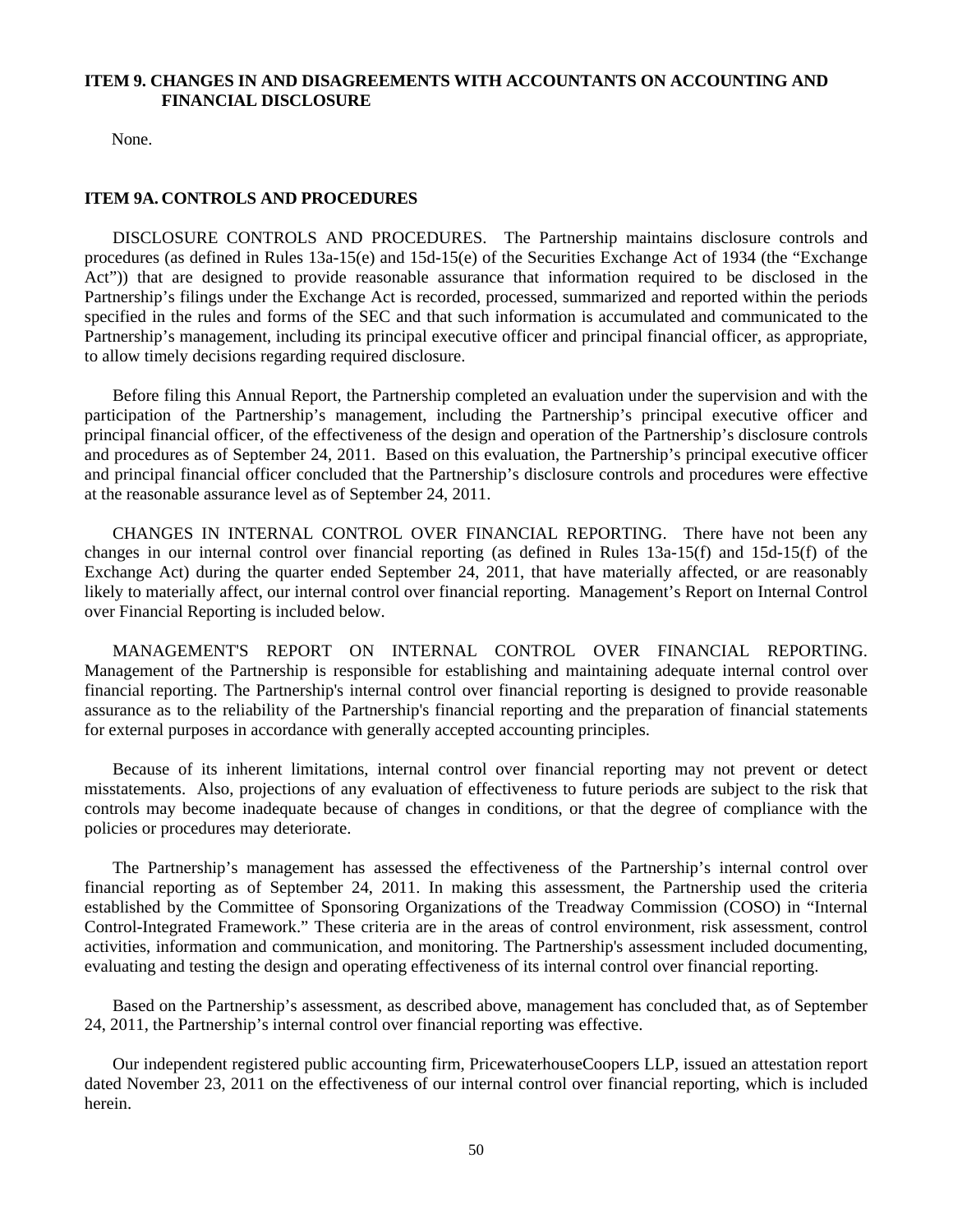## ITEM 9. CHANGES IN AND DISAGREEMENTS WITH ACCOUNTANTS ON ACCOUNTING AND FINANCIAL DISCLOSURE

None.

## ITEM 9A. CONTROLS AND PROCEDURES

DISCLOSURE CONTROLS AND PROCEDURES. The Partnership maintains disclosure controls and procedures (as defined in Rules 13a-15(e) and 15d-15(e) of the Securities Exchange Act of 1934 (the "Exchange Act")) that are designed to provide reasonable assurance that information required to be disclosed in the Partnership's filings under the Exchange Act is recorded, processed, summarized and reported within the periods specified in the rules and forms of the SEC and that such information is accumulated and communicated to the Partnership's management, including its principal executive officer and principal financial officer, as appropriate, to allow timely decisions regarding required disclosure.

Before filing this Annual Report, the Partnership completed an evaluation under the supervision and with the participation of the Partnership's management, including the Partnership's principal executive officer and principal financial officer, of the effectiveness of the design and operation of the Partnership's disclosure controls and procedures as of September 24, 2011. Based on this evaluation, the Partnership's principal executive officer and principal financial officer concluded that the Partnership's disclosure controls and procedures were effective at the reasonable assurance level as of September 24, 2011.

CHANGES IN INTERNAL CONTROL OVER FINANCIAL REPORTING. There have not been any changes in our internal control over financial reporting (as defined in Rules 13a-15(f) and 15d-15(f) of the Exchange Act) during the quarter ended September 24, 2011, that have materially affected, or are reasonably likely to materially affect, our internal control over financial reporting. Management's Report on Internal Control over Financial Reporting is included below.

MANAGEMENT'S REPORT ON INTERNAL CONTROL OVER FINANCIAL REPORTING. Management of the Partnership is responsible for establishing and maintaining adequate internal control over financial reporting. The Partnership's internal control over financial reporting is designed to provide reasonable assurance as to the reliability of the Partnership's financial reporting and the preparation of financial statements for external purposes in accordance with generally accepted accounting principles.

Because of its inherent limitations, internal control over financial reporting may not prevent or detect misstatements. Also, projections of any evaluation of effectiveness to future periods are subject to the risk that controls may become inadequate because of changes in conditions, or that the degree of compliance with the policies or procedures may deteriorate.

The Partnership's management has assessed the effectiveness of the Partnership's internal control over financial reporting as of September 24, 2011. In making this assessment, the Partnership used the criteria established by the Committee of Sponsoring Organizations of the Treadway Commission (COSO) in "Internal Control-Integrated Framework." These criteria are in the areas of control environment, risk assessment, control activities, information and communication, and monitoring. The Partnership's assessment included documenting, evaluating and testing the design and operating effectiveness of its internal control over financial reporting.

Based on the Partnership's assessment, as described above, management has concluded that, as of September 24, 2011, the Partnership's internal control over financial reporting was effective.

Our independent registered public accounting firm, PricewaterhouseCoopers LLP, issued an attestation report dated November 23, 2011 on the effectiveness of our internal control over financial reporting, which is included herein.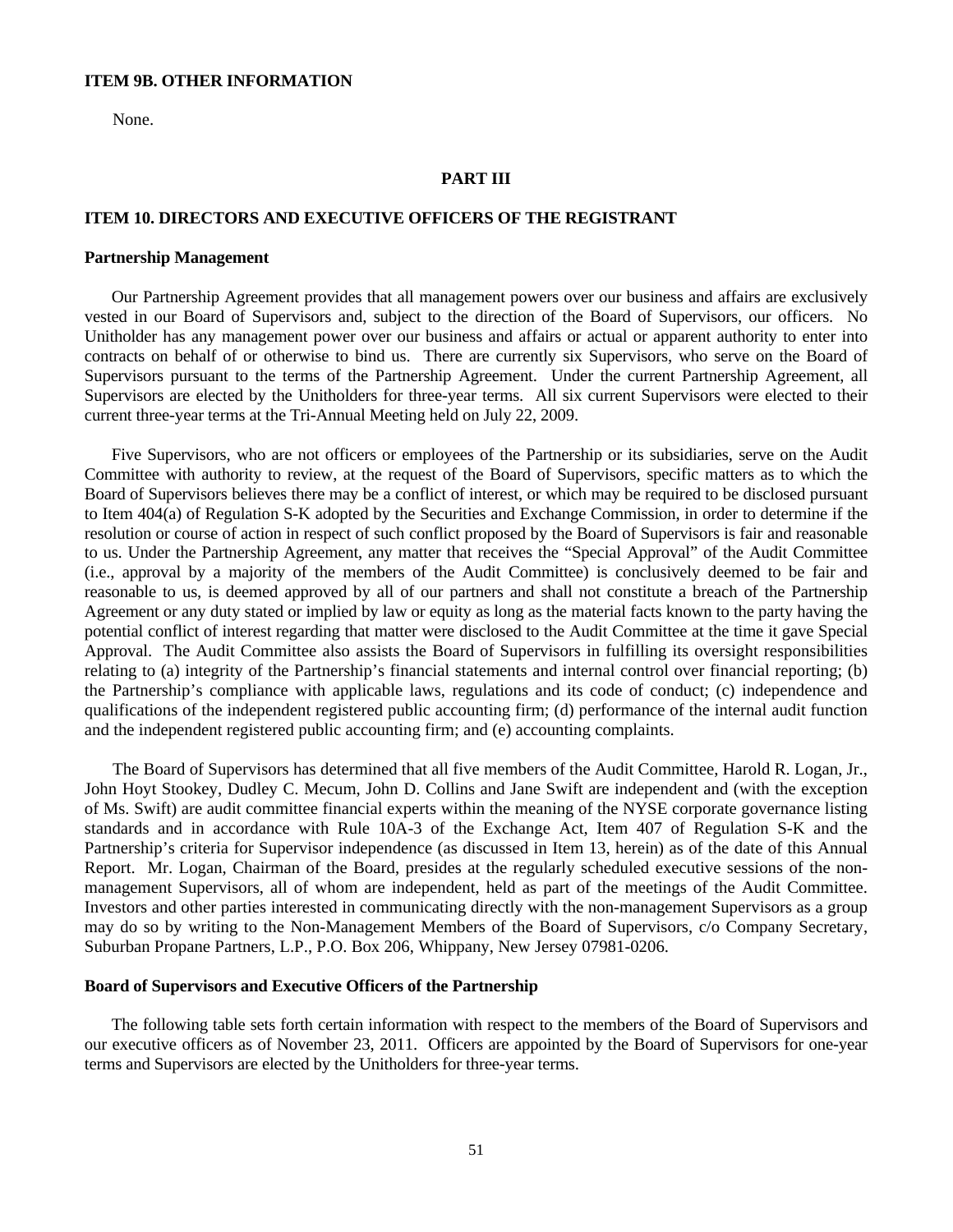### ITEM 9B. OTHER INFORMATION

None.

## PART III

### ITEM 10. DIRECTORS AND EXECUTIVE OFFICERS OF THE REGISTRANT

**Partnership Management**

Our Partnership Agreement provides that all management powers over our business and affairs are exclusively vested in our Board of Supervisors and, subject to the direction of the Board of Supervisors, our officers. No Unitholder has any management power over our business and affairs or actual or apparent authority to enter into contracts on behalf of or otherwise to bind us. There are currently six Supervisors, who serve on the Board of Supervisors pursuant to the terms of the Partnership Agreement. Under the current Partnership Agreement, all Supervisors are elected by the Unitholders for three-year terms. All six current Supervisors were elected to their current three-year terms at the Tri-Annual Meeting held on July 22, 2009.

Five Supervisors, who are not officers or employees of the Partnership or its subsidiaries, serve on the Audit Committee with authority to review, at the request of the Board of Supervisors, specific matters as to which the Board of Supervisors believes there may be a conflict of interest, or which may be required to be disclosed pursuant to Item 404(a) of Regulation S-K adopted by the Securities and Exchange Commission, in order to determine if the resolution or course of action in respect of such conflict proposed by the Board of Supervisors is fair and reasonable to us. Under the Partnership Agreement, any matter that receives the "Special Approval" of the Audit Committee (i.e., approval by a majority of the members of the Audit Committee) is conclusively deemed to be fair and reasonable to us, is deemed approved by all of our partners and shall not constitute a breach of the Partnership Agreement or any duty stated or implied by law or equity as long as the material facts known to the party having the potential conflict of interest regarding that matter were disclosed to the Audit Committee at the time it gave Special Approval. The Audit Committee also assists the Board of Supervisors in fulfilling its oversight responsibilities relating to (a) integrity of the Partnership's financial statements and internal control over financial reporting; (b) the Partnership's compliance with applicable laws, regulations and its code of conduct; (c) independence and qualifications of the independent registered public accounting firm; (d) performance of the internal audit function and the independent registered public accounting firm; and (e) accounting complaints.

The Board of Supervisors has determined that all five members of the Audit Committee, Harold R. Logan, Jr., John Hoyt Stookey, Dudley C. Mecum, John D. Collins and Jane Swift are independent and (with the exception of Ms. Swift) are audit committee financial experts within the meaning of the NYSE corporate governance listing standards and in accordance with Rule 10A-3 of the Exchange Act, Item 407 of Regulation S-K and the Partnership's criteria for Supervisor independence (as discussed in Item 13, herein) as of the date of this Annual Report. Mr. Logan, Chairman of the Board, presides at the regularly scheduled executive sessions of the non-management Supervisors, all of whom are independent, held as part of the meetings of the Audit Committee. Investors and other parties interested in communicating directly with the non-management Supervisors as a group may do so by writing to the Non-Management Members of the Board of Supervisors, c/o Company Secretary, Suburban Propane Partners, L.P., P.O. Box 206, Whippany, New Jersey 07981-0206.

**Board of Supervisors and Executive Officers of the Partnership**

The following table sets forth certain information with respect to the members of the Board of Supervisors and our executive officers as of November 23, 2011. Officers are appointed by the Board of Supervisors for one-year terms and Supervisors are elected by the Unitholders for three-year terms.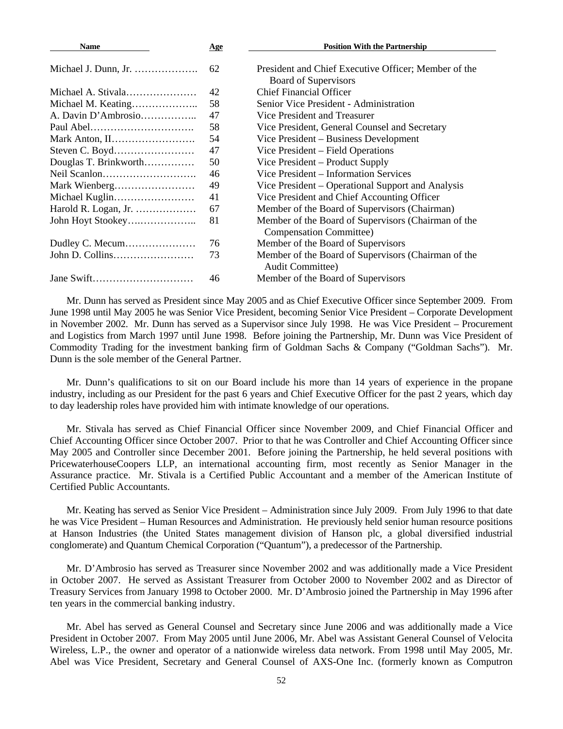| Name | Age | Position With the Partnership |
|---|---|---|
| Michael J. Dunn, Jr. ………………. | 62 | President and Chief Executive Officer; Member of the Board of Supervisors |
| Michael A. Stivala………………… | 42 | Chief Financial Officer |
| Michael M. Keating……………….. | 58 | Senior Vice President - Administration |
| A. Davin D'Ambrosio…………….. | 47 | Vice President and Treasurer |
| Paul Abel…………………………. | 58 | Vice President, General Counsel and Secretary |
| Mark Anton, II……………………. | 54 | Vice President – Business Development |
| Steven C. Boyd…………………… | 47 | Vice President – Field Operations |
| Douglas T. Brinkworth…………… | 50 | Vice President – Product Supply |
| Neil Scanlon………………………. | 46 | Vice President – Information Services |
| Mark Wienberg…………………… | 49 | Vice President – Operational Support and Analysis |
| Michael Kuglin…………………… | 41 | Vice President and Chief Accounting Officer |
| Harold R. Logan, Jr. ……………… | 67 | Member of the Board of Supervisors (Chairman) |
| John Hoyt Stookey…..…………….. | 81 | Member of the Board of Supervisors (Chairman of the Compensation Committee) |
| Dudley C. Mecum………………… | 76 | Member of the Board of Supervisors |
| John D. Collins…………………… | 73 | Member of the Board of Supervisors (Chairman of the Audit Committee) |
| Jane Swift………………………… | 46 | Member of the Board of Supervisors |

Mr. Dunn has served as President since May 2005 and as Chief Executive Officer since September 2009. From June 1998 until May 2005 he was Senior Vice President, becoming Senior Vice President – Corporate Development in November 2002. Mr. Dunn has served as a Supervisor since July 1998. He was Vice President – Procurement and Logistics from March 1997 until June 1998. Before joining the Partnership, Mr. Dunn was Vice President of Commodity Trading for the investment banking firm of Goldman Sachs & Company ("Goldman Sachs"). Mr. Dunn is the sole member of the General Partner.

Mr. Dunn's qualifications to sit on our Board include his more than 14 years of experience in the propane industry, including as our President for the past 6 years and Chief Executive Officer for the past 2 years, which day to day leadership roles have provided him with intimate knowledge of our operations.

Mr. Stivala has served as Chief Financial Officer since November 2009, and Chief Financial Officer and Chief Accounting Officer since October 2007. Prior to that he was Controller and Chief Accounting Officer since May 2005 and Controller since December 2001. Before joining the Partnership, he held several positions with PricewaterhouseCoopers LLP, an international accounting firm, most recently as Senior Manager in the Assurance practice. Mr. Stivala is a Certified Public Accountant and a member of the American Institute of Certified Public Accountants.

Mr. Keating has served as Senior Vice President – Administration since July 2009. From July 1996 to that date he was Vice President – Human Resources and Administration. He previously held senior human resource positions at Hanson Industries (the United States management division of Hanson plc, a global diversified industrial conglomerate) and Quantum Chemical Corporation ("Quantum"), a predecessor of the Partnership.

Mr. D'Ambrosio has served as Treasurer since November 2002 and was additionally made a Vice President in October 2007. He served as Assistant Treasurer from October 2000 to November 2002 and as Director of Treasury Services from January 1998 to October 2000. Mr. D'Ambrosio joined the Partnership in May 1996 after ten years in the commercial banking industry.

Mr. Abel has served as General Counsel and Secretary since June 2006 and was additionally made a Vice President in October 2007. From May 2005 until June 2006, Mr. Abel was Assistant General Counsel of Velocita Wireless, L.P., the owner and operator of a nationwide wireless data network. From 1998 until May 2005, Mr. Abel was Vice President, Secretary and General Counsel of AXS-One Inc. (formerly known as Computron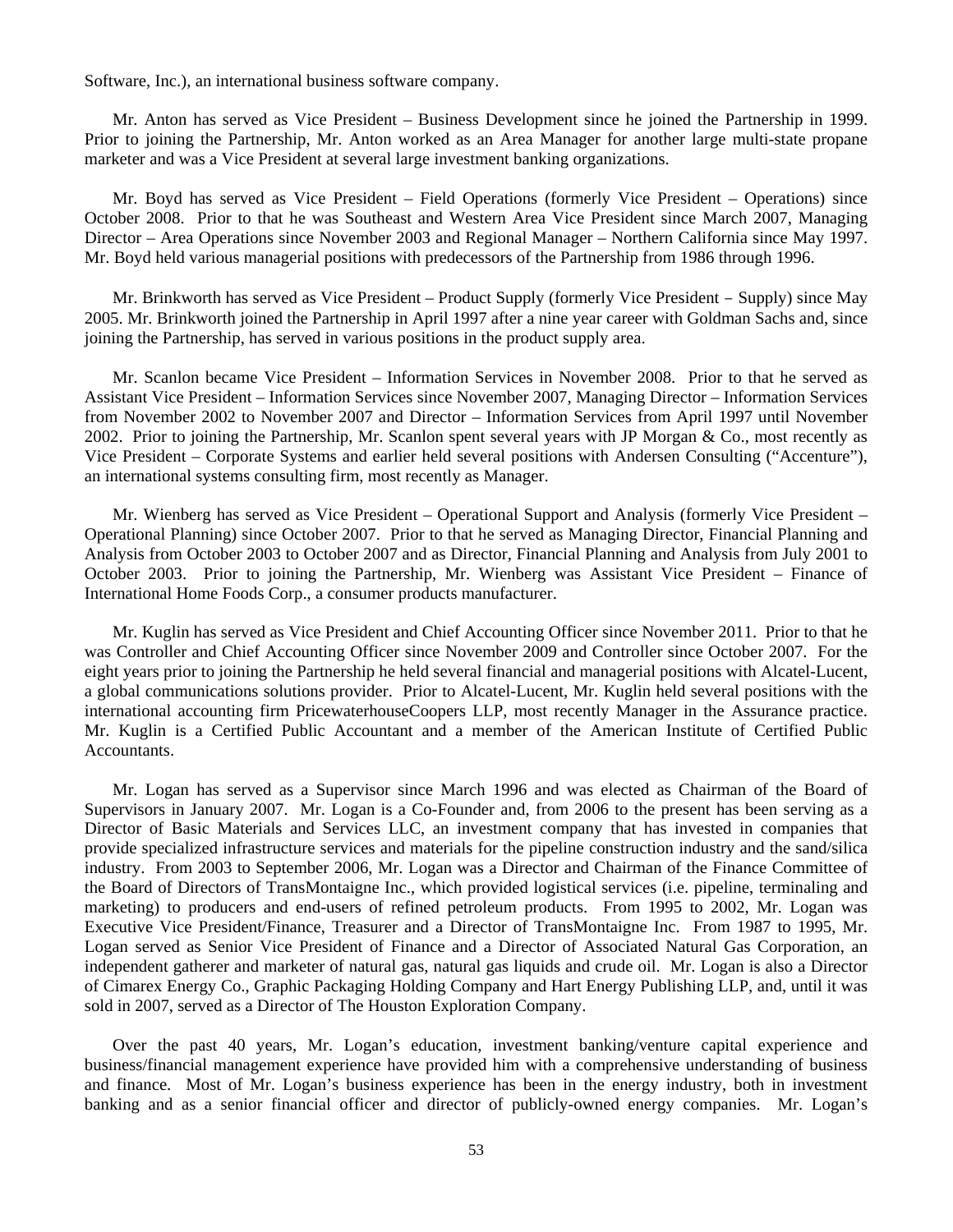Software, Inc.), an international business software company.

Mr. Anton has served as Vice President – Business Development since he joined the Partnership in 1999. Prior to joining the Partnership, Mr. Anton worked as an Area Manager for another large multi-state propane marketer and was a Vice President at several large investment banking organizations.

Mr. Boyd has served as Vice President – Field Operations (formerly Vice President – Operations) since October 2008. Prior to that he was Southeast and Western Area Vice President since March 2007, Managing Director – Area Operations since November 2003 and Regional Manager – Northern California since May 1997. Mr. Boyd held various managerial positions with predecessors of the Partnership from 1986 through 1996.

Mr. Brinkworth has served as Vice President – Product Supply (formerly Vice President – Supply) since May 2005. Mr. Brinkworth joined the Partnership in April 1997 after a nine year career with Goldman Sachs and, since joining the Partnership, has served in various positions in the product supply area.

Mr. Scanlon became Vice President – Information Services in November 2008. Prior to that he served as Assistant Vice President – Information Services since November 2007, Managing Director – Information Services from November 2002 to November 2007 and Director – Information Services from April 1997 until November 2002. Prior to joining the Partnership, Mr. Scanlon spent several years with JP Morgan & Co., most recently as Vice President – Corporate Systems and earlier held several positions with Andersen Consulting ("Accenture"), an international systems consulting firm, most recently as Manager.

Mr. Wienberg has served as Vice President – Operational Support and Analysis (formerly Vice President – Operational Planning) since October 2007. Prior to that he served as Managing Director, Financial Planning and Analysis from October 2003 to October 2007 and as Director, Financial Planning and Analysis from July 2001 to October 2003. Prior to joining the Partnership, Mr. Wienberg was Assistant Vice President – Finance of International Home Foods Corp., a consumer products manufacturer.

Mr. Kuglin has served as Vice President and Chief Accounting Officer since November 2011. Prior to that he was Controller and Chief Accounting Officer since November 2009 and Controller since October 2007. For the eight years prior to joining the Partnership he held several financial and managerial positions with Alcatel-Lucent, a global communications solutions provider. Prior to Alcatel-Lucent, Mr. Kuglin held several positions with the international accounting firm PricewaterhouseCoopers LLP, most recently Manager in the Assurance practice. Mr. Kuglin is a Certified Public Accountant and a member of the American Institute of Certified Public Accountants.

Mr. Logan has served as a Supervisor since March 1996 and was elected as Chairman of the Board of Supervisors in January 2007. Mr. Logan is a Co-Founder and, from 2006 to the present has been serving as a Director of Basic Materials and Services LLC, an investment company that has invested in companies that provide specialized infrastructure services and materials for the pipeline construction industry and the sand/silica industry. From 2003 to September 2006, Mr. Logan was a Director and Chairman of the Finance Committee of the Board of Directors of TransMontaigne Inc., which provided logistical services (i.e. pipeline, terminaling and marketing) to producers and end-users of refined petroleum products. From 1995 to 2002, Mr. Logan was Executive Vice President/Finance, Treasurer and a Director of TransMontaigne Inc. From 1987 to 1995, Mr. Logan served as Senior Vice President of Finance and a Director of Associated Natural Gas Corporation, an independent gatherer and marketer of natural gas, natural gas liquids and crude oil. Mr. Logan is also a Director of Cimarex Energy Co., Graphic Packaging Holding Company and Hart Energy Publishing LLP, and, until it was sold in 2007, served as a Director of The Houston Exploration Company.

Over the past 40 years, Mr. Logan's education, investment banking/venture capital experience and business/financial management experience have provided him with a comprehensive understanding of business and finance. Most of Mr. Logan's business experience has been in the energy industry, both in investment banking and as a senior financial officer and director of publicly-owned energy companies. Mr. Logan's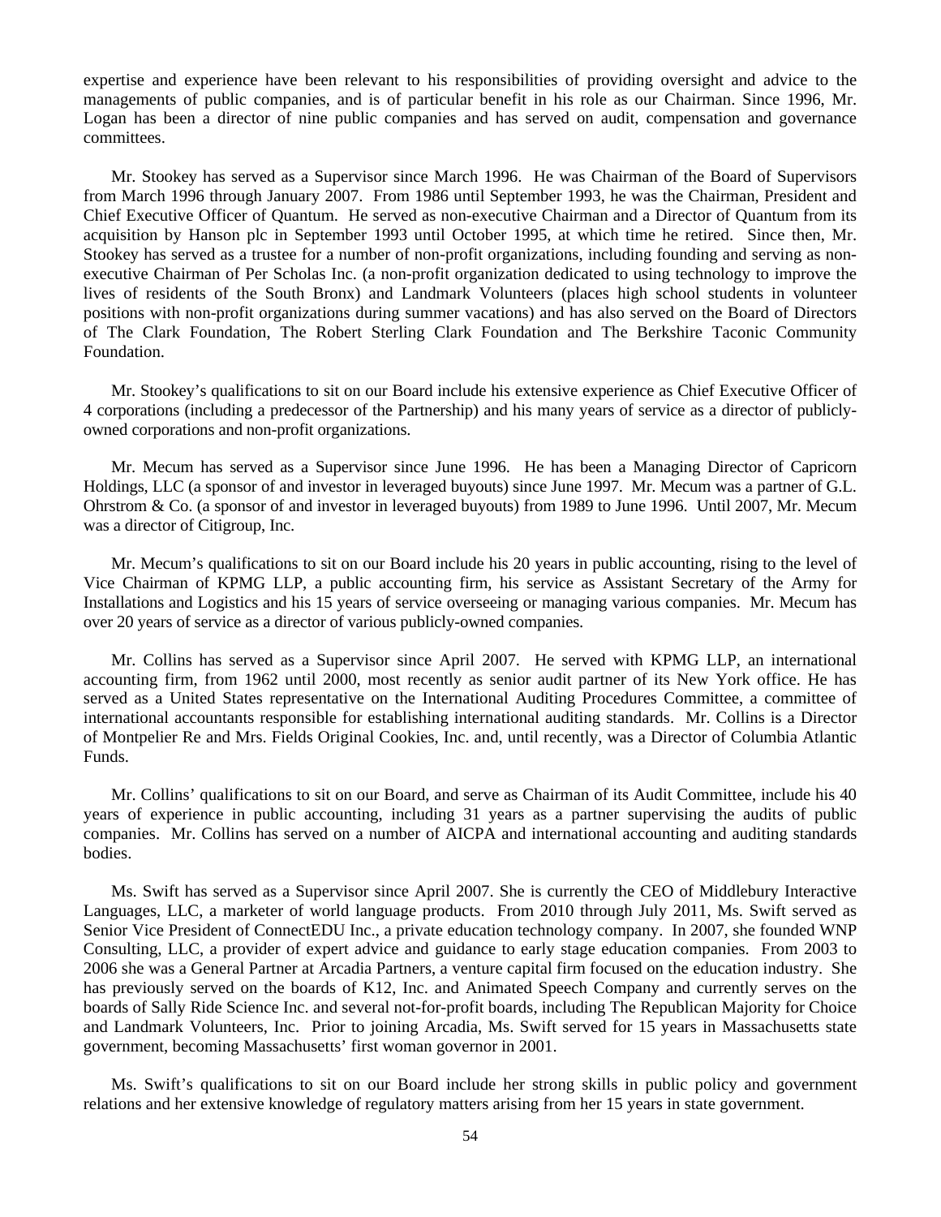expertise and experience have been relevant to his responsibilities of providing oversight and advice to the managements of public companies, and is of particular benefit in his role as our Chairman. Since 1996, Mr. Logan has been a director of nine public companies and has served on audit, compensation and governance committees.

Mr. Stookey has served as a Supervisor since March 1996. He was Chairman of the Board of Supervisors from March 1996 through January 2007. From 1986 until September 1993, he was the Chairman, President and Chief Executive Officer of Quantum. He served as non-executive Chairman and a Director of Quantum from its acquisition by Hanson plc in September 1993 until October 1995, at which time he retired. Since then, Mr. Stookey has served as a trustee for a number of non-profit organizations, including founding and serving as non-executive Chairman of Per Scholas Inc. (a non-profit organization dedicated to using technology to improve the lives of residents of the South Bronx) and Landmark Volunteers (places high school students in volunteer positions with non-profit organizations during summer vacations) and has also served on the Board of Directors of The Clark Foundation, The Robert Sterling Clark Foundation and The Berkshire Taconic Community Foundation.

Mr. Stookey's qualifications to sit on our Board include his extensive experience as Chief Executive Officer of 4 corporations (including a predecessor of the Partnership) and his many years of service as a director of publicly-owned corporations and non-profit organizations.

Mr. Mecum has served as a Supervisor since June 1996. He has been a Managing Director of Capricorn Holdings, LLC (a sponsor of and investor in leveraged buyouts) since June 1997. Mr. Mecum was a partner of G.L. Ohrstrom & Co. (a sponsor of and investor in leveraged buyouts) from 1989 to June 1996. Until 2007, Mr. Mecum was a director of Citigroup, Inc.

Mr. Mecum's qualifications to sit on our Board include his 20 years in public accounting, rising to the level of Vice Chairman of KPMG LLP, a public accounting firm, his service as Assistant Secretary of the Army for Installations and Logistics and his 15 years of service overseeing or managing various companies. Mr. Mecum has over 20 years of service as a director of various publicly-owned companies.

Mr. Collins has served as a Supervisor since April 2007. He served with KPMG LLP, an international accounting firm, from 1962 until 2000, most recently as senior audit partner of its New York office. He has served as a United States representative on the International Auditing Procedures Committee, a committee of international accountants responsible for establishing international auditing standards. Mr. Collins is a Director of Montpelier Re and Mrs. Fields Original Cookies, Inc. and, until recently, was a Director of Columbia Atlantic Funds.

Mr. Collins' qualifications to sit on our Board, and serve as Chairman of its Audit Committee, include his 40 years of experience in public accounting, including 31 years as a partner supervising the audits of public companies. Mr. Collins has served on a number of AICPA and international accounting and auditing standards bodies.

Ms. Swift has served as a Supervisor since April 2007. She is currently the CEO of Middlebury Interactive Languages, LLC, a marketer of world language products. From 2010 through July 2011, Ms. Swift served as Senior Vice President of ConnectEDU Inc., a private education technology company. In 2007, she founded WNP Consulting, LLC, a provider of expert advice and guidance to early stage education companies. From 2003 to 2006 she was a General Partner at Arcadia Partners, a venture capital firm focused on the education industry. She has previously served on the boards of K12, Inc. and Animated Speech Company and currently serves on the boards of Sally Ride Science Inc. and several not-for-profit boards, including The Republican Majority for Choice and Landmark Volunteers, Inc. Prior to joining Arcadia, Ms. Swift served for 15 years in Massachusetts state government, becoming Massachusetts' first woman governor in 2001.

Ms. Swift's qualifications to sit on our Board include her strong skills in public policy and government relations and her extensive knowledge of regulatory matters arising from her 15 years in state government.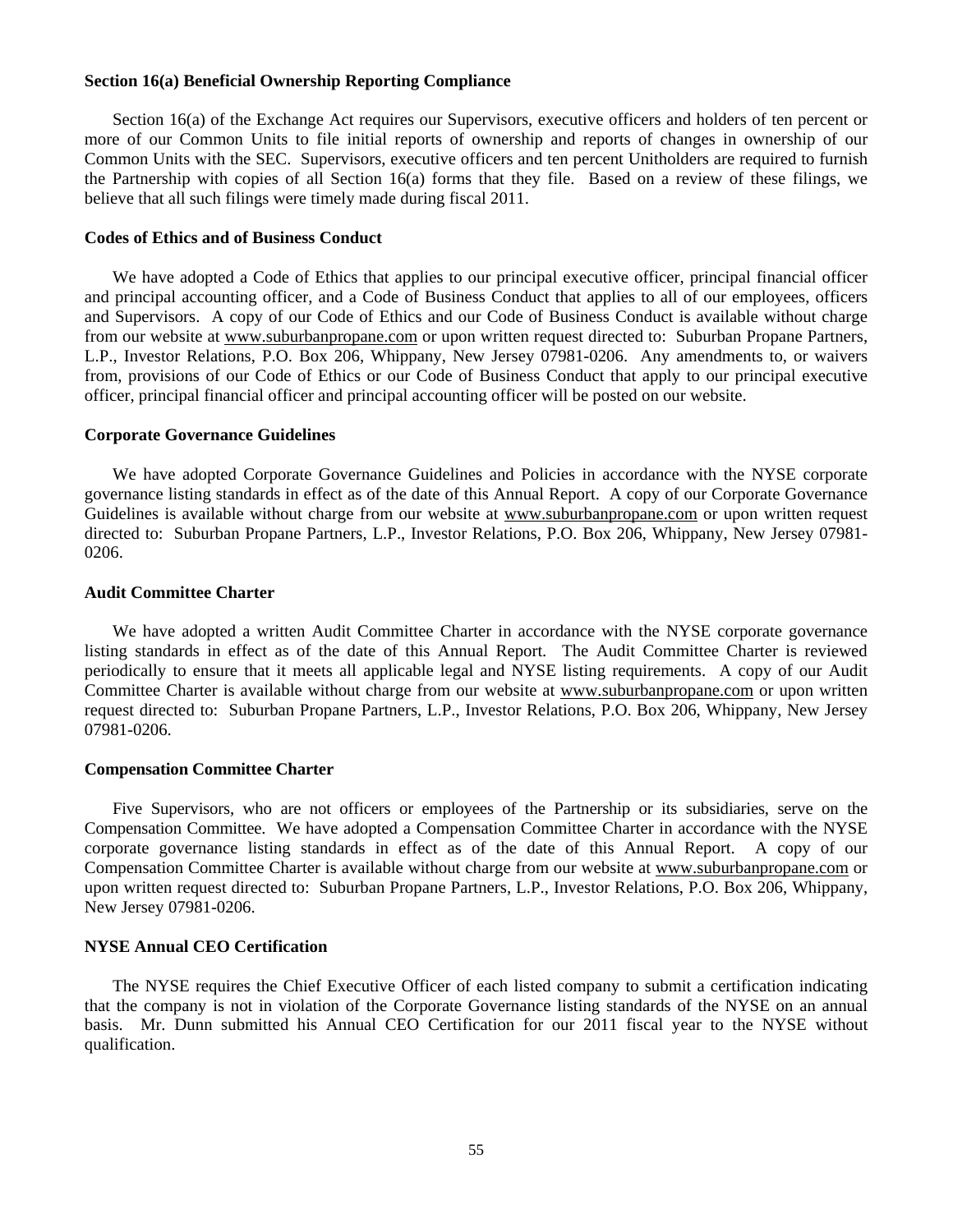**Section 16(a) Beneficial Ownership Reporting Compliance**

Section 16(a) of the Exchange Act requires our Supervisors, executive officers and holders of ten percent or more of our Common Units to file initial reports of ownership and reports of changes in ownership of our Common Units with the SEC. Supervisors, executive officers and ten percent Unitholders are required to furnish the Partnership with copies of all Section 16(a) forms that they file. Based on a review of these filings, we believe that all such filings were timely made during fiscal 2011.

**Codes of Ethics and of Business Conduct**

We have adopted a Code of Ethics that applies to our principal executive officer, principal financial officer and principal accounting officer, and a Code of Business Conduct that applies to all of our employees, officers and Supervisors. A copy of our Code of Ethics and our Code of Business Conduct is available without charge from our website at www.suburbanpropane.com or upon written request directed to: Suburban Propane Partners, L.P., Investor Relations, P.O. Box 206, Whippany, New Jersey 07981-0206. Any amendments to, or waivers from, provisions of our Code of Ethics or our Code of Business Conduct that apply to our principal executive officer, principal financial officer and principal accounting officer will be posted on our website.

**Corporate Governance Guidelines**

We have adopted Corporate Governance Guidelines and Policies in accordance with the NYSE corporate governance listing standards in effect as of the date of this Annual Report. A copy of our Corporate Governance Guidelines is available without charge from our website at www.suburbanpropane.com or upon written request directed to: Suburban Propane Partners, L.P., Investor Relations, P.O. Box 206, Whippany, New Jersey 07981-0206.

**Audit Committee Charter**

We have adopted a written Audit Committee Charter in accordance with the NYSE corporate governance listing standards in effect as of the date of this Annual Report. The Audit Committee Charter is reviewed periodically to ensure that it meets all applicable legal and NYSE listing requirements. A copy of our Audit Committee Charter is available without charge from our website at www.suburbanpropane.com or upon written request directed to: Suburban Propane Partners, L.P., Investor Relations, P.O. Box 206, Whippany, New Jersey 07981-0206.

**Compensation Committee Charter**

Five Supervisors, who are not officers or employees of the Partnership or its subsidiaries, serve on the Compensation Committee. We have adopted a Compensation Committee Charter in accordance with the NYSE corporate governance listing standards in effect as of the date of this Annual Report. A copy of our Compensation Committee Charter is available without charge from our website at www.suburbanpropane.com or upon written request directed to: Suburban Propane Partners, L.P., Investor Relations, P.O. Box 206, Whippany, New Jersey 07981-0206.

**NYSE Annual CEO Certification**

The NYSE requires the Chief Executive Officer of each listed company to submit a certification indicating that the company is not in violation of the Corporate Governance listing standards of the NYSE on an annual basis. Mr. Dunn submitted his Annual CEO Certification for our 2011 fiscal year to the NYSE without qualification.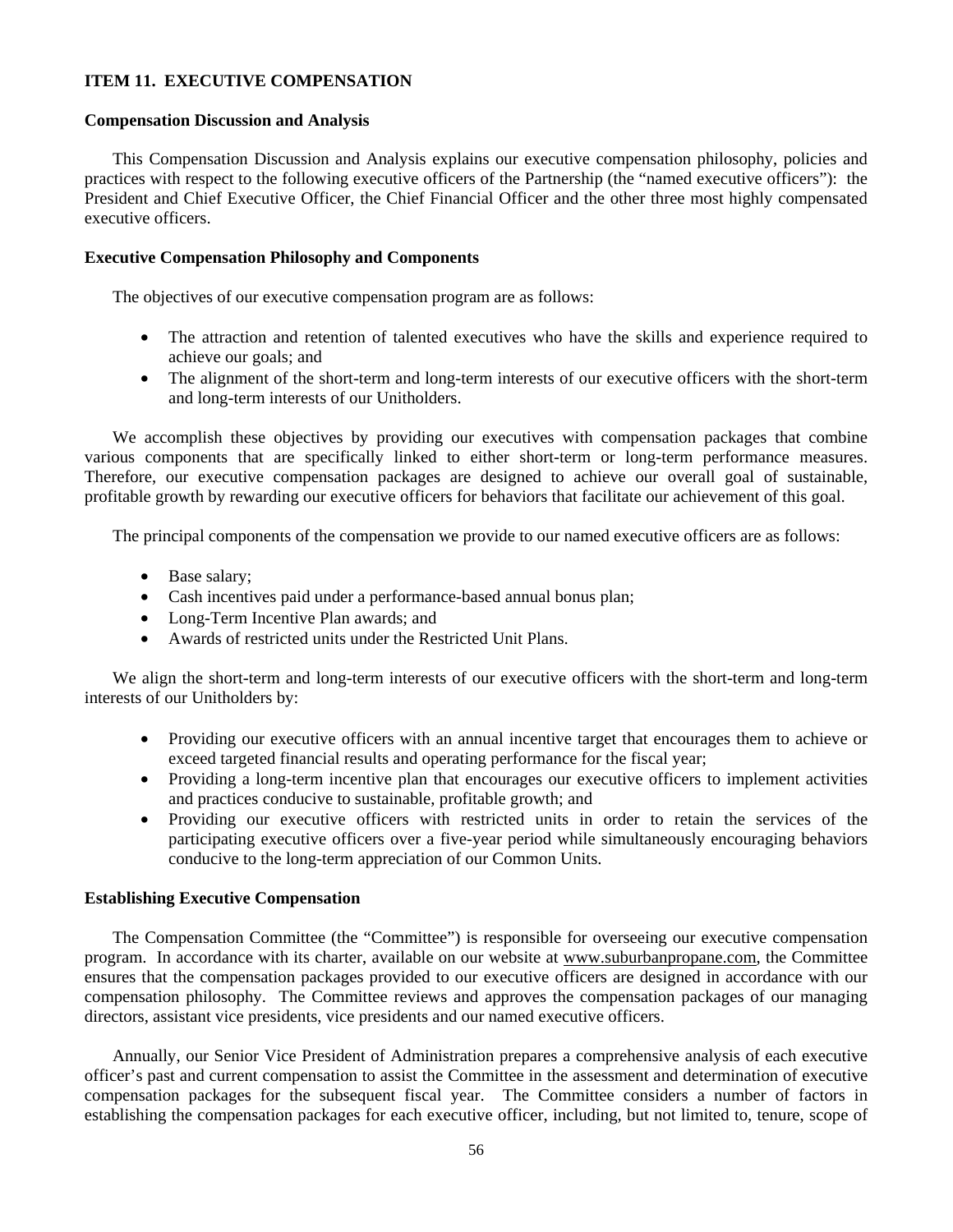## ITEM 11. EXECUTIVE COMPENSATION

### Compensation Discussion and Analysis

This Compensation Discussion and Analysis explains our executive compensation philosophy, policies and practices with respect to the following executive officers of the Partnership (the "named executive officers"): the President and Chief Executive Officer, the Chief Financial Officer and the other three most highly compensated executive officers.

### Executive Compensation Philosophy and Components

The objectives of our executive compensation program are as follows:

- The attraction and retention of talented executives who have the skills and experience required to achieve our goals; and
- The alignment of the short-term and long-term interests of our executive officers with the short-term and long-term interests of our Unitholders.

We accomplish these objectives by providing our executives with compensation packages that combine various components that are specifically linked to either short-term or long-term performance measures. Therefore, our executive compensation packages are designed to achieve our overall goal of sustainable, profitable growth by rewarding our executive officers for behaviors that facilitate our achievement of this goal.

The principal components of the compensation we provide to our named executive officers are as follows:

- Base salary;
- Cash incentives paid under a performance-based annual bonus plan;
- Long-Term Incentive Plan awards; and
- Awards of restricted units under the Restricted Unit Plans.

We align the short-term and long-term interests of our executive officers with the short-term and long-term interests of our Unitholders by:

- Providing our executive officers with an annual incentive target that encourages them to achieve or exceed targeted financial results and operating performance for the fiscal year;
- Providing a long-term incentive plan that encourages our executive officers to implement activities and practices conducive to sustainable, profitable growth; and
- Providing our executive officers with restricted units in order to retain the services of the participating executive officers over a five-year period while simultaneously encouraging behaviors conducive to the long-term appreciation of our Common Units.

### Establishing Executive Compensation

The Compensation Committee (the "Committee") is responsible for overseeing our executive compensation program. In accordance with its charter, available on our website at www.suburbanpropane.com, the Committee ensures that the compensation packages provided to our executive officers are designed in accordance with our compensation philosophy. The Committee reviews and approves the compensation packages of our managing directors, assistant vice presidents, vice presidents and our named executive officers.

Annually, our Senior Vice President of Administration prepares a comprehensive analysis of each executive officer's past and current compensation to assist the Committee in the assessment and determination of executive compensation packages for the subsequent fiscal year. The Committee considers a number of factors in establishing the compensation packages for each executive officer, including, but not limited to, tenure, scope of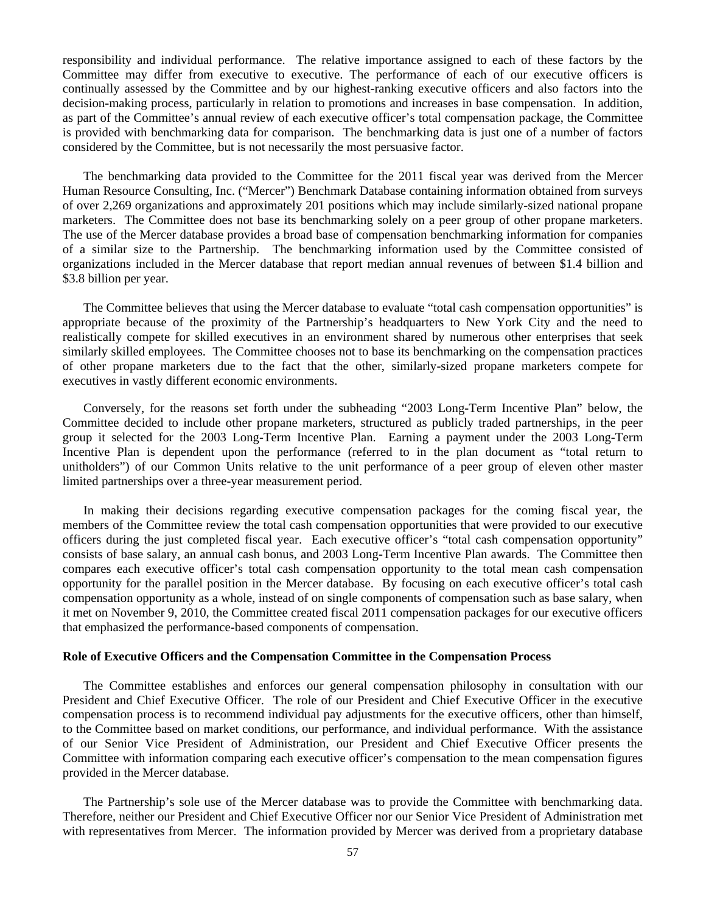responsibility and individual performance. The relative importance assigned to each of these factors by the Committee may differ from executive to executive. The performance of each of our executive officers is continually assessed by the Committee and by our highest-ranking executive officers and also factors into the decision-making process, particularly in relation to promotions and increases in base compensation. In addition, as part of the Committee's annual review of each executive officer's total compensation package, the Committee is provided with benchmarking data for comparison. The benchmarking data is just one of a number of factors considered by the Committee, but is not necessarily the most persuasive factor.

The benchmarking data provided to the Committee for the 2011 fiscal year was derived from the Mercer Human Resource Consulting, Inc. ("Mercer") Benchmark Database containing information obtained from surveys of over 2,269 organizations and approximately 201 positions which may include similarly-sized national propane marketers. The Committee does not base its benchmarking solely on a peer group of other propane marketers. The use of the Mercer database provides a broad base of compensation benchmarking information for companies of a similar size to the Partnership. The benchmarking information used by the Committee consisted of organizations included in the Mercer database that report median annual revenues of between $1.4 billion and $3.8 billion per year.

The Committee believes that using the Mercer database to evaluate "total cash compensation opportunities" is appropriate because of the proximity of the Partnership's headquarters to New York City and the need to realistically compete for skilled executives in an environment shared by numerous other enterprises that seek similarly skilled employees. The Committee chooses not to base its benchmarking on the compensation practices of other propane marketers due to the fact that the other, similarly-sized propane marketers compete for executives in vastly different economic environments.

Conversely, for the reasons set forth under the subheading "2003 Long-Term Incentive Plan" below, the Committee decided to include other propane marketers, structured as publicly traded partnerships, in the peer group it selected for the 2003 Long-Term Incentive Plan. Earning a payment under the 2003 Long-Term Incentive Plan is dependent upon the performance (referred to in the plan document as "total return to unitholders") of our Common Units relative to the unit performance of a peer group of eleven other master limited partnerships over a three-year measurement period.

In making their decisions regarding executive compensation packages for the coming fiscal year, the members of the Committee review the total cash compensation opportunities that were provided to our executive officers during the just completed fiscal year. Each executive officer's "total cash compensation opportunity" consists of base salary, an annual cash bonus, and 2003 Long-Term Incentive Plan awards. The Committee then compares each executive officer's total cash compensation opportunity to the total mean cash compensation opportunity for the parallel position in the Mercer database. By focusing on each executive officer's total cash compensation opportunity as a whole, instead of on single components of compensation such as base salary, when it met on November 9, 2010, the Committee created fiscal 2011 compensation packages for our executive officers that emphasized the performance-based components of compensation.

**Role of Executive Officers and the Compensation Committee in the Compensation Process**

The Committee establishes and enforces our general compensation philosophy in consultation with our President and Chief Executive Officer. The role of our President and Chief Executive Officer in the executive compensation process is to recommend individual pay adjustments for the executive officers, other than himself, to the Committee based on market conditions, our performance, and individual performance. With the assistance of our Senior Vice President of Administration, our President and Chief Executive Officer presents the Committee with information comparing each executive officer's compensation to the mean compensation figures provided in the Mercer database.

The Partnership's sole use of the Mercer database was to provide the Committee with benchmarking data. Therefore, neither our President and Chief Executive Officer nor our Senior Vice President of Administration met with representatives from Mercer. The information provided by Mercer was derived from a proprietary database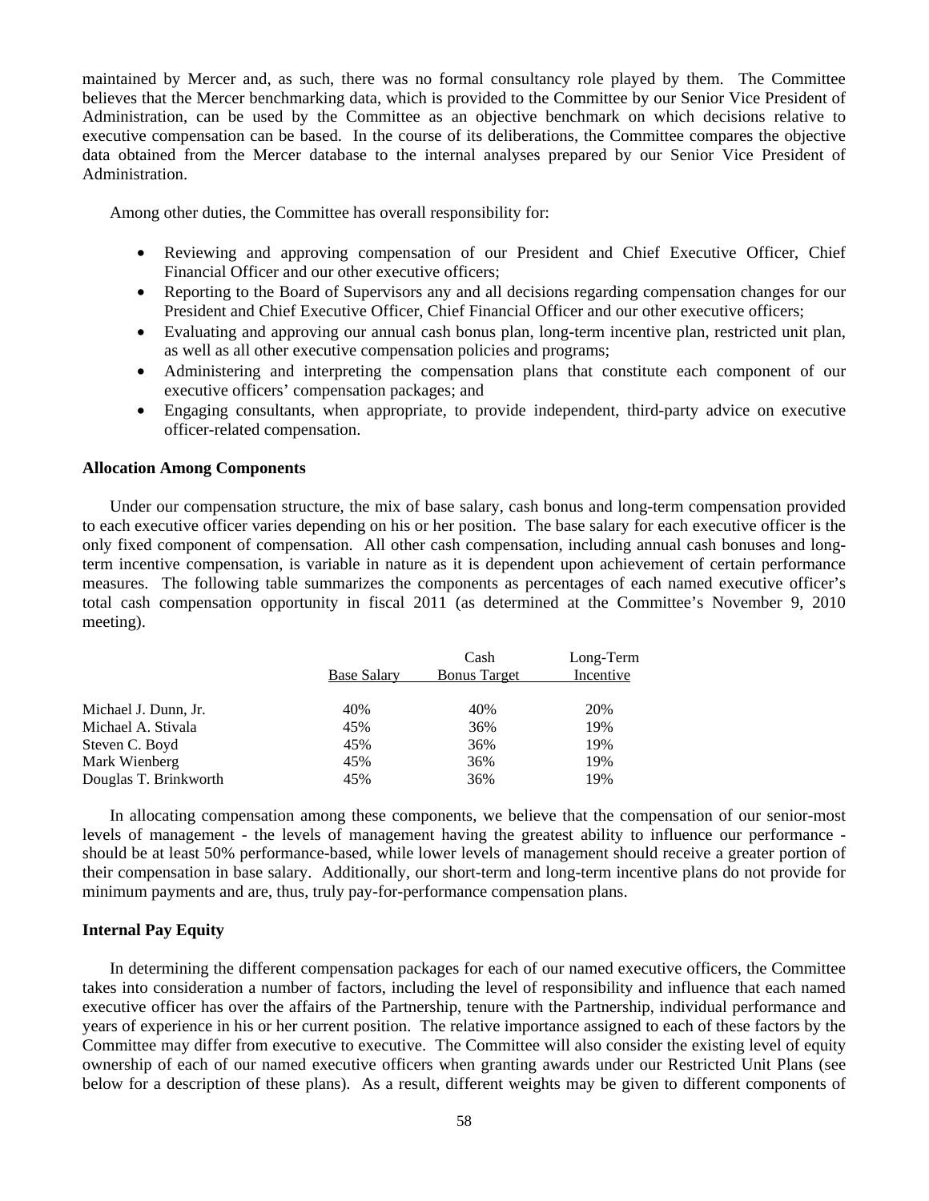maintained by Mercer and, as such, there was no formal consultancy role played by them. The Committee believes that the Mercer benchmarking data, which is provided to the Committee by our Senior Vice President of Administration, can be used by the Committee as an objective benchmark on which decisions relative to executive compensation can be based. In the course of its deliberations, the Committee compares the objective data obtained from the Mercer database to the internal analyses prepared by our Senior Vice President of Administration.

Among other duties, the Committee has overall responsibility for:

- Reviewing and approving compensation of our President and Chief Executive Officer, Chief Financial Officer and our other executive officers;
- Reporting to the Board of Supervisors any and all decisions regarding compensation changes for our President and Chief Executive Officer, Chief Financial Officer and our other executive officers;
- Evaluating and approving our annual cash bonus plan, long-term incentive plan, restricted unit plan, as well as all other executive compensation policies and programs;
- Administering and interpreting the compensation plans that constitute each component of our executive officers' compensation packages; and
- Engaging consultants, when appropriate, to provide independent, third-party advice on executive officer-related compensation.

**Allocation Among Components**

Under our compensation structure, the mix of base salary, cash bonus and long-term compensation provided to each executive officer varies depending on his or her position. The base salary for each executive officer is the only fixed component of compensation. All other cash compensation, including annual cash bonuses and long-term incentive compensation, is variable in nature as it is dependent upon achievement of certain performance measures. The following table summarizes the components as percentages of each named executive officer's total cash compensation opportunity in fiscal 2011 (as determined at the Committee's November 9, 2010 meeting).

| | Base Salary | Cash Bonus Target | Long-Term Incentive |
|---|---|---|---|
| Michael J. Dunn, Jr. | 40% | 40% | 20% |
| Michael A. Stivala | 45% | 36% | 19% |
| Steven C. Boyd | 45% | 36% | 19% |
| Mark Wienberg | 45% | 36% | 19% |
| Douglas T. Brinkworth | 45% | 36% | 19% |

In allocating compensation among these components, we believe that the compensation of our senior-most levels of management - the levels of management having the greatest ability to influence our performance - should be at least 50% performance-based, while lower levels of management should receive a greater portion of their compensation in base salary. Additionally, our short-term and long-term incentive plans do not provide for minimum payments and are, thus, truly pay-for-performance compensation plans.

**Internal Pay Equity**

In determining the different compensation packages for each of our named executive officers, the Committee takes into consideration a number of factors, including the level of responsibility and influence that each named executive officer has over the affairs of the Partnership, tenure with the Partnership, individual performance and years of experience in his or her current position. The relative importance assigned to each of these factors by the Committee may differ from executive to executive. The Committee will also consider the existing level of equity ownership of each of our named executive officers when granting awards under our Restricted Unit Plans (see below for a description of these plans). As a result, different weights may be given to different components of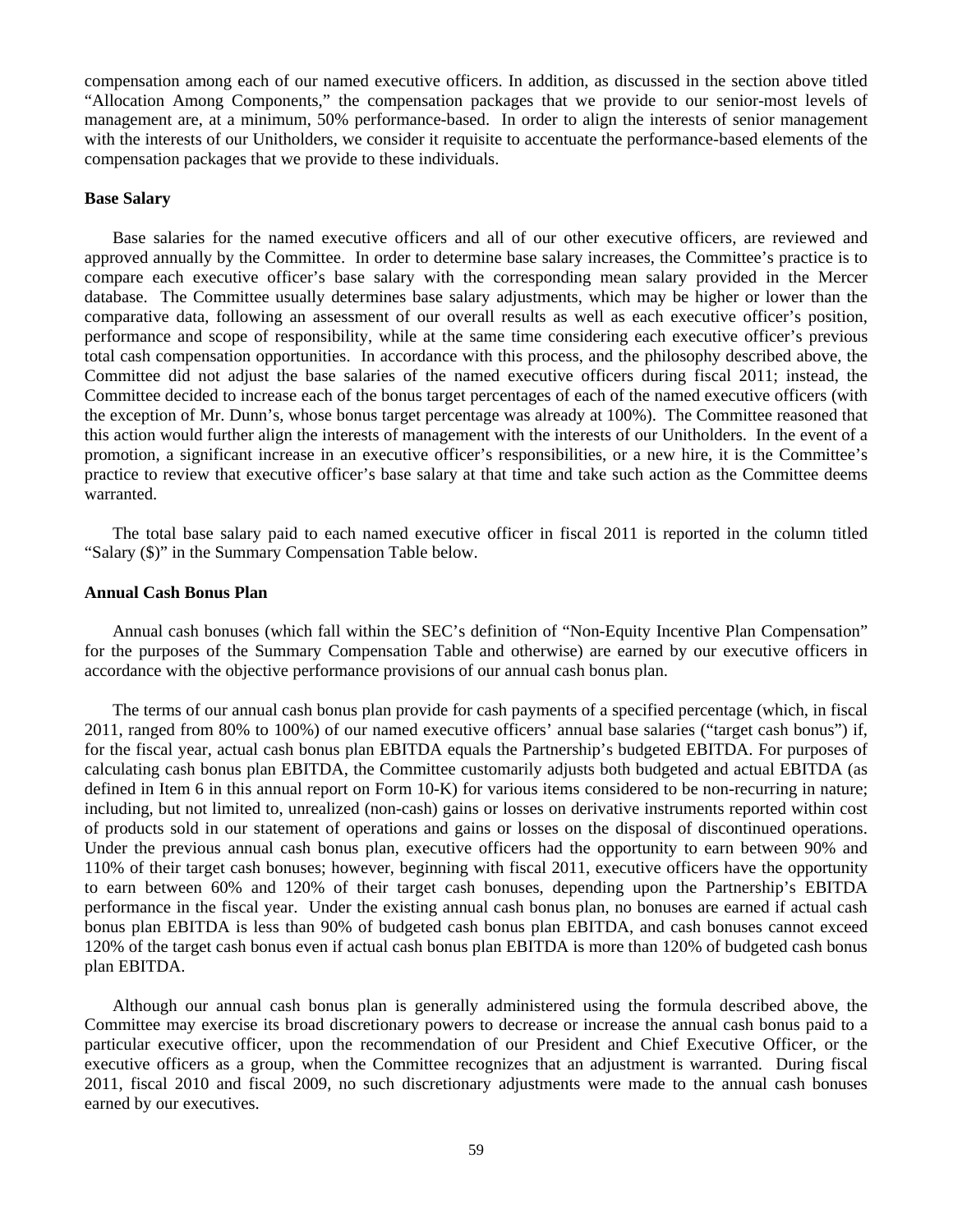compensation among each of our named executive officers. In addition, as discussed in the section above titled "Allocation Among Components," the compensation packages that we provide to our senior-most levels of management are, at a minimum, 50% performance-based. In order to align the interests of senior management with the interests of our Unitholders, we consider it requisite to accentuate the performance-based elements of the compensation packages that we provide to these individuals.

**Base Salary**

Base salaries for the named executive officers and all of our other executive officers, are reviewed and approved annually by the Committee. In order to determine base salary increases, the Committee's practice is to compare each executive officer's base salary with the corresponding mean salary provided in the Mercer database. The Committee usually determines base salary adjustments, which may be higher or lower than the comparative data, following an assessment of our overall results as well as each executive officer's position, performance and scope of responsibility, while at the same time considering each executive officer's previous total cash compensation opportunities. In accordance with this process, and the philosophy described above, the Committee did not adjust the base salaries of the named executive officers during fiscal 2011; instead, the Committee decided to increase each of the bonus target percentages of each of the named executive officers (with the exception of Mr. Dunn's, whose bonus target percentage was already at 100%). The Committee reasoned that this action would further align the interests of management with the interests of our Unitholders. In the event of a promotion, a significant increase in an executive officer's responsibilities, or a new hire, it is the Committee's practice to review that executive officer's base salary at that time and take such action as the Committee deems warranted.

The total base salary paid to each named executive officer in fiscal 2011 is reported in the column titled "Salary ($)" in the Summary Compensation Table below.

**Annual Cash Bonus Plan**

Annual cash bonuses (which fall within the SEC's definition of "Non-Equity Incentive Plan Compensation" for the purposes of the Summary Compensation Table and otherwise) are earned by our executive officers in accordance with the objective performance provisions of our annual cash bonus plan.

The terms of our annual cash bonus plan provide for cash payments of a specified percentage (which, in fiscal 2011, ranged from 80% to 100%) of our named executive officers' annual base salaries ("target cash bonus") if, for the fiscal year, actual cash bonus plan EBITDA equals the Partnership's budgeted EBITDA. For purposes of calculating cash bonus plan EBITDA, the Committee customarily adjusts both budgeted and actual EBITDA (as defined in Item 6 in this annual report on Form 10-K) for various items considered to be non-recurring in nature; including, but not limited to, unrealized (non-cash) gains or losses on derivative instruments reported within cost of products sold in our statement of operations and gains or losses on the disposal of discontinued operations. Under the previous annual cash bonus plan, executive officers had the opportunity to earn between 90% and 110% of their target cash bonuses; however, beginning with fiscal 2011, executive officers have the opportunity to earn between 60% and 120% of their target cash bonuses, depending upon the Partnership's EBITDA performance in the fiscal year. Under the existing annual cash bonus plan, no bonuses are earned if actual cash bonus plan EBITDA is less than 90% of budgeted cash bonus plan EBITDA, and cash bonuses cannot exceed 120% of the target cash bonus even if actual cash bonus plan EBITDA is more than 120% of budgeted cash bonus plan EBITDA.

Although our annual cash bonus plan is generally administered using the formula described above, the Committee may exercise its broad discretionary powers to decrease or increase the annual cash bonus paid to a particular executive officer, upon the recommendation of our President and Chief Executive Officer, or the executive officers as a group, when the Committee recognizes that an adjustment is warranted. During fiscal 2011, fiscal 2010 and fiscal 2009, no such discretionary adjustments were made to the annual cash bonuses earned by our executives.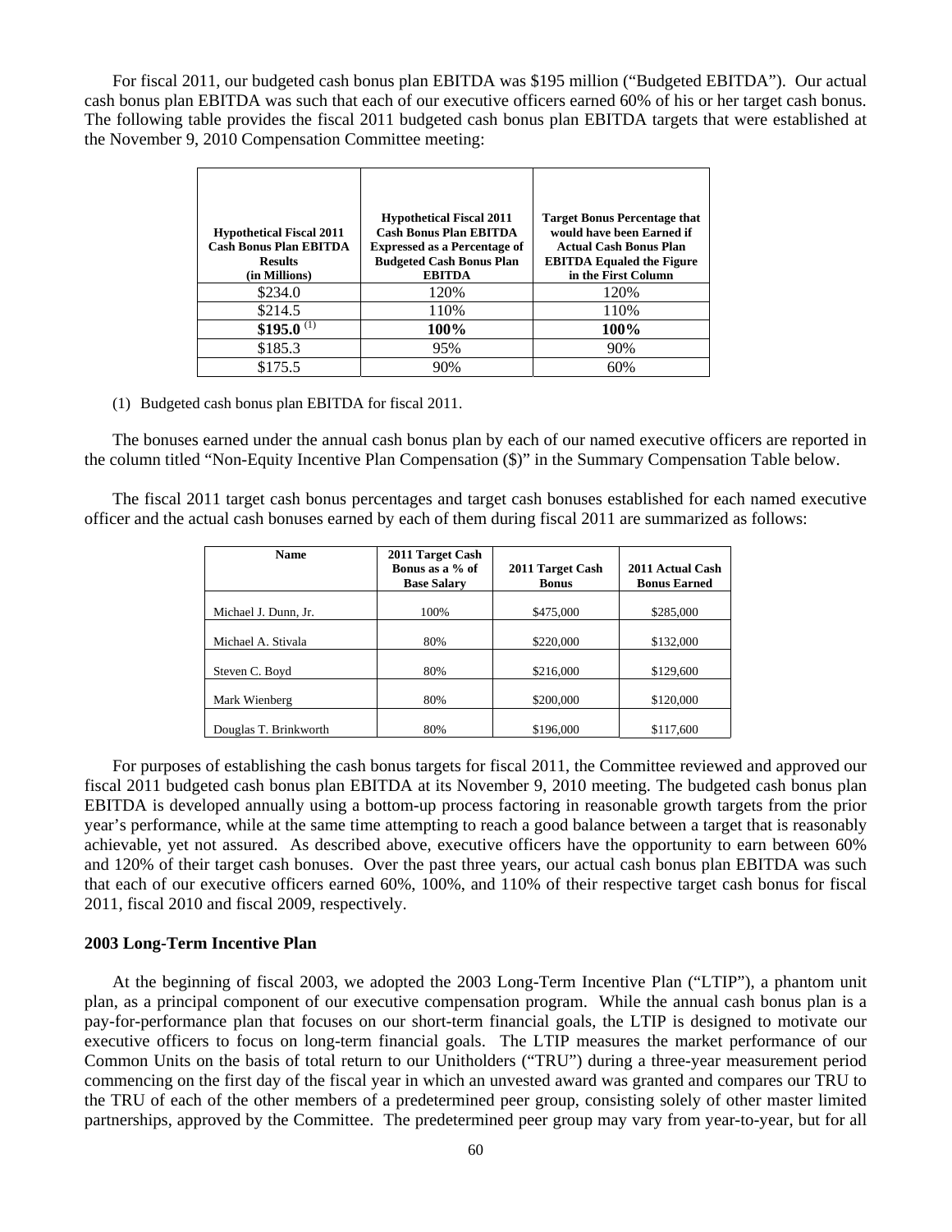For fiscal 2011, our budgeted cash bonus plan EBITDA was $195 million ("Budgeted EBITDA"). Our actual cash bonus plan EBITDA was such that each of our executive officers earned 60% of his or her target cash bonus. The following table provides the fiscal 2011 budgeted cash bonus plan EBITDA targets that were established at the November 9, 2010 Compensation Committee meeting:

| Hypothetical Fiscal 2011 Cash Bonus Plan EBITDA Results (in Millions) | Hypothetical Fiscal 2011 Cash Bonus Plan EBITDA Expressed as a Percentage of Budgeted Cash Bonus Plan EBITDA | Target Bonus Percentage that would have been Earned if Actual Cash Bonus Plan EBITDA Equaled the Figure in the First Column |
|---|---|---|
| $234.0 | 120% | 120% |
| $214.5 | 110% | 110% |
| **$195.0** (1) | **100%** | **100%** |
| $185.3 | 95% | 90% |
| $175.5 | 90% | 60% |

(1) Budgeted cash bonus plan EBITDA for fiscal 2011.

The bonuses earned under the annual cash bonus plan by each of our named executive officers are reported in the column titled "Non-Equity Incentive Plan Compensation ($)" in the Summary Compensation Table below.

The fiscal 2011 target cash bonus percentages and target cash bonuses established for each named executive officer and the actual cash bonuses earned by each of them during fiscal 2011 are summarized as follows:

| Name | 2011 Target Cash Bonus as a % of Base Salary | 2011 Target Cash Bonus | 2011 Actual Cash Bonus Earned |
|---|---|---|---|
| Michael J. Dunn, Jr. | 100% | $475,000 | $285,000 |
| Michael A. Stivala | 80% | $220,000 | $132,000 |
| Steven C. Boyd | 80% | $216,000 | $129,600 |
| Mark Wienberg | 80% | $200,000 | $120,000 |
| Douglas T. Brinkworth | 80% | $196,000 | $117,600 |

For purposes of establishing the cash bonus targets for fiscal 2011, the Committee reviewed and approved our fiscal 2011 budgeted cash bonus plan EBITDA at its November 9, 2010 meeting. The budgeted cash bonus plan EBITDA is developed annually using a bottom-up process factoring in reasonable growth targets from the prior year's performance, while at the same time attempting to reach a good balance between a target that is reasonably achievable, yet not assured. As described above, executive officers have the opportunity to earn between 60% and 120% of their target cash bonuses. Over the past three years, our actual cash bonus plan EBITDA was such that each of our executive officers earned 60%, 100%, and 110% of their respective target cash bonus for fiscal 2011, fiscal 2010 and fiscal 2009, respectively.

**2003 Long-Term Incentive Plan**

At the beginning of fiscal 2003, we adopted the 2003 Long-Term Incentive Plan ("LTIP"), a phantom unit plan, as a principal component of our executive compensation program. While the annual cash bonus plan is a pay-for-performance plan that focuses on our short-term financial goals, the LTIP is designed to motivate our executive officers to focus on long-term financial goals. The LTIP measures the market performance of our Common Units on the basis of total return to our Unitholders ("TRU") during a three-year measurement period commencing on the first day of the fiscal year in which an unvested award was granted and compares our TRU to the TRU of each of the other members of a predetermined peer group, consisting solely of other master limited partnerships, approved by the Committee. The predetermined peer group may vary from year-to-year, but for all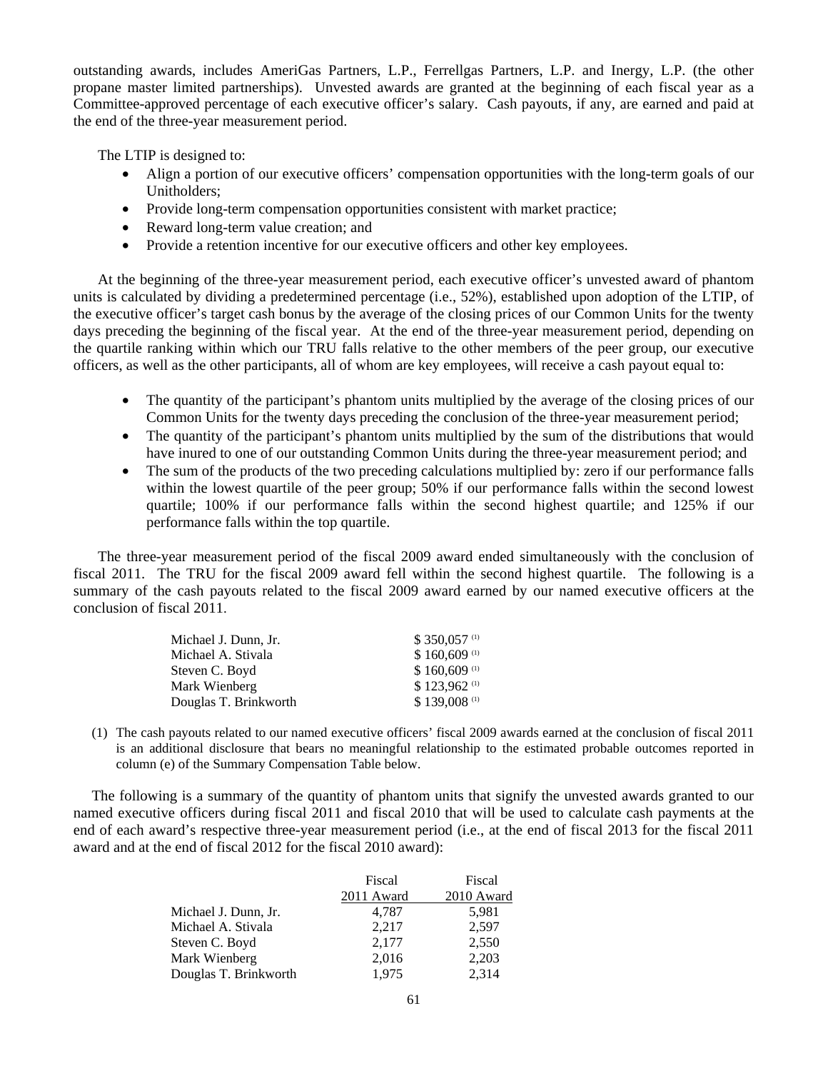outstanding awards, includes AmeriGas Partners, L.P., Ferrellgas Partners, L.P. and Inergy, L.P. (the other propane master limited partnerships). Unvested awards are granted at the beginning of each fiscal year as a Committee-approved percentage of each executive officer's salary. Cash payouts, if any, are earned and paid at the end of the three-year measurement period.

The LTIP is designed to:

- Align a portion of our executive officers' compensation opportunities with the long-term goals of our Unitholders;
- Provide long-term compensation opportunities consistent with market practice;
- Reward long-term value creation; and
- Provide a retention incentive for our executive officers and other key employees.

At the beginning of the three-year measurement period, each executive officer's unvested award of phantom units is calculated by dividing a predetermined percentage (i.e., 52%), established upon adoption of the LTIP, of the executive officer's target cash bonus by the average of the closing prices of our Common Units for the twenty days preceding the beginning of the fiscal year. At the end of the three-year measurement period, depending on the quartile ranking within which our TRU falls relative to the other members of the peer group, our executive officers, as well as the other participants, all of whom are key employees, will receive a cash payout equal to:

- The quantity of the participant's phantom units multiplied by the average of the closing prices of our Common Units for the twenty days preceding the conclusion of the three-year measurement period;
- The quantity of the participant's phantom units multiplied by the sum of the distributions that would have inured to one of our outstanding Common Units during the three-year measurement period; and
- The sum of the products of the two preceding calculations multiplied by: zero if our performance falls within the lowest quartile of the peer group; 50% if our performance falls within the second lowest quartile; 100% if our performance falls within the second highest quartile; and 125% if our performance falls within the top quartile.

The three-year measurement period of the fiscal 2009 award ended simultaneously with the conclusion of fiscal 2011. The TRU for the fiscal 2009 award fell within the second highest quartile. The following is a summary of the cash payouts related to the fiscal 2009 award earned by our named executive officers at the conclusion of fiscal 2011.

| | |
|---|---|
| Michael J. Dunn, Jr. | $ 350,057 (1) |
| Michael A. Stivala | $ 160,609 (1) |
| Steven C. Boyd | $ 160,609 (1) |
| Mark Wienberg | $ 123,962 (1) |
| Douglas T. Brinkworth | $ 139,008 (1) |

(1) The cash payouts related to our named executive officers' fiscal 2009 awards earned at the conclusion of fiscal 2011 is an additional disclosure that bears no meaningful relationship to the estimated probable outcomes reported in column (e) of the Summary Compensation Table below.

The following is a summary of the quantity of phantom units that signify the unvested awards granted to our named executive officers during fiscal 2011 and fiscal 2010 that will be used to calculate cash payments at the end of each award's respective three-year measurement period (i.e., at the end of fiscal 2013 for the fiscal 2011 award and at the end of fiscal 2012 for the fiscal 2010 award):

| | Fiscal 2011 Award | Fiscal 2010 Award |
|---|---|---|
| Michael J. Dunn, Jr. | 4,787 | 5,981 |
| Michael A. Stivala | 2,217 | 2,597 |
| Steven C. Boyd | 2,177 | 2,550 |
| Mark Wienberg | 2,016 | 2,203 |
| Douglas T. Brinkworth | 1,975 | 2,314 |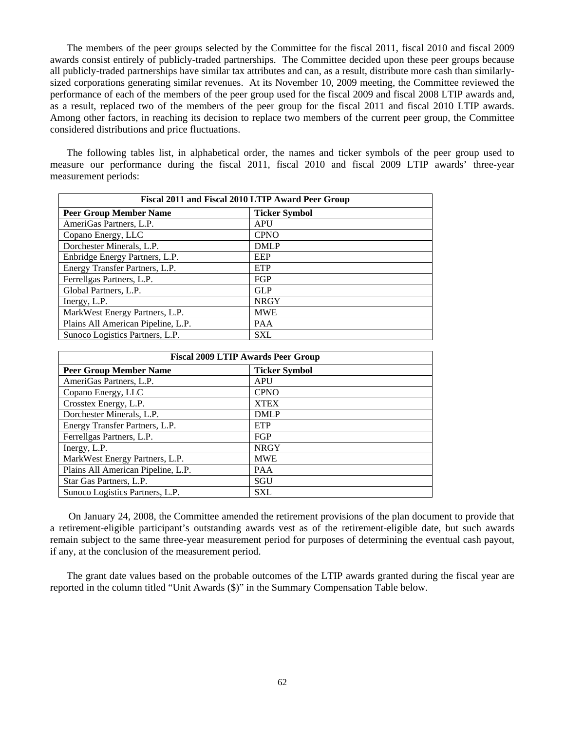The members of the peer groups selected by the Committee for the fiscal 2011, fiscal 2010 and fiscal 2009 awards consist entirely of publicly-traded partnerships. The Committee decided upon these peer groups because all publicly-traded partnerships have similar tax attributes and can, as a result, distribute more cash than similarly-sized corporations generating similar revenues. At its November 10, 2009 meeting, the Committee reviewed the performance of each of the members of the peer group used for the fiscal 2009 and fiscal 2008 LTIP awards and, as a result, replaced two of the members of the peer group for the fiscal 2011 and fiscal 2010 LTIP awards. Among other factors, in reaching its decision to replace two members of the current peer group, the Committee considered distributions and price fluctuations.

The following tables list, in alphabetical order, the names and ticker symbols of the peer group used to measure our performance during the fiscal 2011, fiscal 2010 and fiscal 2009 LTIP awards' three-year measurement periods:

| Fiscal 2011 and Fiscal 2010 LTIP Award Peer Group | |
|---|---|
| **Peer Group Member Name** | **Ticker Symbol** |
| AmeriGas Partners, L.P. | APU |
| Copano Energy, LLC | CPNO |
| Dorchester Minerals, L.P. | DMLP |
| Enbridge Energy Partners, L.P. | EEP |
| Energy Transfer Partners, L.P. | ETP |
| Ferrellgas Partners, L.P. | FGP |
| Global Partners, L.P. | GLP |
| Inergy, L.P. | NRGY |
| MarkWest Energy Partners, L.P. | MWE |
| Plains All American Pipeline, L.P. | PAA |
| Sunoco Logistics Partners, L.P. | SXL |

| Fiscal 2009 LTIP Awards Peer Group | |
|---|---|
| **Peer Group Member Name** | **Ticker Symbol** |
| AmeriGas Partners, L.P. | APU |
| Copano Energy, LLC | CPNO |
| Crosstex Energy, L.P. | XTEX |
| Dorchester Minerals, L.P. | DMLP |
| Energy Transfer Partners, L.P. | ETP |
| Ferrellgas Partners, L.P. | FGP |
| Inergy, L.P. | NRGY |
| MarkWest Energy Partners, L.P. | MWE |
| Plains All American Pipeline, L.P. | PAA |
| Star Gas Partners, L.P. | SGU |
| Sunoco Logistics Partners, L.P. | SXL |

On January 24, 2008, the Committee amended the retirement provisions of the plan document to provide that a retirement-eligible participant's outstanding awards vest as of the retirement-eligible date, but such awards remain subject to the same three-year measurement period for purposes of determining the eventual cash payout, if any, at the conclusion of the measurement period.

The grant date values based on the probable outcomes of the LTIP awards granted during the fiscal year are reported in the column titled "Unit Awards ($)" in the Summary Compensation Table below.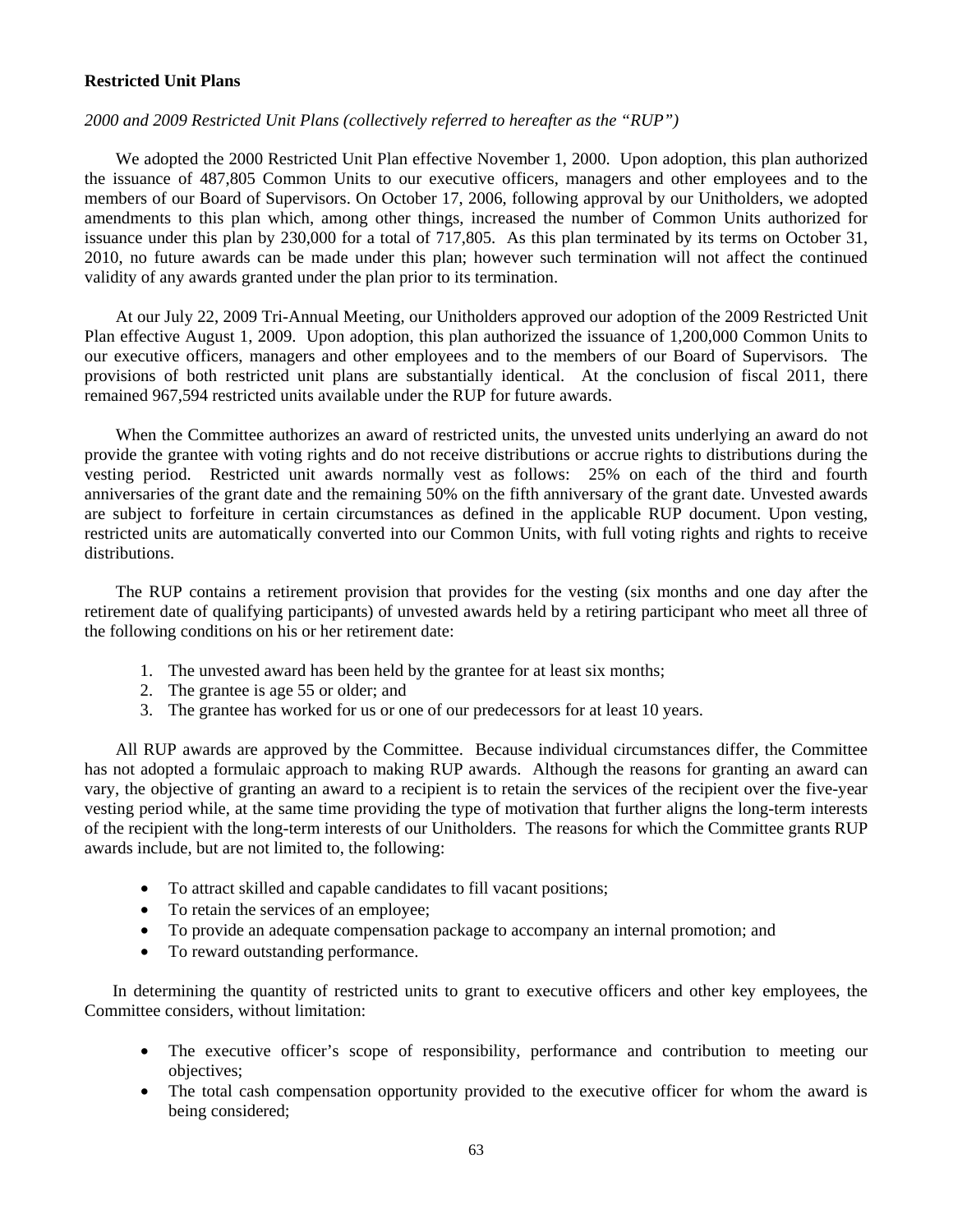**Restricted Unit Plans**

*2000 and 2009 Restricted Unit Plans (collectively referred to hereafter as the "RUP")*

We adopted the 2000 Restricted Unit Plan effective November 1, 2000. Upon adoption, this plan authorized the issuance of 487,805 Common Units to our executive officers, managers and other employees and to the members of our Board of Supervisors. On October 17, 2006, following approval by our Unitholders, we adopted amendments to this plan which, among other things, increased the number of Common Units authorized for issuance under this plan by 230,000 for a total of 717,805. As this plan terminated by its terms on October 31, 2010, no future awards can be made under this plan; however such termination will not affect the continued validity of any awards granted under the plan prior to its termination.

At our July 22, 2009 Tri-Annual Meeting, our Unitholders approved our adoption of the 2009 Restricted Unit Plan effective August 1, 2009. Upon adoption, this plan authorized the issuance of 1,200,000 Common Units to our executive officers, managers and other employees and to the members of our Board of Supervisors. The provisions of both restricted unit plans are substantially identical. At the conclusion of fiscal 2011, there remained 967,594 restricted units available under the RUP for future awards.

When the Committee authorizes an award of restricted units, the unvested units underlying an award do not provide the grantee with voting rights and do not receive distributions or accrue rights to distributions during the vesting period. Restricted unit awards normally vest as follows: 25% on each of the third and fourth anniversaries of the grant date and the remaining 50% on the fifth anniversary of the grant date. Unvested awards are subject to forfeiture in certain circumstances as defined in the applicable RUP document. Upon vesting, restricted units are automatically converted into our Common Units, with full voting rights and rights to receive distributions.

The RUP contains a retirement provision that provides for the vesting (six months and one day after the retirement date of qualifying participants) of unvested awards held by a retiring participant who meet all three of the following conditions on his or her retirement date:

1. The unvested award has been held by the grantee for at least six months;
2. The grantee is age 55 or older; and
3. The grantee has worked for us or one of our predecessors for at least 10 years.

All RUP awards are approved by the Committee. Because individual circumstances differ, the Committee has not adopted a formulaic approach to making RUP awards. Although the reasons for granting an award can vary, the objective of granting an award to a recipient is to retain the services of the recipient over the five-year vesting period while, at the same time providing the type of motivation that further aligns the long-term interests of the recipient with the long-term interests of our Unitholders. The reasons for which the Committee grants RUP awards include, but are not limited to, the following:

- To attract skilled and capable candidates to fill vacant positions;
- To retain the services of an employee;
- To provide an adequate compensation package to accompany an internal promotion; and
- To reward outstanding performance.

In determining the quantity of restricted units to grant to executive officers and other key employees, the Committee considers, without limitation:

- The executive officer's scope of responsibility, performance and contribution to meeting our objectives;
- The total cash compensation opportunity provided to the executive officer for whom the award is being considered;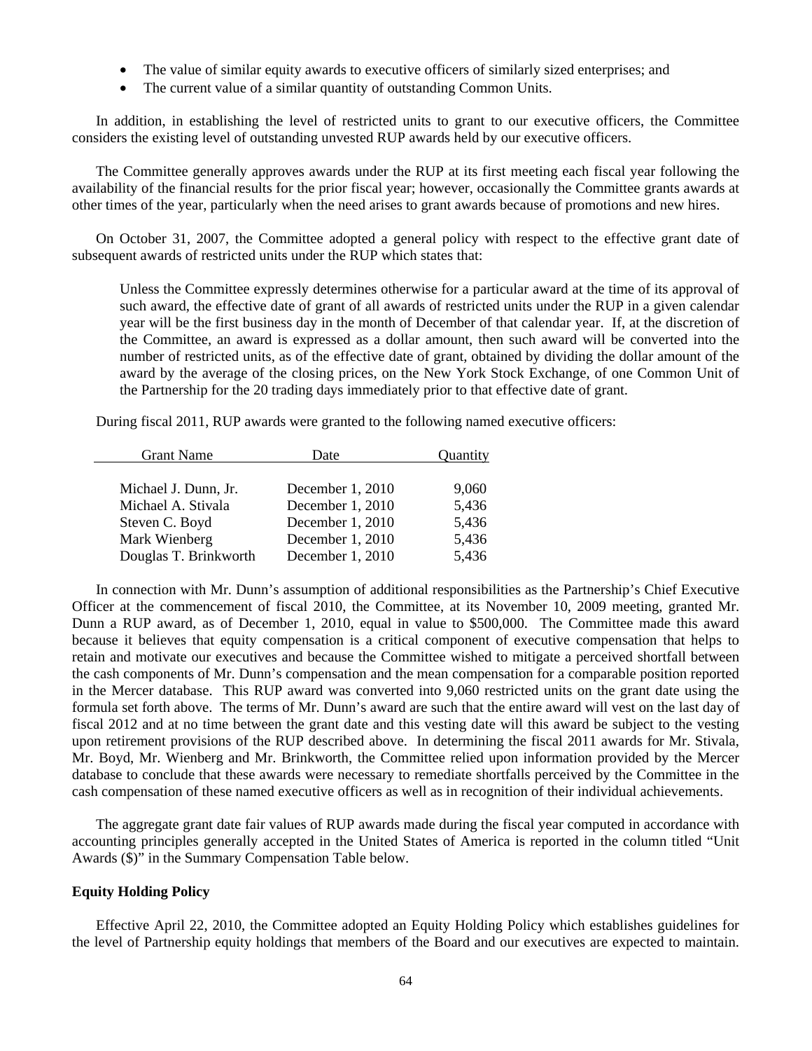- The value of similar equity awards to executive officers of similarly sized enterprises; and
- The current value of a similar quantity of outstanding Common Units.

In addition, in establishing the level of restricted units to grant to our executive officers, the Committee considers the existing level of outstanding unvested RUP awards held by our executive officers.

The Committee generally approves awards under the RUP at its first meeting each fiscal year following the availability of the financial results for the prior fiscal year; however, occasionally the Committee grants awards at other times of the year, particularly when the need arises to grant awards because of promotions and new hires.

On October 31, 2007, the Committee adopted a general policy with respect to the effective grant date of subsequent awards of restricted units under the RUP which states that:

> Unless the Committee expressly determines otherwise for a particular award at the time of its approval of such award, the effective date of grant of all awards of restricted units under the RUP in a given calendar year will be the first business day in the month of December of that calendar year. If, at the discretion of the Committee, an award is expressed as a dollar amount, then such award will be converted into the number of restricted units, as of the effective date of grant, obtained by dividing the dollar amount of the award by the average of the closing prices, on the New York Stock Exchange, of one Common Unit of the Partnership for the 20 trading days immediately prior to that effective date of grant.

During fiscal 2011, RUP awards were granted to the following named executive officers:

| Grant Name | Date | Quantity |
|---|---|---|
| Michael J. Dunn, Jr. | December 1, 2010 | 9,060 |
| Michael A. Stivala | December 1, 2010 | 5,436 |
| Steven C. Boyd | December 1, 2010 | 5,436 |
| Mark Wienberg | December 1, 2010 | 5,436 |
| Douglas T. Brinkworth | December 1, 2010 | 5,436 |

In connection with Mr. Dunn's assumption of additional responsibilities as the Partnership's Chief Executive Officer at the commencement of fiscal 2010, the Committee, at its November 10, 2009 meeting, granted Mr. Dunn a RUP award, as of December 1, 2010, equal in value to $500,000. The Committee made this award because it believes that equity compensation is a critical component of executive compensation that helps to retain and motivate our executives and because the Committee wished to mitigate a perceived shortfall between the cash components of Mr. Dunn's compensation and the mean compensation for a comparable position reported in the Mercer database. This RUP award was converted into 9,060 restricted units on the grant date using the formula set forth above. The terms of Mr. Dunn's award are such that the entire award will vest on the last day of fiscal 2012 and at no time between the grant date and this vesting date will this award be subject to the vesting upon retirement provisions of the RUP described above. In determining the fiscal 2011 awards for Mr. Stivala, Mr. Boyd, Mr. Wienberg and Mr. Brinkworth, the Committee relied upon information provided by the Mercer database to conclude that these awards were necessary to remediate shortfalls perceived by the Committee in the cash compensation of these named executive officers as well as in recognition of their individual achievements.

The aggregate grant date fair values of RUP awards made during the fiscal year computed in accordance with accounting principles generally accepted in the United States of America is reported in the column titled "Unit Awards ($)" in the Summary Compensation Table below.

**Equity Holding Policy**

Effective April 22, 2010, the Committee adopted an Equity Holding Policy which establishes guidelines for the level of Partnership equity holdings that members of the Board and our executives are expected to maintain.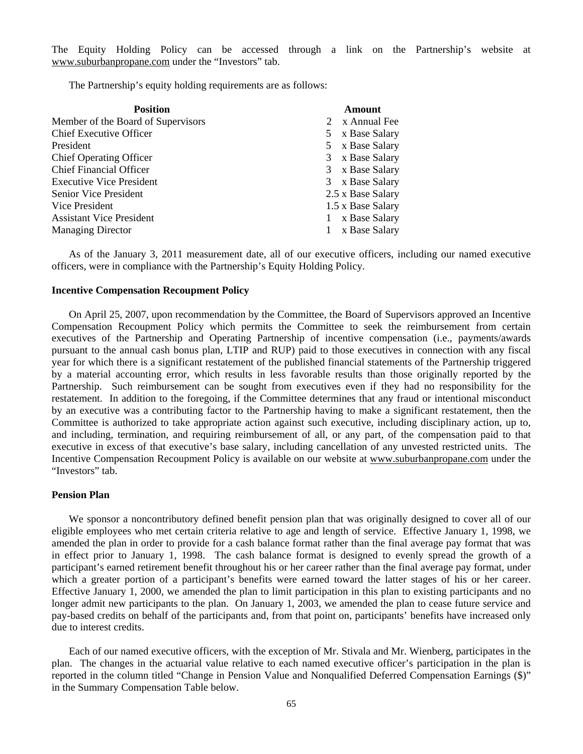The Equity Holding Policy can be accessed through a link on the Partnership's website at www.suburbanpropane.com under the "Investors" tab.

The Partnership's equity holding requirements are as follows:

| Position | Amount |
|---|---|
| Member of the Board of Supervisors | 2 x Annual Fee |
| Chief Executive Officer | 5 x Base Salary |
| President | 5 x Base Salary |
| Chief Operating Officer | 3 x Base Salary |
| Chief Financial Officer | 3 x Base Salary |
| Executive Vice President | 3 x Base Salary |
| Senior Vice President | 2.5 x Base Salary |
| Vice President | 1.5 x Base Salary |
| Assistant Vice President | 1 x Base Salary |
| Managing Director | 1 x Base Salary |

As of the January 3, 2011 measurement date, all of our executive officers, including our named executive officers, were in compliance with the Partnership's Equity Holding Policy.

**Incentive Compensation Recoupment Policy**

On April 25, 2007, upon recommendation by the Committee, the Board of Supervisors approved an Incentive Compensation Recoupment Policy which permits the Committee to seek the reimbursement from certain executives of the Partnership and Operating Partnership of incentive compensation (i.e., payments/awards pursuant to the annual cash bonus plan, LTIP and RUP) paid to those executives in connection with any fiscal year for which there is a significant restatement of the published financial statements of the Partnership triggered by a material accounting error, which results in less favorable results than those originally reported by the Partnership. Such reimbursement can be sought from executives even if they had no responsibility for the restatement. In addition to the foregoing, if the Committee determines that any fraud or intentional misconduct by an executive was a contributing factor to the Partnership having to make a significant restatement, then the Committee is authorized to take appropriate action against such executive, including disciplinary action, up to, and including, termination, and requiring reimbursement of all, or any part, of the compensation paid to that executive in excess of that executive's base salary, including cancellation of any unvested restricted units. The Incentive Compensation Recoupment Policy is available on our website at www.suburbanpropane.com under the "Investors" tab.

**Pension Plan**

We sponsor a noncontributory defined benefit pension plan that was originally designed to cover all of our eligible employees who met certain criteria relative to age and length of service. Effective January 1, 1998, we amended the plan in order to provide for a cash balance format rather than the final average pay format that was in effect prior to January 1, 1998. The cash balance format is designed to evenly spread the growth of a participant's earned retirement benefit throughout his or her career rather than the final average pay format, under which a greater portion of a participant's benefits were earned toward the latter stages of his or her career. Effective January 1, 2000, we amended the plan to limit participation in this plan to existing participants and no longer admit new participants to the plan. On January 1, 2003, we amended the plan to cease future service and pay-based credits on behalf of the participants and, from that point on, participants' benefits have increased only due to interest credits.

Each of our named executive officers, with the exception of Mr. Stivala and Mr. Wienberg, participates in the plan. The changes in the actuarial value relative to each named executive officer's participation in the plan is reported in the column titled "Change in Pension Value and Nonqualified Deferred Compensation Earnings ($)" in the Summary Compensation Table below.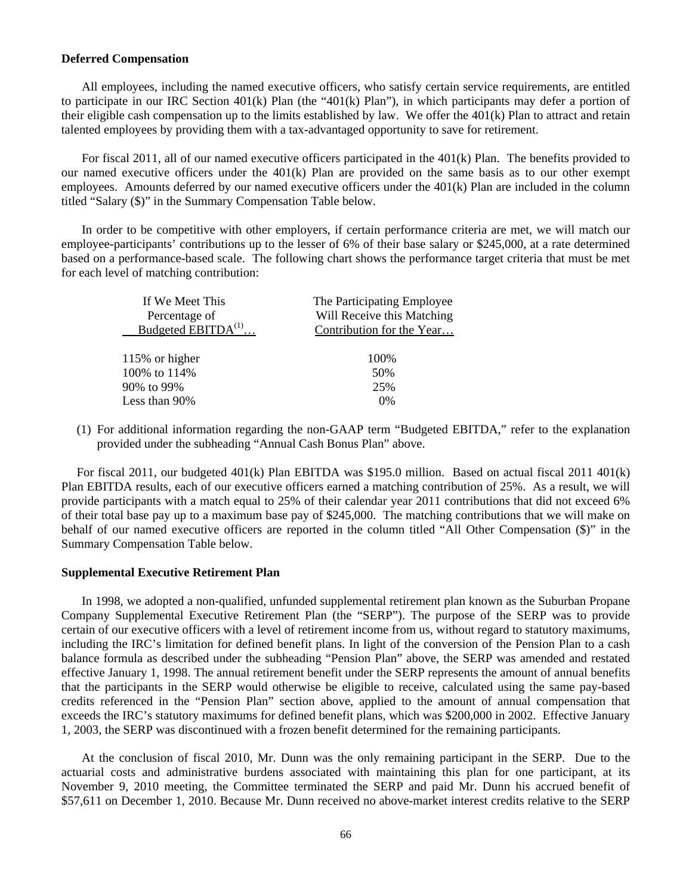**Deferred Compensation**

All employees, including the named executive officers, who satisfy certain service requirements, are entitled to participate in our IRC Section 401(k) Plan (the "401(k) Plan"), in which participants may defer a portion of their eligible cash compensation up to the limits established by law. We offer the 401(k) Plan to attract and retain talented employees by providing them with a tax-advantaged opportunity to save for retirement.

For fiscal 2011, all of our named executive officers participated in the 401(k) Plan. The benefits provided to our named executive officers under the 401(k) Plan are provided on the same basis as to our other exempt employees. Amounts deferred by our named executive officers under the 401(k) Plan are included in the column titled "Salary ($)" in the Summary Compensation Table below.

In order to be competitive with other employers, if certain performance criteria are met, we will match our employee-participants' contributions up to the lesser of 6% of their base salary or $245,000, at a rate determined based on a performance-based scale. The following chart shows the performance target criteria that must be met for each level of matching contribution:

| If We Meet This Percentage of Budgeted EBITDA[(1)]… | The Participating Employee Will Receive this Matching Contribution for the Year… |
|---|---|
| 115% or higher | 100% |
| 100% to 114% | 50% |
| 90% to 99% | 25% |
| Less than 90% | 0% |

(1) For additional information regarding the non-GAAP term "Budgeted EBITDA," refer to the explanation provided under the subheading "Annual Cash Bonus Plan" above.

For fiscal 2011, our budgeted 401(k) Plan EBITDA was $195.0 million. Based on actual fiscal 2011 401(k) Plan EBITDA results, each of our executive officers earned a matching contribution of 25%. As a result, we will provide participants with a match equal to 25% of their calendar year 2011 contributions that did not exceed 6% of their total base pay up to a maximum base pay of $245,000. The matching contributions that we will make on behalf of our named executive officers are reported in the column titled "All Other Compensation ($)" in the Summary Compensation Table below.

**Supplemental Executive Retirement Plan**

In 1998, we adopted a non-qualified, unfunded supplemental retirement plan known as the Suburban Propane Company Supplemental Executive Retirement Plan (the "SERP"). The purpose of the SERP was to provide certain of our executive officers with a level of retirement income from us, without regard to statutory maximums, including the IRC's limitation for defined benefit plans. In light of the conversion of the Pension Plan to a cash balance formula as described under the subheading "Pension Plan" above, the SERP was amended and restated effective January 1, 1998. The annual retirement benefit under the SERP represents the amount of annual benefits that the participants in the SERP would otherwise be eligible to receive, calculated using the same pay-based credits referenced in the "Pension Plan" section above, applied to the amount of annual compensation that exceeds the IRC's statutory maximums for defined benefit plans, which was $200,000 in 2002. Effective January 1, 2003, the SERP was discontinued with a frozen benefit determined for the remaining participants.

At the conclusion of fiscal 2010, Mr. Dunn was the only remaining participant in the SERP. Due to the actuarial costs and administrative burdens associated with maintaining this plan for one participant, at its November 9, 2010 meeting, the Committee terminated the SERP and paid Mr. Dunn his accrued benefit of $57,611 on December 1, 2010. Because Mr. Dunn received no above-market interest credits relative to the SERP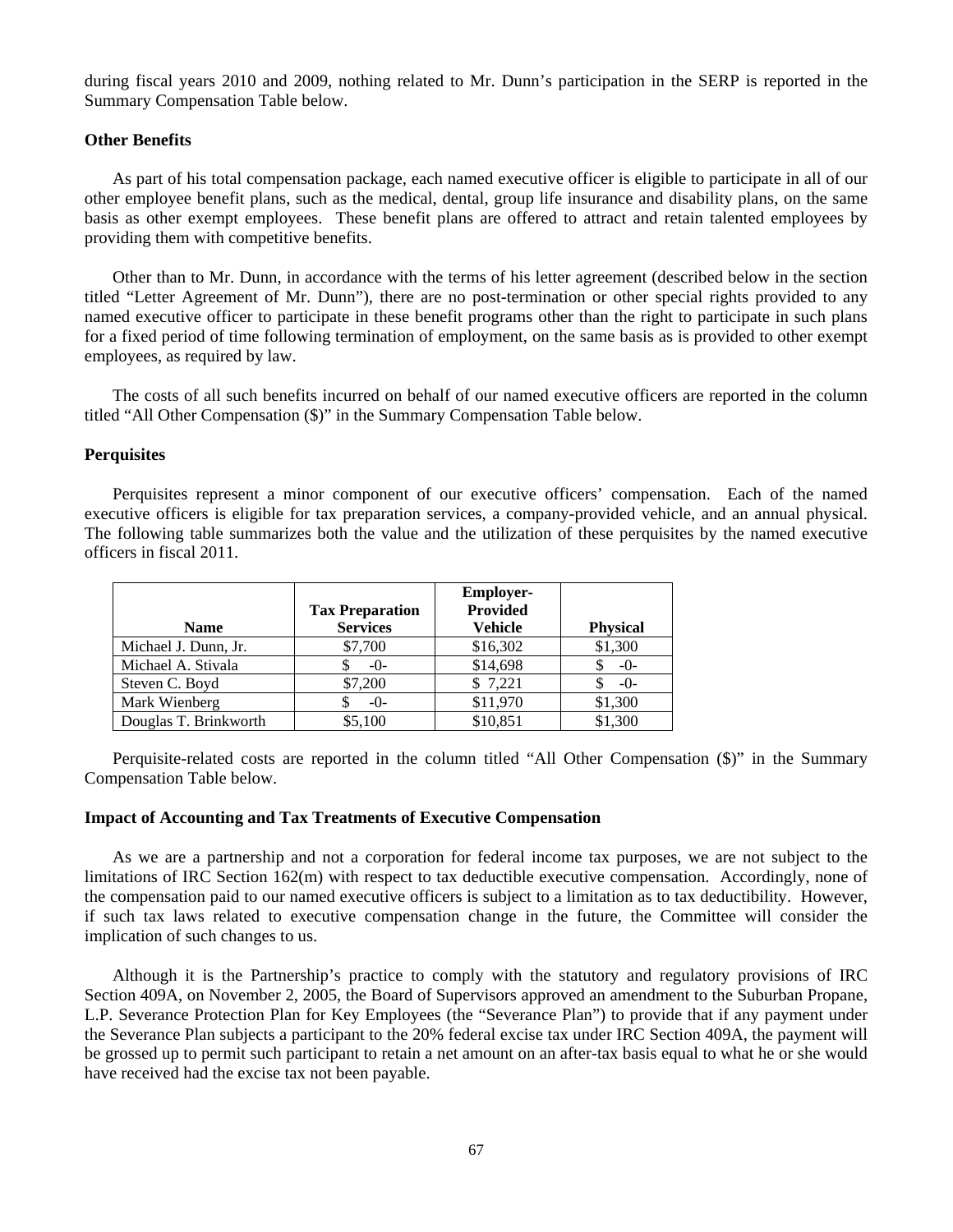during fiscal years 2010 and 2009, nothing related to Mr. Dunn's participation in the SERP is reported in the Summary Compensation Table below.

**Other Benefits**

As part of his total compensation package, each named executive officer is eligible to participate in all of our other employee benefit plans, such as the medical, dental, group life insurance and disability plans, on the same basis as other exempt employees. These benefit plans are offered to attract and retain talented employees by providing them with competitive benefits.

Other than to Mr. Dunn, in accordance with the terms of his letter agreement (described below in the section titled "Letter Agreement of Mr. Dunn"), there are no post-termination or other special rights provided to any named executive officer to participate in these benefit programs other than the right to participate in such plans for a fixed period of time following termination of employment, on the same basis as is provided to other exempt employees, as required by law.

The costs of all such benefits incurred on behalf of our named executive officers are reported in the column titled "All Other Compensation ($)" in the Summary Compensation Table below.

**Perquisites**

Perquisites represent a minor component of our executive officers' compensation. Each of the named executive officers is eligible for tax preparation services, a company-provided vehicle, and an annual physical. The following table summarizes both the value and the utilization of these perquisites by the named executive officers in fiscal 2011.

| Name | Tax Preparation Services | Employer-Provided Vehicle | Physical |
|---|---|---|---|
| Michael J. Dunn, Jr. | $7,700 | $16,302 | $1,300 |
| Michael A. Stivala | $ -0- | $14,698 | $ -0- |
| Steven C. Boyd | $7,200 | $ 7,221 | $ -0- |
| Mark Wienberg | $ -0- | $11,970 | $1,300 |
| Douglas T. Brinkworth | $5,100 | $10,851 | $1,300 |

Perquisite-related costs are reported in the column titled "All Other Compensation ($)" in the Summary Compensation Table below.

**Impact of Accounting and Tax Treatments of Executive Compensation**

As we are a partnership and not a corporation for federal income tax purposes, we are not subject to the limitations of IRC Section 162(m) with respect to tax deductible executive compensation. Accordingly, none of the compensation paid to our named executive officers is subject to a limitation as to tax deductibility. However, if such tax laws related to executive compensation change in the future, the Committee will consider the implication of such changes to us.

Although it is the Partnership's practice to comply with the statutory and regulatory provisions of IRC Section 409A, on November 2, 2005, the Board of Supervisors approved an amendment to the Suburban Propane, L.P. Severance Protection Plan for Key Employees (the "Severance Plan") to provide that if any payment under the Severance Plan subjects a participant to the 20% federal excise tax under IRC Section 409A, the payment will be grossed up to permit such participant to retain a net amount on an after-tax basis equal to what he or she would have received had the excise tax not been payable.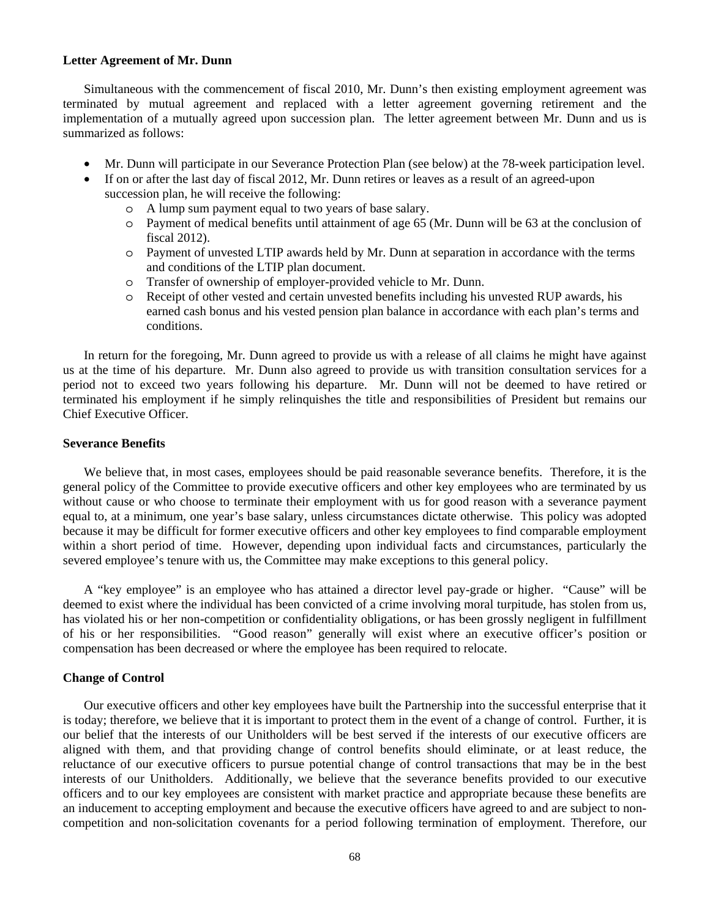**Letter Agreement of Mr. Dunn**

Simultaneous with the commencement of fiscal 2010, Mr. Dunn's then existing employment agreement was terminated by mutual agreement and replaced with a letter agreement governing retirement and the implementation of a mutually agreed upon succession plan. The letter agreement between Mr. Dunn and us is summarized as follows:

- Mr. Dunn will participate in our Severance Protection Plan (see below) at the 78-week participation level.
- If on or after the last day of fiscal 2012, Mr. Dunn retires or leaves as a result of an agreed-upon succession plan, he will receive the following:
  - A lump sum payment equal to two years of base salary.
  - Payment of medical benefits until attainment of age 65 (Mr. Dunn will be 63 at the conclusion of fiscal 2012).
  - Payment of unvested LTIP awards held by Mr. Dunn at separation in accordance with the terms and conditions of the LTIP plan document.
  - Transfer of ownership of employer-provided vehicle to Mr. Dunn.
  - Receipt of other vested and certain unvested benefits including his unvested RUP awards, his earned cash bonus and his vested pension plan balance in accordance with each plan's terms and conditions.

In return for the foregoing, Mr. Dunn agreed to provide us with a release of all claims he might have against us at the time of his departure. Mr. Dunn also agreed to provide us with transition consultation services for a period not to exceed two years following his departure. Mr. Dunn will not be deemed to have retired or terminated his employment if he simply relinquishes the title and responsibilities of President but remains our Chief Executive Officer.

**Severance Benefits**

We believe that, in most cases, employees should be paid reasonable severance benefits. Therefore, it is the general policy of the Committee to provide executive officers and other key employees who are terminated by us without cause or who choose to terminate their employment with us for good reason with a severance payment equal to, at a minimum, one year's base salary, unless circumstances dictate otherwise. This policy was adopted because it may be difficult for former executive officers and other key employees to find comparable employment within a short period of time. However, depending upon individual facts and circumstances, particularly the severed employee's tenure with us, the Committee may make exceptions to this general policy.

A "key employee" is an employee who has attained a director level pay-grade or higher. "Cause" will be deemed to exist where the individual has been convicted of a crime involving moral turpitude, has stolen from us, has violated his or her non-competition or confidentiality obligations, or has been grossly negligent in fulfillment of his or her responsibilities. "Good reason" generally will exist where an executive officer's position or compensation has been decreased or where the employee has been required to relocate.

**Change of Control**

Our executive officers and other key employees have built the Partnership into the successful enterprise that it is today; therefore, we believe that it is important to protect them in the event of a change of control. Further, it is our belief that the interests of our Unitholders will be best served if the interests of our executive officers are aligned with them, and that providing change of control benefits should eliminate, or at least reduce, the reluctance of our executive officers to pursue potential change of control transactions that may be in the best interests of our Unitholders. Additionally, we believe that the severance benefits provided to our executive officers and to our key employees are consistent with market practice and appropriate because these benefits are an inducement to accepting employment and because the executive officers have agreed to and are subject to non-competition and non-solicitation covenants for a period following termination of employment. Therefore, our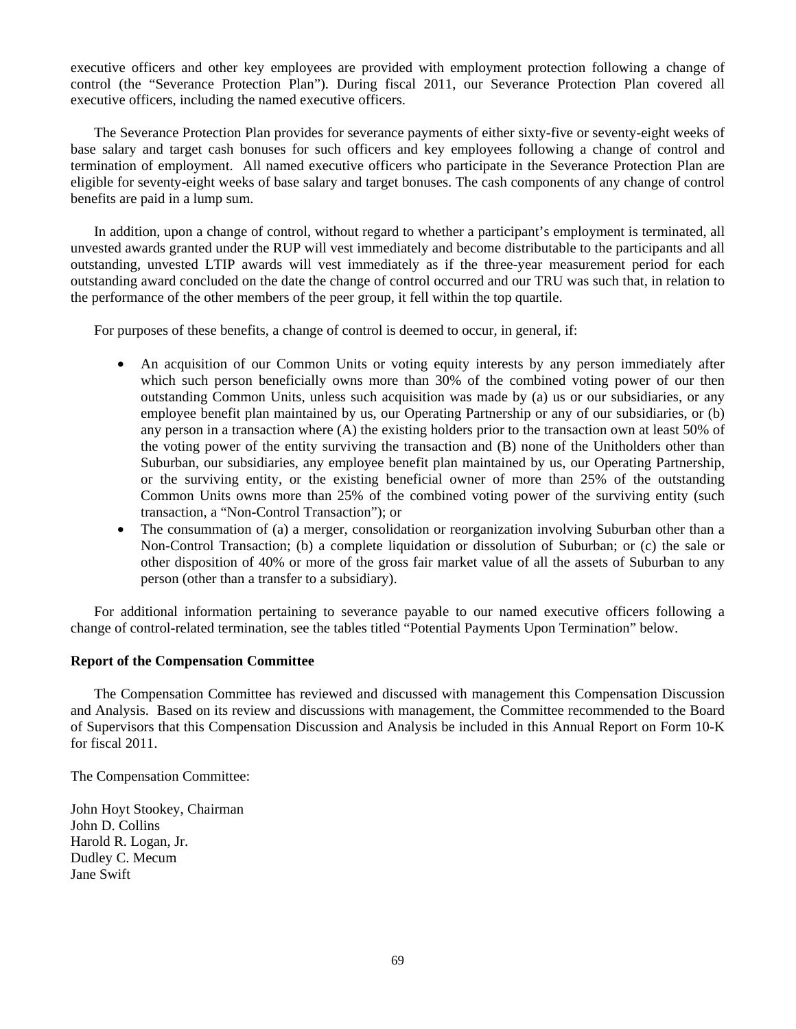executive officers and other key employees are provided with employment protection following a change of control (the "Severance Protection Plan"). During fiscal 2011, our Severance Protection Plan covered all executive officers, including the named executive officers.

The Severance Protection Plan provides for severance payments of either sixty-five or seventy-eight weeks of base salary and target cash bonuses for such officers and key employees following a change of control and termination of employment. All named executive officers who participate in the Severance Protection Plan are eligible for seventy-eight weeks of base salary and target bonuses. The cash components of any change of control benefits are paid in a lump sum.

In addition, upon a change of control, without regard to whether a participant's employment is terminated, all unvested awards granted under the RUP will vest immediately and become distributable to the participants and all outstanding, unvested LTIP awards will vest immediately as if the three-year measurement period for each outstanding award concluded on the date the change of control occurred and our TRU was such that, in relation to the performance of the other members of the peer group, it fell within the top quartile.

For purposes of these benefits, a change of control is deemed to occur, in general, if:

- An acquisition of our Common Units or voting equity interests by any person immediately after which such person beneficially owns more than 30% of the combined voting power of our then outstanding Common Units, unless such acquisition was made by (a) us or our subsidiaries, or any employee benefit plan maintained by us, our Operating Partnership or any of our subsidiaries, or (b) any person in a transaction where (A) the existing holders prior to the transaction own at least 50% of the voting power of the entity surviving the transaction and (B) none of the Unitholders other than Suburban, our subsidiaries, any employee benefit plan maintained by us, our Operating Partnership, or the surviving entity, or the existing beneficial owner of more than 25% of the outstanding Common Units owns more than 25% of the combined voting power of the surviving entity (such transaction, a "Non-Control Transaction"); or
- The consummation of (a) a merger, consolidation or reorganization involving Suburban other than a Non-Control Transaction; (b) a complete liquidation or dissolution of Suburban; or (c) the sale or other disposition of 40% or more of the gross fair market value of all the assets of Suburban to any person (other than a transfer to a subsidiary).

For additional information pertaining to severance payable to our named executive officers following a change of control-related termination, see the tables titled "Potential Payments Upon Termination" below.

**Report of the Compensation Committee**

The Compensation Committee has reviewed and discussed with management this Compensation Discussion and Analysis. Based on its review and discussions with management, the Committee recommended to the Board of Supervisors that this Compensation Discussion and Analysis be included in this Annual Report on Form 10-K for fiscal 2011.

The Compensation Committee:

John Hoyt Stookey, Chairman
John D. Collins
Harold R. Logan, Jr.
Dudley C. Mecum
Jane Swift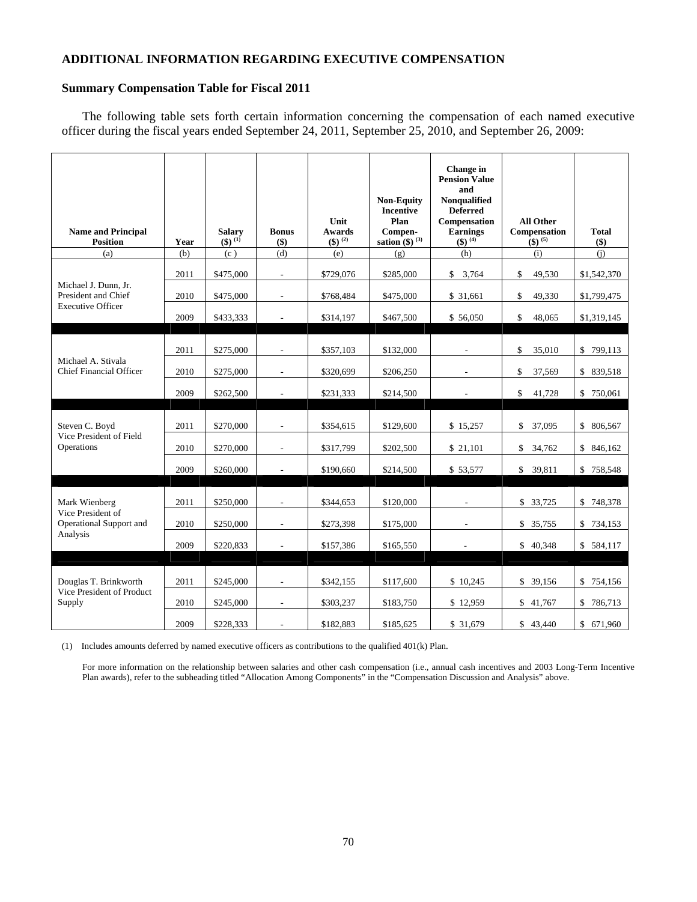## ADDITIONAL INFORMATION REGARDING EXECUTIVE COMPENSATION

### Summary Compensation Table for Fiscal 2011

The following table sets forth certain information concerning the compensation of each named executive officer during the fiscal years ended September 24, 2011, September 25, 2010, and September 26, 2009:

| Name and Principal Position | Year | Salary ($) (1) | Bonus ($) | Unit Awards ($) (2) | Non-Equity Incentive Plan Compen-sation ($) (3) | Change in Pension Value and Nonqualified Deferred Compensation Earnings ($) (4) | All Other Compensation ($) (5) | Total ($) |
|---|---|---|---|---|---|---|---|---|
| (a) | (b) | (c ) | (d) | (e) | (g) | (h) | (i) | (j) |
| Michael J. Dunn, Jr. President and Chief Executive Officer | 2011 | $475,000 | - | $729,076 | $285,000 | $ 3,764 | $ 49,530 | $1,542,370 |
| | 2010 | $475,000 | - | $768,484 | $475,000 | $ 31,661 | $ 49,330 | $1,799,475 |
| | 2009 | $433,333 | - | $314,197 | $467,500 | $ 56,050 | $ 48,065 | $1,319,145 |
| Michael A. Stivala Chief Financial Officer | 2011 | $275,000 | - | $357,103 | $132,000 | - | $ 35,010 | $ 799,113 |
| | 2010 | $275,000 | - | $320,699 | $206,250 | - | $ 37,569 | $ 839,518 |
| | 2009 | $262,500 | - | $231,333 | $214,500 | - | $ 41,728 | $ 750,061 |
| Steven C. Boyd Vice President of Field Operations | 2011 | $270,000 | - | $354,615 | $129,600 | $ 15,257 | $ 37,095 | $ 806,567 |
| | 2010 | $270,000 | - | $317,799 | $202,500 | $ 21,101 | $ 34,762 | $ 846,162 |
| | 2009 | $260,000 | - | $190,660 | $214,500 | $ 53,577 | $ 39,811 | $ 758,548 |
| Mark Wienberg Vice President of Operational Support and Analysis | 2011 | $250,000 | - | $344,653 | $120,000 | - | $ 33,725 | $ 748,378 |
| | 2010 | $250,000 | - | $273,398 | $175,000 | - | $ 35,755 | $ 734,153 |
| | 2009 | $220,833 | - | $157,386 | $165,550 | - | $ 40,348 | $ 584,117 |
| Douglas T. Brinkworth Vice President of Product Supply | 2011 | $245,000 | - | $342,155 | $117,600 | $ 10,245 | $ 39,156 | $ 754,156 |
| | 2010 | $245,000 | - | $303,237 | $183,750 | $ 12,959 | $ 41,767 | $ 786,713 |
| | 2009 | $228,333 | - | $182,883 | $185,625 | $ 31,679 | $ 43,440 | $ 671,960 |

(1) Includes amounts deferred by named executive officers as contributions to the qualified 401(k) Plan.

For more information on the relationship between salaries and other cash compensation (i.e., annual cash incentives and 2003 Long-Term Incentive Plan awards), refer to the subheading titled "Allocation Among Components" in the "Compensation Discussion and Analysis" above.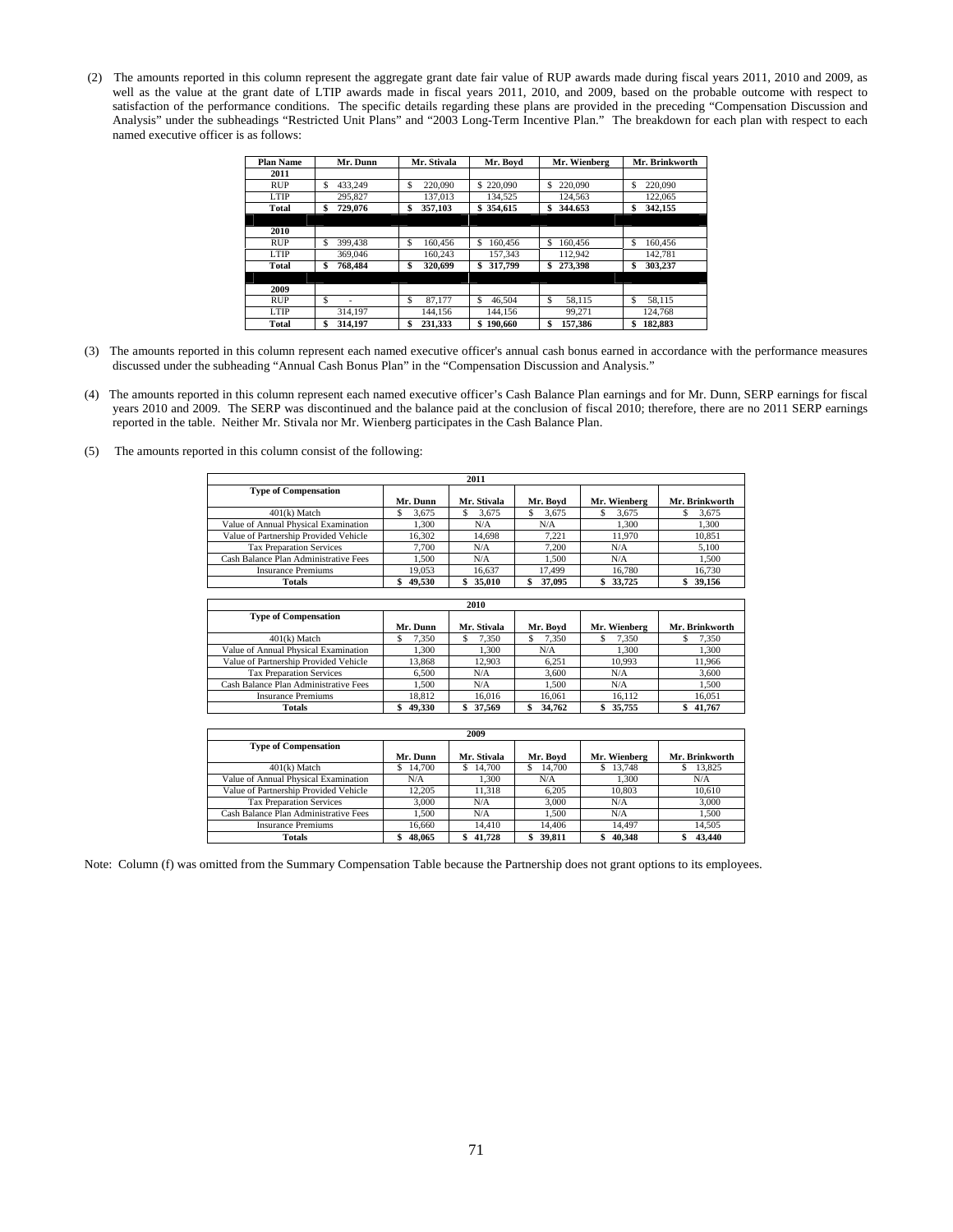(2) The amounts reported in this column represent the aggregate grant date fair value of RUP awards made during fiscal years 2011, 2010 and 2009, as well as the value at the grant date of LTIP awards made in fiscal years 2011, 2010, and 2009, based on the probable outcome with respect to satisfaction of the performance conditions. The specific details regarding these plans are provided in the preceding "Compensation Discussion and Analysis" under the subheadings "Restricted Unit Plans" and "2003 Long-Term Incentive Plan." The breakdown for each plan with respect to each named executive officer is as follows:

| Plan Name | Mr. Dunn | Mr. Stivala | Mr. Boyd | Mr. Wienberg | Mr. Brinkworth |
|---|---|---|---|---|---|
| **2011** | | | | | |
| RUP | $ 433,249 | $ 220,090 | $ 220,090 | $ 220,090 | $ 220,090 |
| LTIP | 295,827 | 137,013 | 134,525 | 124,563 | 122,065 |
| **Total** | **$ 729,076** | **$ 357,103** | **$ 354,615** | **$ 344.653** | **$ 342,155** |
| **2010** | | | | | |
| RUP | $ 399,438 | $ 160,456 | $ 160,456 | $ 160,456 | $ 160,456 |
| LTIP | 369,046 | 160,243 | 157,343 | 112,942 | 142,781 |
| **Total** | **$ 768,484** | **$ 320,699** | **$ 317,799** | **$ 273,398** | **$ 303,237** |
| **2009** | | | | | |
| RUP | $ - | $ 87,177 | $ 46,504 | $ 58,115 | $ 58,115 |
| LTIP | 314,197 | 144,156 | 144,156 | 99,271 | 124,768 |
| **Total** | **$ 314,197** | **$ 231,333** | **$ 190,660** | **$ 157,386** | **$ 182,883** |

(3) The amounts reported in this column represent each named executive officer's annual cash bonus earned in accordance with the performance measures discussed under the subheading "Annual Cash Bonus Plan" in the "Compensation Discussion and Analysis."

(4) The amounts reported in this column represent each named executive officer's Cash Balance Plan earnings and for Mr. Dunn, SERP earnings for fiscal years 2010 and 2009. The SERP was discontinued and the balance paid at the conclusion of fiscal 2010; therefore, there are no 2011 SERP earnings reported in the table. Neither Mr. Stivala nor Mr. Wienberg participates in the Cash Balance Plan.

(5) The amounts reported in this column consist of the following:

| **2011** | | | | | |
|---|---|---|---|---|---|
| **Type of Compensation** | **Mr. Dunn** | **Mr. Stivala** | **Mr. Boyd** | **Mr. Wienberg** | **Mr. Brinkworth** |
| 401(k) Match | $ 3,675 | $ 3,675 | $ 3,675 | $ 3,675 | $ 3,675 |
| Value of Annual Physical Examination | 1,300 | N/A | N/A | 1,300 | 1,300 |
| Value of Partnership Provided Vehicle | 16,302 | 14,698 | 7,221 | 11,970 | 10,851 |
| Tax Preparation Services | 7,700 | N/A | 7,200 | N/A | 5,100 |
| Cash Balance Plan Administrative Fees | 1,500 | N/A | 1,500 | N/A | 1,500 |
| Insurance Premiums | 19,053 | 16,637 | 17,499 | 16,780 | 16,730 |
| **Totals** | **$ 49,530** | **$ 35,010** | **$ 37,095** | **$ 33,725** | **$ 39,156** |

| **2010** | | | | | |
|---|---|---|---|---|---|
| **Type of Compensation** | **Mr. Dunn** | **Mr. Stivala** | **Mr. Boyd** | **Mr. Wienberg** | **Mr. Brinkworth** |
| 401(k) Match | $ 7,350 | $ 7,350 | $ 7,350 | $ 7,350 | $ 7,350 |
| Value of Annual Physical Examination | 1,300 | 1,300 | N/A | 1,300 | 1,300 |
| Value of Partnership Provided Vehicle | 13,868 | 12,903 | 6,251 | 10,993 | 11,966 |
| Tax Preparation Services | 6,500 | N/A | 3,600 | N/A | 3,600 |
| Cash Balance Plan Administrative Fees | 1,500 | N/A | 1,500 | N/A | 1,500 |
| Insurance Premiums | 18,812 | 16,016 | 16,061 | 16,112 | 16,051 |
| **Totals** | **$ 49,330** | **$ 37,569** | **$ 34,762** | **$ 35,755** | **$ 41,767** |

| **2009** | | | | | |
|---|---|---|---|---|---|
| **Type of Compensation** | **Mr. Dunn** | **Mr. Stivala** | **Mr. Boyd** | **Mr. Wienberg** | **Mr. Brinkworth** |
| 401(k) Match | $ 14,700 | $ 14,700 | $ 14,700 | $ 13,748 | $ 13,825 |
| Value of Annual Physical Examination | N/A | 1,300 | N/A | 1,300 | N/A |
| Value of Partnership Provided Vehicle | 12,205 | 11,318 | 6,205 | 10,803 | 10,610 |
| Tax Preparation Services | 3,000 | N/A | 3,000 | N/A | 3,000 |
| Cash Balance Plan Administrative Fees | 1,500 | N/A | 1,500 | N/A | 1,500 |
| Insurance Premiums | 16,660 | 14,410 | 14,406 | 14,497 | 14,505 |
| **Totals** | **$ 48,065** | **$ 41,728** | **$ 39,811** | **$ 40,348** | **$ 43,440** |

Note: Column (f) was omitted from the Summary Compensation Table because the Partnership does not grant options to its employees.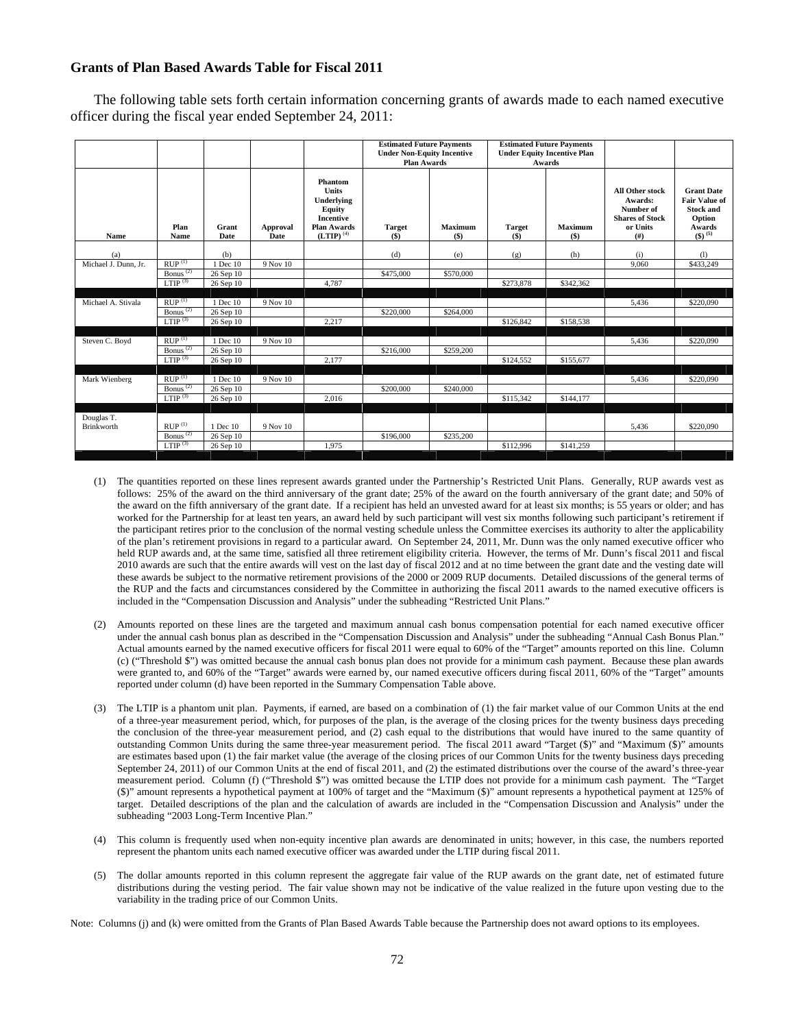## Grants of Plan Based Awards Table for Fiscal 2011

The following table sets forth certain information concerning grants of awards made to each named executive officer during the fiscal year ended September 24, 2011:

| | | | | | Estimated Future Payments Under Non-Equity Incentive Plan Awards | | Estimated Future Payments Under Equity Incentive Plan Awards | | | |
|---|---|---|---|---|---|---|---|---|---|---|
| Name | Plan Name | Grant Date | Approval Date | Phantom Units Underlying Equity Incentive Plan Awards (LTIP) [(4)] | Target ($) | Maximum ($) | Target ($) | Maximum ($) | All Other stock Awards: Number of Shares of Stock or Units (#) | Grant Date Fair Value of Stock and Option Awards ($) [(5)] |
| (a) | | (b) | | | (d) | (e) | (g) | (h) | (i) | (l) |
| Michael J. Dunn, Jr. | RUP [(1)] | 1 Dec 10 | 9 Nov 10 | | | | | | 9,060 | $433,249 |
| | Bonus [(2)] | 26 Sep 10 | | | $475,000 | $570,000 | | | | |
| | LTIP [(3)] | 26 Sep 10 | | 4,787 | | | $273,878 | $342,362 | | |
| Michael A. Stivala | RUP [(1)] | 1 Dec 10 | 9 Nov 10 | | | | | | 5,436 | $220,090 |
| | Bonus [(2)] | 26 Sep 10 | | | $220,000 | $264,000 | | | | |
| | LTIP [(3)] | 26 Sep 10 | | 2,217 | | | $126,842 | $158,538 | | |
| Steven C. Boyd | RUP [(1)] | 1 Dec 10 | 9 Nov 10 | | | | | | 5,436 | $220,090 |
| | Bonus [(2)] | 26 Sep 10 | | | $216,000 | $259,200 | | | | |
| | LTIP [(3)] | 26 Sep 10 | | 2,177 | | | $124,552 | $155,677 | | |
| Mark Wienberg | RUP [(1)] | 1 Dec 10 | 9 Nov 10 | | | | | | 5,436 | $220,090 |
| | Bonus [(2)] | 26 Sep 10 | | | $200,000 | $240,000 | | | | |
| | LTIP [(3)] | 26 Sep 10 | | 2,016 | | | $115,342 | $144,177 | | |
| Douglas T. Brinkworth | RUP [(1)] | 1 Dec 10 | 9 Nov 10 | | | | | | 5,436 | $220,090 |
| | Bonus [(2)] | 26 Sep 10 | | | $196,000 | $235,200 | | | | |
| | LTIP [(3)] | 26 Sep 10 | | 1,975 | | | $112,996 | $141,259 | | |

(1) The quantities reported on these lines represent awards granted under the Partnership's Restricted Unit Plans. Generally, RUP awards vest as follows: 25% of the award on the third anniversary of the grant date; 25% of the award on the fourth anniversary of the grant date; and 50% of the award on the fifth anniversary of the grant date. If a recipient has held an unvested award for at least six months; is 55 years or older; and has worked for the Partnership for at least ten years, an award held by such participant will vest six months following such participant's retirement if the participant retires prior to the conclusion of the normal vesting schedule unless the Committee exercises its authority to alter the applicability of the plan's retirement provisions in regard to a particular award. On September 24, 2011, Mr. Dunn was the only named executive officer who held RUP awards and, at the same time, satisfied all three retirement eligibility criteria. However, the terms of Mr. Dunn's fiscal 2011 and fiscal 2010 awards are such that the entire awards will vest on the last day of fiscal 2012 and at no time between the grant date and the vesting date will these awards be subject to the normative retirement provisions of the 2000 or 2009 RUP documents. Detailed discussions of the general terms of the RUP and the facts and circumstances considered by the Committee in authorizing the fiscal 2011 awards to the named executive officers is included in the "Compensation Discussion and Analysis" under the subheading "Restricted Unit Plans."

(2) Amounts reported on these lines are the targeted and maximum annual cash bonus compensation potential for each named executive officer under the annual cash bonus plan as described in the "Compensation Discussion and Analysis" under the subheading "Annual Cash Bonus Plan." Actual amounts earned by the named executive officers for fiscal 2011 were equal to 60% of the "Target" amounts reported on this line. Column (c) ("Threshold $") was omitted because the annual cash bonus plan does not provide for a minimum cash payment. Because these plan awards were granted to, and 60% of the "Target" awards were earned by, our named executive officers during fiscal 2011, 60% of the "Target" amounts reported under column (d) have been reported in the Summary Compensation Table above.

(3) The LTIP is a phantom unit plan. Payments, if earned, are based on a combination of (1) the fair market value of our Common Units at the end of a three-year measurement period, which, for purposes of the plan, is the average of the closing prices for the twenty business days preceding the conclusion of the three-year measurement period, and (2) cash equal to the distributions that would have inured to the same quantity of outstanding Common Units during the same three-year measurement period. The fiscal 2011 award "Target ($)" and "Maximum ($)" amounts are estimates based upon (1) the fair market value (the average of the closing prices of our Common Units for the twenty business days preceding September 24, 2011) of our Common Units at the end of fiscal 2011, and (2) the estimated distributions over the course of the award's three-year measurement period. Column (f) ("Threshold $") was omitted because the LTIP does not provide for a minimum cash payment. The "Target ($)" amount represents a hypothetical payment at 100% of target and the "Maximum ($)" amount represents a hypothetical payment at 125% of target. Detailed descriptions of the plan and the calculation of awards are included in the "Compensation Discussion and Analysis" under the subheading "2003 Long-Term Incentive Plan."

(4) This column is frequently used when non-equity incentive plan awards are denominated in units; however, in this case, the numbers reported represent the phantom units each named executive officer was awarded under the LTIP during fiscal 2011.

(5) The dollar amounts reported in this column represent the aggregate fair value of the RUP awards on the grant date, net of estimated future distributions during the vesting period. The fair value shown may not be indicative of the value realized in the future upon vesting due to the variability in the trading price of our Common Units.

Note: Columns (j) and (k) were omitted from the Grants of Plan Based Awards Table because the Partnership does not award options to its employees.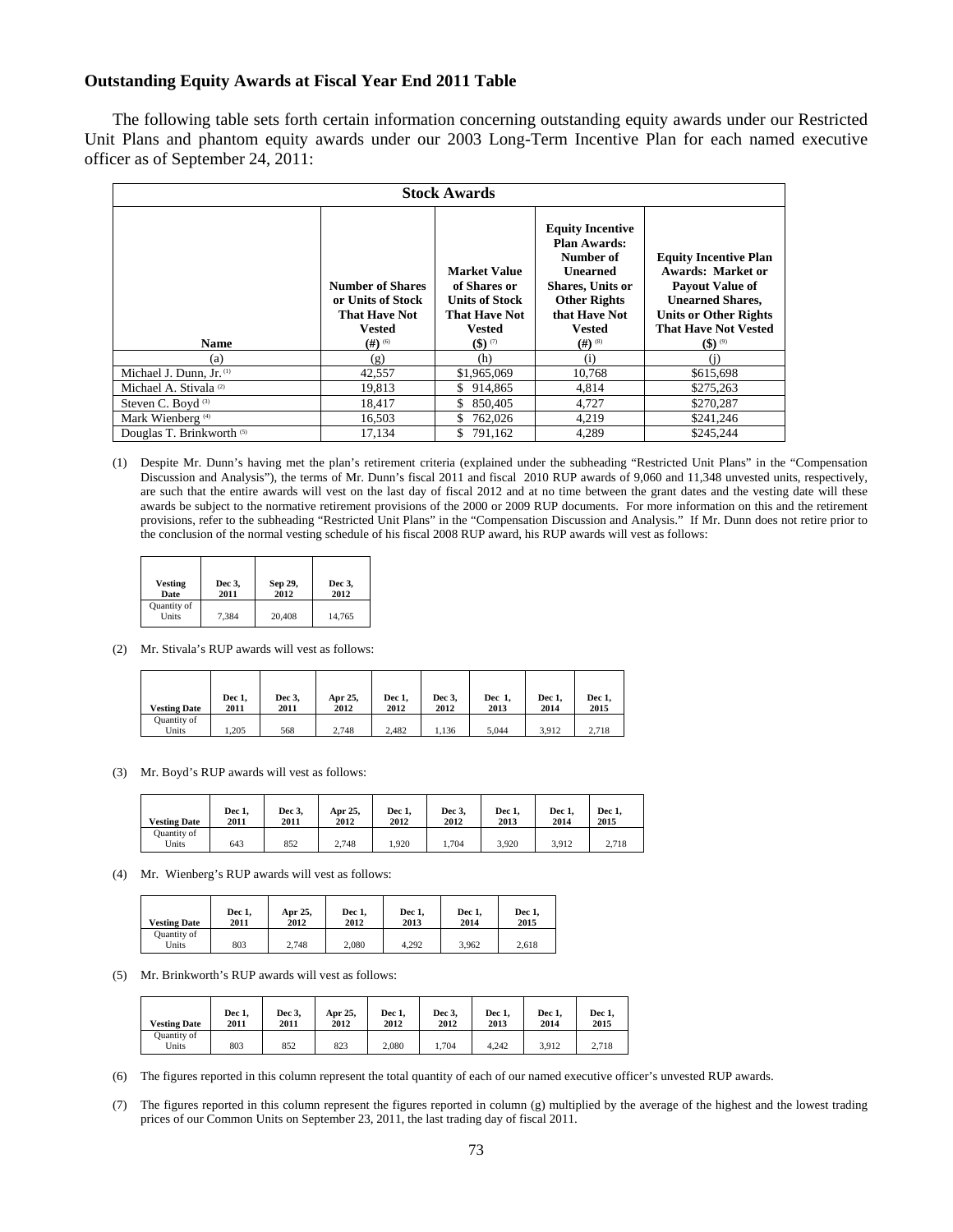## Outstanding Equity Awards at Fiscal Year End 2011 Table

The following table sets forth certain information concerning outstanding equity awards under our Restricted Unit Plans and phantom equity awards under our 2003 Long-Term Incentive Plan for each named executive officer as of September 24, 2011:

| Stock Awards | | | | |
|---|---|---|---|---|
| Name | Number of Shares or Units of Stock That Have Not Vested (#) [(6)] | Market Value of Shares or Units of Stock That Have Not Vested ($) [(7)] | Equity Incentive Plan Awards: Number of Unearned Shares, Units or Other Rights that Have Not Vested (#) [(8)] | Equity Incentive Plan Awards: Market or Payout Value of Unearned Shares, Units or Other Rights That Have Not Vested ($) [(9)] |
| (a) | (g) | (h) | (i) | (j) |
| Michael J. Dunn, Jr. [(1)] | 42,557 | $1,965,069 | 10,768 | $615,698 |
| Michael A. Stivala [(2)] | 19,813 | $ 914,865 | 4,814 | $275,263 |
| Steven C. Boyd [(3)] | 18,417 | $ 850,405 | 4,727 | $270,287 |
| Mark Wienberg [(4)] | 16,503 | $ 762,026 | 4,219 | $241,246 |
| Douglas T. Brinkworth [(5)] | 17,134 | $ 791,162 | 4,289 | $245,244 |

(1) Despite Mr. Dunn's having met the plan's retirement criteria (explained under the subheading "Restricted Unit Plans" in the "Compensation Discussion and Analysis"), the terms of Mr. Dunn's fiscal 2011 and fiscal 2010 RUP awards of 9,060 and 11,348 unvested units, respectively, are such that the entire awards will vest on the last day of fiscal 2012 and at no time between the grant dates and the vesting date will these awards be subject to the normative retirement provisions of the 2000 or 2009 RUP documents. For more information on this and the retirement provisions, refer to the subheading "Restricted Unit Plans" in the "Compensation Discussion and Analysis." If Mr. Dunn does not retire prior to the conclusion of the normal vesting schedule of his fiscal 2008 RUP award, his RUP awards will vest as follows:

| Vesting Date | Dec 3, 2011 | Sep 29, 2012 | Dec 3, 2012 |
|---|---|---|---|
| Quantity of Units | 7,384 | 20,408 | 14,765 |

(2) Mr. Stivala's RUP awards will vest as follows:

| Vesting Date | Dec 1, 2011 | Dec 3, 2011 | Apr 25, 2012 | Dec 1, 2012 | Dec 3, 2012 | Dec 1, 2013 | Dec 1, 2014 | Dec 1, 2015 |
|---|---|---|---|---|---|---|---|---|
| Quantity of Units | 1,205 | 568 | 2,748 | 2,482 | 1,136 | 5,044 | 3,912 | 2,718 |

(3) Mr. Boyd's RUP awards will vest as follows:

| Vesting Date | Dec 1, 2011 | Dec 3, 2011 | Apr 25, 2012 | Dec 1, 2012 | Dec 3, 2012 | Dec 1, 2013 | Dec 1, 2014 | Dec 1, 2015 |
|---|---|---|---|---|---|---|---|---|
| Quantity of Units | 643 | 852 | 2,748 | 1,920 | 1,704 | 3,920 | 3,912 | 2,718 |

(4) Mr. Wienberg's RUP awards will vest as follows:

| Vesting Date | Dec 1, 2011 | Apr 25, 2012 | Dec 1, 2012 | Dec 1, 2013 | Dec 1, 2014 | Dec 1, 2015 |
|---|---|---|---|---|---|---|
| Quantity of Units | 803 | 2,748 | 2,080 | 4,292 | 3,962 | 2,618 |

(5) Mr. Brinkworth's RUP awards will vest as follows:

| Vesting Date | Dec 1, 2011 | Dec 3, 2011 | Apr 25, 2012 | Dec 1, 2012 | Dec 3, 2012 | Dec 1, 2013 | Dec 1, 2014 | Dec 1, 2015 |
|---|---|---|---|---|---|---|---|---|
| Quantity of Units | 803 | 852 | 823 | 2,080 | 1,704 | 4,242 | 3,912 | 2,718 |

(6) The figures reported in this column represent the total quantity of each of our named executive officer's unvested RUP awards.

(7) The figures reported in this column represent the figures reported in column (g) multiplied by the average of the highest and the lowest trading prices of our Common Units on September 23, 2011, the last trading day of fiscal 2011.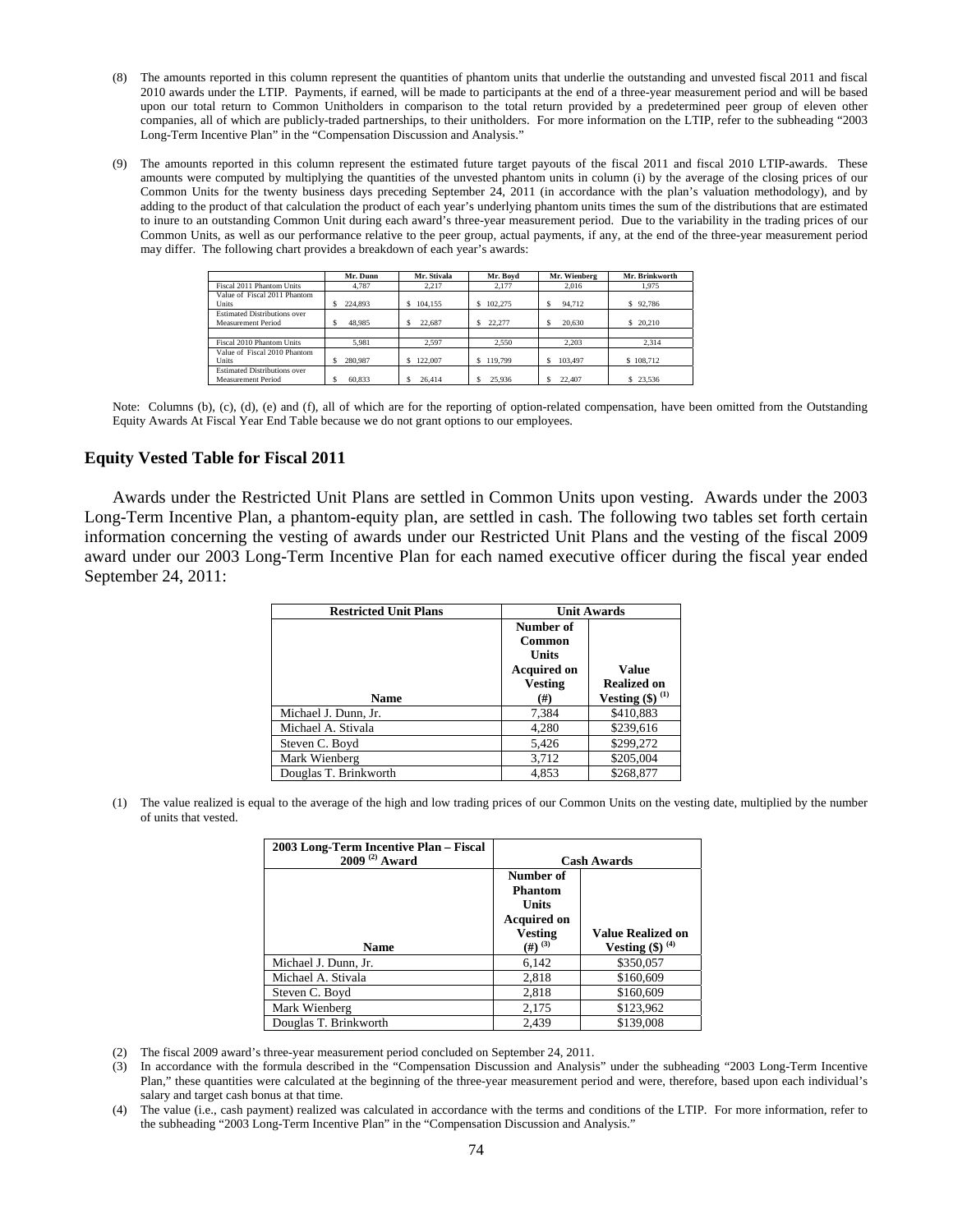(8) The amounts reported in this column represent the quantities of phantom units that underlie the outstanding and unvested fiscal 2011 and fiscal 2010 awards under the LTIP. Payments, if earned, will be made to participants at the end of a three-year measurement period and will be based upon our total return to Common Unitholders in comparison to the total return provided by a predetermined peer group of eleven other companies, all of which are publicly-traded partnerships, to their unitholders. For more information on the LTIP, refer to the subheading "2003 Long-Term Incentive Plan" in the "Compensation Discussion and Analysis."

(9) The amounts reported in this column represent the estimated future target payouts of the fiscal 2011 and fiscal 2010 LTIP-awards. These amounts were computed by multiplying the quantities of the unvested phantom units in column (i) by the average of the closing prices of our Common Units for the twenty business days preceding September 24, 2011 (in accordance with the plan's valuation methodology), and by adding to the product of that calculation the product of each year's underlying phantom units times the sum of the distributions that are estimated to inure to an outstanding Common Unit during each award's three-year measurement period. Due to the variability in the trading prices of our Common Units, as well as our performance relative to the peer group, actual payments, if any, at the end of the three-year measurement period may differ. The following chart provides a breakdown of each year's awards:

| | Mr. Dunn | Mr. Stivala | Mr. Boyd | Mr. Wienberg | Mr. Brinkworth |
|---|---|---|---|---|---|
| Fiscal 2011 Phantom Units | 4,787 | 2,217 | 2,177 | 2,016 | 1,975 |
| Value of Fiscal 2011 Phantom Units | $ 224,893 | $ 104,155 | $ 102,275 | $ 94,712 | $ 92,786 |
| Estimated Distributions over Measurement Period | $ 48,985 | $ 22,687 | $ 22,277 | $ 20,630 | $ 20,210 |
| | | | | | |
| Fiscal 2010 Phantom Units | 5,981 | 2,597 | 2,550 | 2,203 | 2,314 |
| Value of Fiscal 2010 Phantom Units | $ 280,987 | $ 122,007 | $ 119,799 | $ 103,497 | $ 108,712 |
| Estimated Distributions over Measurement Period | $ 60,833 | $ 26,414 | $ 25,936 | $ 22,407 | $ 23,536 |

Note: Columns (b), (c), (d), (e) and (f), all of which are for the reporting of option-related compensation, have been omitted from the Outstanding Equity Awards At Fiscal Year End Table because we do not grant options to our employees.

## Equity Vested Table for Fiscal 2011

Awards under the Restricted Unit Plans are settled in Common Units upon vesting. Awards under the 2003 Long-Term Incentive Plan, a phantom-equity plan, are settled in cash. The following two tables set forth certain information concerning the vesting of awards under our Restricted Unit Plans and the vesting of the fiscal 2009 award under our 2003 Long-Term Incentive Plan for each named executive officer during the fiscal year ended September 24, 2011:

| Restricted Unit Plans | Unit Awards | |
|---|---|---|
| Name | Number of Common Units Acquired on Vesting (#) | Value Realized on Vesting ($) (1) |
| Michael J. Dunn, Jr. | 7,384 | $410,883 |
| Michael A. Stivala | 4,280 | $239,616 |
| Steven C. Boyd | 5,426 | $299,272 |
| Mark Wienberg | 3,712 | $205,004 |
| Douglas T. Brinkworth | 4,853 | $268,877 |

(1) The value realized is equal to the average of the high and low trading prices of our Common Units on the vesting date, multiplied by the number of units that vested.

| 2003 Long-Term Incentive Plan – Fiscal 2009 (2) Award | Cash Awards | |
|---|---|---|
| Name | Number of Phantom Units Acquired on Vesting (#) (3) | Value Realized on Vesting ($) (4) |
| Michael J. Dunn, Jr. | 6,142 | $350,057 |
| Michael A. Stivala | 2,818 | $160,609 |
| Steven C. Boyd | 2,818 | $160,609 |
| Mark Wienberg | 2,175 | $123,962 |
| Douglas T. Brinkworth | 2,439 | $139,008 |

(2) The fiscal 2009 award's three-year measurement period concluded on September 24, 2011.

(3) In accordance with the formula described in the "Compensation Discussion and Analysis" under the subheading "2003 Long-Term Incentive Plan," these quantities were calculated at the beginning of the three-year measurement period and were, therefore, based upon each individual's salary and target cash bonus at that time.

(4) The value (i.e., cash payment) realized was calculated in accordance with the terms and conditions of the LTIP. For more information, refer to the subheading "2003 Long-Term Incentive Plan" in the "Compensation Discussion and Analysis."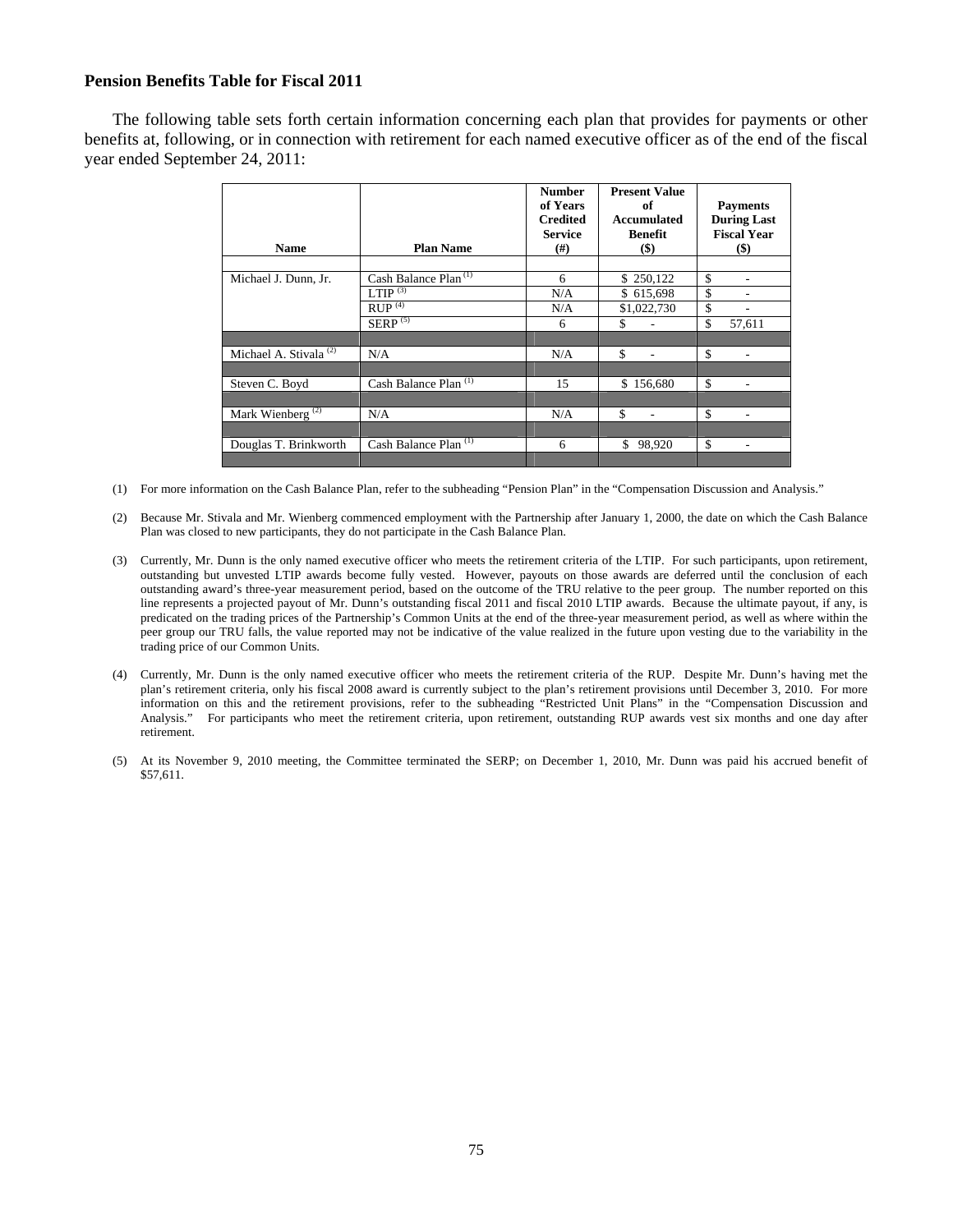**Pension Benefits Table for Fiscal 2011**

The following table sets forth certain information concerning each plan that provides for payments or other benefits at, following, or in connection with retirement for each named executive officer as of the end of the fiscal year ended September 24, 2011:

| Name | Plan Name | Number of Years Credited Service (#) | Present Value of Accumulated Benefit ($) | Payments During Last Fiscal Year ($) |
|---|---|---|---|---|
| Michael J. Dunn, Jr. | Cash Balance Plan (1) | 6 | $ 250,122 | $ - |
| | LTIP (3) | N/A | $ 615,698 | $ - |
| | RUP (4) | N/A | $1,022,730 | $ - |
| | SERP (5) | 6 | $ - | $ 57,611 |
| Michael A. Stivala (2) | N/A | N/A | $ - | $ - |
| Steven C. Boyd | Cash Balance Plan (1) | 15 | $ 156,680 | $ - |
| Mark Wienberg (2) | N/A | N/A | $ - | $ - |
| Douglas T. Brinkworth | Cash Balance Plan (1) | 6 | $ 98,920 | $ - |

(1) For more information on the Cash Balance Plan, refer to the subheading "Pension Plan" in the "Compensation Discussion and Analysis."

(2) Because Mr. Stivala and Mr. Wienberg commenced employment with the Partnership after January 1, 2000, the date on which the Cash Balance Plan was closed to new participants, they do not participate in the Cash Balance Plan.

(3) Currently, Mr. Dunn is the only named executive officer who meets the retirement criteria of the LTIP. For such participants, upon retirement, outstanding but unvested LTIP awards become fully vested. However, payouts on those awards are deferred until the conclusion of each outstanding award's three-year measurement period, based on the outcome of the TRU relative to the peer group. The number reported on this line represents a projected payout of Mr. Dunn's outstanding fiscal 2011 and fiscal 2010 LTIP awards. Because the ultimate payout, if any, is predicated on the trading prices of the Partnership's Common Units at the end of the three-year measurement period, as well as where within the peer group our TRU falls, the value reported may not be indicative of the value realized in the future upon vesting due to the variability in the trading price of our Common Units.

(4) Currently, Mr. Dunn is the only named executive officer who meets the retirement criteria of the RUP. Despite Mr. Dunn's having met the plan's retirement criteria, only his fiscal 2008 award is currently subject to the plan's retirement provisions until December 3, 2010. For more information on this and the retirement provisions, refer to the subheading "Restricted Unit Plans" in the "Compensation Discussion and Analysis." For participants who meet the retirement criteria, upon retirement, outstanding RUP awards vest six months and one day after retirement.

(5) At its November 9, 2010 meeting, the Committee terminated the SERP; on December 1, 2010, Mr. Dunn was paid his accrued benefit of $57,611.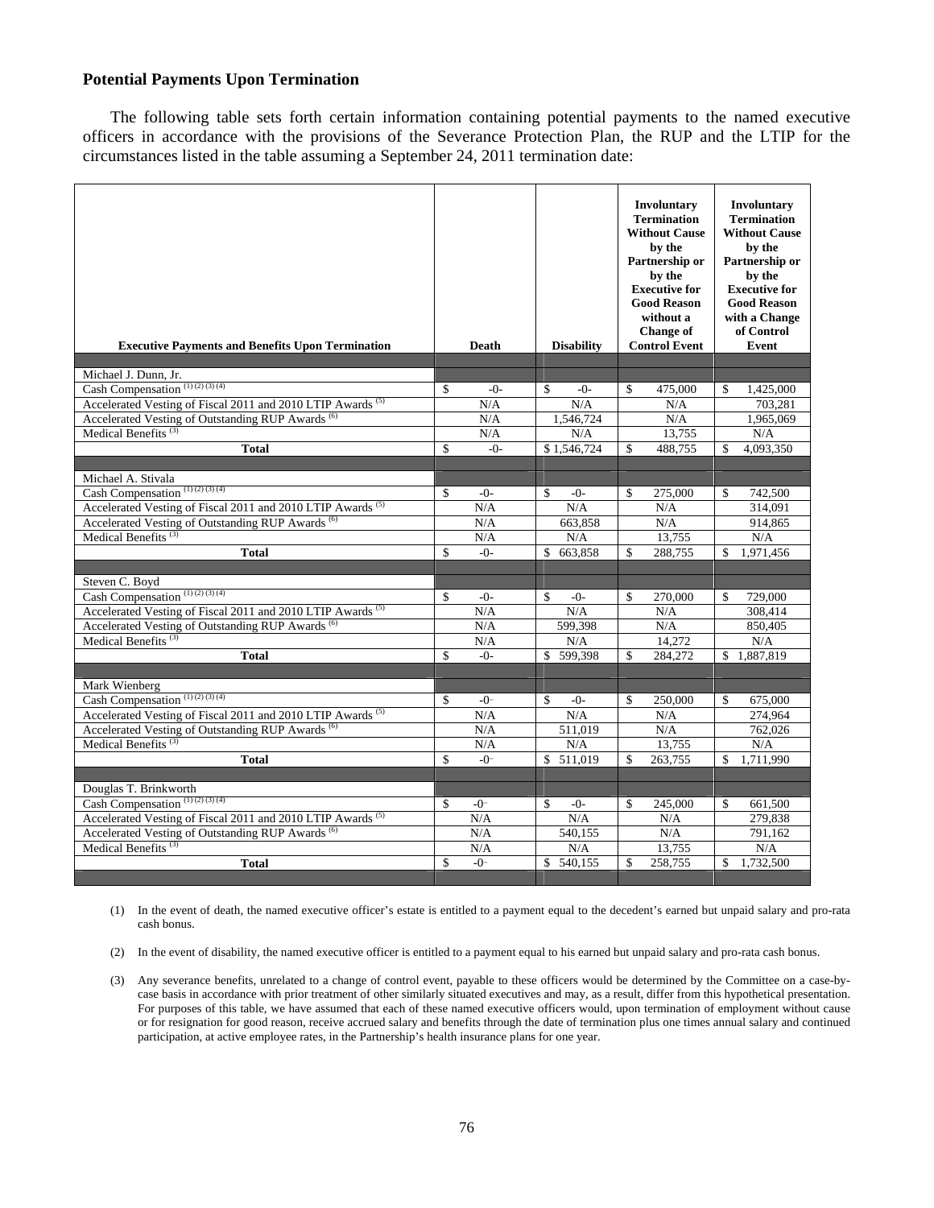## Potential Payments Upon Termination

The following table sets forth certain information containing potential payments to the named executive officers in accordance with the provisions of the Severance Protection Plan, the RUP and the LTIP for the circumstances listed in the table assuming a September 24, 2011 termination date:

| Executive Payments and Benefits Upon Termination | Death | Disability | Involuntary Termination Without Cause by the Partnership or by the Executive for Good Reason without a Change of Control Event | Involuntary Termination Without Cause by the Partnership or by the Executive for Good Reason with a Change of Control Event |
|---|---|---|---|---|
| Michael J. Dunn, Jr. | | | | |
| Cash Compensation (1) (2) (3) (4) | $ -0- | $ -0- | $ 475,000 | $ 1,425,000 |
| Accelerated Vesting of Fiscal 2011 and 2010 LTIP Awards (5) | N/A | N/A | N/A | 703,281 |
| Accelerated Vesting of Outstanding RUP Awards (6) | N/A | 1,546,724 | N/A | 1,965,069 |
| Medical Benefits (3) | N/A | N/A | 13,755 | N/A |
| **Total** | $ -0- | $ 1,546,724 | $ 488,755 | $ 4,093,350 |
| Michael A. Stivala | | | | |
| Cash Compensation (1) (2) (3) (4) | $ -0- | $ -0- | $ 275,000 | $ 742,500 |
| Accelerated Vesting of Fiscal 2011 and 2010 LTIP Awards (5) | N/A | N/A | N/A | 314,091 |
| Accelerated Vesting of Outstanding RUP Awards (6) | N/A | 663,858 | N/A | 914,865 |
| Medical Benefits (3) | N/A | N/A | 13,755 | N/A |
| **Total** | $ -0- | $ 663,858 | $ 288,755 | $ 1,971,456 |
| Steven C. Boyd | | | | |
| Cash Compensation (1) (2) (3) (4) | $ -0- | $ -0- | $ 270,000 | $ 729,000 |
| Accelerated Vesting of Fiscal 2011 and 2010 LTIP Awards (5) | N/A | N/A | N/A | 308,414 |
| Accelerated Vesting of Outstanding RUP Awards (6) | N/A | 599,398 | N/A | 850,405 |
| Medical Benefits (3) | N/A | N/A | 14,272 | N/A |
| **Total** | $ -0- | $ 599,398 | $ 284,272 | $ 1,887,819 |
| Mark Wienberg | | | | |
| Cash Compensation (1) (2) (3) (4) | $ -0- | $ -0- | $ 250,000 | $ 675,000 |
| Accelerated Vesting of Fiscal 2011 and 2010 LTIP Awards (5) | N/A | N/A | N/A | 274,964 |
| Accelerated Vesting of Outstanding RUP Awards (6) | N/A | 511,019 | N/A | 762,026 |
| Medical Benefits (3) | N/A | N/A | 13,755 | N/A |
| **Total** | $ -0- | $ 511,019 | $ 263,755 | $ 1,711,990 |
| Douglas T. Brinkworth | | | | |
| Cash Compensation (1) (2) (3) (4) | $ -0- | $ -0- | $ 245,000 | $ 661,500 |
| Accelerated Vesting of Fiscal 2011 and 2010 LTIP Awards (5) | N/A | N/A | N/A | 279,838 |
| Accelerated Vesting of Outstanding RUP Awards (6) | N/A | 540,155 | N/A | 791,162 |
| Medical Benefits (3) | N/A | N/A | 13,755 | N/A |
| **Total** | $ -0- | $ 540,155 | $ 258,755 | $ 1,732,500 |

(1) In the event of death, the named executive officer's estate is entitled to a payment equal to the decedent's earned but unpaid salary and pro-rata cash bonus.

(2) In the event of disability, the named executive officer is entitled to a payment equal to his earned but unpaid salary and pro-rata cash bonus.

(3) Any severance benefits, unrelated to a change of control event, payable to these officers would be determined by the Committee on a case-by-case basis in accordance with prior treatment of other similarly situated executives and may, as a result, differ from this hypothetical presentation. For purposes of this table, we have assumed that each of these named executive officers would, upon termination of employment without cause or for resignation for good reason, receive accrued salary and benefits through the date of termination plus one times annual salary and continued participation, at active employee rates, in the Partnership's health insurance plans for one year.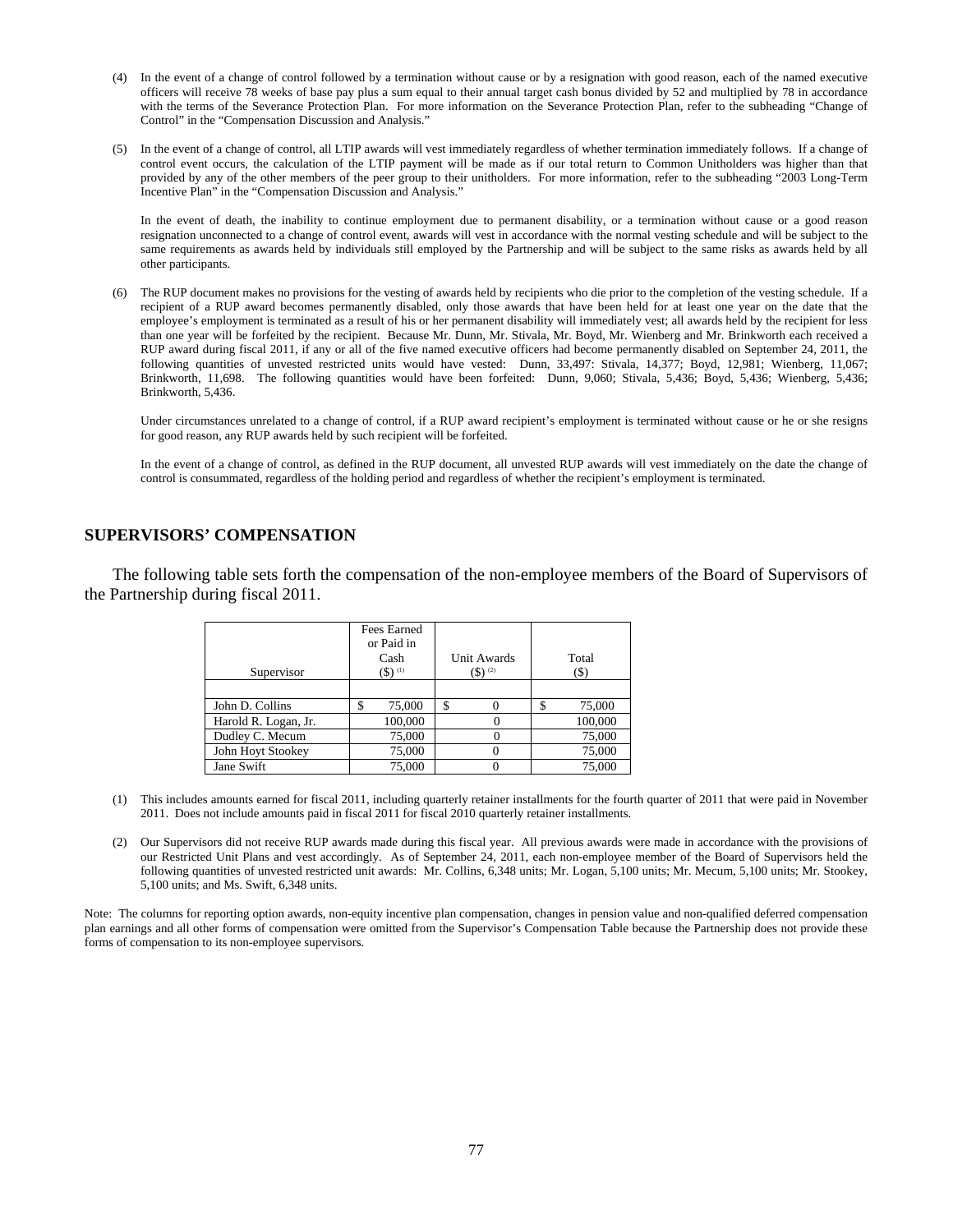(4) In the event of a change of control followed by a termination without cause or by a resignation with good reason, each of the named executive officers will receive 78 weeks of base pay plus a sum equal to their annual target cash bonus divided by 52 and multiplied by 78 in accordance with the terms of the Severance Protection Plan. For more information on the Severance Protection Plan, refer to the subheading "Change of Control" in the "Compensation Discussion and Analysis."

(5) In the event of a change of control, all LTIP awards will vest immediately regardless of whether termination immediately follows. If a change of control event occurs, the calculation of the LTIP payment will be made as if our total return to Common Unitholders was higher than that provided by any of the other members of the peer group to their unitholders. For more information, refer to the subheading "2003 Long-Term Incentive Plan" in the "Compensation Discussion and Analysis."

In the event of death, the inability to continue employment due to permanent disability, or a termination without cause or a good reason resignation unconnected to a change of control event, awards will vest in accordance with the normal vesting schedule and will be subject to the same requirements as awards held by individuals still employed by the Partnership and will be subject to the same risks as awards held by all other participants.

(6) The RUP document makes no provisions for the vesting of awards held by recipients who die prior to the completion of the vesting schedule. If a recipient of a RUP award becomes permanently disabled, only those awards that have been held for at least one year on the date that the employee's employment is terminated as a result of his or her permanent disability will immediately vest; all awards held by the recipient for less than one year will be forfeited by the recipient. Because Mr. Dunn, Mr. Stivala, Mr. Boyd, Mr. Wienberg and Mr. Brinkworth each received a RUP award during fiscal 2011, if any or all of the five named executive officers had become permanently disabled on September 24, 2011, the following quantities of unvested restricted units would have vested: Dunn, 33,497: Stivala, 14,377; Boyd, 12,981; Wienberg, 11,067; Brinkworth, 11,698. The following quantities would have been forfeited: Dunn, 9,060; Stivala, 5,436; Boyd, 5,436; Wienberg, 5,436; Brinkworth, 5,436.

Under circumstances unrelated to a change of control, if a RUP award recipient's employment is terminated without cause or he or she resigns for good reason, any RUP awards held by such recipient will be forfeited.

In the event of a change of control, as defined in the RUP document, all unvested RUP awards will vest immediately on the date the change of control is consummated, regardless of the holding period and regardless of whether the recipient's employment is terminated.

## SUPERVISORS' COMPENSATION

The following table sets forth the compensation of the non-employee members of the Board of Supervisors of the Partnership during fiscal 2011.

| Supervisor | Fees Earned or Paid in Cash ($) (1) | Unit Awards ($) (2) | Total ($) |
|---|---|---|---|
| John D. Collins | $ 75,000 | $ 0 | $ 75,000 |
| Harold R. Logan, Jr. | 100,000 | 0 | 100,000 |
| Dudley C. Mecum | 75,000 | 0 | 75,000 |
| John Hoyt Stookey | 75,000 | 0 | 75,000 |
| Jane Swift | 75,000 | 0 | 75,000 |

(1) This includes amounts earned for fiscal 2011, including quarterly retainer installments for the fourth quarter of 2011 that were paid in November 2011. Does not include amounts paid in fiscal 2011 for fiscal 2010 quarterly retainer installments.

(2) Our Supervisors did not receive RUP awards made during this fiscal year. All previous awards were made in accordance with the provisions of our Restricted Unit Plans and vest accordingly. As of September 24, 2011, each non-employee member of the Board of Supervisors held the following quantities of unvested restricted unit awards: Mr. Collins, 6,348 units; Mr. Logan, 5,100 units; Mr. Mecum, 5,100 units; Mr. Stookey, 5,100 units; and Ms. Swift, 6,348 units.

Note: The columns for reporting option awards, non-equity incentive plan compensation, changes in pension value and non-qualified deferred compensation plan earnings and all other forms of compensation were omitted from the Supervisor's Compensation Table because the Partnership does not provide these forms of compensation to its non-employee supervisors.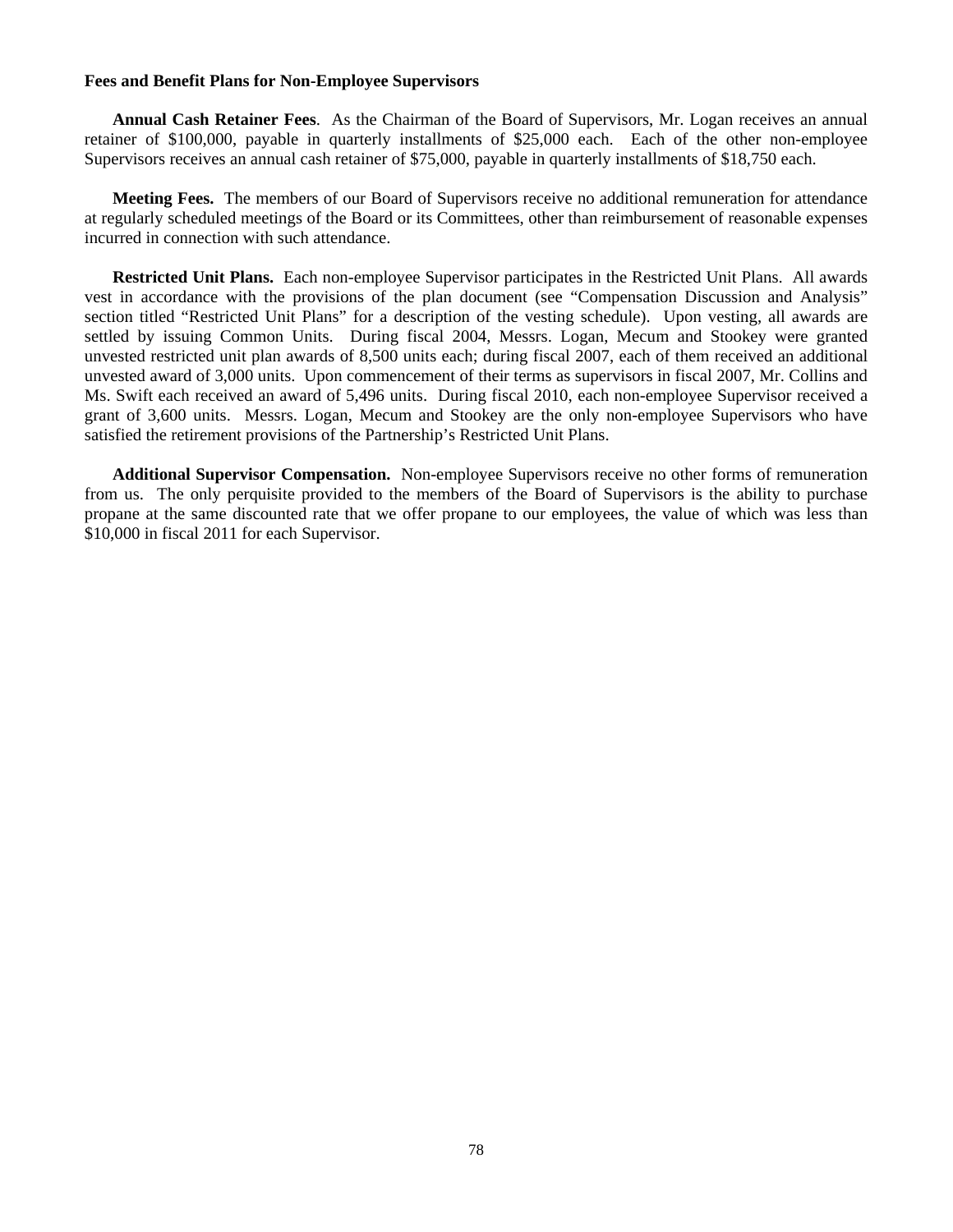**Fees and Benefit Plans for Non-Employee Supervisors**

**Annual Cash Retainer Fees**. As the Chairman of the Board of Supervisors, Mr. Logan receives an annual retainer of $100,000, payable in quarterly installments of $25,000 each. Each of the other non-employee Supervisors receives an annual cash retainer of $75,000, payable in quarterly installments of $18,750 each.

**Meeting Fees.** The members of our Board of Supervisors receive no additional remuneration for attendance at regularly scheduled meetings of the Board or its Committees, other than reimbursement of reasonable expenses incurred in connection with such attendance.

**Restricted Unit Plans.** Each non-employee Supervisor participates in the Restricted Unit Plans. All awards vest in accordance with the provisions of the plan document (see "Compensation Discussion and Analysis" section titled "Restricted Unit Plans" for a description of the vesting schedule). Upon vesting, all awards are settled by issuing Common Units. During fiscal 2004, Messrs. Logan, Mecum and Stookey were granted unvested restricted unit plan awards of 8,500 units each; during fiscal 2007, each of them received an additional unvested award of 3,000 units. Upon commencement of their terms as supervisors in fiscal 2007, Mr. Collins and Ms. Swift each received an award of 5,496 units. During fiscal 2010, each non-employee Supervisor received a grant of 3,600 units. Messrs. Logan, Mecum and Stookey are the only non-employee Supervisors who have satisfied the retirement provisions of the Partnership's Restricted Unit Plans.

**Additional Supervisor Compensation.** Non-employee Supervisors receive no other forms of remuneration from us. The only perquisite provided to the members of the Board of Supervisors is the ability to purchase propane at the same discounted rate that we offer propane to our employees, the value of which was less than $10,000 in fiscal 2011 for each Supervisor.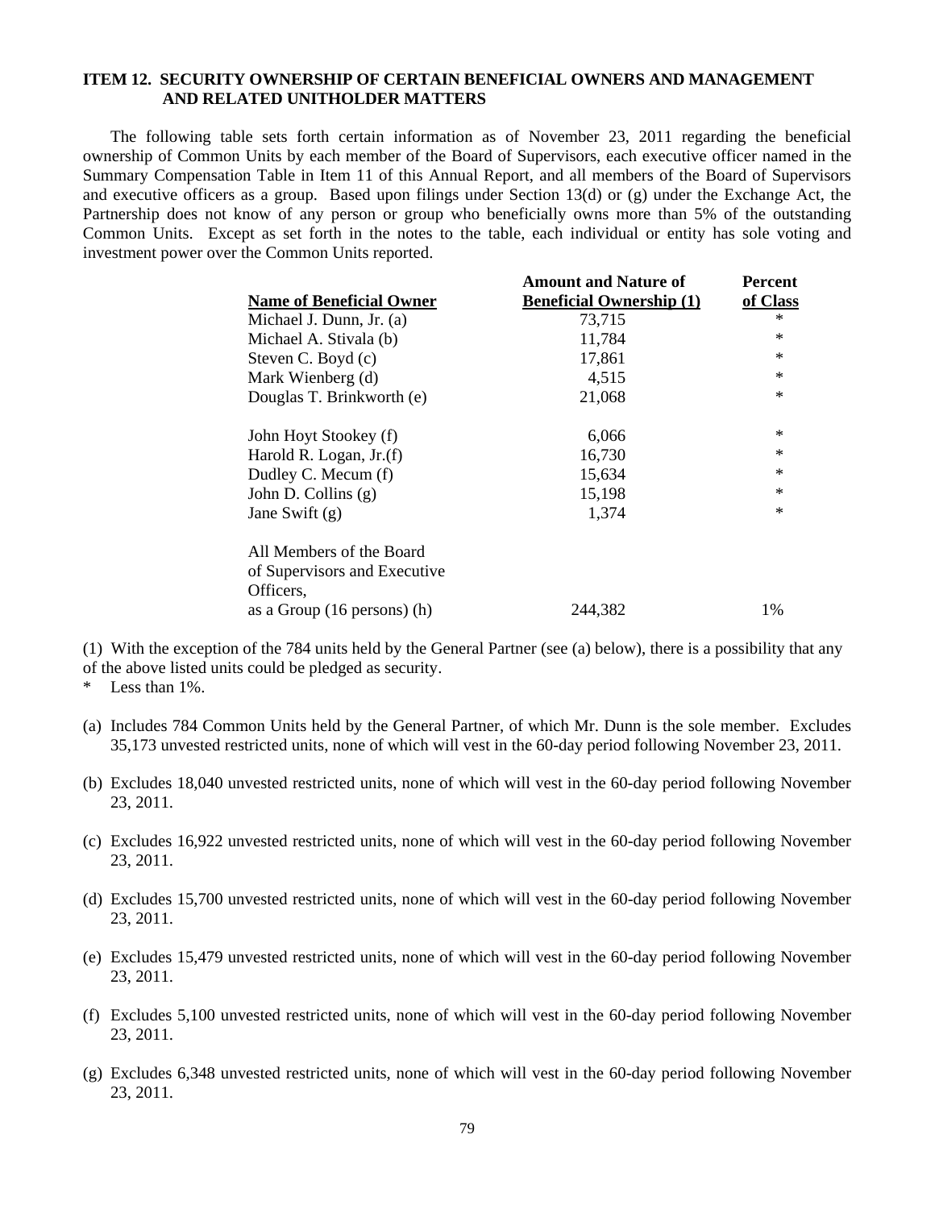## ITEM 12. SECURITY OWNERSHIP OF CERTAIN BENEFICIAL OWNERS AND MANAGEMENT AND RELATED UNITHOLDER MATTERS

The following table sets forth certain information as of November 23, 2011 regarding the beneficial ownership of Common Units by each member of the Board of Supervisors, each executive officer named in the Summary Compensation Table in Item 11 of this Annual Report, and all members of the Board of Supervisors and executive officers as a group. Based upon filings under Section 13(d) or (g) under the Exchange Act, the Partnership does not know of any person or group who beneficially owns more than 5% of the outstanding Common Units. Except as set forth in the notes to the table, each individual or entity has sole voting and investment power over the Common Units reported.

| Name of Beneficial Owner | Amount and Nature of Beneficial Ownership (1) | Percent of Class |
|---|---|---|
| Michael J. Dunn, Jr. (a) | 73,715 | * |
| Michael A. Stivala (b) | 11,784 | * |
| Steven C. Boyd (c) | 17,861 | * |
| Mark Wienberg (d) | 4,515 | * |
| Douglas T. Brinkworth (e) | 21,068 | * |
| John Hoyt Stookey (f) | 6,066 | * |
| Harold R. Logan, Jr.(f) | 16,730 | * |
| Dudley C. Mecum (f) | 15,634 | * |
| John D. Collins (g) | 15,198 | * |
| Jane Swift (g) | 1,374 | * |
| All Members of the Board of Supervisors and Executive Officers, as a Group (16 persons) (h) | 244,382 | 1% |

(1) With the exception of the 784 units held by the General Partner (see (a) below), there is a possibility that any of the above listed units could be pledged as security.

\* Less than 1%.

(a) Includes 784 Common Units held by the General Partner, of which Mr. Dunn is the sole member. Excludes 35,173 unvested restricted units, none of which will vest in the 60-day period following November 23, 2011.

(b) Excludes 18,040 unvested restricted units, none of which will vest in the 60-day period following November 23, 2011.

(c) Excludes 16,922 unvested restricted units, none of which will vest in the 60-day period following November 23, 2011.

(d) Excludes 15,700 unvested restricted units, none of which will vest in the 60-day period following November 23, 2011.

(e) Excludes 15,479 unvested restricted units, none of which will vest in the 60-day period following November 23, 2011.

(f) Excludes 5,100 unvested restricted units, none of which will vest in the 60-day period following November 23, 2011.

(g) Excludes 6,348 unvested restricted units, none of which will vest in the 60-day period following November 23, 2011.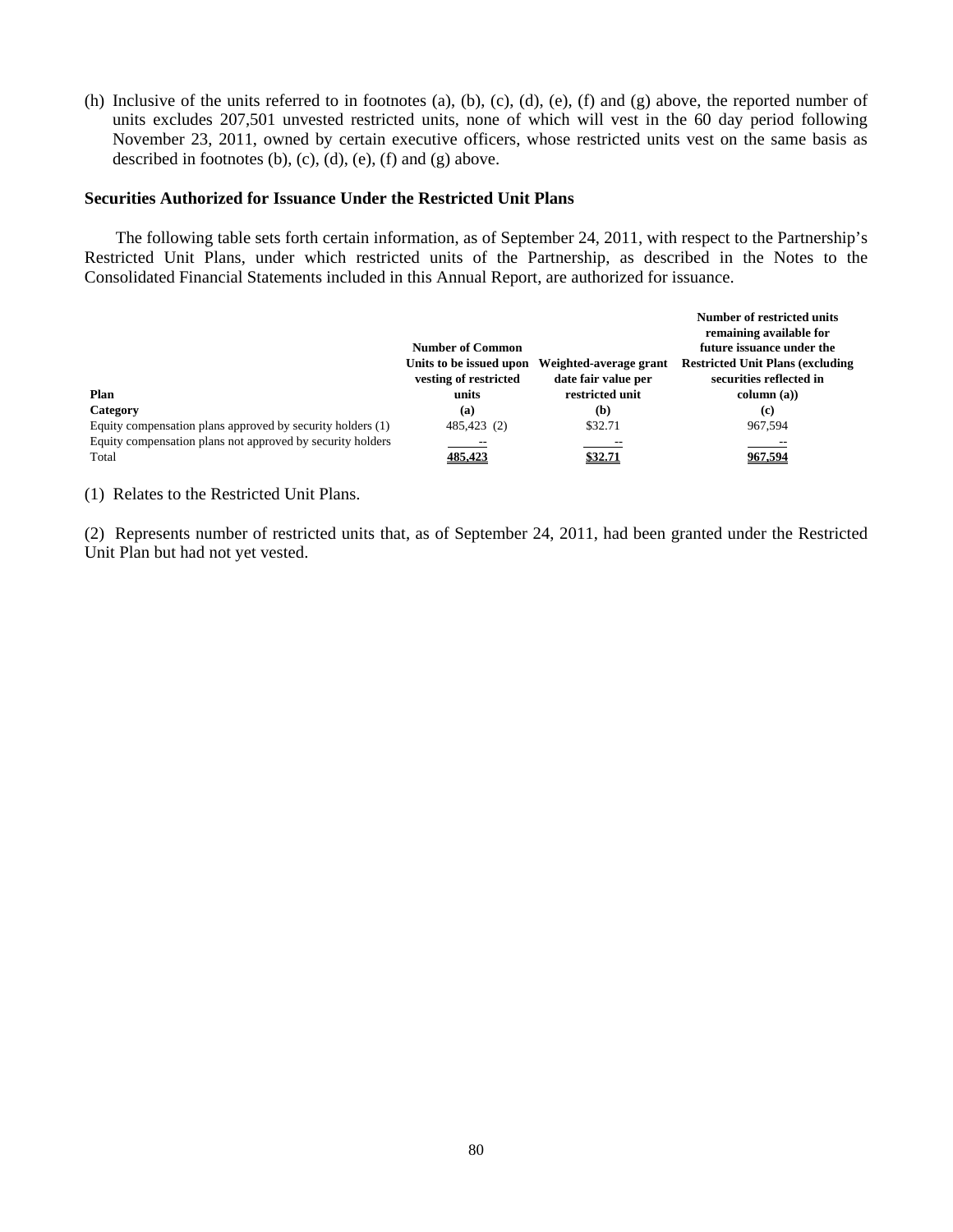(h) Inclusive of the units referred to in footnotes (a), (b), (c), (d), (e), (f) and (g) above, the reported number of units excludes 207,501 unvested restricted units, none of which will vest in the 60 day period following November 23, 2011, owned by certain executive officers, whose restricted units vest on the same basis as described in footnotes (b), (c), (d), (e), (f) and (g) above.

**Securities Authorized for Issuance Under the Restricted Unit Plans**

The following table sets forth certain information, as of September 24, 2011, with respect to the Partnership's Restricted Unit Plans, under which restricted units of the Partnership, as described in the Notes to the Consolidated Financial Statements included in this Annual Report, are authorized for issuance.

| Plan Category | Number of Common Units to be issued upon vesting of restricted units (a) | Weighted-average grant date fair value per restricted unit (b) | Number of restricted units remaining available for future issuance under the Restricted Unit Plans (excluding securities reflected in column (a)) (c) |
|---|---|---|---|
| Equity compensation plans approved by security holders (1) | 485,423 (2) | $32.71 | 967,594 |
| Equity compensation plans not approved by security holders | -- | -- | -- |
| Total | 485,423 | $32.71 | 967,594 |

(1) Relates to the Restricted Unit Plans.

(2) Represents number of restricted units that, as of September 24, 2011, had been granted under the Restricted Unit Plan but had not yet vested.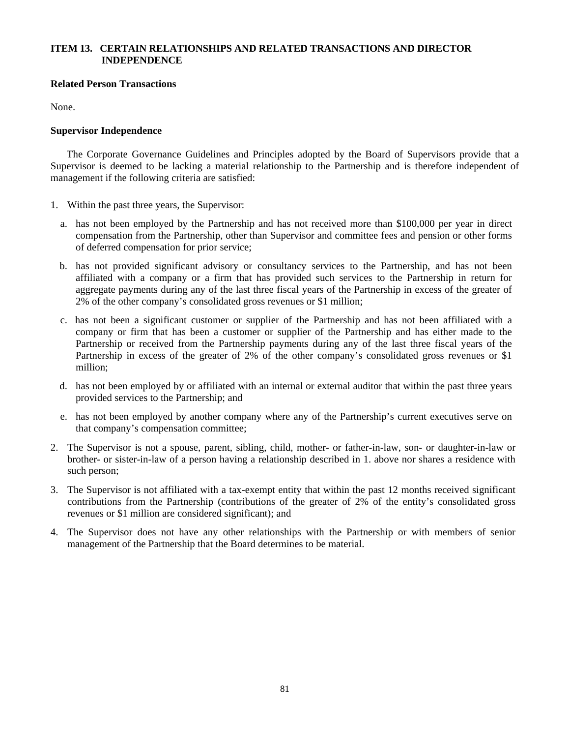## ITEM 13. CERTAIN RELATIONSHIPS AND RELATED TRANSACTIONS AND DIRECTOR INDEPENDENCE

**Related Person Transactions**

None.

**Supervisor Independence**

The Corporate Governance Guidelines and Principles adopted by the Board of Supervisors provide that a Supervisor is deemed to be lacking a material relationship to the Partnership and is therefore independent of management if the following criteria are satisfied:

1. Within the past three years, the Supervisor:
   a. has not been employed by the Partnership and has not received more than $100,000 per year in direct compensation from the Partnership, other than Supervisor and committee fees and pension or other forms of deferred compensation for prior service;
   b. has not provided significant advisory or consultancy services to the Partnership, and has not been affiliated with a company or a firm that has provided such services to the Partnership in return for aggregate payments during any of the last three fiscal years of the Partnership in excess of the greater of 2% of the other company's consolidated gross revenues or $1 million;
   c. has not been a significant customer or supplier of the Partnership and has not been affiliated with a company or firm that has been a customer or supplier of the Partnership and has either made to the Partnership or received from the Partnership payments during any of the last three fiscal years of the Partnership in excess of the greater of 2% of the other company's consolidated gross revenues or $1 million;
   d. has not been employed by or affiliated with an internal or external auditor that within the past three years provided services to the Partnership; and
   e. has not been employed by another company where any of the Partnership's current executives serve on that company's compensation committee;
2. The Supervisor is not a spouse, parent, sibling, child, mother- or father-in-law, son- or daughter-in-law or brother- or sister-in-law of a person having a relationship described in 1. above nor shares a residence with such person;
3. The Supervisor is not affiliated with a tax-exempt entity that within the past 12 months received significant contributions from the Partnership (contributions of the greater of 2% of the entity's consolidated gross revenues or $1 million are considered significant); and
4. The Supervisor does not have any other relationships with the Partnership or with members of senior management of the Partnership that the Board determines to be material.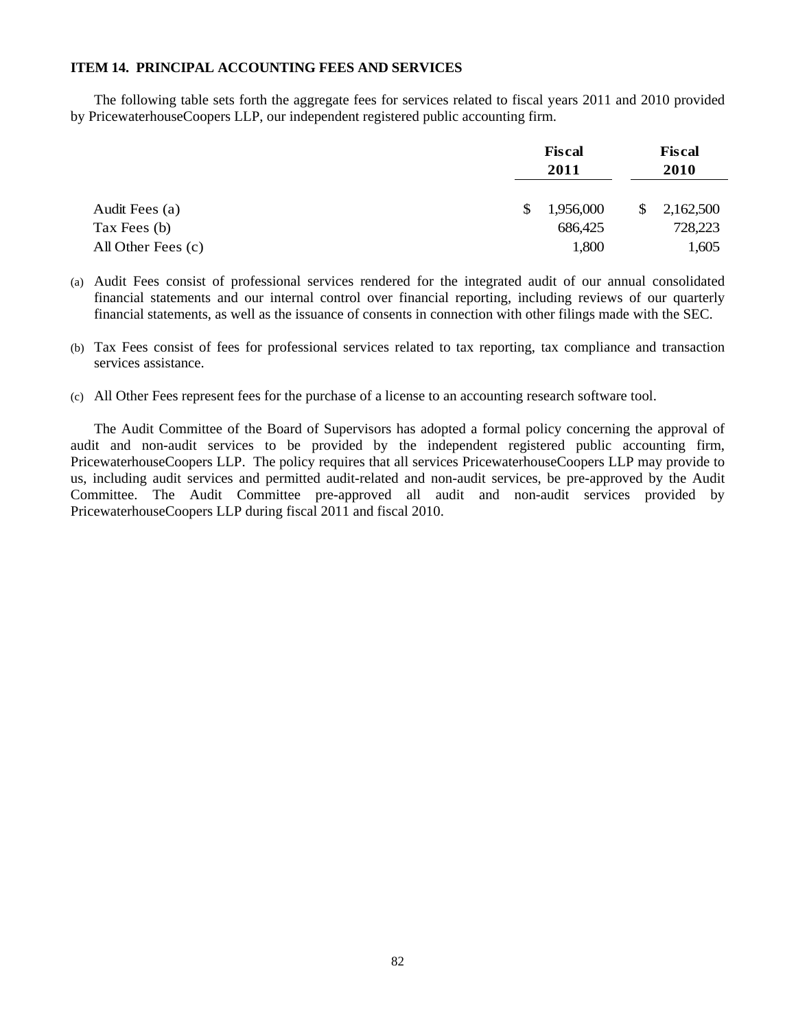### ITEM 14. PRINCIPAL ACCOUNTING FEES AND SERVICES

The following table sets forth the aggregate fees for services related to fiscal years 2011 and 2010 provided by PricewaterhouseCoopers LLP, our independent registered public accounting firm.

| | Fiscal 2011 | Fiscal 2010 |
|---|---|---|
| Audit Fees (a) | $ 1,956,000 | $ 2,162,500 |
| Tax Fees (b) | 686,425 | 728,223 |
| All Other Fees (c) | 1,800 | 1,605 |

(a) Audit Fees consist of professional services rendered for the integrated audit of our annual consolidated financial statements and our internal control over financial reporting, including reviews of our quarterly financial statements, as well as the issuance of consents in connection with other filings made with the SEC.

(b) Tax Fees consist of fees for professional services related to tax reporting, tax compliance and transaction services assistance.

(c) All Other Fees represent fees for the purchase of a license to an accounting research software tool.

The Audit Committee of the Board of Supervisors has adopted a formal policy concerning the approval of audit and non-audit services to be provided by the independent registered public accounting firm, PricewaterhouseCoopers LLP. The policy requires that all services PricewaterhouseCoopers LLP may provide to us, including audit services and permitted audit-related and non-audit services, be pre-approved by the Audit Committee. The Audit Committee pre-approved all audit and non-audit services provided by PricewaterhouseCoopers LLP during fiscal 2011 and fiscal 2010.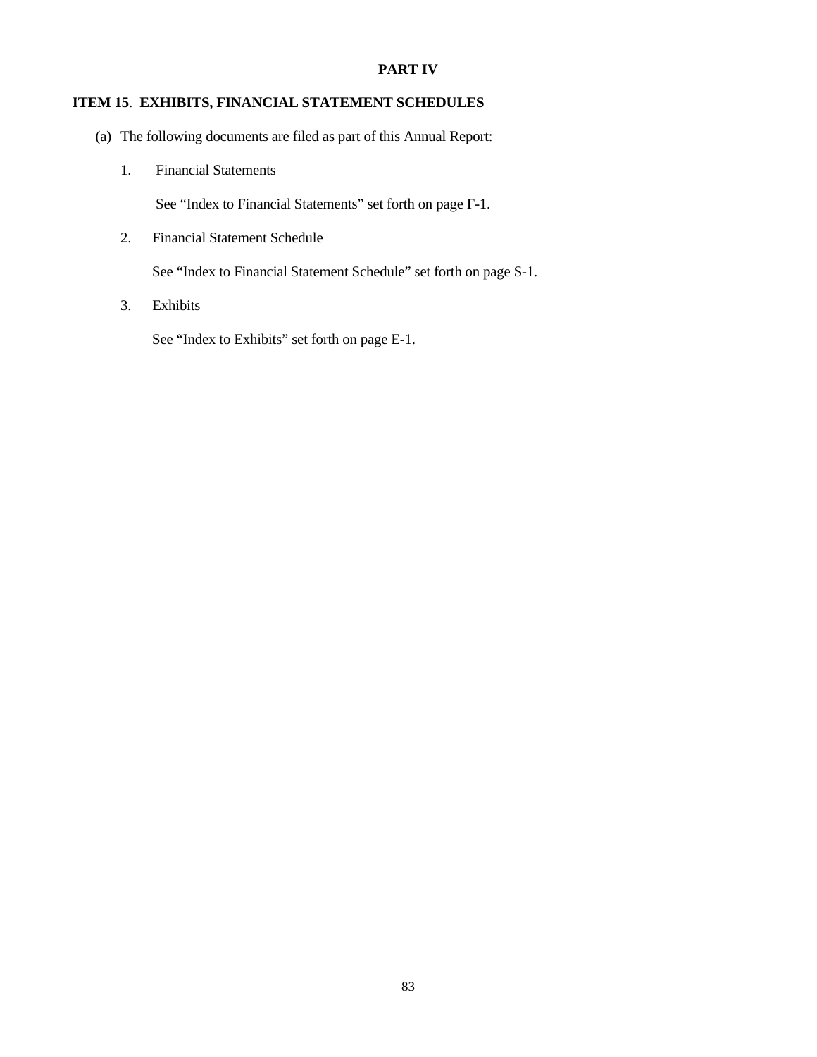# PART IV

## ITEM 15. EXHIBITS, FINANCIAL STATEMENT SCHEDULES

(a) The following documents are filed as part of this Annual Report:

1. Financial Statements

   See "Index to Financial Statements" set forth on page F-1.

2. Financial Statement Schedule

   See "Index to Financial Statement Schedule" set forth on page S-1.

3. Exhibits

   See "Index to Exhibits" set forth on page E-1.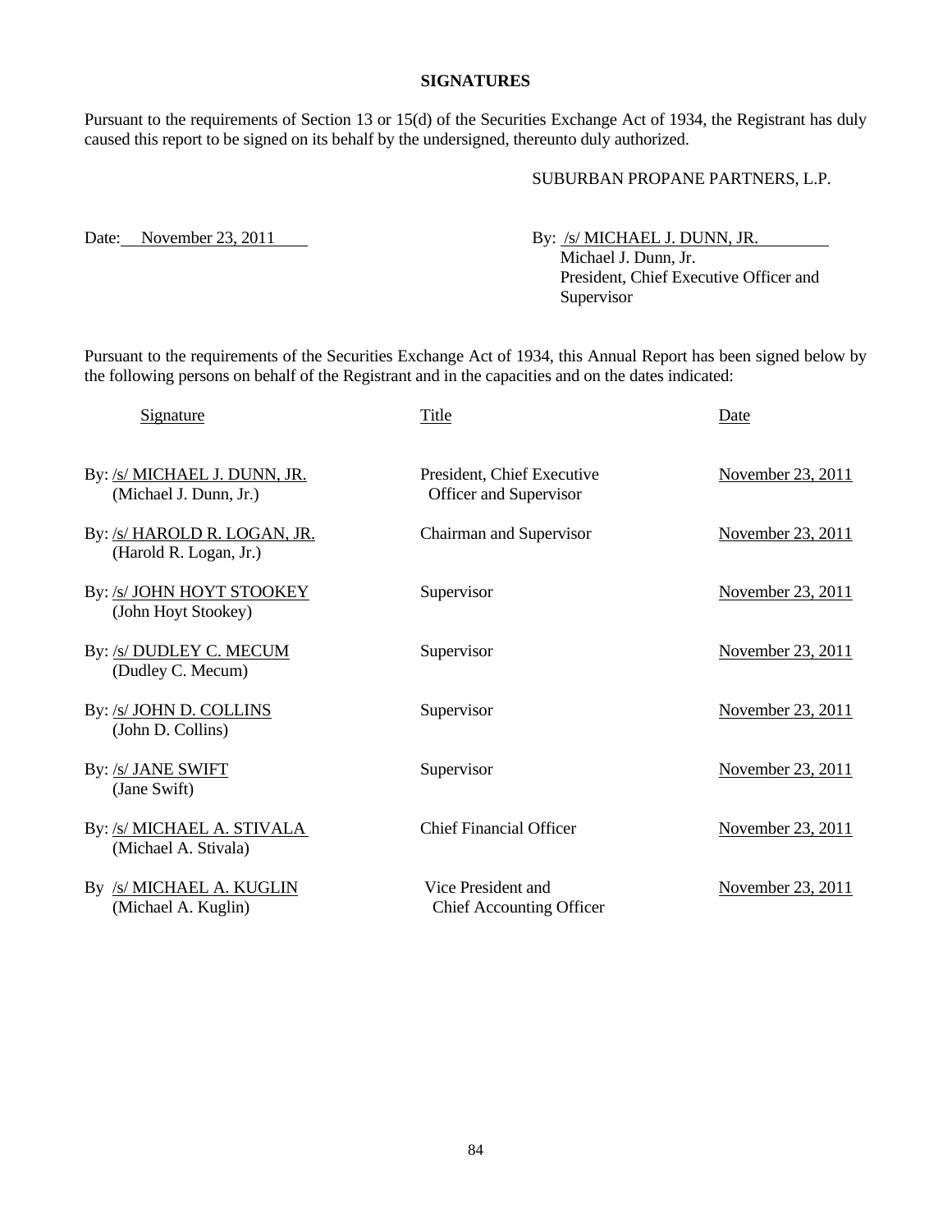**SIGNATURES**

Pursuant to the requirements of Section 13 or 15(d) of the Securities Exchange Act of 1934, the Registrant has duly caused this report to be signed on its behalf by the undersigned, thereunto duly authorized.

SUBURBAN PROPANE PARTNERS, L.P.

Date: November 23, 2011

By: /s/ MICHAEL J. DUNN, JR.
Michael J. Dunn, Jr.
President, Chief Executive Officer and Supervisor

Pursuant to the requirements of the Securities Exchange Act of 1934, this Annual Report has been signed below by the following persons on behalf of the Registrant and in the capacities and on the dates indicated:

| Signature | Title | Date |
|---|---|---|
| By: /s/ MICHAEL J. DUNN, JR.<br>(Michael J. Dunn, Jr.) | President, Chief Executive Officer and Supervisor | November 23, 2011 |
| By: /s/ HAROLD R. LOGAN, JR.<br>(Harold R. Logan, Jr.) | Chairman and Supervisor | November 23, 2011 |
| By: /s/ JOHN HOYT STOOKEY<br>(John Hoyt Stookey) | Supervisor | November 23, 2011 |
| By: /s/ DUDLEY C. MECUM<br>(Dudley C. Mecum) | Supervisor | November 23, 2011 |
| By: /s/ JOHN D. COLLINS<br>(John D. Collins) | Supervisor | November 23, 2011 |
| By: /s/ JANE SWIFT<br>(Jane Swift) | Supervisor | November 23, 2011 |
| By: /s/ MICHAEL A. STIVALA<br>(Michael A. Stivala) | Chief Financial Officer | November 23, 2011 |
| By /s/ MICHAEL A. KUGLIN<br>(Michael A. Kuglin) | Vice President and Chief Accounting Officer | November 23, 2011 |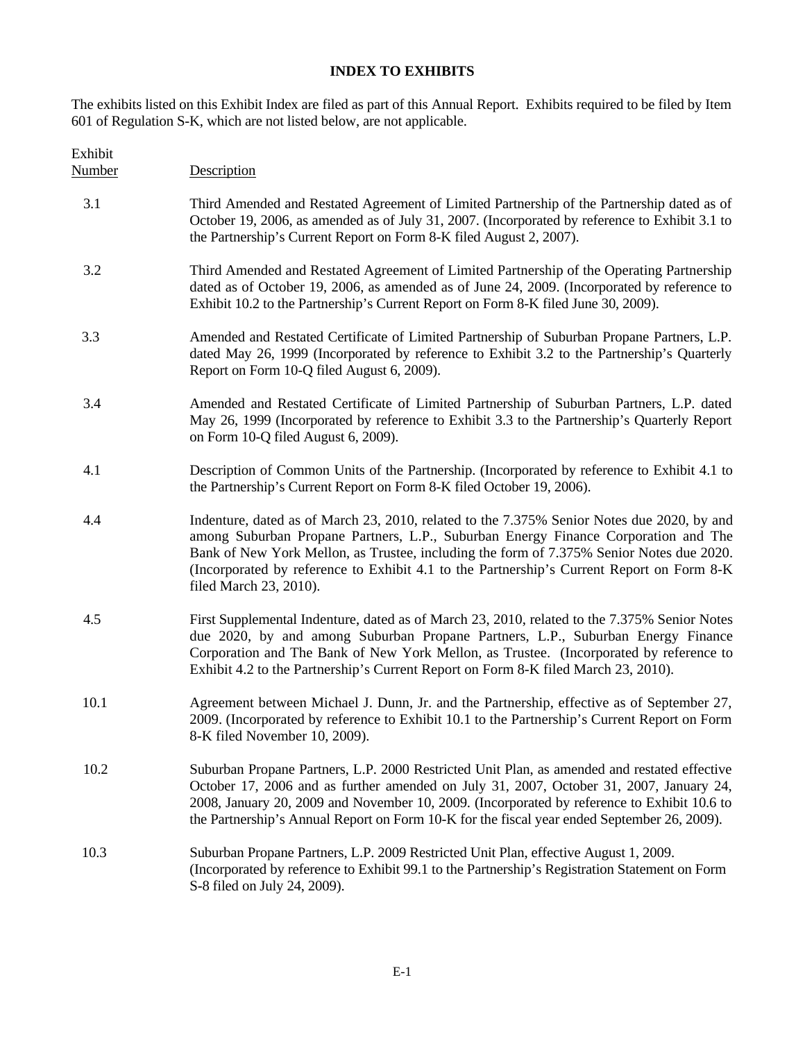**INDEX TO EXHIBITS**

The exhibits listed on this Exhibit Index are filed as part of this Annual Report. Exhibits required to be filed by Item 601 of Regulation S-K, which are not listed below, are not applicable.

| Exhibit Number | Description |
|---|---|
| 3.1 | Third Amended and Restated Agreement of Limited Partnership of the Partnership dated as of October 19, 2006, as amended as of July 31, 2007. (Incorporated by reference to Exhibit 3.1 to the Partnership's Current Report on Form 8-K filed August 2, 2007). |
| 3.2 | Third Amended and Restated Agreement of Limited Partnership of the Operating Partnership dated as of October 19, 2006, as amended as of June 24, 2009. (Incorporated by reference to Exhibit 10.2 to the Partnership's Current Report on Form 8-K filed June 30, 2009). |
| 3.3 | Amended and Restated Certificate of Limited Partnership of Suburban Propane Partners, L.P. dated May 26, 1999 (Incorporated by reference to Exhibit 3.2 to the Partnership's Quarterly Report on Form 10-Q filed August 6, 2009). |
| 3.4 | Amended and Restated Certificate of Limited Partnership of Suburban Partners, L.P. dated May 26, 1999 (Incorporated by reference to Exhibit 3.3 to the Partnership's Quarterly Report on Form 10-Q filed August 6, 2009). |
| 4.1 | Description of Common Units of the Partnership. (Incorporated by reference to Exhibit 4.1 to the Partnership's Current Report on Form 8-K filed October 19, 2006). |
| 4.4 | Indenture, dated as of March 23, 2010, related to the 7.375% Senior Notes due 2020, by and among Suburban Propane Partners, L.P., Suburban Energy Finance Corporation and The Bank of New York Mellon, as Trustee, including the form of 7.375% Senior Notes due 2020. (Incorporated by reference to Exhibit 4.1 to the Partnership's Current Report on Form 8-K filed March 23, 2010). |
| 4.5 | First Supplemental Indenture, dated as of March 23, 2010, related to the 7.375% Senior Notes due 2020, by and among Suburban Propane Partners, L.P., Suburban Energy Finance Corporation and The Bank of New York Mellon, as Trustee. (Incorporated by reference to Exhibit 4.2 to the Partnership's Current Report on Form 8-K filed March 23, 2010). |
| 10.1 | Agreement between Michael J. Dunn, Jr. and the Partnership, effective as of September 27, 2009. (Incorporated by reference to Exhibit 10.1 to the Partnership's Current Report on Form 8-K filed November 10, 2009). |
| 10.2 | Suburban Propane Partners, L.P. 2000 Restricted Unit Plan, as amended and restated effective October 17, 2006 and as further amended on July 31, 2007, October 31, 2007, January 24, 2008, January 20, 2009 and November 10, 2009. (Incorporated by reference to Exhibit 10.6 to the Partnership's Annual Report on Form 10-K for the fiscal year ended September 26, 2009). |
| 10.3 | Suburban Propane Partners, L.P. 2009 Restricted Unit Plan, effective August 1, 2009. (Incorporated by reference to Exhibit 99.1 to the Partnership's Registration Statement on Form S-8 filed on July 24, 2009). |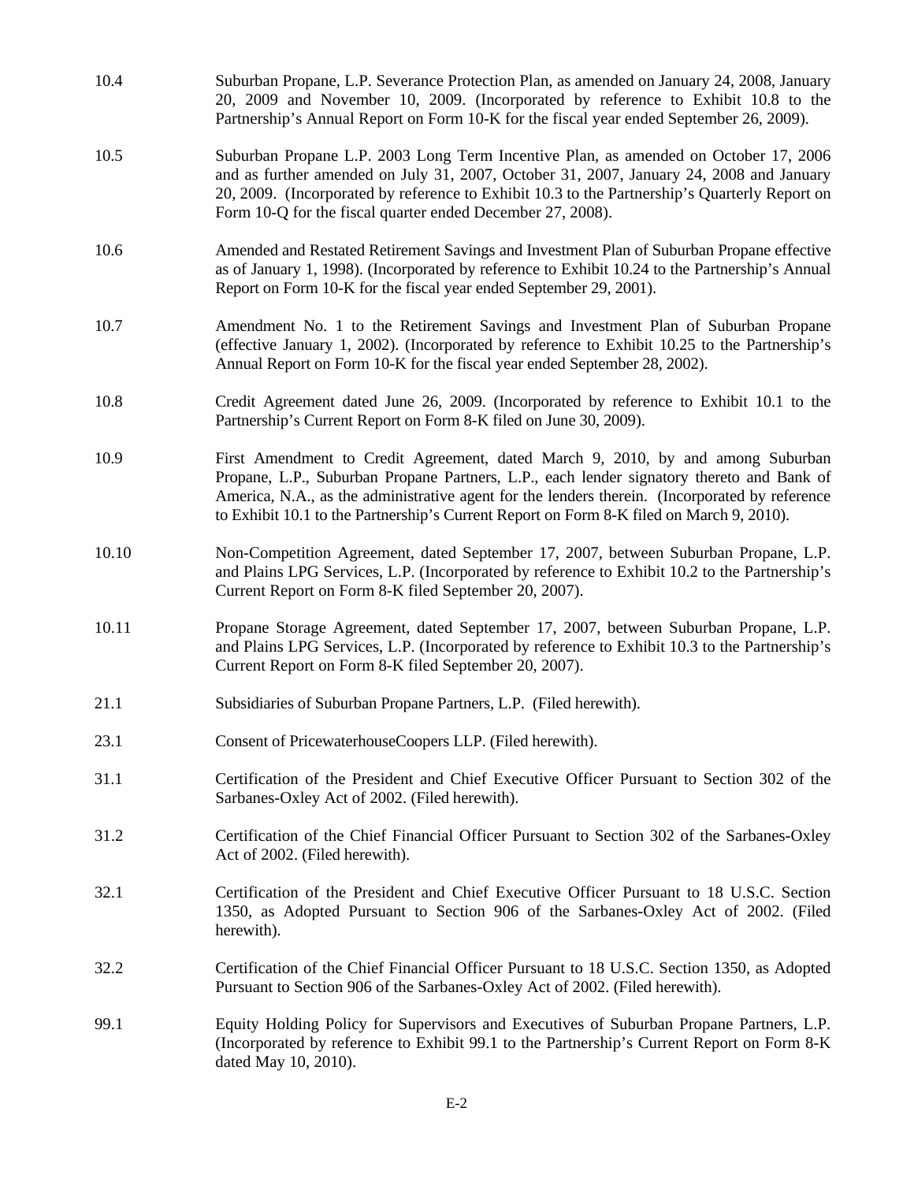| | |
|---|---|
| 10.4 | Suburban Propane, L.P. Severance Protection Plan, as amended on January 24, 2008, January 20, 2009 and November 10, 2009. (Incorporated by reference to Exhibit 10.8 to the Partnership's Annual Report on Form 10-K for the fiscal year ended September 26, 2009). |
| 10.5 | Suburban Propane L.P. 2003 Long Term Incentive Plan, as amended on October 17, 2006 and as further amended on July 31, 2007, October 31, 2007, January 24, 2008 and January 20, 2009. (Incorporated by reference to Exhibit 10.3 to the Partnership's Quarterly Report on Form 10-Q for the fiscal quarter ended December 27, 2008). |
| 10.6 | Amended and Restated Retirement Savings and Investment Plan of Suburban Propane effective as of January 1, 1998). (Incorporated by reference to Exhibit 10.24 to the Partnership's Annual Report on Form 10-K for the fiscal year ended September 29, 2001). |
| 10.7 | Amendment No. 1 to the Retirement Savings and Investment Plan of Suburban Propane (effective January 1, 2002). (Incorporated by reference to Exhibit 10.25 to the Partnership's Annual Report on Form 10-K for the fiscal year ended September 28, 2002). |
| 10.8 | Credit Agreement dated June 26, 2009. (Incorporated by reference to Exhibit 10.1 to the Partnership's Current Report on Form 8-K filed on June 30, 2009). |
| 10.9 | First Amendment to Credit Agreement, dated March 9, 2010, by and among Suburban Propane, L.P., Suburban Propane Partners, L.P., each lender signatory thereto and Bank of America, N.A., as the administrative agent for the lenders therein. (Incorporated by reference to Exhibit 10.1 to the Partnership's Current Report on Form 8-K filed on March 9, 2010). |
| 10.10 | Non-Competition Agreement, dated September 17, 2007, between Suburban Propane, L.P. and Plains LPG Services, L.P. (Incorporated by reference to Exhibit 10.2 to the Partnership's Current Report on Form 8-K filed September 20, 2007). |
| 10.11 | Propane Storage Agreement, dated September 17, 2007, between Suburban Propane, L.P. and Plains LPG Services, L.P. (Incorporated by reference to Exhibit 10.3 to the Partnership's Current Report on Form 8-K filed September 20, 2007). |
| 21.1 | Subsidiaries of Suburban Propane Partners, L.P. (Filed herewith). |
| 23.1 | Consent of PricewaterhouseCoopers LLP. (Filed herewith). |
| 31.1 | Certification of the President and Chief Executive Officer Pursuant to Section 302 of the Sarbanes-Oxley Act of 2002. (Filed herewith). |
| 31.2 | Certification of the Chief Financial Officer Pursuant to Section 302 of the Sarbanes-Oxley Act of 2002. (Filed herewith). |
| 32.1 | Certification of the President and Chief Executive Officer Pursuant to 18 U.S.C. Section 1350, as Adopted Pursuant to Section 906 of the Sarbanes-Oxley Act of 2002. (Filed herewith). |
| 32.2 | Certification of the Chief Financial Officer Pursuant to 18 U.S.C. Section 1350, as Adopted Pursuant to Section 906 of the Sarbanes-Oxley Act of 2002. (Filed herewith). |
| 99.1 | Equity Holding Policy for Supervisors and Executives of Suburban Propane Partners, L.P. (Incorporated by reference to Exhibit 99.1 to the Partnership's Current Report on Form 8-K dated May 10, 2010). |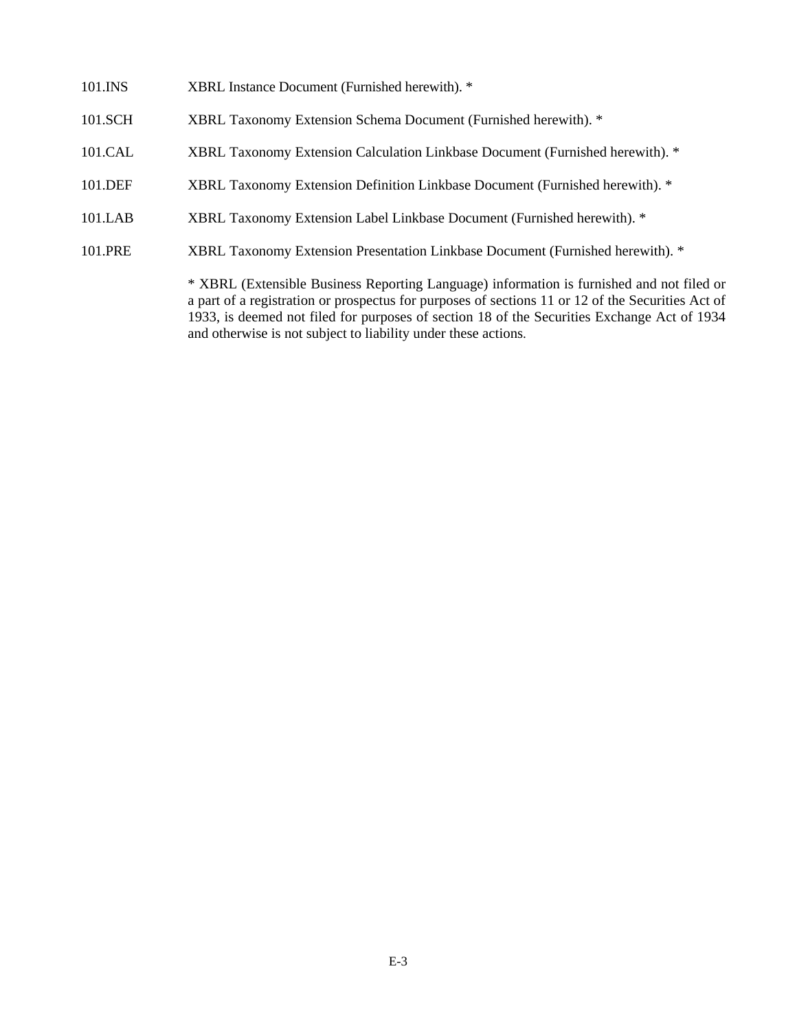| | |
|---|---|
| 101.INS | XBRL Instance Document (Furnished herewith). * |
| 101.SCH | XBRL Taxonomy Extension Schema Document (Furnished herewith). * |
| 101.CAL | XBRL Taxonomy Extension Calculation Linkbase Document (Furnished herewith). * |
| 101.DEF | XBRL Taxonomy Extension Definition Linkbase Document (Furnished herewith). * |
| 101.LAB | XBRL Taxonomy Extension Label Linkbase Document (Furnished herewith). * |
| 101.PRE | XBRL Taxonomy Extension Presentation Linkbase Document (Furnished herewith). * |

* XBRL (Extensible Business Reporting Language) information is furnished and not filed or a part of a registration or prospectus for purposes of sections 11 or 12 of the Securities Act of 1933, is deemed not filed for purposes of section 18 of the Securities Exchange Act of 1934 and otherwise is not subject to liability under these actions.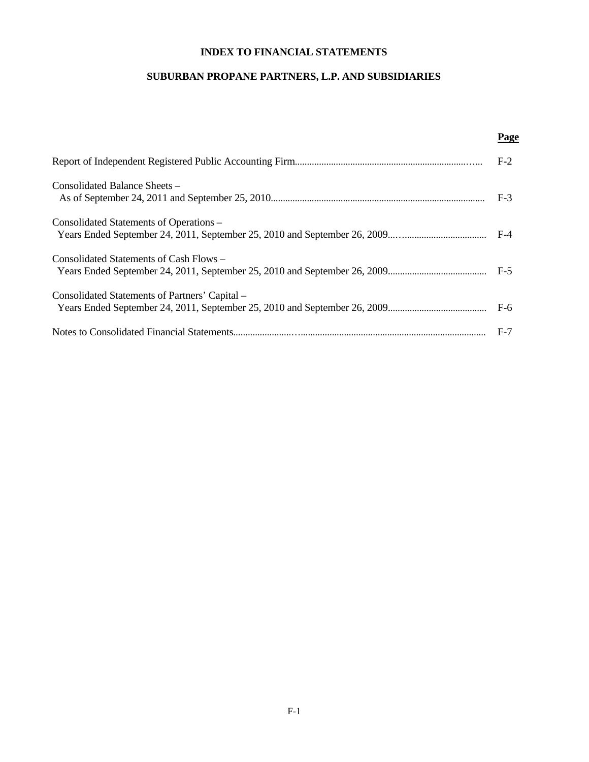# INDEX TO FINANCIAL STATEMENTS

## SUBURBAN PROPANE PARTNERS, L.P. AND SUBSIDIARIES

| | Page |
|---|---|
| Report of Independent Registered Public Accounting Firm | F-2 |
| Consolidated Balance Sheets – As of September 24, 2011 and September 25, 2010 | F-3 |
| Consolidated Statements of Operations – Years Ended September 24, 2011, September 25, 2010 and September 26, 2009 | F-4 |
| Consolidated Statements of Cash Flows – Years Ended September 24, 2011, September 25, 2010 and September 26, 2009 | F-5 |
| Consolidated Statements of Partners' Capital – Years Ended September 24, 2011, September 25, 2010 and September 26, 2009 | F-6 |
| Notes to Consolidated Financial Statements | F-7 |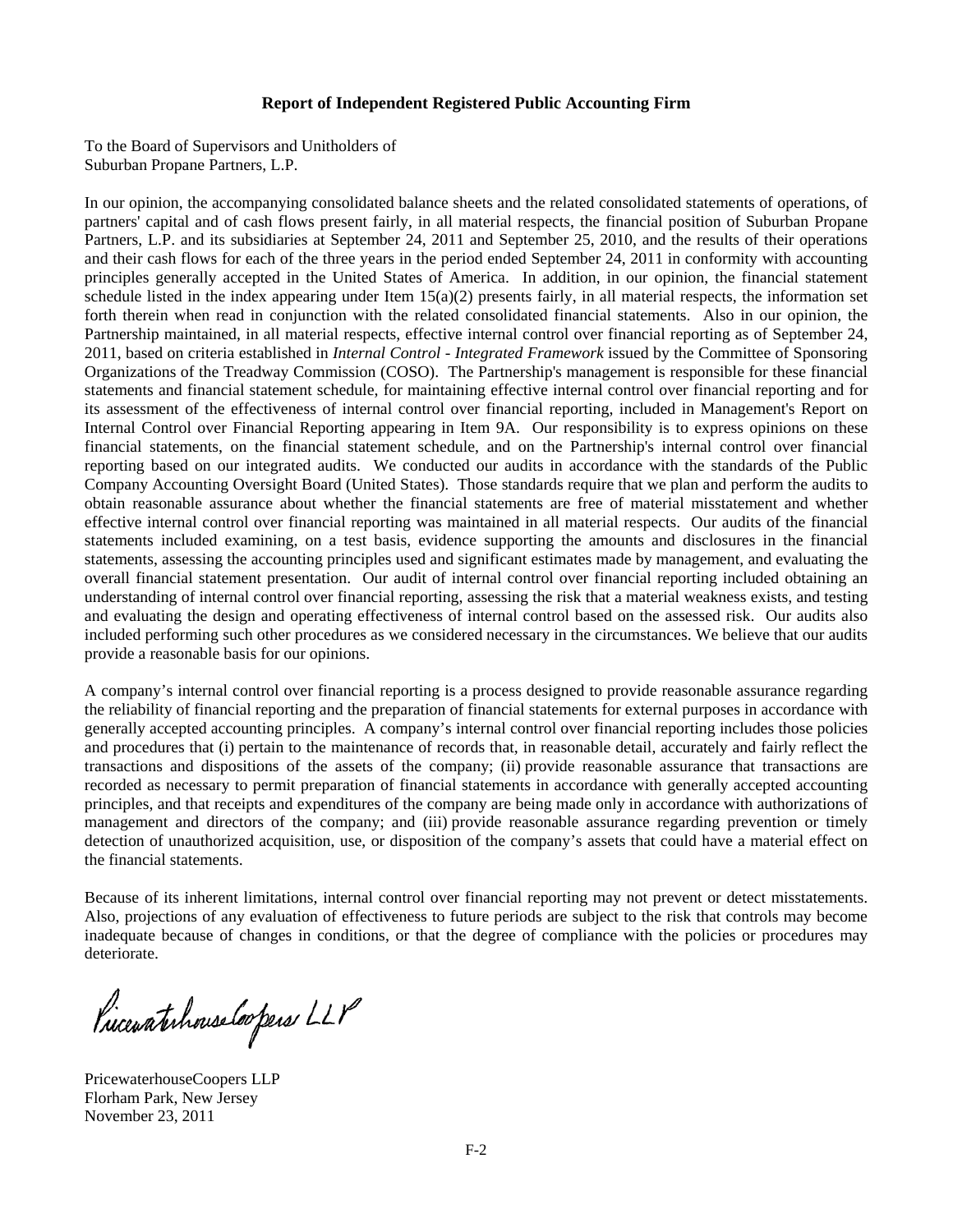## Report of Independent Registered Public Accounting Firm

To the Board of Supervisors and Unitholders of
Suburban Propane Partners, L.P.

In our opinion, the accompanying consolidated balance sheets and the related consolidated statements of operations, of partners' capital and of cash flows present fairly, in all material respects, the financial position of Suburban Propane Partners, L.P. and its subsidiaries at September 24, 2011 and September 25, 2010, and the results of their operations and their cash flows for each of the three years in the period ended September 24, 2011 in conformity with accounting principles generally accepted in the United States of America. In addition, in our opinion, the financial statement schedule listed in the index appearing under Item 15(a)(2) presents fairly, in all material respects, the information set forth therein when read in conjunction with the related consolidated financial statements. Also in our opinion, the Partnership maintained, in all material respects, effective internal control over financial reporting as of September 24, 2011, based on criteria established in *Internal Control - Integrated Framework* issued by the Committee of Sponsoring Organizations of the Treadway Commission (COSO). The Partnership's management is responsible for these financial statements and financial statement schedule, for maintaining effective internal control over financial reporting and for its assessment of the effectiveness of internal control over financial reporting, included in Management's Report on Internal Control over Financial Reporting appearing in Item 9A. Our responsibility is to express opinions on these financial statements, on the financial statement schedule, and on the Partnership's internal control over financial reporting based on our integrated audits. We conducted our audits in accordance with the standards of the Public Company Accounting Oversight Board (United States). Those standards require that we plan and perform the audits to obtain reasonable assurance about whether the financial statements are free of material misstatement and whether effective internal control over financial reporting was maintained in all material respects. Our audits of the financial statements included examining, on a test basis, evidence supporting the amounts and disclosures in the financial statements, assessing the accounting principles used and significant estimates made by management, and evaluating the overall financial statement presentation. Our audit of internal control over financial reporting included obtaining an understanding of internal control over financial reporting, assessing the risk that a material weakness exists, and testing and evaluating the design and operating effectiveness of internal control based on the assessed risk. Our audits also included performing such other procedures as we considered necessary in the circumstances. We believe that our audits provide a reasonable basis for our opinions.

A company's internal control over financial reporting is a process designed to provide reasonable assurance regarding the reliability of financial reporting and the preparation of financial statements for external purposes in accordance with generally accepted accounting principles. A company's internal control over financial reporting includes those policies and procedures that (i) pertain to the maintenance of records that, in reasonable detail, accurately and fairly reflect the transactions and dispositions of the assets of the company; (ii) provide reasonable assurance that transactions are recorded as necessary to permit preparation of financial statements in accordance with generally accepted accounting principles, and that receipts and expenditures of the company are being made only in accordance with authorizations of management and directors of the company; and (iii) provide reasonable assurance regarding prevention or timely detection of unauthorized acquisition, use, or disposition of the company's assets that could have a material effect on the financial statements.

Because of its inherent limitations, internal control over financial reporting may not prevent or detect misstatements. Also, projections of any evaluation of effectiveness to future periods are subject to the risk that controls may become inadequate because of changes in conditions, or that the degree of compliance with the policies or procedures may deteriorate.

PricewaterhouseCoopers LLP

PricewaterhouseCoopers LLP
Florham Park, New Jersey
November 23, 2011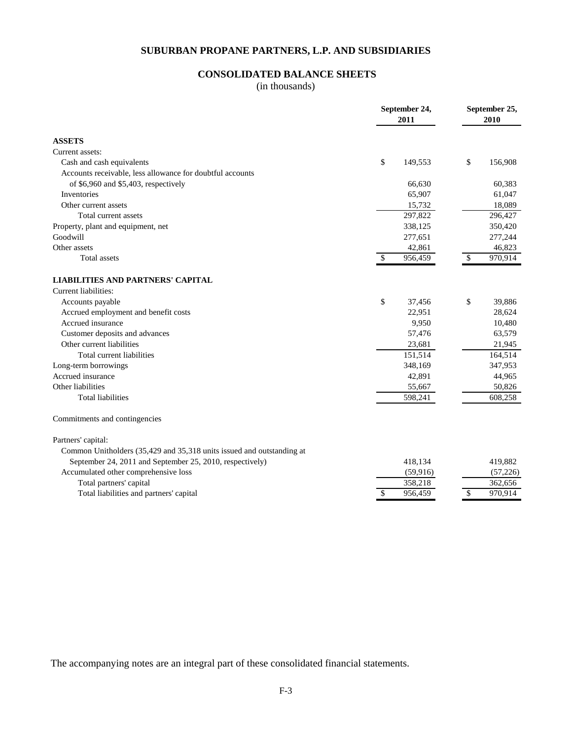# SUBURBAN PROPANE PARTNERS, L.P. AND SUBSIDIARIES

## CONSOLIDATED BALANCE SHEETS

(in thousands)

| | September 24, 2011 | September 25, 2010 |
|---|---|---|
| **ASSETS** | | |
| Current assets: | | |
| Cash and cash equivalents | $ 149,553 | $ 156,908 |
| Accounts receivable, less allowance for doubtful accounts of $6,960 and $5,403, respectively | 66,630 | 60,383 |
| Inventories | 65,907 | 61,047 |
| Other current assets | 15,732 | 18,089 |
| Total current assets | 297,822 | 296,427 |
| Property, plant and equipment, net | 338,125 | 350,420 |
| Goodwill | 277,651 | 277,244 |
| Other assets | 42,861 | 46,823 |
| Total assets | $ 956,459 | $ 970,914 |
| **LIABILITIES AND PARTNERS' CAPITAL** | | |
| Current liabilities: | | |
| Accounts payable | $ 37,456 | $ 39,886 |
| Accrued employment and benefit costs | 22,951 | 28,624 |
| Accrued insurance | 9,950 | 10,480 |
| Customer deposits and advances | 57,476 | 63,579 |
| Other current liabilities | 23,681 | 21,945 |
| Total current liabilities | 151,514 | 164,514 |
| Long-term borrowings | 348,169 | 347,953 |
| Accrued insurance | 42,891 | 44,965 |
| Other liabilities | 55,667 | 50,826 |
| Total liabilities | 598,241 | 608,258 |
| Commitments and contingencies | | |
| Partners' capital: | | |
| Common Unitholders (35,429 and 35,318 units issued and outstanding at September 24, 2011 and September 25, 2010, respectively) | 418,134 | 419,882 |
| Accumulated other comprehensive loss | (59,916) | (57,226) |
| Total partners' capital | 358,218 | 362,656 |
| Total liabilities and partners' capital | $ 956,459 | $ 970,914 |

The accompanying notes are an integral part of these consolidated financial statements.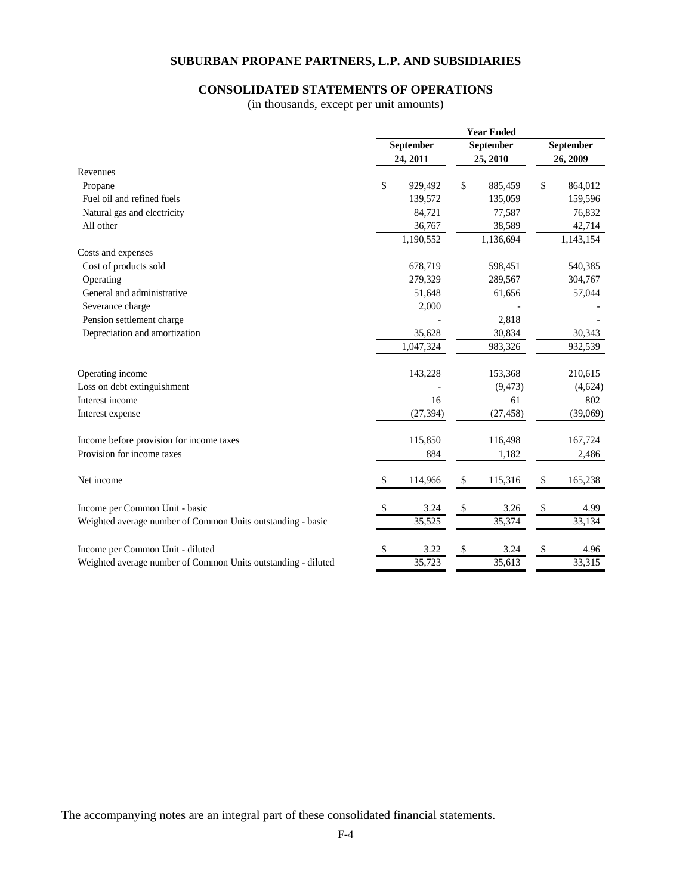# SUBURBAN PROPANE PARTNERS, L.P. AND SUBSIDIARIES

## CONSOLIDATED STATEMENTS OF OPERATIONS

(in thousands, except per unit amounts)

| | Year Ended | | |
|---|---|---|---|
| | September 24, 2011 | September 25, 2010 | September 26, 2009 |
| Revenues | | | |
| Propane | $ 929,492 | $ 885,459 | $ 864,012 |
| Fuel oil and refined fuels | 139,572 | 135,059 | 159,596 |
| Natural gas and electricity | 84,721 | 77,587 | 76,832 |
| All other | 36,767 | 38,589 | 42,714 |
| | 1,190,552 | 1,136,694 | 1,143,154 |
| Costs and expenses | | | |
| Cost of products sold | 678,719 | 598,451 | 540,385 |
| Operating | 279,329 | 289,567 | 304,767 |
| General and administrative | 51,648 | 61,656 | 57,044 |
| Severance charge | 2,000 | - | - |
| Pension settlement charge | - | 2,818 | - |
| Depreciation and amortization | 35,628 | 30,834 | 30,343 |
| | 1,047,324 | 983,326 | 932,539 |
| Operating income | 143,228 | 153,368 | 210,615 |
| Loss on debt extinguishment | - | (9,473) | (4,624) |
| Interest income | 16 | 61 | 802 |
| Interest expense | (27,394) | (27,458) | (39,069) |
| Income before provision for income taxes | 115,850 | 116,498 | 167,724 |
| Provision for income taxes | 884 | 1,182 | 2,486 |
| Net income | $ 114,966 | $ 115,316 | $ 165,238 |
| Income per Common Unit - basic | $ 3.24 | $ 3.26 | $ 4.99 |
| Weighted average number of Common Units outstanding - basic | 35,525 | 35,374 | 33,134 |
| Income per Common Unit - diluted | $ 3.22 | $ 3.24 | $ 4.96 |
| Weighted average number of Common Units outstanding - diluted | 35,723 | 35,613 | 33,315 |

The accompanying notes are an integral part of these consolidated financial statements.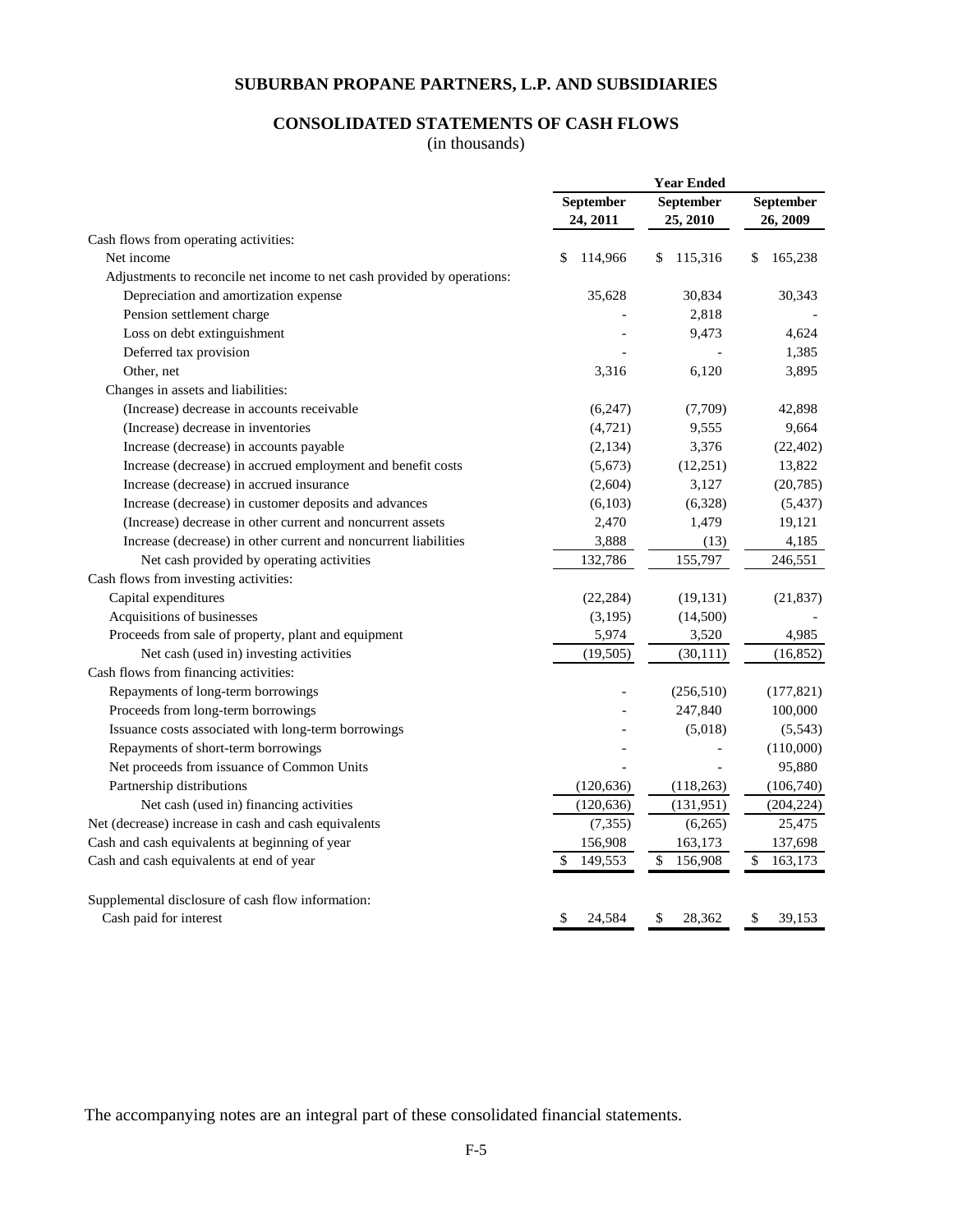## SUBURBAN PROPANE PARTNERS, L.P. AND SUBSIDIARIES

## CONSOLIDATED STATEMENTS OF CASH FLOWS

(in thousands)

| | Year Ended | | |
|---|---|---|---|
| | September 24, 2011 | September 25, 2010 | September 26, 2009 |
| Cash flows from operating activities: | | | |
| Net income | $ 114,966 | $ 115,316 | $ 165,238 |
| Adjustments to reconcile net income to net cash provided by operations: | | | |
| Depreciation and amortization expense | 35,628 | 30,834 | 30,343 |
| Pension settlement charge | - | 2,818 | - |
| Loss on debt extinguishment | - | 9,473 | 4,624 |
| Deferred tax provision | - | - | 1,385 |
| Other, net | 3,316 | 6,120 | 3,895 |
| Changes in assets and liabilities: | | | |
| (Increase) decrease in accounts receivable | (6,247) | (7,709) | 42,898 |
| (Increase) decrease in inventories | (4,721) | 9,555 | 9,664 |
| Increase (decrease) in accounts payable | (2,134) | 3,376 | (22,402) |
| Increase (decrease) in accrued employment and benefit costs | (5,673) | (12,251) | 13,822 |
| Increase (decrease) in accrued insurance | (2,604) | 3,127 | (20,785) |
| Increase (decrease) in customer deposits and advances | (6,103) | (6,328) | (5,437) |
| (Increase) decrease in other current and noncurrent assets | 2,470 | 1,479 | 19,121 |
| Increase (decrease) in other current and noncurrent liabilities | 3,888 | (13) | 4,185 |
| Net cash provided by operating activities | 132,786 | 155,797 | 246,551 |
| Cash flows from investing activities: | | | |
| Capital expenditures | (22,284) | (19,131) | (21,837) |
| Acquisitions of businesses | (3,195) | (14,500) | - |
| Proceeds from sale of property, plant and equipment | 5,974 | 3,520 | 4,985 |
| Net cash (used in) investing activities | (19,505) | (30,111) | (16,852) |
| Cash flows from financing activities: | | | |
| Repayments of long-term borrowings | - | (256,510) | (177,821) |
| Proceeds from long-term borrowings | - | 247,840 | 100,000 |
| Issuance costs associated with long-term borrowings | - | (5,018) | (5,543) |
| Repayments of short-term borrowings | - | - | (110,000) |
| Net proceeds from issuance of Common Units | - | - | 95,880 |
| Partnership distributions | (120,636) | (118,263) | (106,740) |
| Net cash (used in) financing activities | (120,636) | (131,951) | (204,224) |
| Net (decrease) increase in cash and cash equivalents | (7,355) | (6,265) | 25,475 |
| Cash and cash equivalents at beginning of year | 156,908 | 163,173 | 137,698 |
| Cash and cash equivalents at end of year | $ 149,553 | $ 156,908 | $ 163,173 |
| | | | |
| Supplemental disclosure of cash flow information: | | | |
| Cash paid for interest | $ 24,584 | $ 28,362 | $ 39,153 |

The accompanying notes are an integral part of these consolidated financial statements.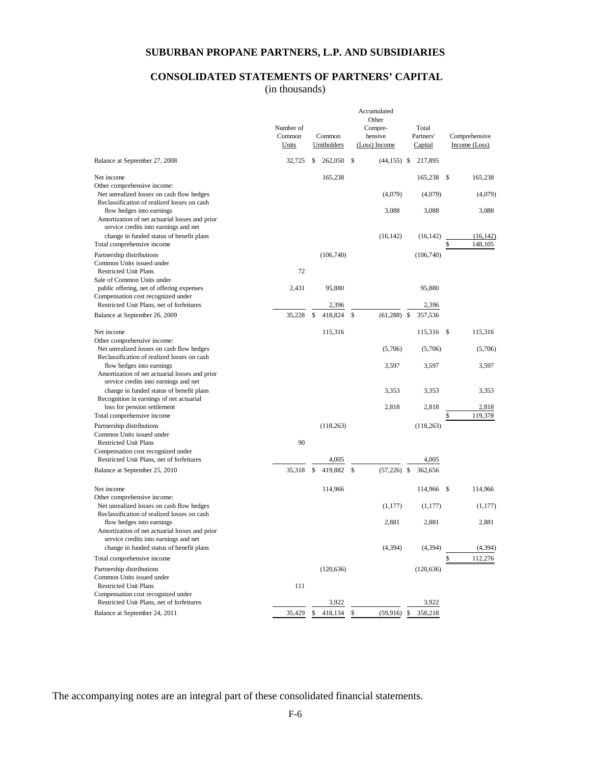# SUBURBAN PROPANE PARTNERS, L.P. AND SUBSIDIARIES

## CONSOLIDATED STATEMENTS OF PARTNERS' CAPITAL
(in thousands)

| | Number of Common Units | Common Unitholders | Accumulated Other Compre-hensive (Loss) Income | Total Partners' Capital | Comprehensive Income (Loss) |
|---|---|---|---|---|---|
| Balance at September 27, 2008 | 32,725 | $ 262,050 | $ (44,155) | $ 217,895 | |
| Net income | | 165,238 | | 165,238 | $ 165,238 |
| Other comprehensive income: | | | | | |
| Net unrealized losses on cash flow hedges | | | (4,079) | (4,079) | (4,079) |
| Reclassification of realized losses on cash flow hedges into earnings | | | 3,088 | 3,088 | 3,088 |
| Amortization of net actuarial losses and prior service credits into earnings and net change in funded status of benefit plans | | | (16,142) | (16,142) | (16,142) |
| Total comprehensive income | | | | | $ 148,105 |
| Partnership distributions | | (106,740) | | (106,740) | |
| Common Units issued under Restricted Unit Plans | 72 | | | | |
| Sale of Common Units under public offering, net of offering expenses | 2,431 | 95,880 | | 95,880 | |
| Compensation cost recognized under Restricted Unit Plans, net of forfeitures | | 2,396 | | 2,396 | |
| Balance at September 26, 2009 | 35,228 | $ 418,824 | $ (61,288) | $ 357,536 | |
| Net income | | 115,316 | | 115,316 | $ 115,316 |
| Other comprehensive income: | | | | | |
| Net unrealized losses on cash flow hedges | | | (5,706) | (5,706) | (5,706) |
| Reclassification of realized losses on cash flow hedges into earnings | | | 3,597 | 3,597 | 3,597 |
| Amortization of net actuarial losses and prior service credits into earnings and net change in funded status of benefit plans | | | 3,353 | 3,353 | 3,353 |
| Recognition in earnings of net actuarial loss for pension settlement | | | 2,818 | 2,818 | 2,818 |
| Total comprehensive income | | | | | $ 119,378 |
| Partnership distributions | | (118,263) | | (118,263) | |
| Common Units issued under Restricted Unit Plans | 90 | | | | |
| Compensation cost recognized under Restricted Unit Plans, net of forfeitures | | 4,005 | | 4,005 | |
| Balance at September 25, 2010 | 35,318 | $ 419,882 | $ (57,226) | $ 362,656 | |
| Net income | | 114,966 | | 114,966 | $ 114,966 |
| Other comprehensive income: | | | | | |
| Net unrealized losses on cash flow hedges | | | (1,177) | (1,177) | (1,177) |
| Reclassification of realized losses on cash flow hedges into earnings | | | 2,881 | 2,881 | 2,881 |
| Amortization of net actuarial losses and prior service credits into earnings and net change in funded status of benefit plans | | | (4,394) | (4,394) | (4,394) |
| Total comprehensive income | | | | | $ 112,276 |
| Partnership distributions | | (120,636) | | (120,636) | |
| Common Units issued under Restricted Unit Plans | 111 | | | | |
| Compensation cost recognized under Restricted Unit Plans, net of forfeitures | | 3,922 | | 3,922 | |
| Balance at September 24, 2011 | 35,429 | $ 418,134 | $ (59,916) | $ 358,218 | |

The accompanying notes are an integral part of these consolidated financial statements.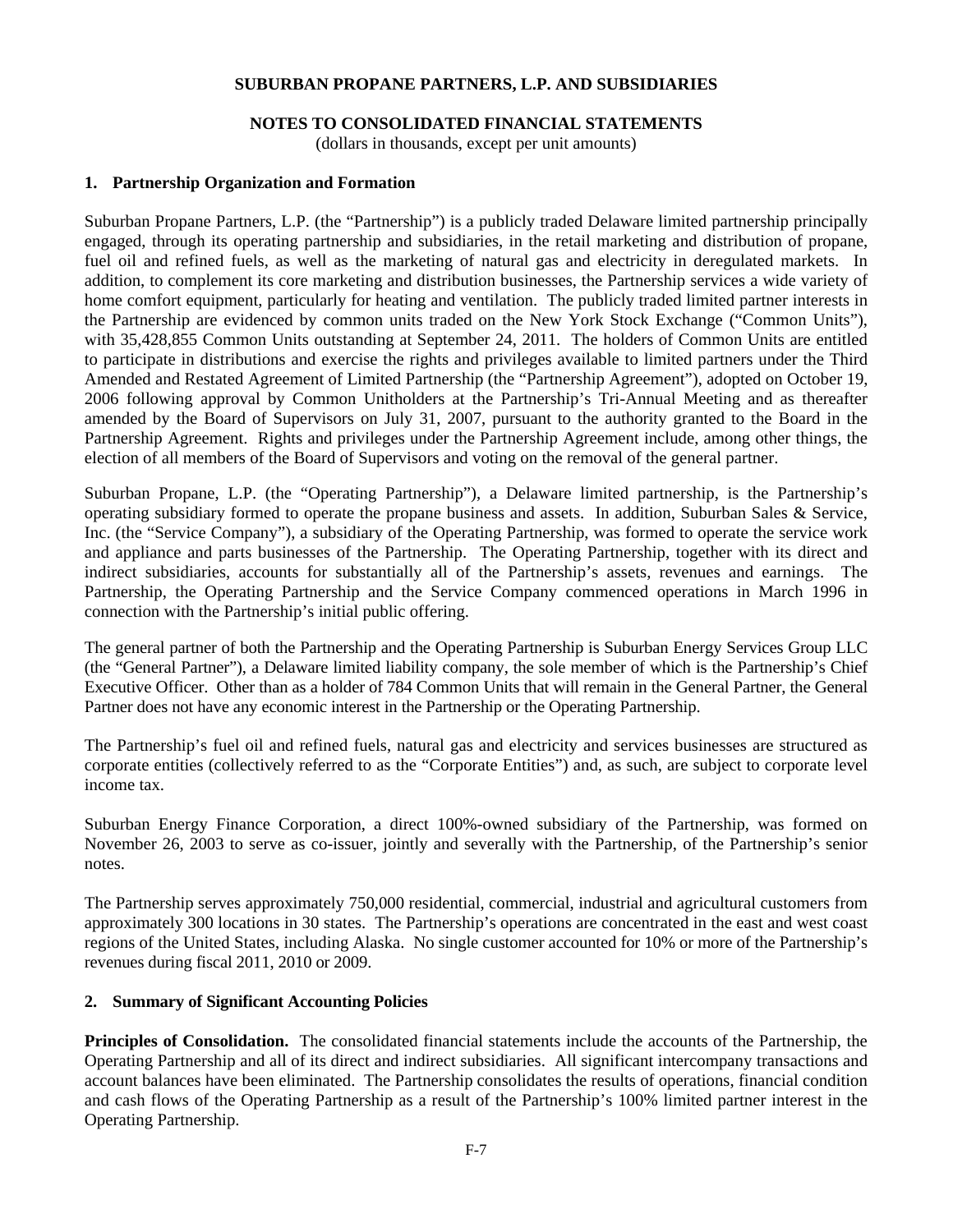**SUBURBAN PROPANE PARTNERS, L.P. AND SUBSIDIARIES**

**NOTES TO CONSOLIDATED FINANCIAL STATEMENTS**
(dollars in thousands, except per unit amounts)

## 1. Partnership Organization and Formation

Suburban Propane Partners, L.P. (the "Partnership") is a publicly traded Delaware limited partnership principally engaged, through its operating partnership and subsidiaries, in the retail marketing and distribution of propane, fuel oil and refined fuels, as well as the marketing of natural gas and electricity in deregulated markets. In addition, to complement its core marketing and distribution businesses, the Partnership services a wide variety of home comfort equipment, particularly for heating and ventilation. The publicly traded limited partner interests in the Partnership are evidenced by common units traded on the New York Stock Exchange ("Common Units"), with 35,428,855 Common Units outstanding at September 24, 2011. The holders of Common Units are entitled to participate in distributions and exercise the rights and privileges available to limited partners under the Third Amended and Restated Agreement of Limited Partnership (the "Partnership Agreement"), adopted on October 19, 2006 following approval by Common Unitholders at the Partnership's Tri-Annual Meeting and as thereafter amended by the Board of Supervisors on July 31, 2007, pursuant to the authority granted to the Board in the Partnership Agreement. Rights and privileges under the Partnership Agreement include, among other things, the election of all members of the Board of Supervisors and voting on the removal of the general partner.

Suburban Propane, L.P. (the "Operating Partnership"), a Delaware limited partnership, is the Partnership's operating subsidiary formed to operate the propane business and assets. In addition, Suburban Sales & Service, Inc. (the "Service Company"), a subsidiary of the Operating Partnership, was formed to operate the service work and appliance and parts businesses of the Partnership. The Operating Partnership, together with its direct and indirect subsidiaries, accounts for substantially all of the Partnership's assets, revenues and earnings. The Partnership, the Operating Partnership and the Service Company commenced operations in March 1996 in connection with the Partnership's initial public offering.

The general partner of both the Partnership and the Operating Partnership is Suburban Energy Services Group LLC (the "General Partner"), a Delaware limited liability company, the sole member of which is the Partnership's Chief Executive Officer. Other than as a holder of 784 Common Units that will remain in the General Partner, the General Partner does not have any economic interest in the Partnership or the Operating Partnership.

The Partnership's fuel oil and refined fuels, natural gas and electricity and services businesses are structured as corporate entities (collectively referred to as the "Corporate Entities") and, as such, are subject to corporate level income tax.

Suburban Energy Finance Corporation, a direct 100%-owned subsidiary of the Partnership, was formed on November 26, 2003 to serve as co-issuer, jointly and severally with the Partnership, of the Partnership's senior notes.

The Partnership serves approximately 750,000 residential, commercial, industrial and agricultural customers from approximately 300 locations in 30 states. The Partnership's operations are concentrated in the east and west coast regions of the United States, including Alaska. No single customer accounted for 10% or more of the Partnership's revenues during fiscal 2011, 2010 or 2009.

## 2. Summary of Significant Accounting Policies

**Principles of Consolidation.** The consolidated financial statements include the accounts of the Partnership, the Operating Partnership and all of its direct and indirect subsidiaries. All significant intercompany transactions and account balances have been eliminated. The Partnership consolidates the results of operations, financial condition and cash flows of the Operating Partnership as a result of the Partnership's 100% limited partner interest in the Operating Partnership.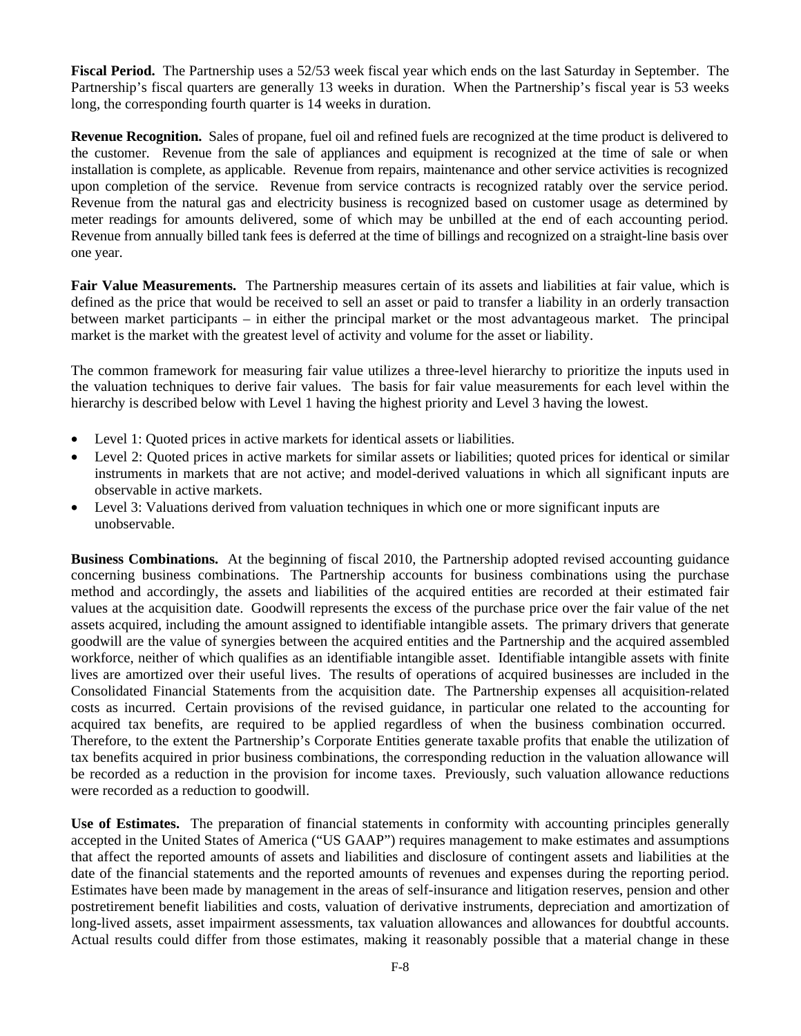**Fiscal Period.** The Partnership uses a 52/53 week fiscal year which ends on the last Saturday in September. The Partnership's fiscal quarters are generally 13 weeks in duration. When the Partnership's fiscal year is 53 weeks long, the corresponding fourth quarter is 14 weeks in duration.

**Revenue Recognition.** Sales of propane, fuel oil and refined fuels are recognized at the time product is delivered to the customer. Revenue from the sale of appliances and equipment is recognized at the time of sale or when installation is complete, as applicable. Revenue from repairs, maintenance and other service activities is recognized upon completion of the service. Revenue from service contracts is recognized ratably over the service period. Revenue from the natural gas and electricity business is recognized based on customer usage as determined by meter readings for amounts delivered, some of which may be unbilled at the end of each accounting period. Revenue from annually billed tank fees is deferred at the time of billings and recognized on a straight-line basis over one year.

**Fair Value Measurements.** The Partnership measures certain of its assets and liabilities at fair value, which is defined as the price that would be received to sell an asset or paid to transfer a liability in an orderly transaction between market participants – in either the principal market or the most advantageous market. The principal market is the market with the greatest level of activity and volume for the asset or liability.

The common framework for measuring fair value utilizes a three-level hierarchy to prioritize the inputs used in the valuation techniques to derive fair values. The basis for fair value measurements for each level within the hierarchy is described below with Level 1 having the highest priority and Level 3 having the lowest.

- Level 1: Quoted prices in active markets for identical assets or liabilities.
- Level 2: Quoted prices in active markets for similar assets or liabilities; quoted prices for identical or similar instruments in markets that are not active; and model-derived valuations in which all significant inputs are observable in active markets.
- Level 3: Valuations derived from valuation techniques in which one or more significant inputs are unobservable.

**Business Combinations.** At the beginning of fiscal 2010, the Partnership adopted revised accounting guidance concerning business combinations. The Partnership accounts for business combinations using the purchase method and accordingly, the assets and liabilities of the acquired entities are recorded at their estimated fair values at the acquisition date. Goodwill represents the excess of the purchase price over the fair value of the net assets acquired, including the amount assigned to identifiable intangible assets. The primary drivers that generate goodwill are the value of synergies between the acquired entities and the Partnership and the acquired assembled workforce, neither of which qualifies as an identifiable intangible asset. Identifiable intangible assets with finite lives are amortized over their useful lives. The results of operations of acquired businesses are included in the Consolidated Financial Statements from the acquisition date. The Partnership expenses all acquisition-related costs as incurred. Certain provisions of the revised guidance, in particular one related to the accounting for acquired tax benefits, are required to be applied regardless of when the business combination occurred. Therefore, to the extent the Partnership's Corporate Entities generate taxable profits that enable the utilization of tax benefits acquired in prior business combinations, the corresponding reduction in the valuation allowance will be recorded as a reduction in the provision for income taxes. Previously, such valuation allowance reductions were recorded as a reduction to goodwill.

**Use of Estimates.** The preparation of financial statements in conformity with accounting principles generally accepted in the United States of America ("US GAAP") requires management to make estimates and assumptions that affect the reported amounts of assets and liabilities and disclosure of contingent assets and liabilities at the date of the financial statements and the reported amounts of revenues and expenses during the reporting period. Estimates have been made by management in the areas of self-insurance and litigation reserves, pension and other postretirement benefit liabilities and costs, valuation of derivative instruments, depreciation and amortization of long-lived assets, asset impairment assessments, tax valuation allowances and allowances for doubtful accounts. Actual results could differ from those estimates, making it reasonably possible that a material change in these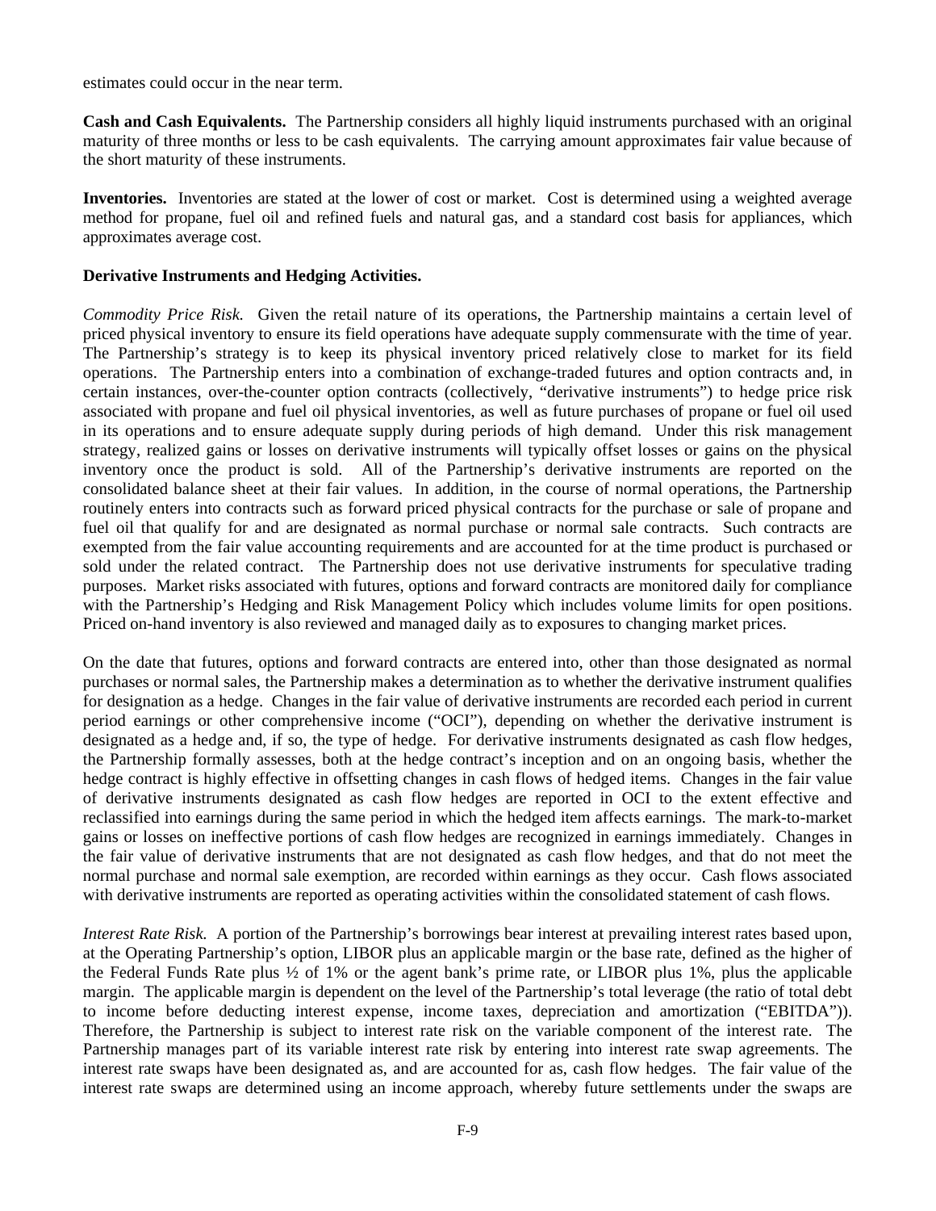estimates could occur in the near term.

**Cash and Cash Equivalents.** The Partnership considers all highly liquid instruments purchased with an original maturity of three months or less to be cash equivalents. The carrying amount approximates fair value because of the short maturity of these instruments.

**Inventories.** Inventories are stated at the lower of cost or market. Cost is determined using a weighted average method for propane, fuel oil and refined fuels and natural gas, and a standard cost basis for appliances, which approximates average cost.

**Derivative Instruments and Hedging Activities.**

*Commodity Price Risk.* Given the retail nature of its operations, the Partnership maintains a certain level of priced physical inventory to ensure its field operations have adequate supply commensurate with the time of year. The Partnership's strategy is to keep its physical inventory priced relatively close to market for its field operations. The Partnership enters into a combination of exchange-traded futures and option contracts and, in certain instances, over-the-counter option contracts (collectively, "derivative instruments") to hedge price risk associated with propane and fuel oil physical inventories, as well as future purchases of propane or fuel oil used in its operations and to ensure adequate supply during periods of high demand. Under this risk management strategy, realized gains or losses on derivative instruments will typically offset losses or gains on the physical inventory once the product is sold. All of the Partnership's derivative instruments are reported on the consolidated balance sheet at their fair values. In addition, in the course of normal operations, the Partnership routinely enters into contracts such as forward priced physical contracts for the purchase or sale of propane and fuel oil that qualify for and are designated as normal purchase or normal sale contracts. Such contracts are exempted from the fair value accounting requirements and are accounted for at the time product is purchased or sold under the related contract. The Partnership does not use derivative instruments for speculative trading purposes. Market risks associated with futures, options and forward contracts are monitored daily for compliance with the Partnership's Hedging and Risk Management Policy which includes volume limits for open positions. Priced on-hand inventory is also reviewed and managed daily as to exposures to changing market prices.

On the date that futures, options and forward contracts are entered into, other than those designated as normal purchases or normal sales, the Partnership makes a determination as to whether the derivative instrument qualifies for designation as a hedge. Changes in the fair value of derivative instruments are recorded each period in current period earnings or other comprehensive income ("OCI"), depending on whether the derivative instrument is designated as a hedge and, if so, the type of hedge. For derivative instruments designated as cash flow hedges, the Partnership formally assesses, both at the hedge contract's inception and on an ongoing basis, whether the hedge contract is highly effective in offsetting changes in cash flows of hedged items. Changes in the fair value of derivative instruments designated as cash flow hedges are reported in OCI to the extent effective and reclassified into earnings during the same period in which the hedged item affects earnings. The mark-to-market gains or losses on ineffective portions of cash flow hedges are recognized in earnings immediately. Changes in the fair value of derivative instruments that are not designated as cash flow hedges, and that do not meet the normal purchase and normal sale exemption, are recorded within earnings as they occur. Cash flows associated with derivative instruments are reported as operating activities within the consolidated statement of cash flows.

*Interest Rate Risk.* A portion of the Partnership's borrowings bear interest at prevailing interest rates based upon, at the Operating Partnership's option, LIBOR plus an applicable margin or the base rate, defined as the higher of the Federal Funds Rate plus ½ of 1% or the agent bank's prime rate, or LIBOR plus 1%, plus the applicable margin. The applicable margin is dependent on the level of the Partnership's total leverage (the ratio of total debt to income before deducting interest expense, income taxes, depreciation and amortization ("EBITDA")). Therefore, the Partnership is subject to interest rate risk on the variable component of the interest rate. The Partnership manages part of its variable interest rate risk by entering into interest rate swap agreements. The interest rate swaps have been designated as, and are accounted for as, cash flow hedges. The fair value of the interest rate swaps are determined using an income approach, whereby future settlements under the swaps are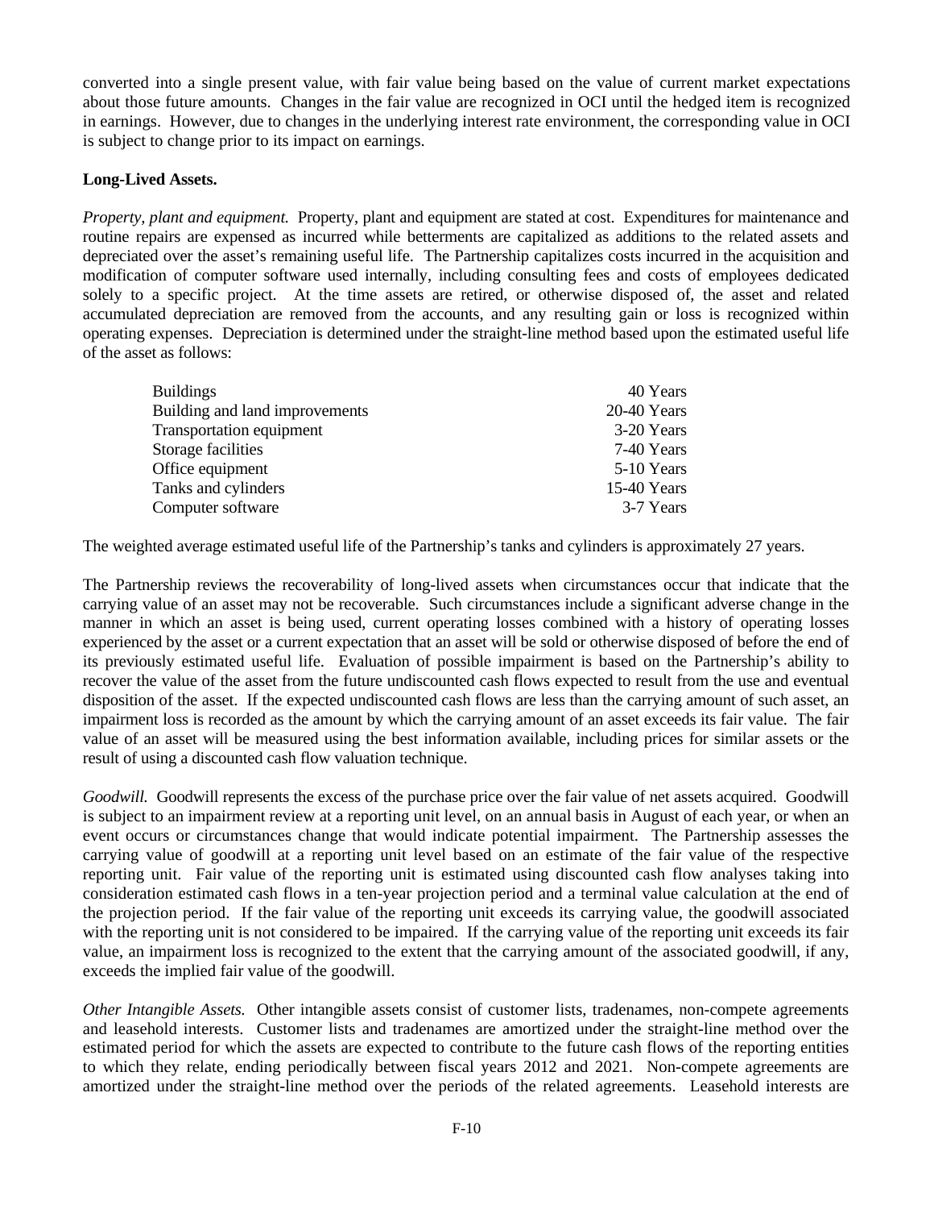converted into a single present value, with fair value being based on the value of current market expectations about those future amounts. Changes in the fair value are recognized in OCI until the hedged item is recognized in earnings. However, due to changes in the underlying interest rate environment, the corresponding value in OCI is subject to change prior to its impact on earnings.

**Long-Lived Assets.**

*Property, plant and equipment.* Property, plant and equipment are stated at cost. Expenditures for maintenance and routine repairs are expensed as incurred while betterments are capitalized as additions to the related assets and depreciated over the asset's remaining useful life. The Partnership capitalizes costs incurred in the acquisition and modification of computer software used internally, including consulting fees and costs of employees dedicated solely to a specific project. At the time assets are retired, or otherwise disposed of, the asset and related accumulated depreciation are removed from the accounts, and any resulting gain or loss is recognized within operating expenses. Depreciation is determined under the straight-line method based upon the estimated useful life of the asset as follows:

| | |
|---|---|
| Buildings | 40 Years |
| Building and land improvements | 20-40 Years |
| Transportation equipment | 3-20 Years |
| Storage facilities | 7-40 Years |
| Office equipment | 5-10 Years |
| Tanks and cylinders | 15-40 Years |
| Computer software | 3-7 Years |

The weighted average estimated useful life of the Partnership's tanks and cylinders is approximately 27 years.

The Partnership reviews the recoverability of long-lived assets when circumstances occur that indicate that the carrying value of an asset may not be recoverable. Such circumstances include a significant adverse change in the manner in which an asset is being used, current operating losses combined with a history of operating losses experienced by the asset or a current expectation that an asset will be sold or otherwise disposed of before the end of its previously estimated useful life. Evaluation of possible impairment is based on the Partnership's ability to recover the value of the asset from the future undiscounted cash flows expected to result from the use and eventual disposition of the asset. If the expected undiscounted cash flows are less than the carrying amount of such asset, an impairment loss is recorded as the amount by which the carrying amount of an asset exceeds its fair value. The fair value of an asset will be measured using the best information available, including prices for similar assets or the result of using a discounted cash flow valuation technique.

*Goodwill.* Goodwill represents the excess of the purchase price over the fair value of net assets acquired. Goodwill is subject to an impairment review at a reporting unit level, on an annual basis in August of each year, or when an event occurs or circumstances change that would indicate potential impairment. The Partnership assesses the carrying value of goodwill at a reporting unit level based on an estimate of the fair value of the respective reporting unit. Fair value of the reporting unit is estimated using discounted cash flow analyses taking into consideration estimated cash flows in a ten-year projection period and a terminal value calculation at the end of the projection period. If the fair value of the reporting unit exceeds its carrying value, the goodwill associated with the reporting unit is not considered to be impaired. If the carrying value of the reporting unit exceeds its fair value, an impairment loss is recognized to the extent that the carrying amount of the associated goodwill, if any, exceeds the implied fair value of the goodwill.

*Other Intangible Assets.* Other intangible assets consist of customer lists, tradenames, non-compete agreements and leasehold interests. Customer lists and tradenames are amortized under the straight-line method over the estimated period for which the assets are expected to contribute to the future cash flows of the reporting entities to which they relate, ending periodically between fiscal years 2012 and 2021. Non-compete agreements are amortized under the straight-line method over the periods of the related agreements. Leasehold interests are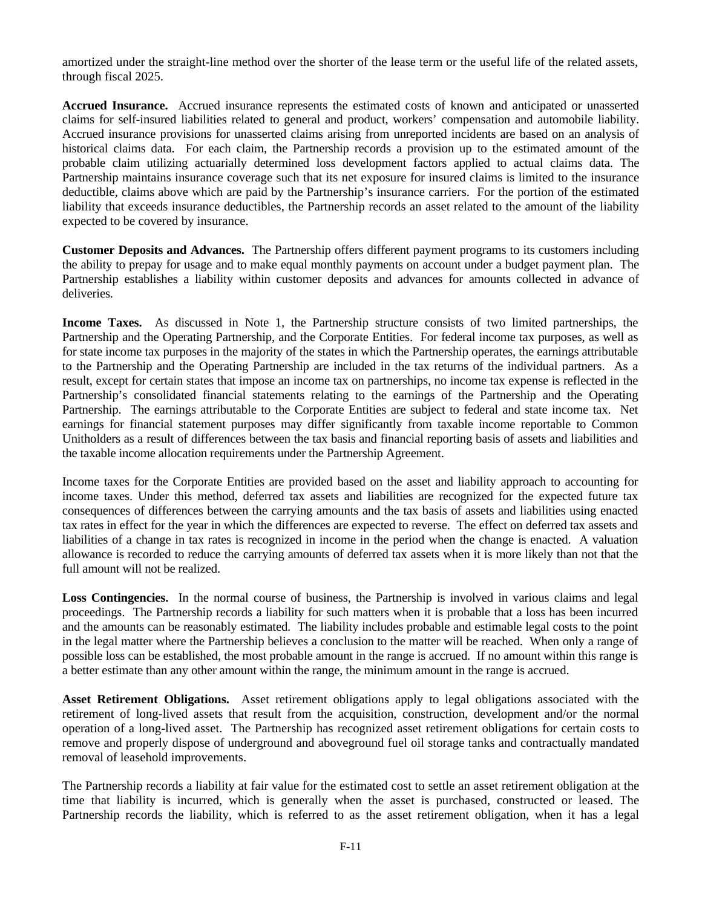amortized under the straight-line method over the shorter of the lease term or the useful life of the related assets, through fiscal 2025.

**Accrued Insurance.** Accrued insurance represents the estimated costs of known and anticipated or unasserted claims for self-insured liabilities related to general and product, workers' compensation and automobile liability. Accrued insurance provisions for unasserted claims arising from unreported incidents are based on an analysis of historical claims data. For each claim, the Partnership records a provision up to the estimated amount of the probable claim utilizing actuarially determined loss development factors applied to actual claims data. The Partnership maintains insurance coverage such that its net exposure for insured claims is limited to the insurance deductible, claims above which are paid by the Partnership's insurance carriers. For the portion of the estimated liability that exceeds insurance deductibles, the Partnership records an asset related to the amount of the liability expected to be covered by insurance.

**Customer Deposits and Advances.** The Partnership offers different payment programs to its customers including the ability to prepay for usage and to make equal monthly payments on account under a budget payment plan. The Partnership establishes a liability within customer deposits and advances for amounts collected in advance of deliveries.

**Income Taxes.** As discussed in Note 1, the Partnership structure consists of two limited partnerships, the Partnership and the Operating Partnership, and the Corporate Entities. For federal income tax purposes, as well as for state income tax purposes in the majority of the states in which the Partnership operates, the earnings attributable to the Partnership and the Operating Partnership are included in the tax returns of the individual partners. As a result, except for certain states that impose an income tax on partnerships, no income tax expense is reflected in the Partnership's consolidated financial statements relating to the earnings of the Partnership and the Operating Partnership. The earnings attributable to the Corporate Entities are subject to federal and state income tax. Net earnings for financial statement purposes may differ significantly from taxable income reportable to Common Unitholders as a result of differences between the tax basis and financial reporting basis of assets and liabilities and the taxable income allocation requirements under the Partnership Agreement.

Income taxes for the Corporate Entities are provided based on the asset and liability approach to accounting for income taxes. Under this method, deferred tax assets and liabilities are recognized for the expected future tax consequences of differences between the carrying amounts and the tax basis of assets and liabilities using enacted tax rates in effect for the year in which the differences are expected to reverse. The effect on deferred tax assets and liabilities of a change in tax rates is recognized in income in the period when the change is enacted. A valuation allowance is recorded to reduce the carrying amounts of deferred tax assets when it is more likely than not that the full amount will not be realized.

**Loss Contingencies.** In the normal course of business, the Partnership is involved in various claims and legal proceedings. The Partnership records a liability for such matters when it is probable that a loss has been incurred and the amounts can be reasonably estimated. The liability includes probable and estimable legal costs to the point in the legal matter where the Partnership believes a conclusion to the matter will be reached. When only a range of possible loss can be established, the most probable amount in the range is accrued. If no amount within this range is a better estimate than any other amount within the range, the minimum amount in the range is accrued.

**Asset Retirement Obligations.** Asset retirement obligations apply to legal obligations associated with the retirement of long-lived assets that result from the acquisition, construction, development and/or the normal operation of a long-lived asset. The Partnership has recognized asset retirement obligations for certain costs to remove and properly dispose of underground and aboveground fuel oil storage tanks and contractually mandated removal of leasehold improvements.

The Partnership records a liability at fair value for the estimated cost to settle an asset retirement obligation at the time that liability is incurred, which is generally when the asset is purchased, constructed or leased. The Partnership records the liability, which is referred to as the asset retirement obligation, when it has a legal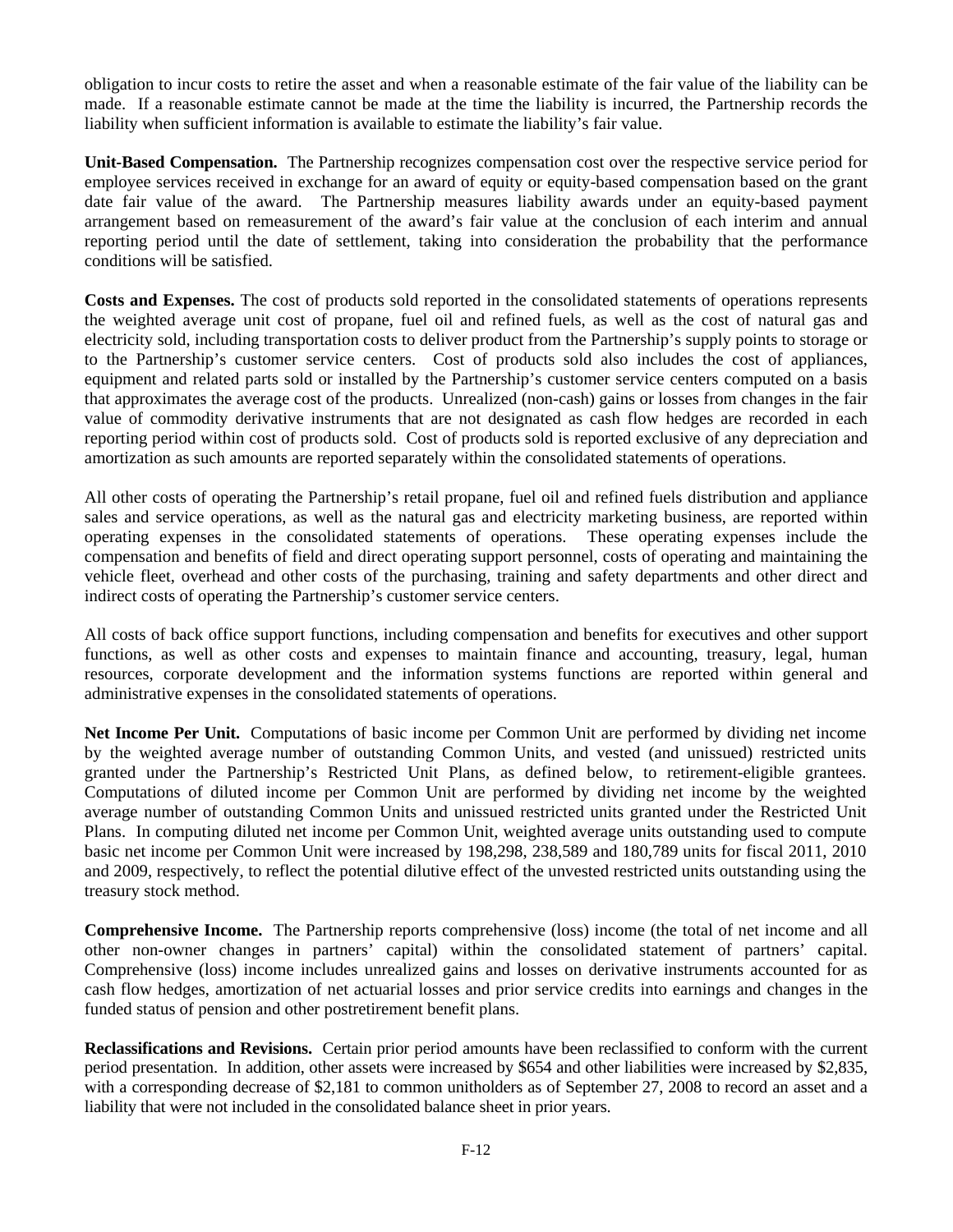obligation to incur costs to retire the asset and when a reasonable estimate of the fair value of the liability can be made. If a reasonable estimate cannot be made at the time the liability is incurred, the Partnership records the liability when sufficient information is available to estimate the liability's fair value.

**Unit-Based Compensation.** The Partnership recognizes compensation cost over the respective service period for employee services received in exchange for an award of equity or equity-based compensation based on the grant date fair value of the award. The Partnership measures liability awards under an equity-based payment arrangement based on remeasurement of the award's fair value at the conclusion of each interim and annual reporting period until the date of settlement, taking into consideration the probability that the performance conditions will be satisfied.

**Costs and Expenses.** The cost of products sold reported in the consolidated statements of operations represents the weighted average unit cost of propane, fuel oil and refined fuels, as well as the cost of natural gas and electricity sold, including transportation costs to deliver product from the Partnership's supply points to storage or to the Partnership's customer service centers. Cost of products sold also includes the cost of appliances, equipment and related parts sold or installed by the Partnership's customer service centers computed on a basis that approximates the average cost of the products. Unrealized (non-cash) gains or losses from changes in the fair value of commodity derivative instruments that are not designated as cash flow hedges are recorded in each reporting period within cost of products sold. Cost of products sold is reported exclusive of any depreciation and amortization as such amounts are reported separately within the consolidated statements of operations.

All other costs of operating the Partnership's retail propane, fuel oil and refined fuels distribution and appliance sales and service operations, as well as the natural gas and electricity marketing business, are reported within operating expenses in the consolidated statements of operations. These operating expenses include the compensation and benefits of field and direct operating support personnel, costs of operating and maintaining the vehicle fleet, overhead and other costs of the purchasing, training and safety departments and other direct and indirect costs of operating the Partnership's customer service centers.

All costs of back office support functions, including compensation and benefits for executives and other support functions, as well as other costs and expenses to maintain finance and accounting, treasury, legal, human resources, corporate development and the information systems functions are reported within general and administrative expenses in the consolidated statements of operations.

**Net Income Per Unit.** Computations of basic income per Common Unit are performed by dividing net income by the weighted average number of outstanding Common Units, and vested (and unissued) restricted units granted under the Partnership's Restricted Unit Plans, as defined below, to retirement-eligible grantees. Computations of diluted income per Common Unit are performed by dividing net income by the weighted average number of outstanding Common Units and unissued restricted units granted under the Restricted Unit Plans. In computing diluted net income per Common Unit, weighted average units outstanding used to compute basic net income per Common Unit were increased by 198,298, 238,589 and 180,789 units for fiscal 2011, 2010 and 2009, respectively, to reflect the potential dilutive effect of the unvested restricted units outstanding using the treasury stock method.

**Comprehensive Income.** The Partnership reports comprehensive (loss) income (the total of net income and all other non-owner changes in partners' capital) within the consolidated statement of partners' capital. Comprehensive (loss) income includes unrealized gains and losses on derivative instruments accounted for as cash flow hedges, amortization of net actuarial losses and prior service credits into earnings and changes in the funded status of pension and other postretirement benefit plans.

**Reclassifications and Revisions.** Certain prior period amounts have been reclassified to conform with the current period presentation. In addition, other assets were increased by $654 and other liabilities were increased by $2,835, with a corresponding decrease of $2,181 to common unitholders as of September 27, 2008 to record an asset and a liability that were not included in the consolidated balance sheet in prior years.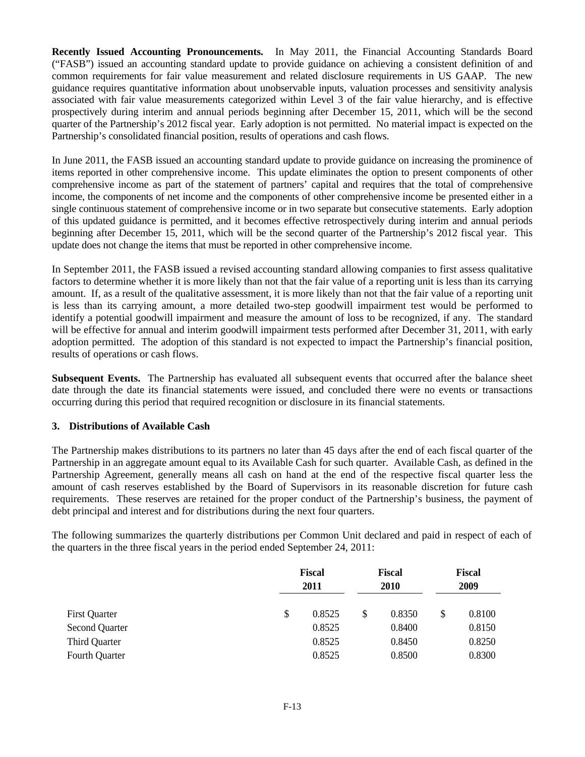**Recently Issued Accounting Pronouncements.** In May 2011, the Financial Accounting Standards Board ("FASB") issued an accounting standard update to provide guidance on achieving a consistent definition of and common requirements for fair value measurement and related disclosure requirements in US GAAP. The new guidance requires quantitative information about unobservable inputs, valuation processes and sensitivity analysis associated with fair value measurements categorized within Level 3 of the fair value hierarchy, and is effective prospectively during interim and annual periods beginning after December 15, 2011, which will be the second quarter of the Partnership's 2012 fiscal year. Early adoption is not permitted. No material impact is expected on the Partnership's consolidated financial position, results of operations and cash flows.

In June 2011, the FASB issued an accounting standard update to provide guidance on increasing the prominence of items reported in other comprehensive income. This update eliminates the option to present components of other comprehensive income as part of the statement of partners' capital and requires that the total of comprehensive income, the components of net income and the components of other comprehensive income be presented either in a single continuous statement of comprehensive income or in two separate but consecutive statements. Early adoption of this updated guidance is permitted, and it becomes effective retrospectively during interim and annual periods beginning after December 15, 2011, which will be the second quarter of the Partnership's 2012 fiscal year. This update does not change the items that must be reported in other comprehensive income.

In September 2011, the FASB issued a revised accounting standard allowing companies to first assess qualitative factors to determine whether it is more likely than not that the fair value of a reporting unit is less than its carrying amount. If, as a result of the qualitative assessment, it is more likely than not that the fair value of a reporting unit is less than its carrying amount, a more detailed two-step goodwill impairment test would be performed to identify a potential goodwill impairment and measure the amount of loss to be recognized, if any. The standard will be effective for annual and interim goodwill impairment tests performed after December 31, 2011, with early adoption permitted. The adoption of this standard is not expected to impact the Partnership's financial position, results of operations or cash flows.

**Subsequent Events.** The Partnership has evaluated all subsequent events that occurred after the balance sheet date through the date its financial statements were issued, and concluded there were no events or transactions occurring during this period that required recognition or disclosure in its financial statements.

## 3. Distributions of Available Cash

The Partnership makes distributions to its partners no later than 45 days after the end of each fiscal quarter of the Partnership in an aggregate amount equal to its Available Cash for such quarter. Available Cash, as defined in the Partnership Agreement, generally means all cash on hand at the end of the respective fiscal quarter less the amount of cash reserves established by the Board of Supervisors in its reasonable discretion for future cash requirements. These reserves are retained for the proper conduct of the Partnership's business, the payment of debt principal and interest and for distributions during the next four quarters.

The following summarizes the quarterly distributions per Common Unit declared and paid in respect of each of the quarters in the three fiscal years in the period ended September 24, 2011:

| | Fiscal 2011 | Fiscal 2010 | Fiscal 2009 |
|---|---|---|---|
| First Quarter | $ 0.8525 | $ 0.8350 | $ 0.8100 |
| Second Quarter | 0.8525 | 0.8400 | 0.8150 |
| Third Quarter | 0.8525 | 0.8450 | 0.8250 |
| Fourth Quarter | 0.8525 | 0.8500 | 0.8300 |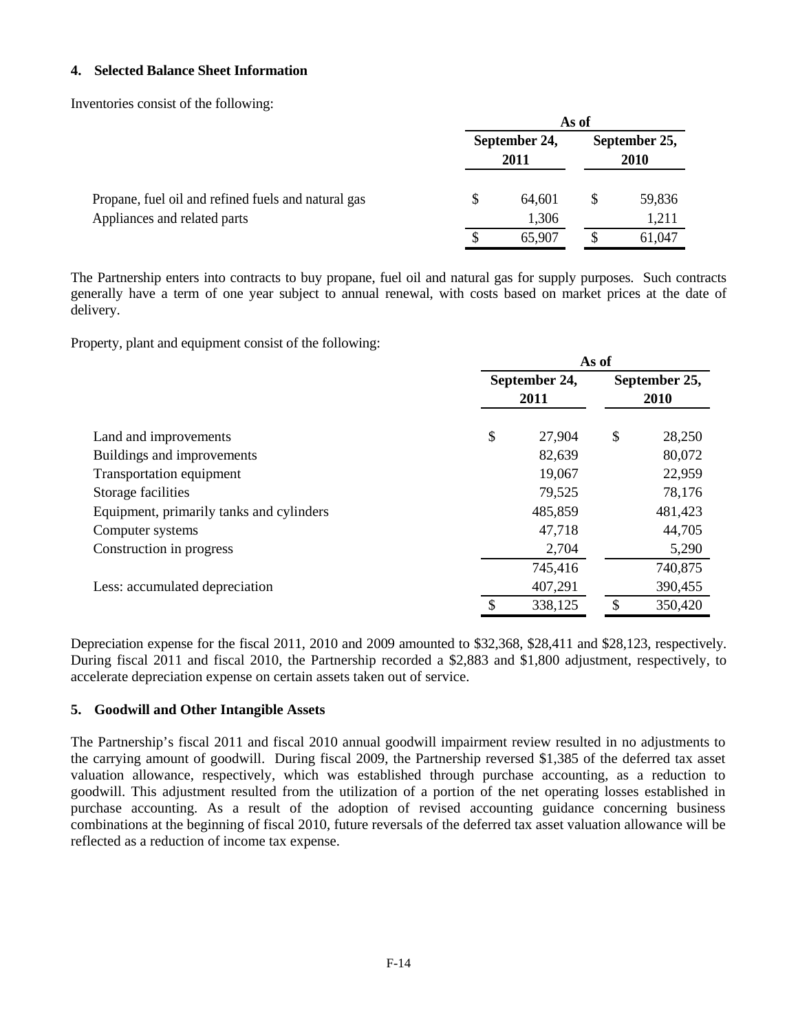## 4. Selected Balance Sheet Information

Inventories consist of the following:

| | As of | |
|---|---|---|
| | September 24, 2011 | September 25, 2010 |
| Propane, fuel oil and refined fuels and natural gas | $ 64,601 | $ 59,836 |
| Appliances and related parts | 1,306 | 1,211 |
| | $ 65,907 | $ 61,047 |

The Partnership enters into contracts to buy propane, fuel oil and natural gas for supply purposes. Such contracts generally have a term of one year subject to annual renewal, with costs based on market prices at the date of delivery.

Property, plant and equipment consist of the following:

| | As of | |
|---|---|---|
| | September 24, 2011 | September 25, 2010 |
| Land and improvements | $ 27,904 | $ 28,250 |
| Buildings and improvements | 82,639 | 80,072 |
| Transportation equipment | 19,067 | 22,959 |
| Storage facilities | 79,525 | 78,176 |
| Equipment, primarily tanks and cylinders | 485,859 | 481,423 |
| Computer systems | 47,718 | 44,705 |
| Construction in progress | 2,704 | 5,290 |
| | 745,416 | 740,875 |
| Less: accumulated depreciation | 407,291 | 390,455 |
| | $ 338,125 | $ 350,420 |

Depreciation expense for the fiscal 2011, 2010 and 2009 amounted to $32,368, $28,411 and $28,123, respectively. During fiscal 2011 and fiscal 2010, the Partnership recorded a $2,883 and $1,800 adjustment, respectively, to accelerate depreciation expense on certain assets taken out of service.

## 5. Goodwill and Other Intangible Assets

The Partnership's fiscal 2011 and fiscal 2010 annual goodwill impairment review resulted in no adjustments to the carrying amount of goodwill. During fiscal 2009, the Partnership reversed $1,385 of the deferred tax asset valuation allowance, respectively, which was established through purchase accounting, as a reduction to goodwill. This adjustment resulted from the utilization of a portion of the net operating losses established in purchase accounting. As a result of the adoption of revised accounting guidance concerning business combinations at the beginning of fiscal 2010, future reversals of the deferred tax asset valuation allowance will be reflected as a reduction of income tax expense.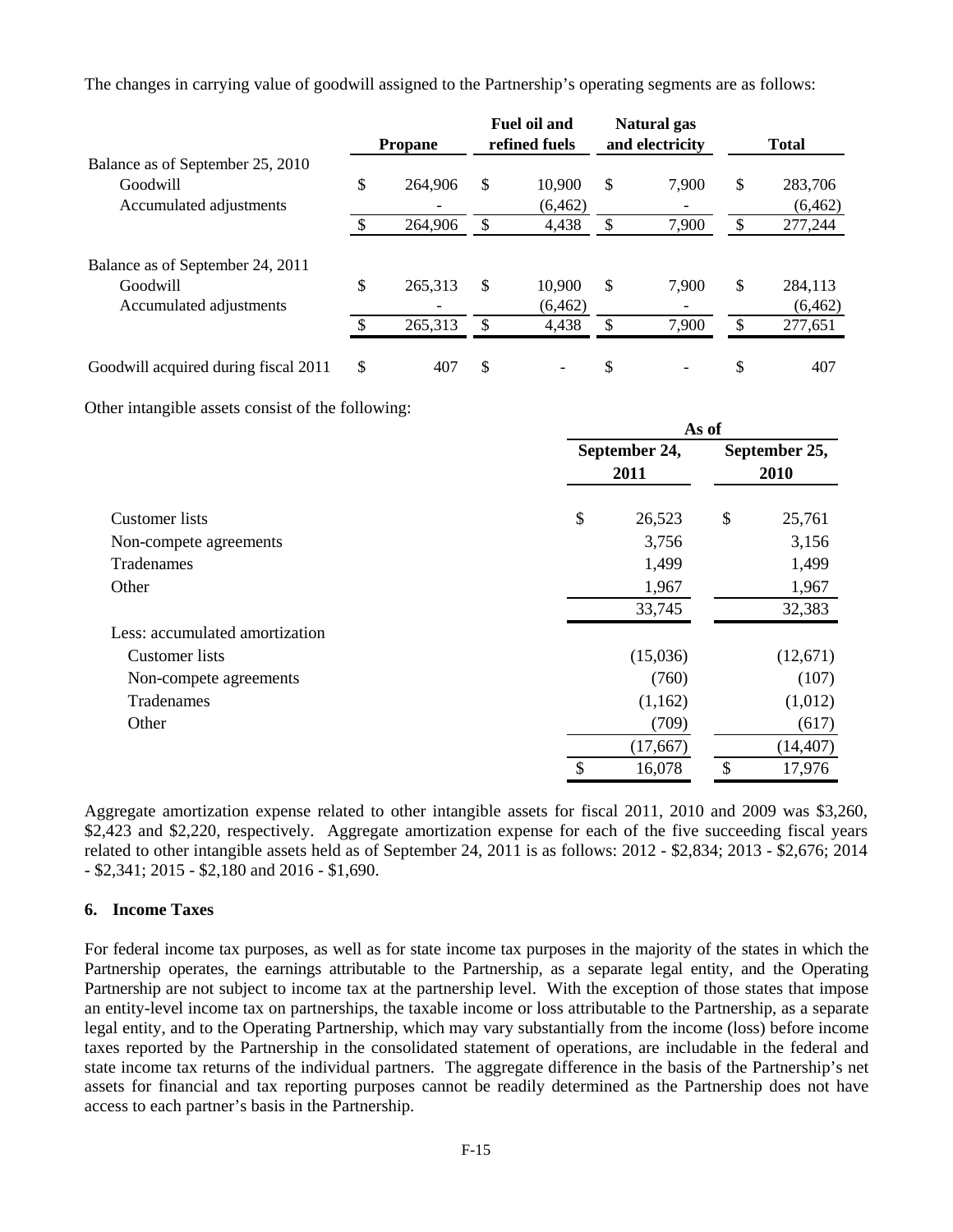The changes in carrying value of goodwill assigned to the Partnership's operating segments are as follows:

| | Propane | Fuel oil and refined fuels | Natural gas and electricity | Total |
|---|---|---|---|---|
| Balance as of September 25, 2010 | | | | |
| Goodwill | $ 264,906 | $ 10,900 | $ 7,900 | $ 283,706 |
| Accumulated adjustments | - | (6,462) | - | (6,462) |
| | $ 264,906 | $ 4,438 | $ 7,900 | $ 277,244 |
| Balance as of September 24, 2011 | | | | |
| Goodwill | $ 265,313 | $ 10,900 | $ 7,900 | $ 284,113 |
| Accumulated adjustments | - | (6,462) | - | (6,462) |
| | $ 265,313 | $ 4,438 | $ 7,900 | $ 277,651 |
| Goodwill acquired during fiscal 2011 | $ 407 | $ - | $ - | $ 407 |

Other intangible assets consist of the following:

| | As of | |
|---|---|---|
| | September 24, 2011 | September 25, 2010 |
| Customer lists | $ 26,523 | $ 25,761 |
| Non-compete agreements | 3,756 | 3,156 |
| Tradenames | 1,499 | 1,499 |
| Other | 1,967 | 1,967 |
| | 33,745 | 32,383 |
| Less: accumulated amortization | | |
| Customer lists | (15,036) | (12,671) |
| Non-compete agreements | (760) | (107) |
| Tradenames | (1,162) | (1,012) |
| Other | (709) | (617) |
| | (17,667) | (14,407) |
| | $ 16,078 | $ 17,976 |

Aggregate amortization expense related to other intangible assets for fiscal 2011, 2010 and 2009 was $3,260, $2,423 and $2,220, respectively. Aggregate amortization expense for each of the five succeeding fiscal years related to other intangible assets held as of September 24, 2011 is as follows: 2012 - $2,834; 2013 - $2,676; 2014 - $2,341; 2015 - $2,180 and 2016 - $1,690.

### 6. Income Taxes

For federal income tax purposes, as well as for state income tax purposes in the majority of the states in which the Partnership operates, the earnings attributable to the Partnership, as a separate legal entity, and the Operating Partnership are not subject to income tax at the partnership level. With the exception of those states that impose an entity-level income tax on partnerships, the taxable income or loss attributable to the Partnership, as a separate legal entity, and to the Operating Partnership, which may vary substantially from the income (loss) before income taxes reported by the Partnership in the consolidated statement of operations, are includable in the federal and state income tax returns of the individual partners. The aggregate difference in the basis of the Partnership's net assets for financial and tax reporting purposes cannot be readily determined as the Partnership does not have access to each partner's basis in the Partnership.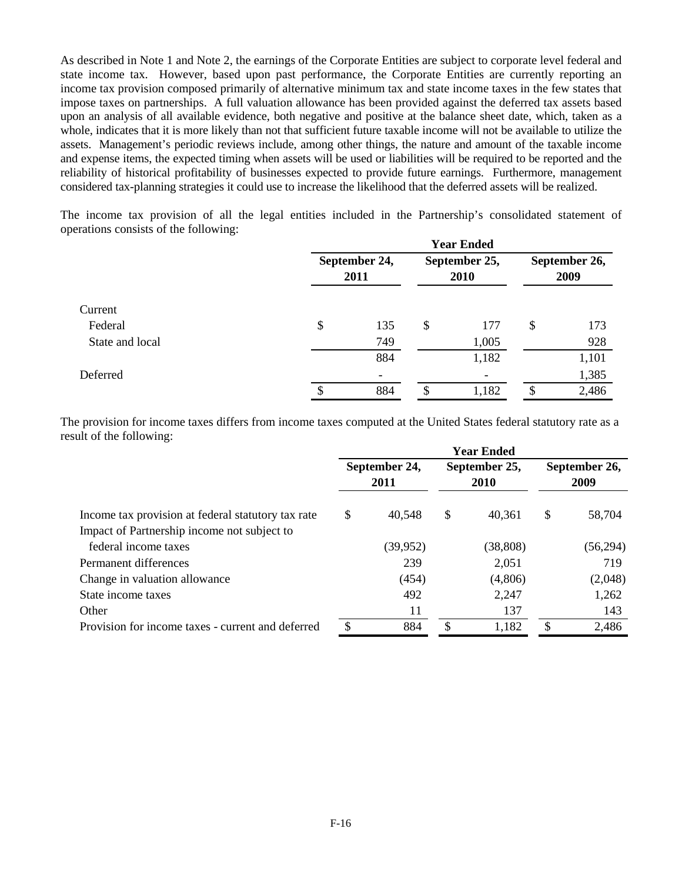As described in Note 1 and Note 2, the earnings of the Corporate Entities are subject to corporate level federal and state income tax. However, based upon past performance, the Corporate Entities are currently reporting an income tax provision composed primarily of alternative minimum tax and state income taxes in the few states that impose taxes on partnerships. A full valuation allowance has been provided against the deferred tax assets based upon an analysis of all available evidence, both negative and positive at the balance sheet date, which, taken as a whole, indicates that it is more likely than not that sufficient future taxable income will not be available to utilize the assets. Management's periodic reviews include, among other things, the nature and amount of the taxable income and expense items, the expected timing when assets will be used or liabilities will be required to be reported and the reliability of historical profitability of businesses expected to provide future earnings. Furthermore, management considered tax-planning strategies it could use to increase the likelihood that the deferred assets will be realized.

The income tax provision of all the legal entities included in the Partnership's consolidated statement of operations consists of the following:

| | Year Ended | | |
|---|---|---|---|
| | September 24, 2011 | September 25, 2010 | September 26, 2009 |
| Current | | | |
| Federal | $ 135 | $ 177 | $ 173 |
| State and local | 749 | 1,005 | 928 |
| | 884 | 1,182 | 1,101 |
| Deferred | - | - | 1,385 |
| | $ 884 | $ 1,182 | $ 2,486 |

The provision for income taxes differs from income taxes computed at the United States federal statutory rate as a result of the following:

| | Year Ended | | |
|---|---|---|---|
| | September 24, 2011 | September 25, 2010 | September 26, 2009 |
| Income tax provision at federal statutory tax rate | $ 40,548 | $ 40,361 | $ 58,704 |
| Impact of Partnership income not subject to federal income taxes | (39,952) | (38,808) | (56,294) |
| Permanent differences | 239 | 2,051 | 719 |
| Change in valuation allowance | (454) | (4,806) | (2,048) |
| State income taxes | 492 | 2,247 | 1,262 |
| Other | 11 | 137 | 143 |
| Provision for income taxes - current and deferred | $ 884 | $ 1,182 | $ 2,486 |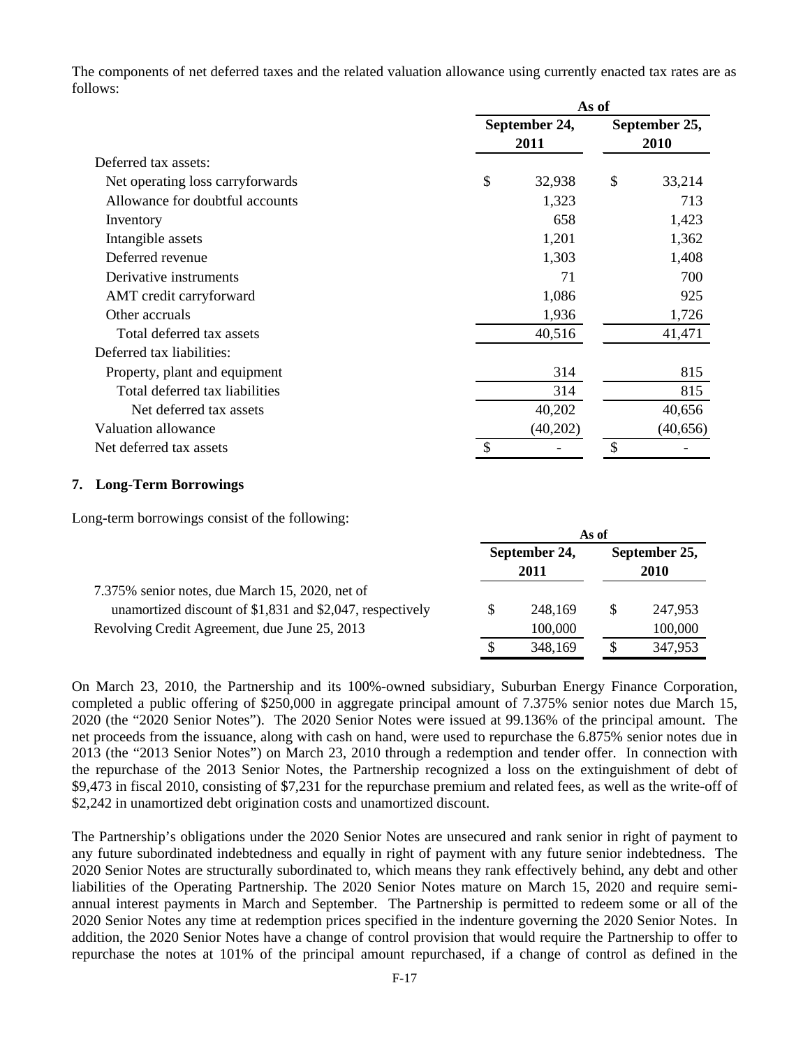The components of net deferred taxes and the related valuation allowance using currently enacted tax rates are as follows:

| | As of | |
|---|---|---|
| | September 24, 2011 | September 25, 2010 |
| Deferred tax assets: | | |
| Net operating loss carryforwards | $ 32,938 | $ 33,214 |
| Allowance for doubtful accounts | 1,323 | 713 |
| Inventory | 658 | 1,423 |
| Intangible assets | 1,201 | 1,362 |
| Deferred revenue | 1,303 | 1,408 |
| Derivative instruments | 71 | 700 |
| AMT credit carryforward | 1,086 | 925 |
| Other accruals | 1,936 | 1,726 |
| Total deferred tax assets | 40,516 | 41,471 |
| Deferred tax liabilities: | | |
| Property, plant and equipment | 314 | 815 |
| Total deferred tax liabilities | 314 | 815 |
| Net deferred tax assets | 40,202 | 40,656 |
| Valuation allowance | (40,202) | (40,656) |
| Net deferred tax assets | $ - | $ - |

## 7. Long-Term Borrowings

Long-term borrowings consist of the following:

| | As of | |
|---|---|---|
| | September 24, 2011 | September 25, 2010 |
| 7.375% senior notes, due March 15, 2020, net of unamortized discount of $1,831 and $2,047, respectively | $ 248,169 | $ 247,953 |
| Revolving Credit Agreement, due June 25, 2013 | 100,000 | 100,000 |
| | $ 348,169 | $ 347,953 |

On March 23, 2010, the Partnership and its 100%-owned subsidiary, Suburban Energy Finance Corporation, completed a public offering of $250,000 in aggregate principal amount of 7.375% senior notes due March 15, 2020 (the "2020 Senior Notes"). The 2020 Senior Notes were issued at 99.136% of the principal amount. The net proceeds from the issuance, along with cash on hand, were used to repurchase the 6.875% senior notes due in 2013 (the "2013 Senior Notes") on March 23, 2010 through a redemption and tender offer. In connection with the repurchase of the 2013 Senior Notes, the Partnership recognized a loss on the extinguishment of debt of $9,473 in fiscal 2010, consisting of $7,231 for the repurchase premium and related fees, as well as the write-off of $2,242 in unamortized debt origination costs and unamortized discount.

The Partnership's obligations under the 2020 Senior Notes are unsecured and rank senior in right of payment to any future subordinated indebtedness and equally in right of payment with any future senior indebtedness. The 2020 Senior Notes are structurally subordinated to, which means they rank effectively behind, any debt and other liabilities of the Operating Partnership. The 2020 Senior Notes mature on March 15, 2020 and require semi-annual interest payments in March and September. The Partnership is permitted to redeem some or all of the 2020 Senior Notes any time at redemption prices specified in the indenture governing the 2020 Senior Notes. In addition, the 2020 Senior Notes have a change of control provision that would require the Partnership to offer to repurchase the notes at 101% of the principal amount repurchased, if a change of control as defined in the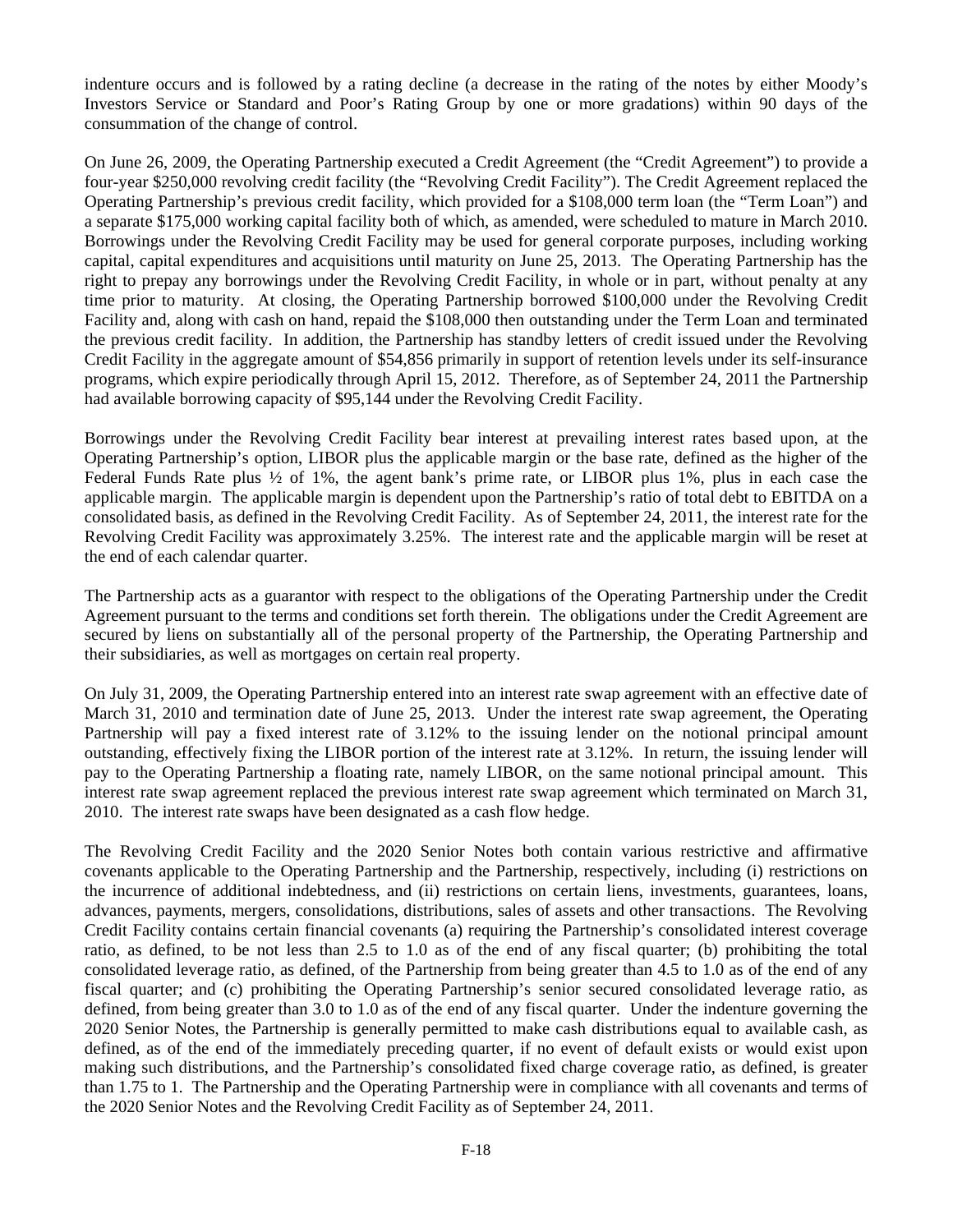indenture occurs and is followed by a rating decline (a decrease in the rating of the notes by either Moody's Investors Service or Standard and Poor's Rating Group by one or more gradations) within 90 days of the consummation of the change of control.

On June 26, 2009, the Operating Partnership executed a Credit Agreement (the "Credit Agreement") to provide a four-year $250,000 revolving credit facility (the "Revolving Credit Facility"). The Credit Agreement replaced the Operating Partnership's previous credit facility, which provided for a $108,000 term loan (the "Term Loan") and a separate $175,000 working capital facility both of which, as amended, were scheduled to mature in March 2010. Borrowings under the Revolving Credit Facility may be used for general corporate purposes, including working capital, capital expenditures and acquisitions until maturity on June 25, 2013. The Operating Partnership has the right to prepay any borrowings under the Revolving Credit Facility, in whole or in part, without penalty at any time prior to maturity. At closing, the Operating Partnership borrowed $100,000 under the Revolving Credit Facility and, along with cash on hand, repaid the $108,000 then outstanding under the Term Loan and terminated the previous credit facility. In addition, the Partnership has standby letters of credit issued under the Revolving Credit Facility in the aggregate amount of $54,856 primarily in support of retention levels under its self-insurance programs, which expire periodically through April 15, 2012. Therefore, as of September 24, 2011 the Partnership had available borrowing capacity of $95,144 under the Revolving Credit Facility.

Borrowings under the Revolving Credit Facility bear interest at prevailing interest rates based upon, at the Operating Partnership's option, LIBOR plus the applicable margin or the base rate, defined as the higher of the Federal Funds Rate plus ½ of 1%, the agent bank's prime rate, or LIBOR plus 1%, plus in each case the applicable margin. The applicable margin is dependent upon the Partnership's ratio of total debt to EBITDA on a consolidated basis, as defined in the Revolving Credit Facility. As of September 24, 2011, the interest rate for the Revolving Credit Facility was approximately 3.25%. The interest rate and the applicable margin will be reset at the end of each calendar quarter.

The Partnership acts as a guarantor with respect to the obligations of the Operating Partnership under the Credit Agreement pursuant to the terms and conditions set forth therein. The obligations under the Credit Agreement are secured by liens on substantially all of the personal property of the Partnership, the Operating Partnership and their subsidiaries, as well as mortgages on certain real property.

On July 31, 2009, the Operating Partnership entered into an interest rate swap agreement with an effective date of March 31, 2010 and termination date of June 25, 2013. Under the interest rate swap agreement, the Operating Partnership will pay a fixed interest rate of 3.12% to the issuing lender on the notional principal amount outstanding, effectively fixing the LIBOR portion of the interest rate at 3.12%. In return, the issuing lender will pay to the Operating Partnership a floating rate, namely LIBOR, on the same notional principal amount. This interest rate swap agreement replaced the previous interest rate swap agreement which terminated on March 31, 2010. The interest rate swaps have been designated as a cash flow hedge.

The Revolving Credit Facility and the 2020 Senior Notes both contain various restrictive and affirmative covenants applicable to the Operating Partnership and the Partnership, respectively, including (i) restrictions on the incurrence of additional indebtedness, and (ii) restrictions on certain liens, investments, guarantees, loans, advances, payments, mergers, consolidations, distributions, sales of assets and other transactions. The Revolving Credit Facility contains certain financial covenants (a) requiring the Partnership's consolidated interest coverage ratio, as defined, to be not less than 2.5 to 1.0 as of the end of any fiscal quarter; (b) prohibiting the total consolidated leverage ratio, as defined, of the Partnership from being greater than 4.5 to 1.0 as of the end of any fiscal quarter; and (c) prohibiting the Operating Partnership's senior secured consolidated leverage ratio, as defined, from being greater than 3.0 to 1.0 as of the end of any fiscal quarter. Under the indenture governing the 2020 Senior Notes, the Partnership is generally permitted to make cash distributions equal to available cash, as defined, as of the end of the immediately preceding quarter, if no event of default exists or would exist upon making such distributions, and the Partnership's consolidated fixed charge coverage ratio, as defined, is greater than 1.75 to 1. The Partnership and the Operating Partnership were in compliance with all covenants and terms of the 2020 Senior Notes and the Revolving Credit Facility as of September 24, 2011.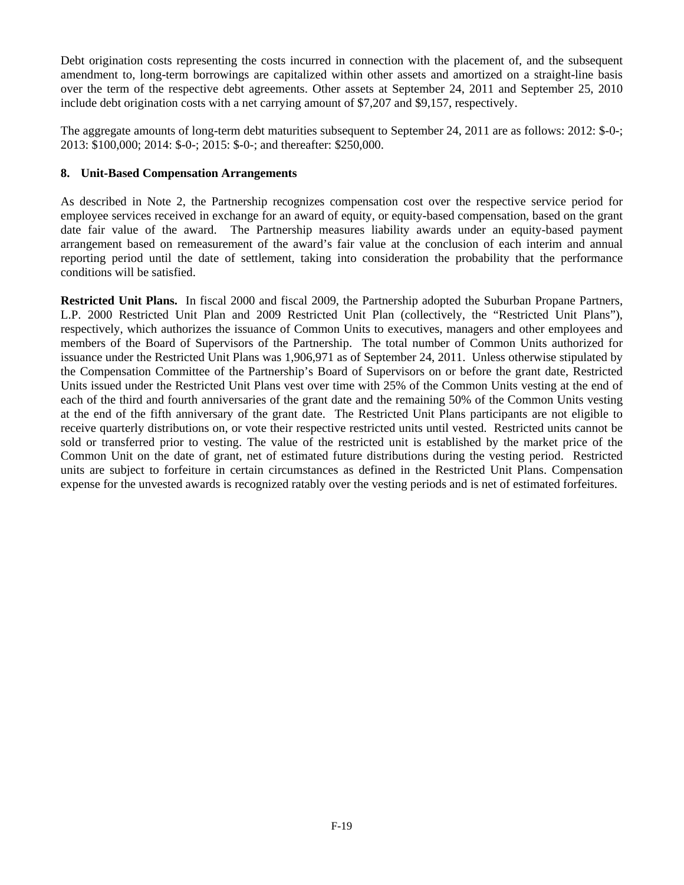Debt origination costs representing the costs incurred in connection with the placement of, and the subsequent amendment to, long-term borrowings are capitalized within other assets and amortized on a straight-line basis over the term of the respective debt agreements. Other assets at September 24, 2011 and September 25, 2010 include debt origination costs with a net carrying amount of $7,207 and $9,157, respectively.

The aggregate amounts of long-term debt maturities subsequent to September 24, 2011 are as follows: 2012: $-0-; 2013: $100,000; 2014: $-0-; 2015: $-0-; and thereafter: $250,000.

## 8. Unit-Based Compensation Arrangements

As described in Note 2, the Partnership recognizes compensation cost over the respective service period for employee services received in exchange for an award of equity, or equity-based compensation, based on the grant date fair value of the award. The Partnership measures liability awards under an equity-based payment arrangement based on remeasurement of the award's fair value at the conclusion of each interim and annual reporting period until the date of settlement, taking into consideration the probability that the performance conditions will be satisfied.

**Restricted Unit Plans.** In fiscal 2000 and fiscal 2009, the Partnership adopted the Suburban Propane Partners, L.P. 2000 Restricted Unit Plan and 2009 Restricted Unit Plan (collectively, the "Restricted Unit Plans"), respectively, which authorizes the issuance of Common Units to executives, managers and other employees and members of the Board of Supervisors of the Partnership. The total number of Common Units authorized for issuance under the Restricted Unit Plans was 1,906,971 as of September 24, 2011. Unless otherwise stipulated by the Compensation Committee of the Partnership's Board of Supervisors on or before the grant date, Restricted Units issued under the Restricted Unit Plans vest over time with 25% of the Common Units vesting at the end of each of the third and fourth anniversaries of the grant date and the remaining 50% of the Common Units vesting at the end of the fifth anniversary of the grant date. The Restricted Unit Plans participants are not eligible to receive quarterly distributions on, or vote their respective restricted units until vested. Restricted units cannot be sold or transferred prior to vesting. The value of the restricted unit is established by the market price of the Common Unit on the date of grant, net of estimated future distributions during the vesting period. Restricted units are subject to forfeiture in certain circumstances as defined in the Restricted Unit Plans. Compensation expense for the unvested awards is recognized ratably over the vesting periods and is net of estimated forfeitures.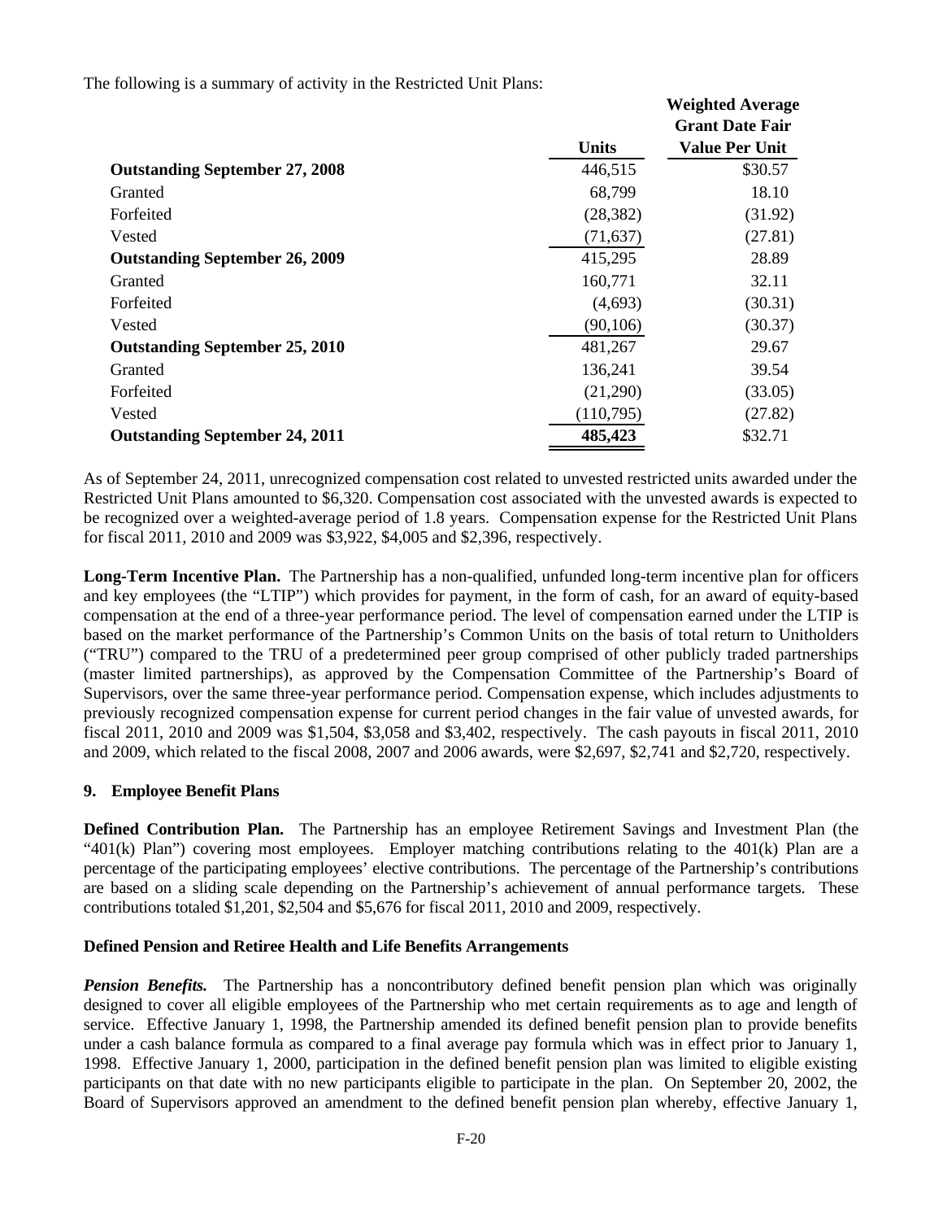The following is a summary of activity in the Restricted Unit Plans:

| | Units | Weighted Average Grant Date Fair Value Per Unit |
|---|---|---|
| **Outstanding September 27, 2008** | 446,515 | $30.57 |
| Granted | 68,799 | 18.10 |
| Forfeited | (28,382) | (31.92) |
| Vested | (71,637) | (27.81) |
| **Outstanding September 26, 2009** | 415,295 | 28.89 |
| Granted | 160,771 | 32.11 |
| Forfeited | (4,693) | (30.31) |
| Vested | (90,106) | (30.37) |
| **Outstanding September 25, 2010** | 481,267 | 29.67 |
| Granted | 136,241 | 39.54 |
| Forfeited | (21,290) | (33.05) |
| Vested | (110,795) | (27.82) |
| **Outstanding September 24, 2011** | **485,423** | $32.71 |

As of September 24, 2011, unrecognized compensation cost related to unvested restricted units awarded under the Restricted Unit Plans amounted to $6,320. Compensation cost associated with the unvested awards is expected to be recognized over a weighted-average period of 1.8 years. Compensation expense for the Restricted Unit Plans for fiscal 2011, 2010 and 2009 was $3,922, $4,005 and $2,396, respectively.

**Long-Term Incentive Plan.** The Partnership has a non-qualified, unfunded long-term incentive plan for officers and key employees (the "LTIP") which provides for payment, in the form of cash, for an award of equity-based compensation at the end of a three-year performance period. The level of compensation earned under the LTIP is based on the market performance of the Partnership's Common Units on the basis of total return to Unitholders ("TRU") compared to the TRU of a predetermined peer group comprised of other publicly traded partnerships (master limited partnerships), as approved by the Compensation Committee of the Partnership's Board of Supervisors, over the same three-year performance period. Compensation expense, which includes adjustments to previously recognized compensation expense for current period changes in the fair value of unvested awards, for fiscal 2011, 2010 and 2009 was $1,504, $3,058 and $3,402, respectively. The cash payouts in fiscal 2011, 2010 and 2009, which related to the fiscal 2008, 2007 and 2006 awards, were $2,697, $2,741 and $2,720, respectively.

## 9. Employee Benefit Plans

**Defined Contribution Plan.** The Partnership has an employee Retirement Savings and Investment Plan (the "401(k) Plan") covering most employees. Employer matching contributions relating to the 401(k) Plan are a percentage of the participating employees' elective contributions. The percentage of the Partnership's contributions are based on a sliding scale depending on the Partnership's achievement of annual performance targets. These contributions totaled $1,201, $2,504 and $5,676 for fiscal 2011, 2010 and 2009, respectively.

### Defined Pension and Retiree Health and Life Benefits Arrangements

***Pension Benefits.*** The Partnership has a noncontributory defined benefit pension plan which was originally designed to cover all eligible employees of the Partnership who met certain requirements as to age and length of service. Effective January 1, 1998, the Partnership amended its defined benefit pension plan to provide benefits under a cash balance formula as compared to a final average pay formula which was in effect prior to January 1, 1998. Effective January 1, 2000, participation in the defined benefit pension plan was limited to eligible existing participants on that date with no new participants eligible to participate in the plan. On September 20, 2002, the Board of Supervisors approved an amendment to the defined benefit pension plan whereby, effective January 1,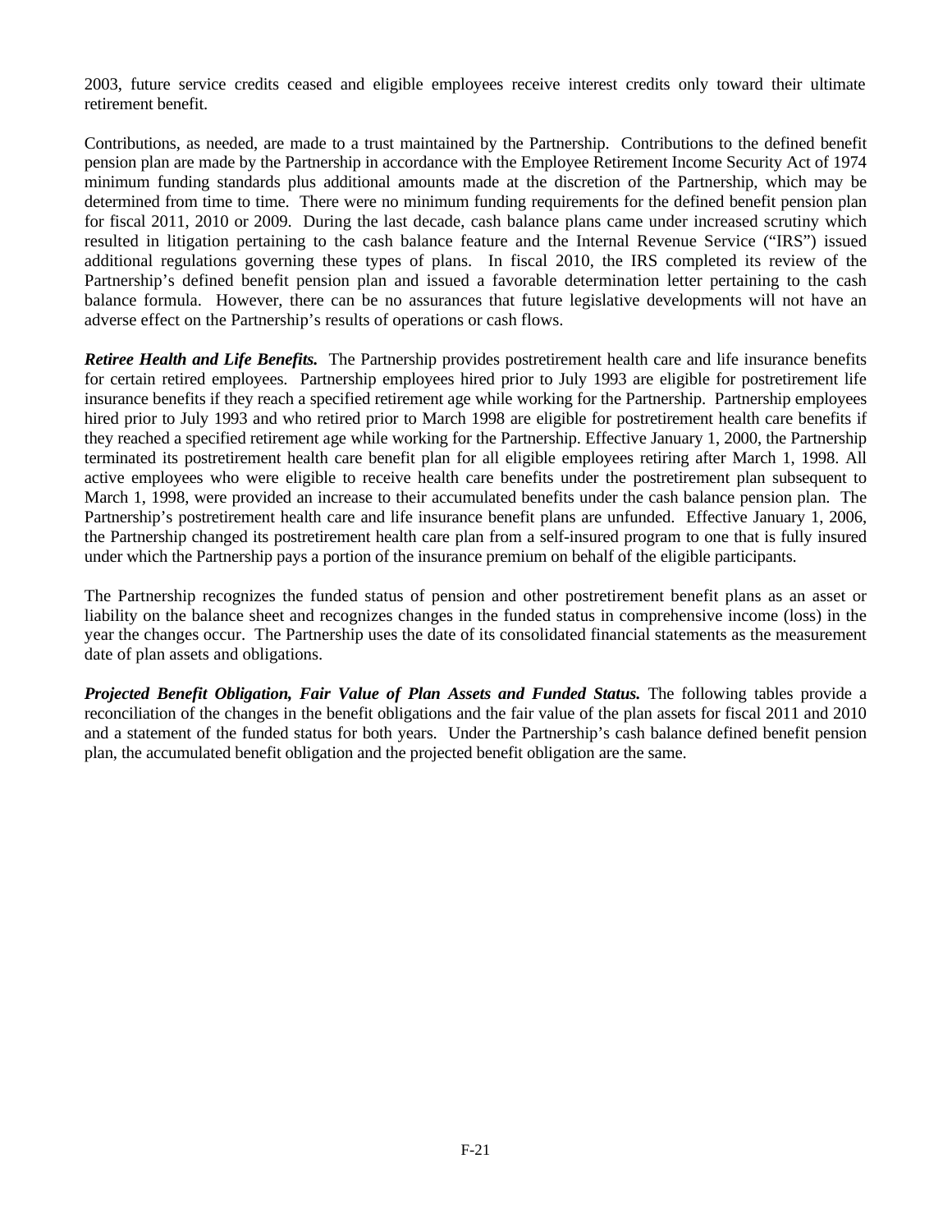2003, future service credits ceased and eligible employees receive interest credits only toward their ultimate retirement benefit.

Contributions, as needed, are made to a trust maintained by the Partnership. Contributions to the defined benefit pension plan are made by the Partnership in accordance with the Employee Retirement Income Security Act of 1974 minimum funding standards plus additional amounts made at the discretion of the Partnership, which may be determined from time to time. There were no minimum funding requirements for the defined benefit pension plan for fiscal 2011, 2010 or 2009. During the last decade, cash balance plans came under increased scrutiny which resulted in litigation pertaining to the cash balance feature and the Internal Revenue Service ("IRS") issued additional regulations governing these types of plans. In fiscal 2010, the IRS completed its review of the Partnership's defined benefit pension plan and issued a favorable determination letter pertaining to the cash balance formula. However, there can be no assurances that future legislative developments will not have an adverse effect on the Partnership's results of operations or cash flows.

***Retiree Health and Life Benefits.*** The Partnership provides postretirement health care and life insurance benefits for certain retired employees. Partnership employees hired prior to July 1993 are eligible for postretirement life insurance benefits if they reach a specified retirement age while working for the Partnership. Partnership employees hired prior to July 1993 and who retired prior to March 1998 are eligible for postretirement health care benefits if they reached a specified retirement age while working for the Partnership. Effective January 1, 2000, the Partnership terminated its postretirement health care benefit plan for all eligible employees retiring after March 1, 1998. All active employees who were eligible to receive health care benefits under the postretirement plan subsequent to March 1, 1998, were provided an increase to their accumulated benefits under the cash balance pension plan. The Partnership's postretirement health care and life insurance benefit plans are unfunded. Effective January 1, 2006, the Partnership changed its postretirement health care plan from a self-insured program to one that is fully insured under which the Partnership pays a portion of the insurance premium on behalf of the eligible participants.

The Partnership recognizes the funded status of pension and other postretirement benefit plans as an asset or liability on the balance sheet and recognizes changes in the funded status in comprehensive income (loss) in the year the changes occur. The Partnership uses the date of its consolidated financial statements as the measurement date of plan assets and obligations.

***Projected Benefit Obligation, Fair Value of Plan Assets and Funded Status.*** The following tables provide a reconciliation of the changes in the benefit obligations and the fair value of the plan assets for fiscal 2011 and 2010 and a statement of the funded status for both years. Under the Partnership's cash balance defined benefit pension plan, the accumulated benefit obligation and the projected benefit obligation are the same.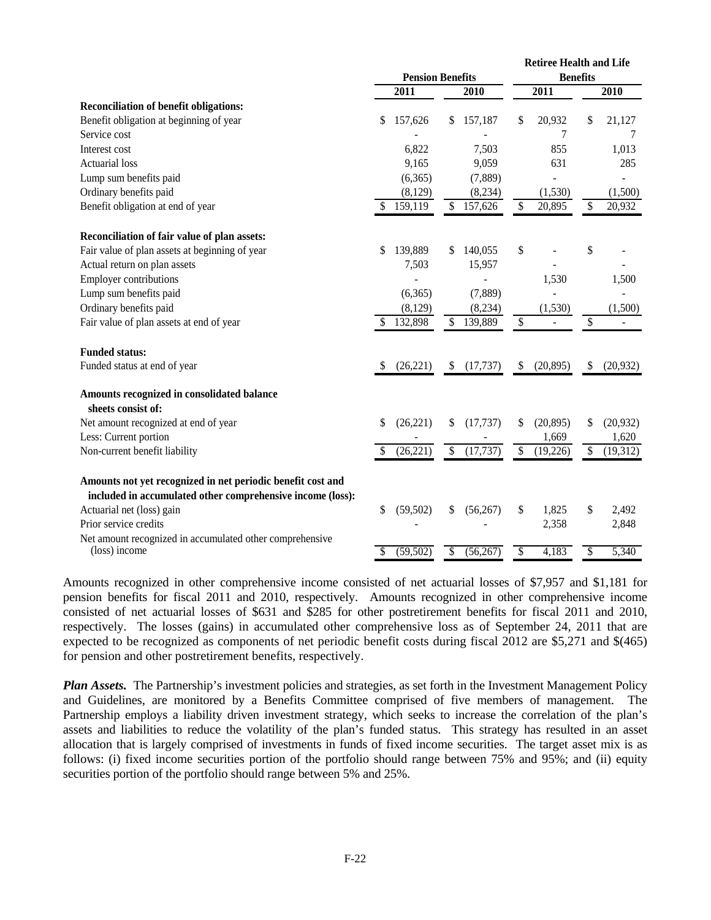| | Pension Benefits | | Retiree Health and Life Benefits | |
|---|---|---|---|---|
| | 2011 | 2010 | 2011 | 2010 |
| **Reconciliation of benefit obligations:** | | | | |
| Benefit obligation at beginning of year | $ 157,626 | $ 157,187 | $ 20,932 | $ 21,127 |
| Service cost | - | - | 7 | 7 |
| Interest cost | 6,822 | 7,503 | 855 | 1,013 |
| Actuarial loss | 9,165 | 9,059 | 631 | 285 |
| Lump sum benefits paid | (6,365) | (7,889) | - | - |
| Ordinary benefits paid | (8,129) | (8,234) | (1,530) | (1,500) |
| Benefit obligation at end of year | $ 159,119 | $ 157,626 | $ 20,895 | $ 20,932 |
| **Reconciliation of fair value of plan assets:** | | | | |
| Fair value of plan assets at beginning of year | $ 139,889 | $ 140,055 | $ - | $ - |
| Actual return on plan assets | 7,503 | 15,957 | - | - |
| Employer contributions | - | - | 1,530 | 1,500 |
| Lump sum benefits paid | (6,365) | (7,889) | - | - |
| Ordinary benefits paid | (8,129) | (8,234) | (1,530) | (1,500) |
| Fair value of plan assets at end of year | $ 132,898 | $ 139,889 | $ - | $ - |
| **Funded status:** | | | | |
| Funded status at end of year | $ (26,221) | $ (17,737) | $ (20,895) | $ (20,932) |
| **Amounts recognized in consolidated balance sheets consist of:** | | | | |
| Net amount recognized at end of year | $ (26,221) | $ (17,737) | $ (20,895) | $ (20,932) |
| Less: Current portion | - | - | 1,669 | 1,620 |
| Non-current benefit liability | $ (26,221) | $ (17,737) | $ (19,226) | $ (19,312) |
| **Amounts not yet recognized in net periodic benefit cost and included in accumulated other comprehensive income (loss):** | | | | |
| Actuarial net (loss) gain | $ (59,502) | $ (56,267) | $ 1,825 | $ 2,492 |
| Prior service credits | - | - | 2,358 | 2,848 |
| Net amount recognized in accumulated other comprehensive (loss) income | $ (59,502) | $ (56,267) | $ 4,183 | $ 5,340 |

Amounts recognized in other comprehensive income consisted of net actuarial losses of $7,957 and $1,181 for pension benefits for fiscal 2011 and 2010, respectively. Amounts recognized in other comprehensive income consisted of net actuarial losses of $631 and $285 for other postretirement benefits for fiscal 2011 and 2010, respectively. The losses (gains) in accumulated other comprehensive loss as of September 24, 2011 that are expected to be recognized as components of net periodic benefit costs during fiscal 2012 are $5,271 and $(465) for pension and other postretirement benefits, respectively.

***Plan Assets.*** The Partnership's investment policies and strategies, as set forth in the Investment Management Policy and Guidelines, are monitored by a Benefits Committee comprised of five members of management. The Partnership employs a liability driven investment strategy, which seeks to increase the correlation of the plan's assets and liabilities to reduce the volatility of the plan's funded status. This strategy has resulted in an asset allocation that is largely comprised of investments in funds of fixed income securities. The target asset mix is as follows: (i) fixed income securities portion of the portfolio should range between 75% and 95%; and (ii) equity securities portion of the portfolio should range between 5% and 25%.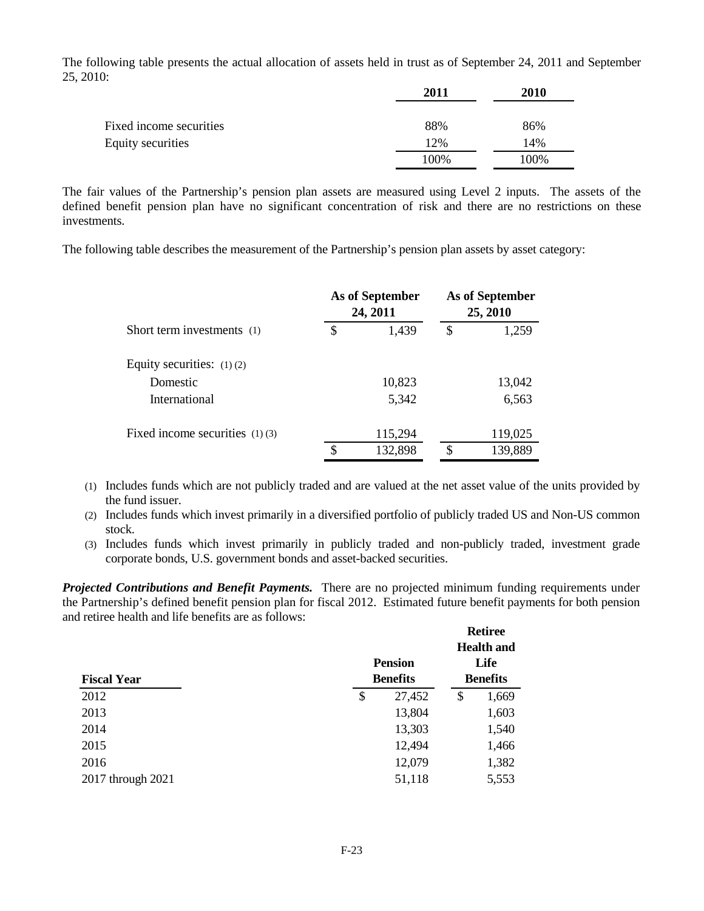The following table presents the actual allocation of assets held in trust as of September 24, 2011 and September 25, 2010:

| | 2011 | 2010 |
|---|---|---|
| Fixed income securities | 88% | 86% |
| Equity securities | 12% | 14% |
| | 100% | 100% |

The fair values of the Partnership's pension plan assets are measured using Level 2 inputs. The assets of the defined benefit pension plan have no significant concentration of risk and there are no restrictions on these investments.

The following table describes the measurement of the Partnership's pension plan assets by asset category:

| | As of September 24, 2011 | As of September 25, 2010 |
|---|---|---|
| Short term investments (1) | $ 1,439 | $ 1,259 |
| Equity securities: (1) (2) | | |
| Domestic | 10,823 | 13,042 |
| International | 5,342 | 6,563 |
| Fixed income securities (1) (3) | 115,294 | 119,025 |
| | $ 132,898 | $ 139,889 |

(1) Includes funds which are not publicly traded and are valued at the net asset value of the units provided by the fund issuer.

(2) Includes funds which invest primarily in a diversified portfolio of publicly traded US and Non-US common stock.

(3) Includes funds which invest primarily in publicly traded and non-publicly traded, investment grade corporate bonds, U.S. government bonds and asset-backed securities.

***Projected Contributions and Benefit Payments.*** There are no projected minimum funding requirements under the Partnership's defined benefit pension plan for fiscal 2012. Estimated future benefit payments for both pension and retiree health and life benefits are as follows:

| Fiscal Year | Pension Benefits | Retiree Health and Life Benefits |
|---|---|---|
| 2012 | $ 27,452 | $ 1,669 |
| 2013 | 13,804 | 1,603 |
| 2014 | 13,303 | 1,540 |
| 2015 | 12,494 | 1,466 |
| 2016 | 12,079 | 1,382 |
| 2017 through 2021 | 51,118 | 5,553 |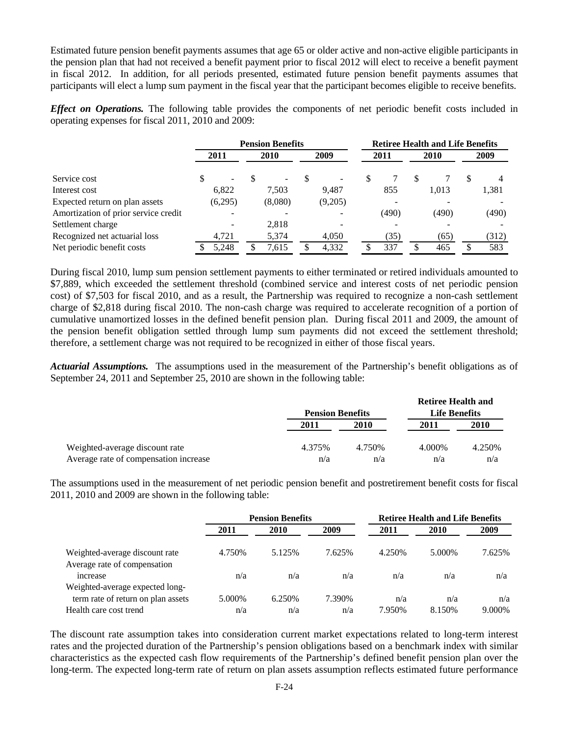Estimated future pension benefit payments assumes that age 65 or older active and non-active eligible participants in the pension plan that had not received a benefit payment prior to fiscal 2012 will elect to receive a benefit payment in fiscal 2012. In addition, for all periods presented, estimated future pension benefit payments assumes that participants will elect a lump sum payment in the fiscal year that the participant becomes eligible to receive benefits.

***Effect on Operations.*** The following table provides the components of net periodic benefit costs included in operating expenses for fiscal 2011, 2010 and 2009:

| | Pension Benefits | | | Retiree Health and Life Benefits | | |
|---|---|---|---|---|---|---|
| | 2011 | 2010 | 2009 | 2011 | 2010 | 2009 |
| Service cost | $ - | $ - | $ - | $ 7 | $ 7 | $ 4 |
| Interest cost | 6,822 | 7,503 | 9,487 | 855 | 1,013 | 1,381 |
| Expected return on plan assets | (6,295) | (8,080) | (9,205) | - | - | - |
| Amortization of prior service credit | - | - | - | (490) | (490) | (490) |
| Settlement charge | - | 2,818 | - | - | - | - |
| Recognized net actuarial loss | 4,721 | 5,374 | 4,050 | (35) | (65) | (312) |
| Net periodic benefit costs | $ 5,248 | $ 7,615 | $ 4,332 | $ 337 | $ 465 | $ 583 |

During fiscal 2010, lump sum pension settlement payments to either terminated or retired individuals amounted to $7,889, which exceeded the settlement threshold (combined service and interest costs of net periodic pension cost) of $7,503 for fiscal 2010, and as a result, the Partnership was required to recognize a non-cash settlement charge of $2,818 during fiscal 2010. The non-cash charge was required to accelerate recognition of a portion of cumulative unamortized losses in the defined benefit pension plan. During fiscal 2011 and 2009, the amount of the pension benefit obligation settled through lump sum payments did not exceed the settlement threshold; therefore, a settlement charge was not required to be recognized in either of those fiscal years.

***Actuarial Assumptions.*** The assumptions used in the measurement of the Partnership's benefit obligations as of September 24, 2011 and September 25, 2010 are shown in the following table:

| | Pension Benefits | | Retiree Health and Life Benefits | |
|---|---|---|---|---|
| | 2011 | 2010 | 2011 | 2010 |
| Weighted-average discount rate | 4.375% | 4.750% | 4.000% | 4.250% |
| Average rate of compensation increase | n/a | n/a | n/a | n/a |

The assumptions used in the measurement of net periodic pension benefit and postretirement benefit costs for fiscal 2011, 2010 and 2009 are shown in the following table:

| | Pension Benefits | | | Retiree Health and Life Benefits | | |
|---|---|---|---|---|---|---|
| | 2011 | 2010 | 2009 | 2011 | 2010 | 2009 |
| Weighted-average discount rate | 4.750% | 5.125% | 7.625% | 4.250% | 5.000% | 7.625% |
| Average rate of compensation increase | n/a | n/a | n/a | n/a | n/a | n/a |
| Weighted-average expected long-term rate of return on plan assets | 5.000% | 6.250% | 7.390% | n/a | n/a | n/a |
| Health care cost trend | n/a | n/a | n/a | 7.950% | 8.150% | 9.000% |

The discount rate assumption takes into consideration current market expectations related to long-term interest rates and the projected duration of the Partnership's pension obligations based on a benchmark index with similar characteristics as the expected cash flow requirements of the Partnership's defined benefit pension plan over the long-term. The expected long-term rate of return on plan assets assumption reflects estimated future performance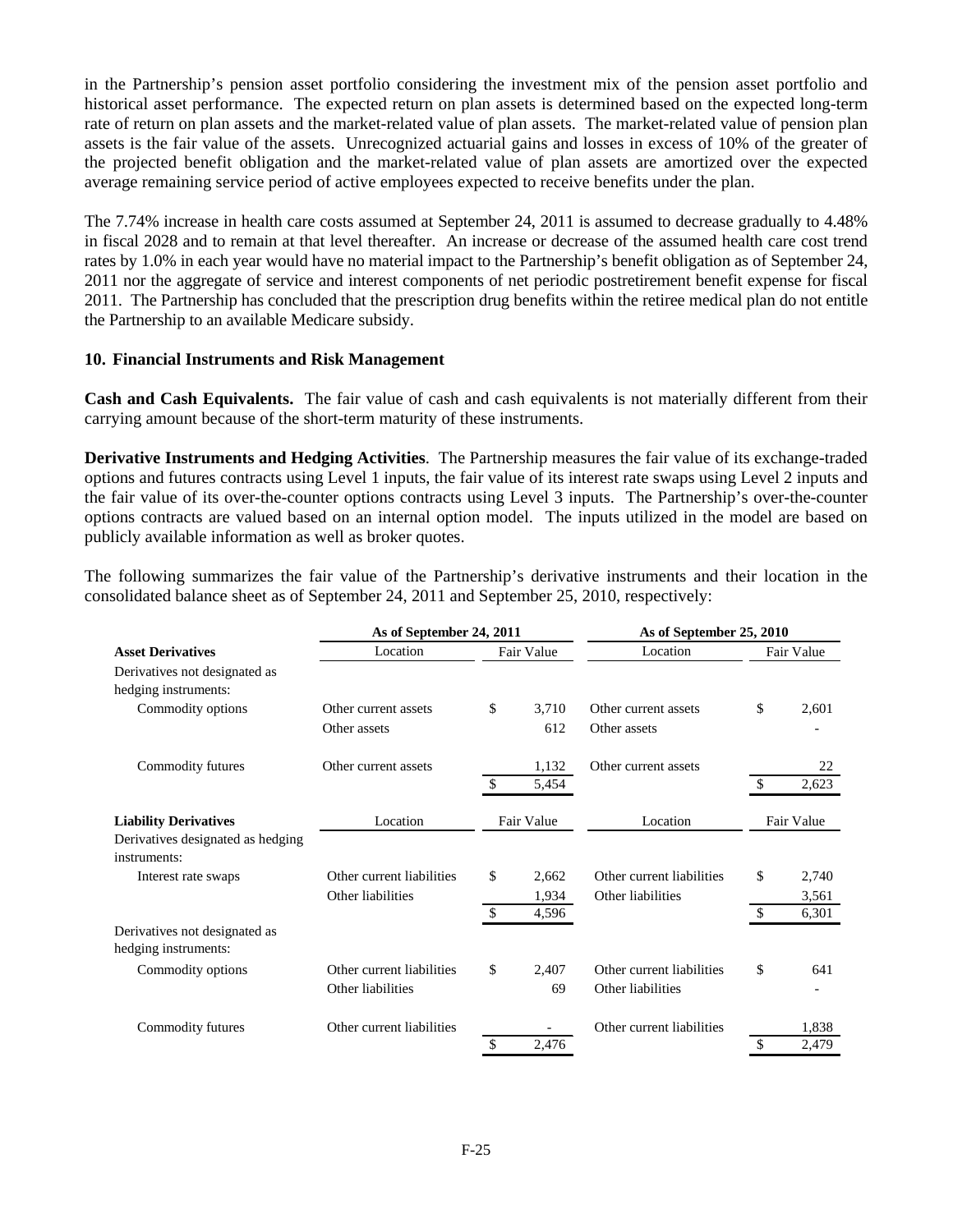in the Partnership's pension asset portfolio considering the investment mix of the pension asset portfolio and historical asset performance. The expected return on plan assets is determined based on the expected long-term rate of return on plan assets and the market-related value of plan assets. The market-related value of pension plan assets is the fair value of the assets. Unrecognized actuarial gains and losses in excess of 10% of the greater of the projected benefit obligation and the market-related value of plan assets are amortized over the expected average remaining service period of active employees expected to receive benefits under the plan.

The 7.74% increase in health care costs assumed at September 24, 2011 is assumed to decrease gradually to 4.48% in fiscal 2028 and to remain at that level thereafter. An increase or decrease of the assumed health care cost trend rates by 1.0% in each year would have no material impact to the Partnership's benefit obligation as of September 24, 2011 nor the aggregate of service and interest components of net periodic postretirement benefit expense for fiscal 2011. The Partnership has concluded that the prescription drug benefits within the retiree medical plan do not entitle the Partnership to an available Medicare subsidy.

**10. Financial Instruments and Risk Management**

**Cash and Cash Equivalents.** The fair value of cash and cash equivalents is not materially different from their carrying amount because of the short-term maturity of these instruments.

**Derivative Instruments and Hedging Activities**. The Partnership measures the fair value of its exchange-traded options and futures contracts using Level 1 inputs, the fair value of its interest rate swaps using Level 2 inputs and the fair value of its over-the-counter options contracts using Level 3 inputs. The Partnership's over-the-counter options contracts are valued based on an internal option model. The inputs utilized in the model are based on publicly available information as well as broker quotes.

The following summarizes the fair value of the Partnership's derivative instruments and their location in the consolidated balance sheet as of September 24, 2011 and September 25, 2010, respectively:

| | As of September 24, 2011 | | As of September 25, 2010 | |
|---|---|---|---|---|
| **Asset Derivatives** | Location | Fair Value | Location | Fair Value |
| Derivatives not designated as hedging instruments: | | | | |
| Commodity options | Other current assets | $ 3,710 | Other current assets | $ 2,601 |
| | Other assets | 612 | Other assets | - |
| Commodity futures | Other current assets | 1,132 | Other current assets | 22 |
| | | $ 5,454 | | $ 2,623 |
| **Liability Derivatives** | Location | Fair Value | Location | Fair Value |
| Derivatives designated as hedging instruments: | | | | |
| Interest rate swaps | Other current liabilities | $ 2,662 | Other current liabilities | $ 2,740 |
| | Other liabilities | 1,934 | Other liabilities | 3,561 |
| | | $ 4,596 | | $ 6,301 |
| Derivatives not designated as hedging instruments: | | | | |
| Commodity options | Other current liabilities | $ 2,407 | Other current liabilities | $ 641 |
| | Other liabilities | 69 | Other liabilities | - |
| Commodity futures | Other current liabilities | - | Other current liabilities | 1,838 |
| | | $ 2,476 | | $ 2,479 |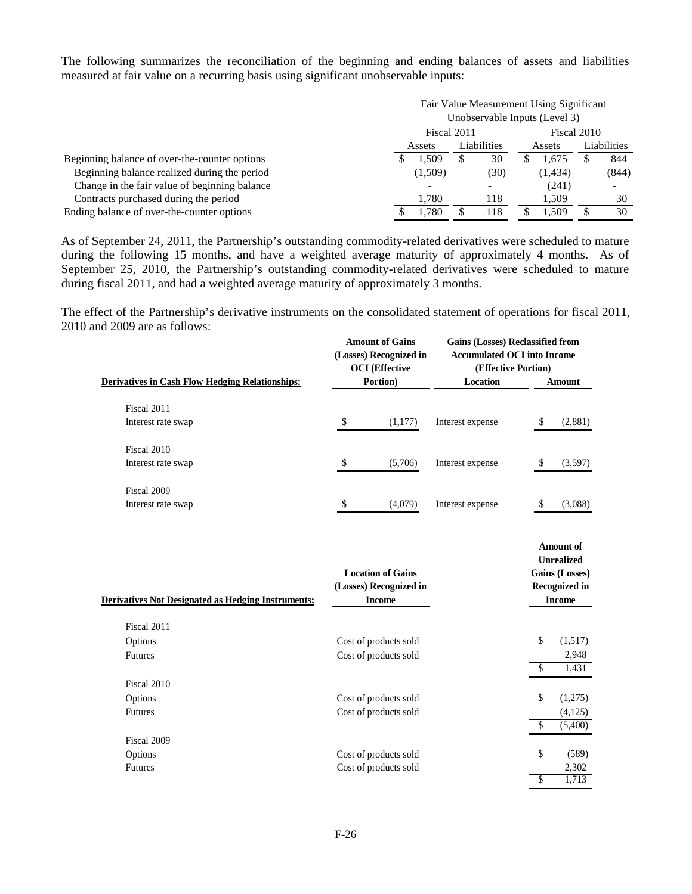The following summarizes the reconciliation of the beginning and ending balances of assets and liabilities measured at fair value on a recurring basis using significant unobservable inputs:

| | Fair Value Measurement Using Significant Unobservable Inputs (Level 3) | | | |
|---|---|---|---|---|
| | Fiscal 2011 | | Fiscal 2010 | |
| | Assets | Liabilities | Assets | Liabilities |
| Beginning balance of over-the-counter options | $ 1,509 | $ 30 | $ 1,675 | $ 844 |
| Beginning balance realized during the period | (1,509) | (30) | (1,434) | (844) |
| Change in the fair value of beginning balance | - | - | (241) | - |
| Contracts purchased during the period | 1,780 | 118 | 1,509 | 30 |
| Ending balance of over-the-counter options | $ 1,780 | $ 118 | $ 1,509 | $ 30 |

As of September 24, 2011, the Partnership's outstanding commodity-related derivatives were scheduled to mature during the following 15 months, and have a weighted average maturity of approximately 4 months. As of September 25, 2010, the Partnership's outstanding commodity-related derivatives were scheduled to mature during fiscal 2011, and had a weighted average maturity of approximately 3 months.

The effect of the Partnership's derivative instruments on the consolidated statement of operations for fiscal 2011, 2010 and 2009 are as follows:

| **Derivatives in Cash Flow Hedging Relationships:** | **Amount of Gains (Losses) Recognized in OCI (Effective Portion)** | **Gains (Losses) Reclassified from Accumulated OCI into Income (Effective Portion)** | |
|---|---|---|---|
| | | **Location** | **Amount** |
| Fiscal 2011 | | | |
| Interest rate swap | $ (1,177) | Interest expense | $ (2,881) |
| Fiscal 2010 | | | |
| Interest rate swap | $ (5,706) | Interest expense | $ (3,597) |
| Fiscal 2009 | | | |
| Interest rate swap | $ (4,079) | Interest expense | $ (3,088) |

| **Derivatives Not Designated as Hedging Instruments:** | **Location of Gains (Losses) Recognized in Income** | **Amount of Unrealized Gains (Losses) Recognized in Income** |
|---|---|---|
| Fiscal 2011 | | |
| Options | Cost of products sold | $ (1,517) |
| Futures | Cost of products sold | 2,948 |
| | | $ 1,431 |
| Fiscal 2010 | | |
| Options | Cost of products sold | $ (1,275) |
| Futures | Cost of products sold | (4,125) |
| | | $ (5,400) |
| Fiscal 2009 | | |
| Options | Cost of products sold | $ (589) |
| Futures | Cost of products sold | 2,302 |
| | | $ 1,713 |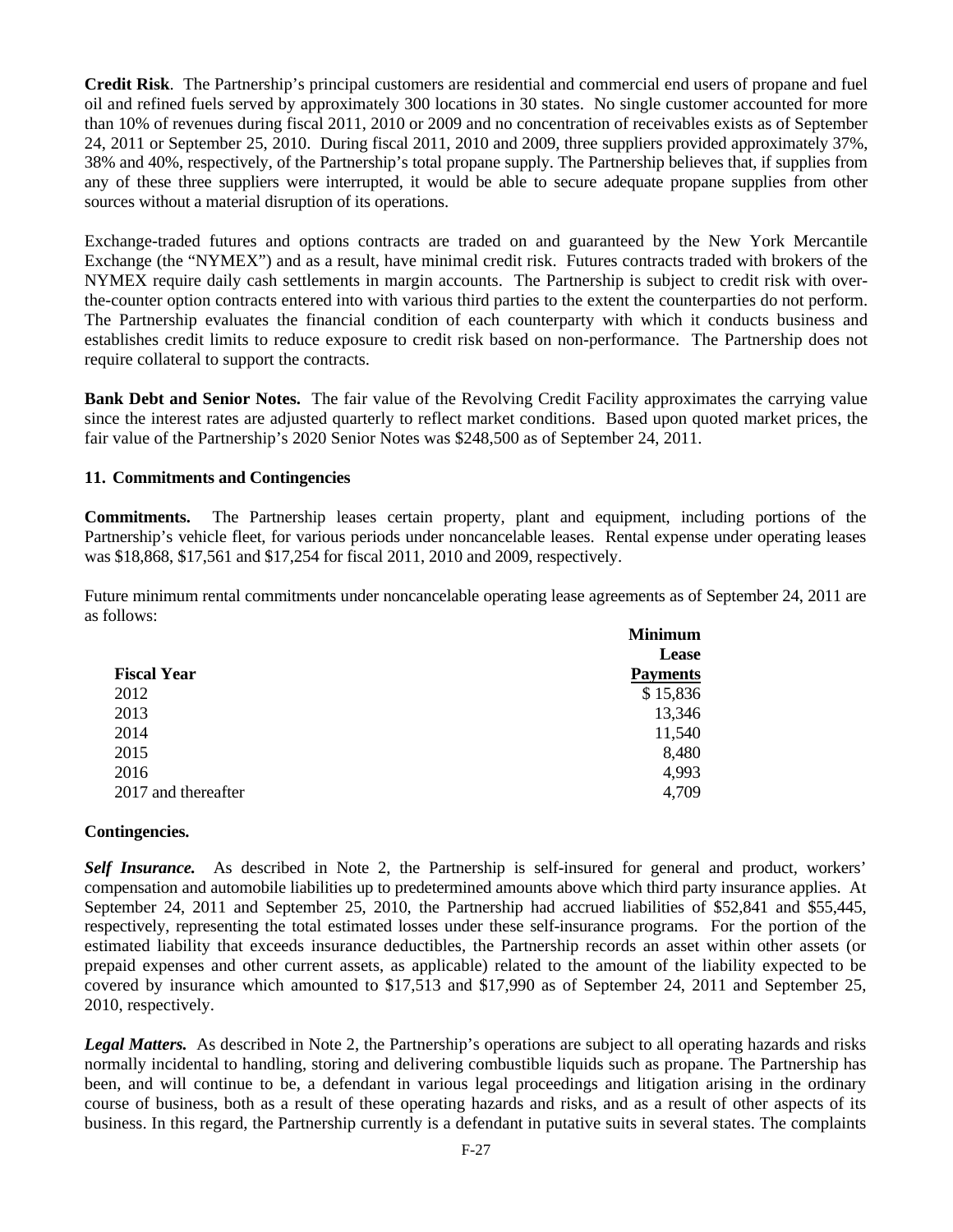**Credit Risk**. The Partnership's principal customers are residential and commercial end users of propane and fuel oil and refined fuels served by approximately 300 locations in 30 states. No single customer accounted for more than 10% of revenues during fiscal 2011, 2010 or 2009 and no concentration of receivables exists as of September 24, 2011 or September 25, 2010. During fiscal 2011, 2010 and 2009, three suppliers provided approximately 37%, 38% and 40%, respectively, of the Partnership's total propane supply. The Partnership believes that, if supplies from any of these three suppliers were interrupted, it would be able to secure adequate propane supplies from other sources without a material disruption of its operations.

Exchange-traded futures and options contracts are traded on and guaranteed by the New York Mercantile Exchange (the "NYMEX") and as a result, have minimal credit risk. Futures contracts traded with brokers of the NYMEX require daily cash settlements in margin accounts. The Partnership is subject to credit risk with over-the-counter option contracts entered into with various third parties to the extent the counterparties do not perform. The Partnership evaluates the financial condition of each counterparty with which it conducts business and establishes credit limits to reduce exposure to credit risk based on non-performance. The Partnership does not require collateral to support the contracts.

**Bank Debt and Senior Notes.** The fair value of the Revolving Credit Facility approximates the carrying value since the interest rates are adjusted quarterly to reflect market conditions. Based upon quoted market prices, the fair value of the Partnership's 2020 Senior Notes was $248,500 as of September 24, 2011.

### 11. Commitments and Contingencies

**Commitments.** The Partnership leases certain property, plant and equipment, including portions of the Partnership's vehicle fleet, for various periods under noncancelable leases. Rental expense under operating leases was $18,868, $17,561 and $17,254 for fiscal 2011, 2010 and 2009, respectively.

Future minimum rental commitments under noncancelable operating lease agreements as of September 24, 2011 are as follows:

| Fiscal Year | Minimum Lease Payments |
|---|---|
| 2012 | $ 15,836 |
| 2013 | 13,346 |
| 2014 | 11,540 |
| 2015 | 8,480 |
| 2016 | 4,993 |
| 2017 and thereafter | 4,709 |

**Contingencies.**

***Self Insurance.*** As described in Note 2, the Partnership is self-insured for general and product, workers' compensation and automobile liabilities up to predetermined amounts above which third party insurance applies. At September 24, 2011 and September 25, 2010, the Partnership had accrued liabilities of $52,841 and $55,445, respectively, representing the total estimated losses under these self-insurance programs. For the portion of the estimated liability that exceeds insurance deductibles, the Partnership records an asset within other assets (or prepaid expenses and other current assets, as applicable) related to the amount of the liability expected to be covered by insurance which amounted to $17,513 and $17,990 as of September 24, 2011 and September 25, 2010, respectively.

***Legal Matters.*** As described in Note 2, the Partnership's operations are subject to all operating hazards and risks normally incidental to handling, storing and delivering combustible liquids such as propane. The Partnership has been, and will continue to be, a defendant in various legal proceedings and litigation arising in the ordinary course of business, both as a result of these operating hazards and risks, and as a result of other aspects of its business. In this regard, the Partnership currently is a defendant in putative suits in several states. The complaints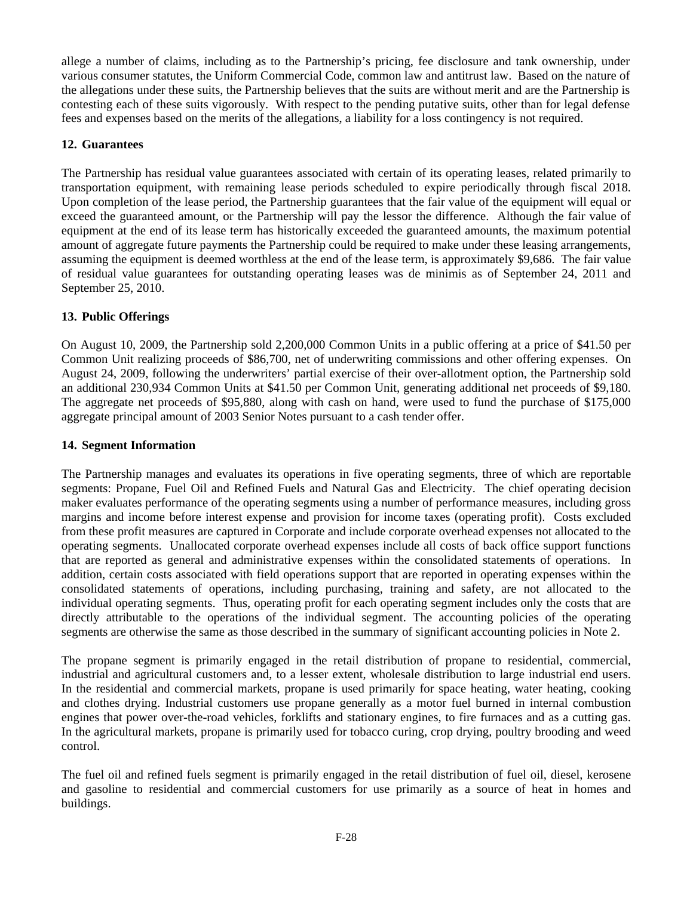allege a number of claims, including as to the Partnership's pricing, fee disclosure and tank ownership, under various consumer statutes, the Uniform Commercial Code, common law and antitrust law. Based on the nature of the allegations under these suits, the Partnership believes that the suits are without merit and are the Partnership is contesting each of these suits vigorously. With respect to the pending putative suits, other than for legal defense fees and expenses based on the merits of the allegations, a liability for a loss contingency is not required.

**12. Guarantees**

The Partnership has residual value guarantees associated with certain of its operating leases, related primarily to transportation equipment, with remaining lease periods scheduled to expire periodically through fiscal 2018. Upon completion of the lease period, the Partnership guarantees that the fair value of the equipment will equal or exceed the guaranteed amount, or the Partnership will pay the lessor the difference. Although the fair value of equipment at the end of its lease term has historically exceeded the guaranteed amounts, the maximum potential amount of aggregate future payments the Partnership could be required to make under these leasing arrangements, assuming the equipment is deemed worthless at the end of the lease term, is approximately $9,686. The fair value of residual value guarantees for outstanding operating leases was de minimis as of September 24, 2011 and September 25, 2010.

**13. Public Offerings**

On August 10, 2009, the Partnership sold 2,200,000 Common Units in a public offering at a price of $41.50 per Common Unit realizing proceeds of $86,700, net of underwriting commissions and other offering expenses. On August 24, 2009, following the underwriters' partial exercise of their over-allotment option, the Partnership sold an additional 230,934 Common Units at $41.50 per Common Unit, generating additional net proceeds of $9,180. The aggregate net proceeds of $95,880, along with cash on hand, were used to fund the purchase of $175,000 aggregate principal amount of 2003 Senior Notes pursuant to a cash tender offer.

**14. Segment Information**

The Partnership manages and evaluates its operations in five operating segments, three of which are reportable segments: Propane, Fuel Oil and Refined Fuels and Natural Gas and Electricity. The chief operating decision maker evaluates performance of the operating segments using a number of performance measures, including gross margins and income before interest expense and provision for income taxes (operating profit). Costs excluded from these profit measures are captured in Corporate and include corporate overhead expenses not allocated to the operating segments. Unallocated corporate overhead expenses include all costs of back office support functions that are reported as general and administrative expenses within the consolidated statements of operations. In addition, certain costs associated with field operations support that are reported in operating expenses within the consolidated statements of operations, including purchasing, training and safety, are not allocated to the individual operating segments. Thus, operating profit for each operating segment includes only the costs that are directly attributable to the operations of the individual segment. The accounting policies of the operating segments are otherwise the same as those described in the summary of significant accounting policies in Note 2.

The propane segment is primarily engaged in the retail distribution of propane to residential, commercial, industrial and agricultural customers and, to a lesser extent, wholesale distribution to large industrial end users. In the residential and commercial markets, propane is used primarily for space heating, water heating, cooking and clothes drying. Industrial customers use propane generally as a motor fuel burned in internal combustion engines that power over-the-road vehicles, forklifts and stationary engines, to fire furnaces and as a cutting gas. In the agricultural markets, propane is primarily used for tobacco curing, crop drying, poultry brooding and weed control.

The fuel oil and refined fuels segment is primarily engaged in the retail distribution of fuel oil, diesel, kerosene and gasoline to residential and commercial customers for use primarily as a source of heat in homes and buildings.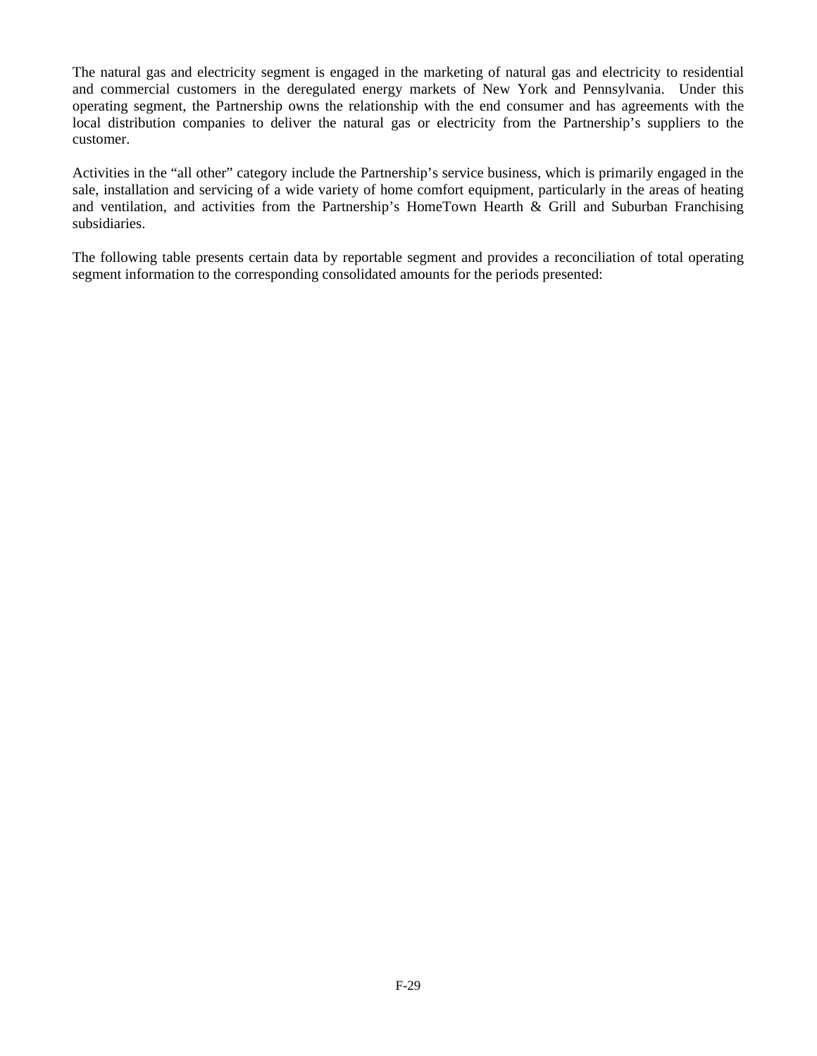The natural gas and electricity segment is engaged in the marketing of natural gas and electricity to residential and commercial customers in the deregulated energy markets of New York and Pennsylvania. Under this operating segment, the Partnership owns the relationship with the end consumer and has agreements with the local distribution companies to deliver the natural gas or electricity from the Partnership's suppliers to the customer.

Activities in the "all other" category include the Partnership's service business, which is primarily engaged in the sale, installation and servicing of a wide variety of home comfort equipment, particularly in the areas of heating and ventilation, and activities from the Partnership's HomeTown Hearth & Grill and Suburban Franchising subsidiaries.

The following table presents certain data by reportable segment and provides a reconciliation of total operating segment information to the corresponding consolidated amounts for the periods presented: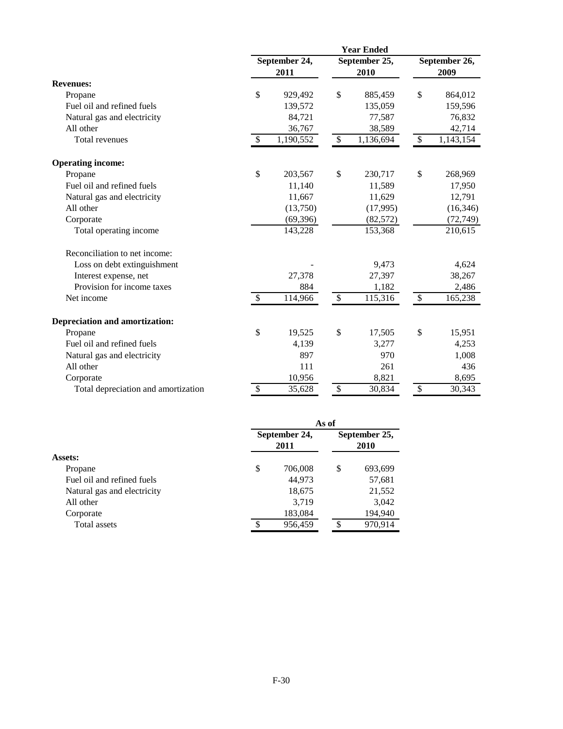| | Year Ended | | |
|---|---|---|---|
| | September 24, 2011 | September 25, 2010 | September 26, 2009 |
| **Revenues:** | | | |
| Propane | $ 929,492 | $ 885,459 | $ 864,012 |
| Fuel oil and refined fuels | 139,572 | 135,059 | 159,596 |
| Natural gas and electricity | 84,721 | 77,587 | 76,832 |
| All other | 36,767 | 38,589 | 42,714 |
| Total revenues | $ 1,190,552 | $ 1,136,694 | $ 1,143,154 |
| **Operating income:** | | | |
| Propane | $ 203,567 | $ 230,717 | $ 268,969 |
| Fuel oil and refined fuels | 11,140 | 11,589 | 17,950 |
| Natural gas and electricity | 11,667 | 11,629 | 12,791 |
| All other | (13,750) | (17,995) | (16,346) |
| Corporate | (69,396) | (82,572) | (72,749) |
| Total operating income | 143,228 | 153,368 | 210,615 |
| Reconciliation to net income: | | | |
| Loss on debt extinguishment | - | 9,473 | 4,624 |
| Interest expense, net | 27,378 | 27,397 | 38,267 |
| Provision for income taxes | 884 | 1,182 | 2,486 |
| Net income | $ 114,966 | $ 115,316 | $ 165,238 |
| **Depreciation and amortization:** | | | |
| Propane | $ 19,525 | $ 17,505 | $ 15,951 |
| Fuel oil and refined fuels | 4,139 | 3,277 | 4,253 |
| Natural gas and electricity | 897 | 970 | 1,008 |
| All other | 111 | 261 | 436 |
| Corporate | 10,956 | 8,821 | 8,695 |
| Total depreciation and amortization | $ 35,628 | $ 30,834 | $ 30,343 |

| | As of | |
|---|---|---|
| | September 24, 2011 | September 25, 2010 |
| **Assets:** | | |
| Propane | $ 706,008 | $ 693,699 |
| Fuel oil and refined fuels | 44,973 | 57,681 |
| Natural gas and electricity | 18,675 | 21,552 |
| All other | 3,719 | 3,042 |
| Corporate | 183,084 | 194,940 |
| Total assets | $ 956,459 | $ 970,914 |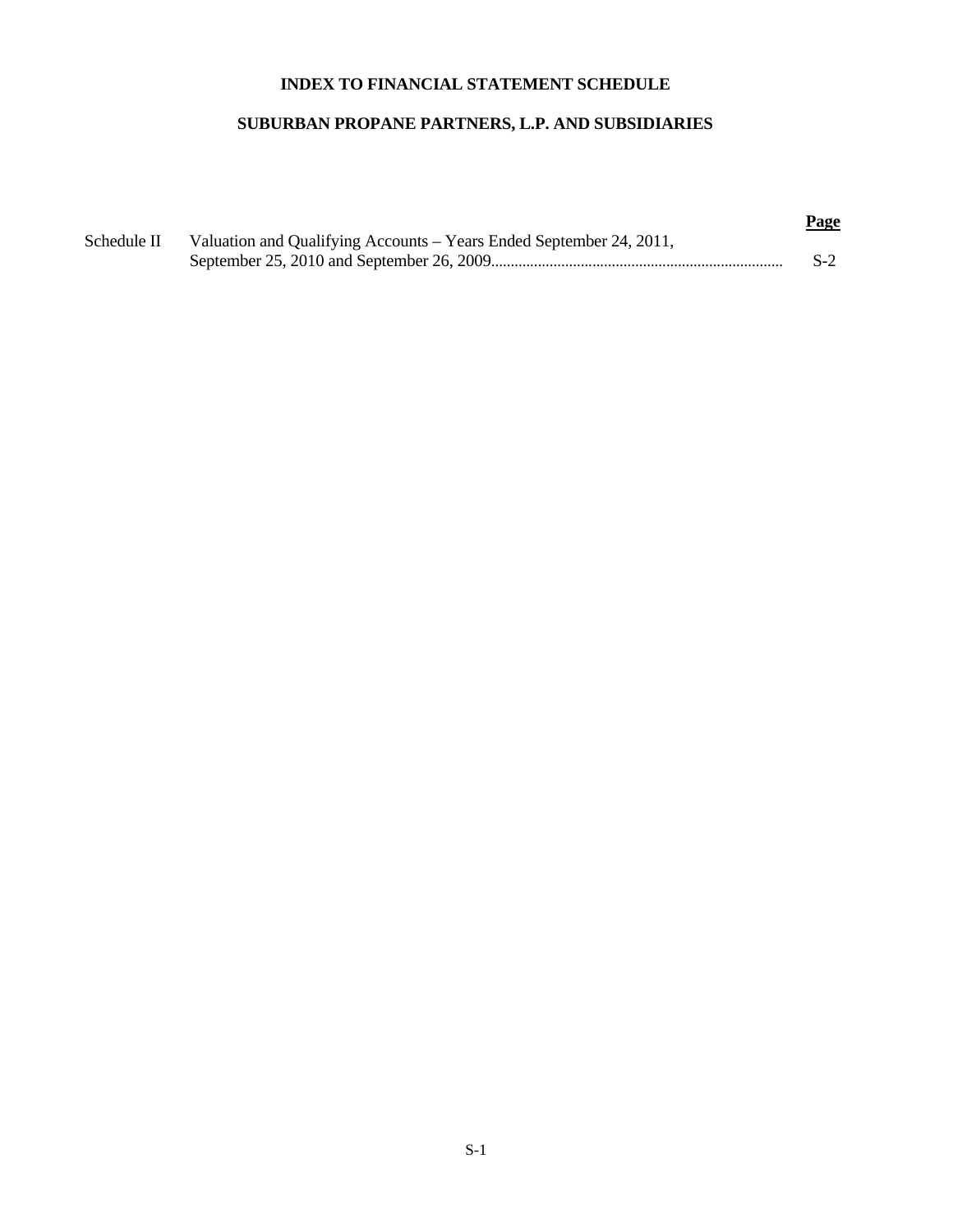**INDEX TO FINANCIAL STATEMENT SCHEDULE**

**SUBURBAN PROPANE PARTNERS, L.P. AND SUBSIDIARIES**

| | | **Page** |
|---|---|---|
| Schedule II | Valuation and Qualifying Accounts – Years Ended September 24, 2011, September 25, 2010 and September 26, 2009 | S-2 |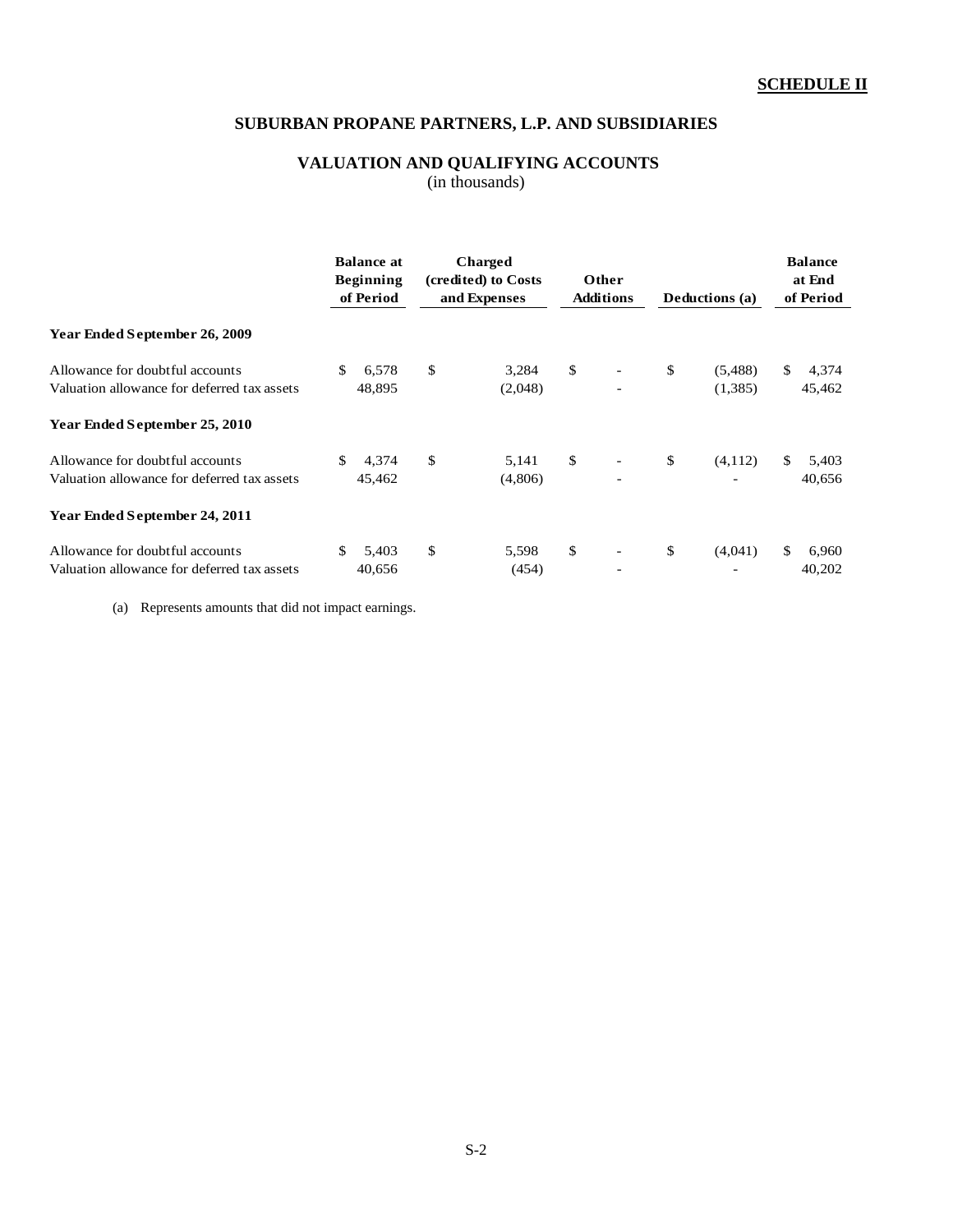**SCHEDULE II**

# SUBURBAN PROPANE PARTNERS, L.P. AND SUBSIDIARIES

## VALUATION AND QUALIFYING ACCOUNTS

(in thousands)

| | Balance at Beginning of Period | Charged (credited) to Costs and Expenses | Other Additions | Deductions (a) | Balance at End of Period |
|---|---|---|---|---|---|
| **Year Ended September 26, 2009** | | | | | |
| Allowance for doubtful accounts | $ 6,578 | $ 3,284 | $ - | $ (5,488) | $ 4,374 |
| Valuation allowance for deferred tax assets | 48,895 | (2,048) | - | (1,385) | 45,462 |
| **Year Ended September 25, 2010** | | | | | |
| Allowance for doubtful accounts | $ 4,374 | $ 5,141 | $ - | $ (4,112) | $ 5,403 |
| Valuation allowance for deferred tax assets | 45,462 | (4,806) | - | - | 40,656 |
| **Year Ended September 24, 2011** | | | | | |
| Allowance for doubtful accounts | $ 5,403 | $ 5,598 | $ - | $ (4,041) | $ 6,960 |
| Valuation allowance for deferred tax assets | 40,656 | (454) | - | - | 40,202 |

(a) Represents amounts that did not impact earnings.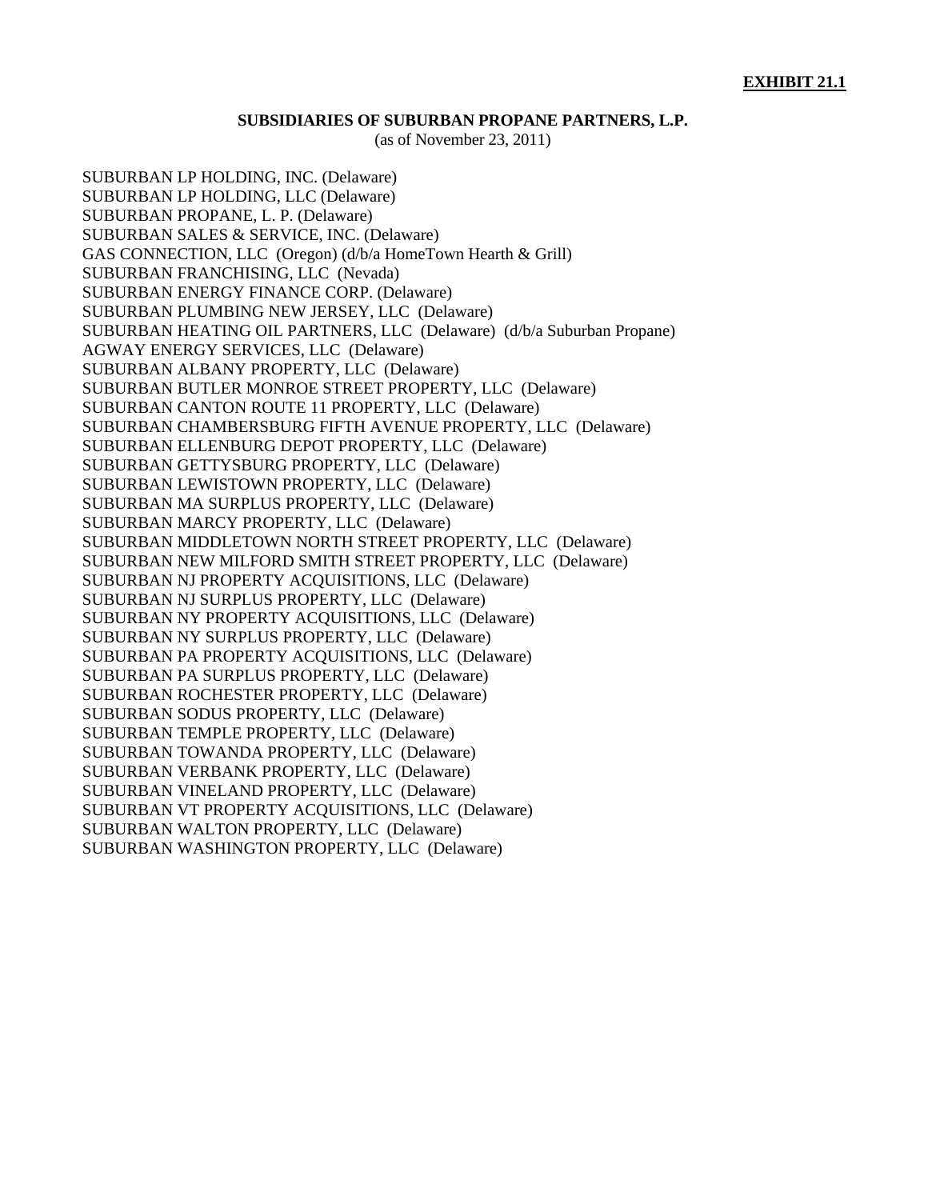**EXHIBIT 21.1**

**SUBSIDIARIES OF SUBURBAN PROPANE PARTNERS, L.P.**

(as of November 23, 2011)

SUBURBAN LP HOLDING, INC. (Delaware)
SUBURBAN LP HOLDING, LLC (Delaware)
SUBURBAN PROPANE, L. P. (Delaware)
SUBURBAN SALES & SERVICE, INC. (Delaware)
GAS CONNECTION, LLC (Oregon) (d/b/a HomeTown Hearth & Grill)
SUBURBAN FRANCHISING, LLC (Nevada)
SUBURBAN ENERGY FINANCE CORP. (Delaware)
SUBURBAN PLUMBING NEW JERSEY, LLC (Delaware)
SUBURBAN HEATING OIL PARTNERS, LLC (Delaware) (d/b/a Suburban Propane)
AGWAY ENERGY SERVICES, LLC (Delaware)
SUBURBAN ALBANY PROPERTY, LLC (Delaware)
SUBURBAN BUTLER MONROE STREET PROPERTY, LLC (Delaware)
SUBURBAN CANTON ROUTE 11 PROPERTY, LLC (Delaware)
SUBURBAN CHAMBERSBURG FIFTH AVENUE PROPERTY, LLC (Delaware)
SUBURBAN ELLENBURG DEPOT PROPERTY, LLC (Delaware)
SUBURBAN GETTYSBURG PROPERTY, LLC (Delaware)
SUBURBAN LEWISTOWN PROPERTY, LLC (Delaware)
SUBURBAN MA SURPLUS PROPERTY, LLC (Delaware)
SUBURBAN MARCY PROPERTY, LLC (Delaware)
SUBURBAN MIDDLETOWN NORTH STREET PROPERTY, LLC (Delaware)
SUBURBAN NEW MILFORD SMITH STREET PROPERTY, LLC (Delaware)
SUBURBAN NJ PROPERTY ACQUISITIONS, LLC (Delaware)
SUBURBAN NJ SURPLUS PROPERTY, LLC (Delaware)
SUBURBAN NY PROPERTY ACQUISITIONS, LLC (Delaware)
SUBURBAN NY SURPLUS PROPERTY, LLC (Delaware)
SUBURBAN PA PROPERTY ACQUISITIONS, LLC (Delaware)
SUBURBAN PA SURPLUS PROPERTY, LLC (Delaware)
SUBURBAN ROCHESTER PROPERTY, LLC (Delaware)
SUBURBAN SODUS PROPERTY, LLC (Delaware)
SUBURBAN TEMPLE PROPERTY, LLC (Delaware)
SUBURBAN TOWANDA PROPERTY, LLC (Delaware)
SUBURBAN VERBANK PROPERTY, LLC (Delaware)
SUBURBAN VINELAND PROPERTY, LLC (Delaware)
SUBURBAN VT PROPERTY ACQUISITIONS, LLC (Delaware)
SUBURBAN WALTON PROPERTY, LLC (Delaware)
SUBURBAN WASHINGTON PROPERTY, LLC (Delaware)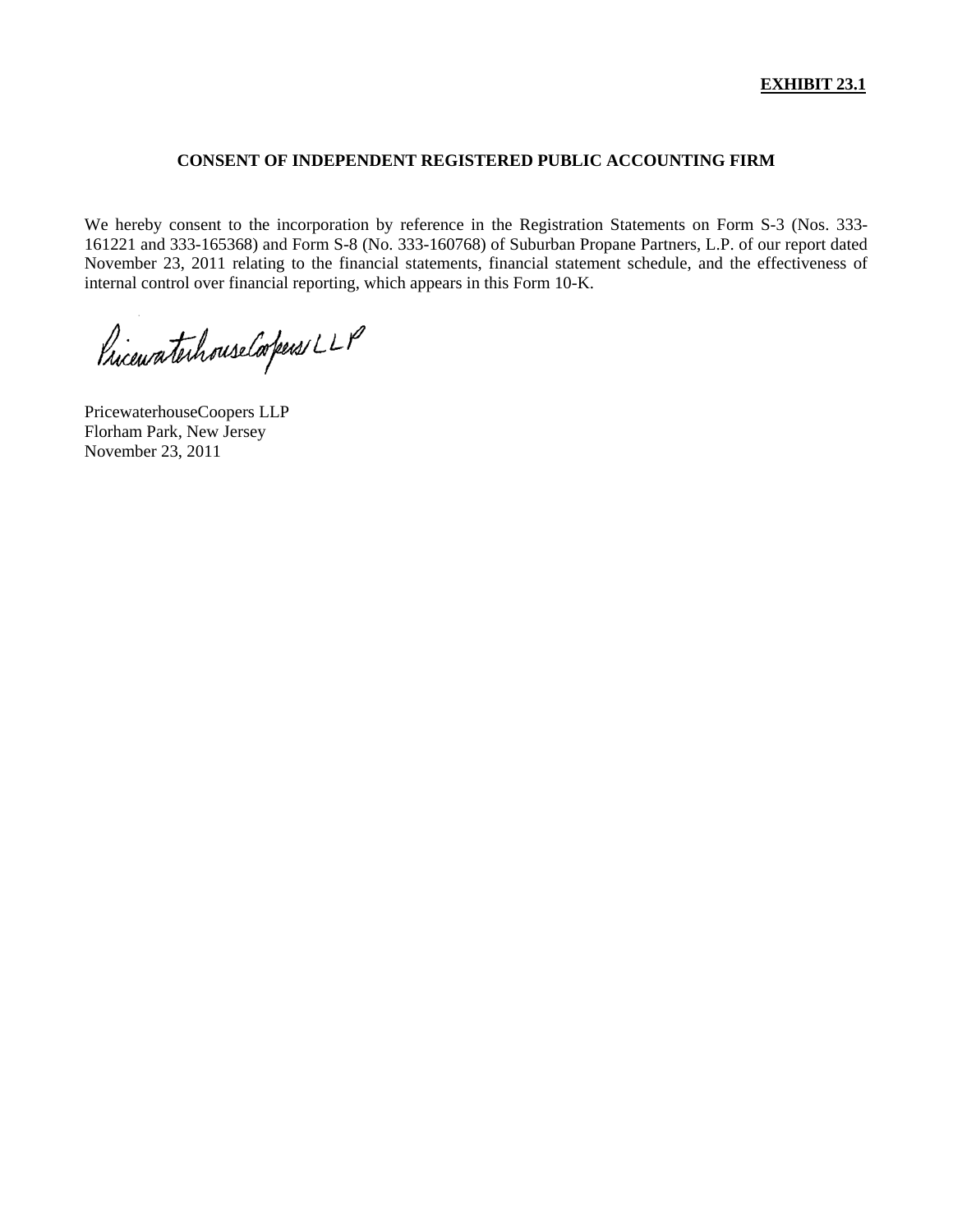**EXHIBIT 23.1**

## CONSENT OF INDEPENDENT REGISTERED PUBLIC ACCOUNTING FIRM

We hereby consent to the incorporation by reference in the Registration Statements on Form S-3 (Nos. 333-161221 and 333-165368) and Form S-8 (No. 333-160768) of Suburban Propane Partners, L.P. of our report dated November 23, 2011 relating to the financial statements, financial statement schedule, and the effectiveness of internal control over financial reporting, which appears in this Form 10-K.

PricewaterhouseCoopers LLP

PricewaterhouseCoopers LLP
Florham Park, New Jersey
November 23, 2011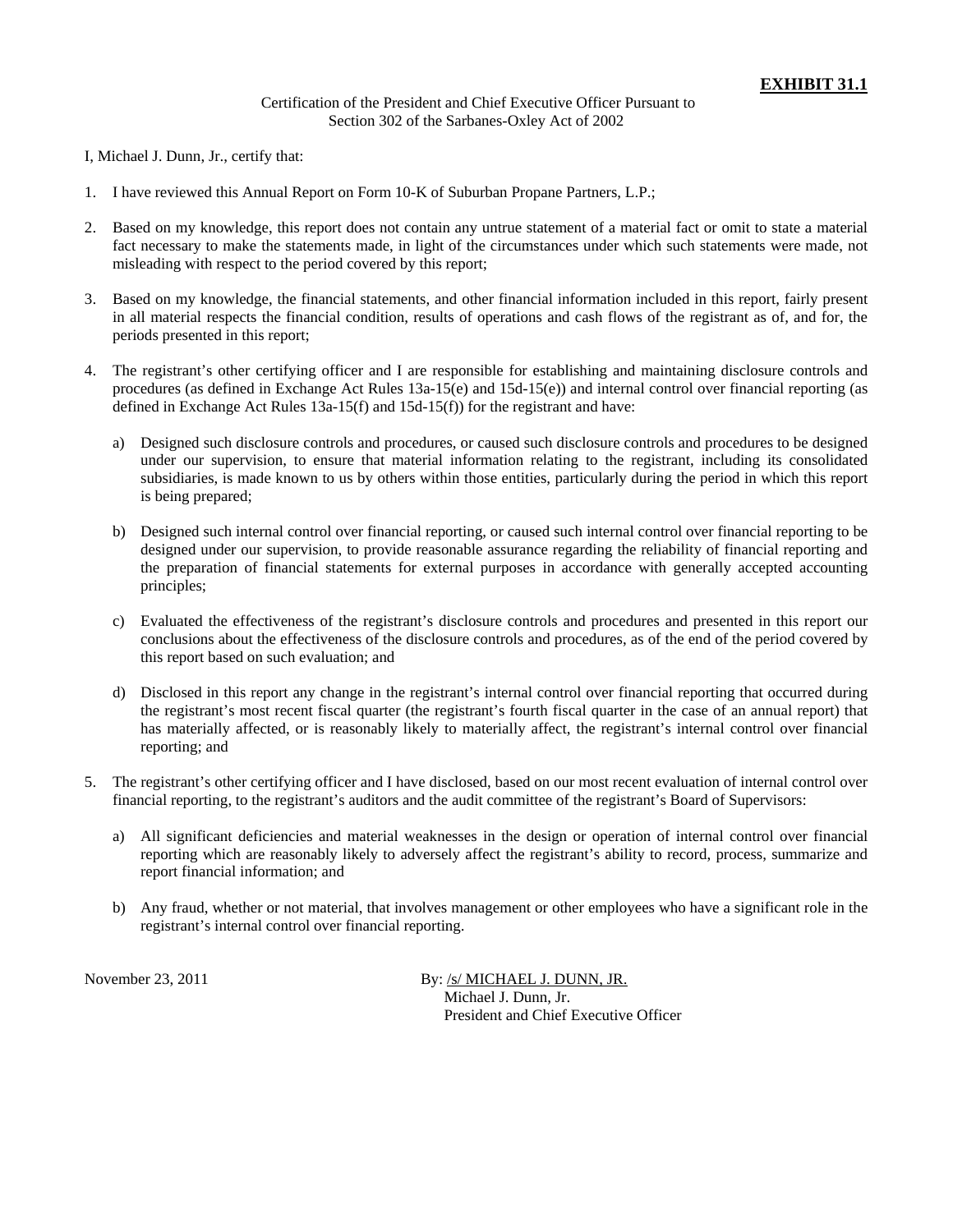**EXHIBIT 31.1**

Certification of the President and Chief Executive Officer Pursuant to
Section 302 of the Sarbanes-Oxley Act of 2002

I, Michael J. Dunn, Jr., certify that:

1. I have reviewed this Annual Report on Form 10-K of Suburban Propane Partners, L.P.;

2. Based on my knowledge, this report does not contain any untrue statement of a material fact or omit to state a material fact necessary to make the statements made, in light of the circumstances under which such statements were made, not misleading with respect to the period covered by this report;

3. Based on my knowledge, the financial statements, and other financial information included in this report, fairly present in all material respects the financial condition, results of operations and cash flows of the registrant as of, and for, the periods presented in this report;

4. The registrant's other certifying officer and I are responsible for establishing and maintaining disclosure controls and procedures (as defined in Exchange Act Rules 13a-15(e) and 15d-15(e)) and internal control over financial reporting (as defined in Exchange Act Rules 13a-15(f) and 15d-15(f)) for the registrant and have:

   a) Designed such disclosure controls and procedures, or caused such disclosure controls and procedures to be designed under our supervision, to ensure that material information relating to the registrant, including its consolidated subsidiaries, is made known to us by others within those entities, particularly during the period in which this report is being prepared;

   b) Designed such internal control over financial reporting, or caused such internal control over financial reporting to be designed under our supervision, to provide reasonable assurance regarding the reliability of financial reporting and the preparation of financial statements for external purposes in accordance with generally accepted accounting principles;

   c) Evaluated the effectiveness of the registrant's disclosure controls and procedures and presented in this report our conclusions about the effectiveness of the disclosure controls and procedures, as of the end of the period covered by this report based on such evaluation; and

   d) Disclosed in this report any change in the registrant's internal control over financial reporting that occurred during the registrant's most recent fiscal quarter (the registrant's fourth fiscal quarter in the case of an annual report) that has materially affected, or is reasonably likely to materially affect, the registrant's internal control over financial reporting; and

5. The registrant's other certifying officer and I have disclosed, based on our most recent evaluation of internal control over financial reporting, to the registrant's auditors and the audit committee of the registrant's Board of Supervisors:

   a) All significant deficiencies and material weaknesses in the design or operation of internal control over financial reporting which are reasonably likely to adversely affect the registrant's ability to record, process, summarize and report financial information; and

   b) Any fraud, whether or not material, that involves management or other employees who have a significant role in the registrant's internal control over financial reporting.

November 23, 2011

By: /s/ MICHAEL J. DUNN, JR.
Michael J. Dunn, Jr.
President and Chief Executive Officer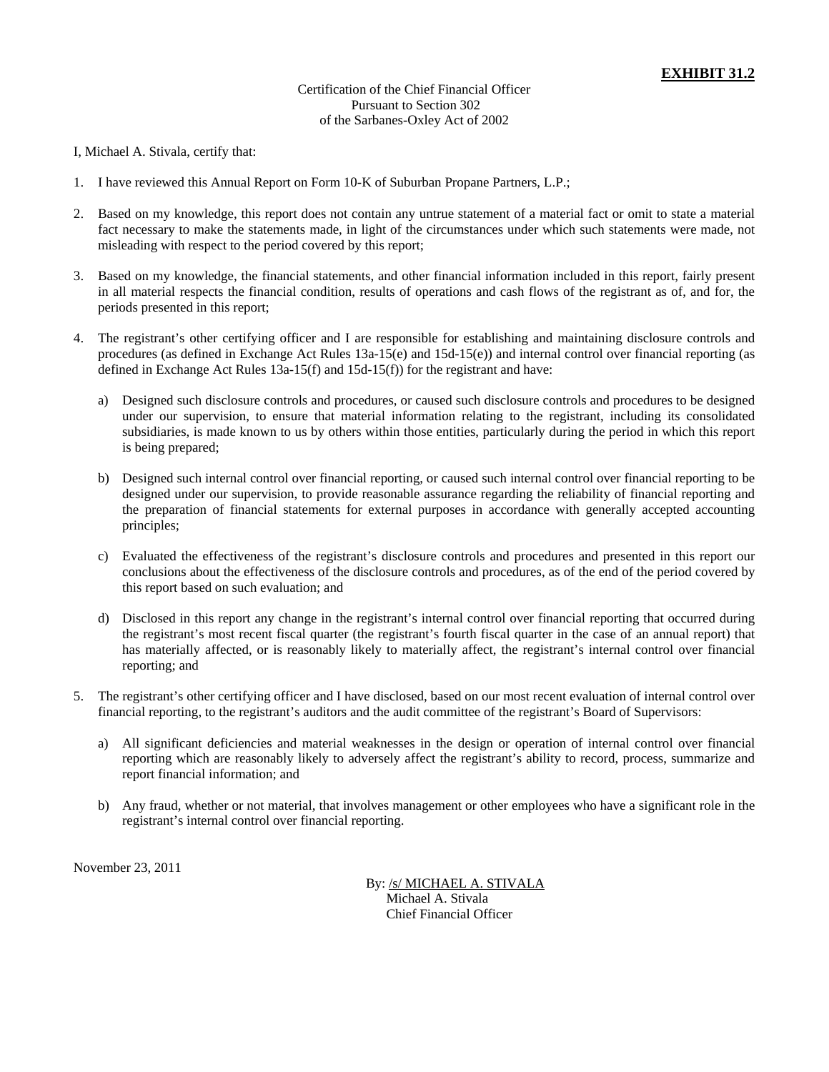**EXHIBIT 31.2**

Certification of the Chief Financial Officer
Pursuant to Section 302
of the Sarbanes-Oxley Act of 2002

I, Michael A. Stivala, certify that:

1. I have reviewed this Annual Report on Form 10-K of Suburban Propane Partners, L.P.;

2. Based on my knowledge, this report does not contain any untrue statement of a material fact or omit to state a material fact necessary to make the statements made, in light of the circumstances under which such statements were made, not misleading with respect to the period covered by this report;

3. Based on my knowledge, the financial statements, and other financial information included in this report, fairly present in all material respects the financial condition, results of operations and cash flows of the registrant as of, and for, the periods presented in this report;

4. The registrant's other certifying officer and I are responsible for establishing and maintaining disclosure controls and procedures (as defined in Exchange Act Rules 13a-15(e) and 15d-15(e)) and internal control over financial reporting (as defined in Exchange Act Rules 13a-15(f) and 15d-15(f)) for the registrant and have:

   a) Designed such disclosure controls and procedures, or caused such disclosure controls and procedures to be designed under our supervision, to ensure that material information relating to the registrant, including its consolidated subsidiaries, is made known to us by others within those entities, particularly during the period in which this report is being prepared;

   b) Designed such internal control over financial reporting, or caused such internal control over financial reporting to be designed under our supervision, to provide reasonable assurance regarding the reliability of financial reporting and the preparation of financial statements for external purposes in accordance with generally accepted accounting principles;

   c) Evaluated the effectiveness of the registrant's disclosure controls and procedures and presented in this report our conclusions about the effectiveness of the disclosure controls and procedures, as of the end of the period covered by this report based on such evaluation; and

   d) Disclosed in this report any change in the registrant's internal control over financial reporting that occurred during the registrant's most recent fiscal quarter (the registrant's fourth fiscal quarter in the case of an annual report) that has materially affected, or is reasonably likely to materially affect, the registrant's internal control over financial reporting; and

5. The registrant's other certifying officer and I have disclosed, based on our most recent evaluation of internal control over financial reporting, to the registrant's auditors and the audit committee of the registrant's Board of Supervisors:

   a) All significant deficiencies and material weaknesses in the design or operation of internal control over financial reporting which are reasonably likely to adversely affect the registrant's ability to record, process, summarize and report financial information; and

   b) Any fraud, whether or not material, that involves management or other employees who have a significant role in the registrant's internal control over financial reporting.

November 23, 2011

By: /s/ MICHAEL A. STIVALA
Michael A. Stivala
Chief Financial Officer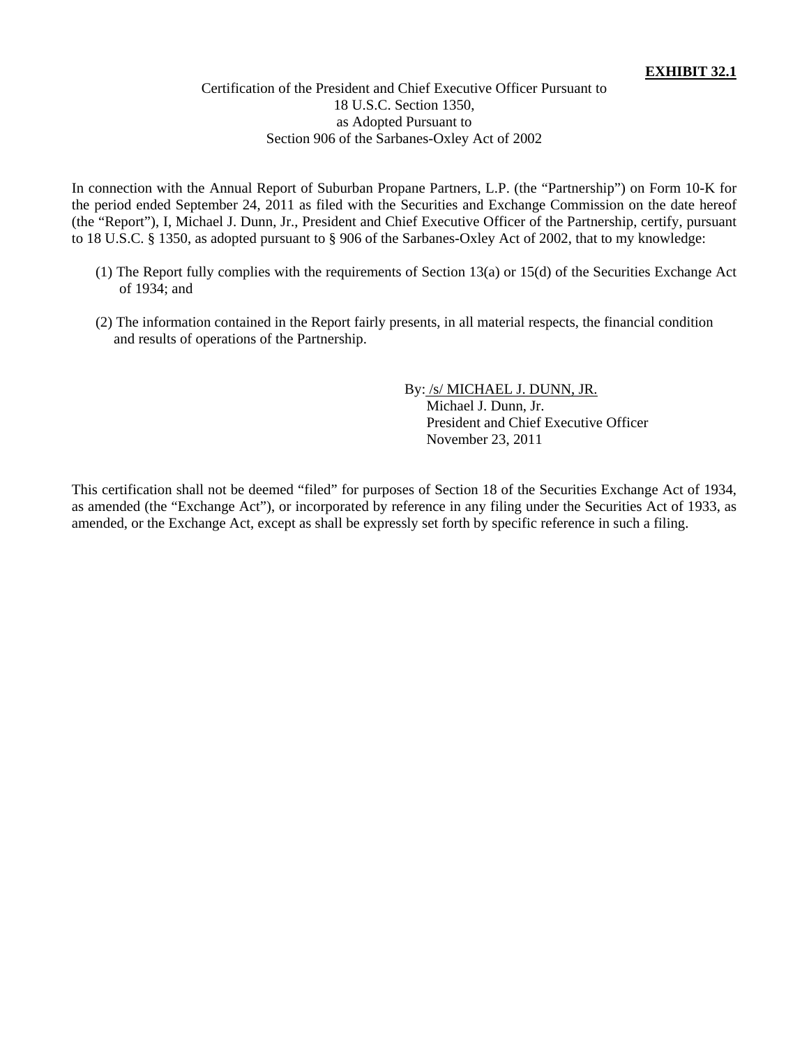**EXHIBIT 32.1**

Certification of the President and Chief Executive Officer Pursuant to
18 U.S.C. Section 1350,
as Adopted Pursuant to
Section 906 of the Sarbanes-Oxley Act of 2002

In connection with the Annual Report of Suburban Propane Partners, L.P. (the "Partnership") on Form 10-K for the period ended September 24, 2011 as filed with the Securities and Exchange Commission on the date hereof (the "Report"), I, Michael J. Dunn, Jr., President and Chief Executive Officer of the Partnership, certify, pursuant to 18 U.S.C. § 1350, as adopted pursuant to § 906 of the Sarbanes-Oxley Act of 2002, that to my knowledge:

(1) The Report fully complies with the requirements of Section 13(a) or 15(d) of the Securities Exchange Act of 1934; and

(2) The information contained in the Report fairly presents, in all material respects, the financial condition and results of operations of the Partnership.

By: /s/ MICHAEL J. DUNN, JR.
Michael J. Dunn, Jr.
President and Chief Executive Officer
November 23, 2011

This certification shall not be deemed "filed" for purposes of Section 18 of the Securities Exchange Act of 1934, as amended (the "Exchange Act"), or incorporated by reference in any filing under the Securities Act of 1933, as amended, or the Exchange Act, except as shall be expressly set forth by specific reference in such a filing.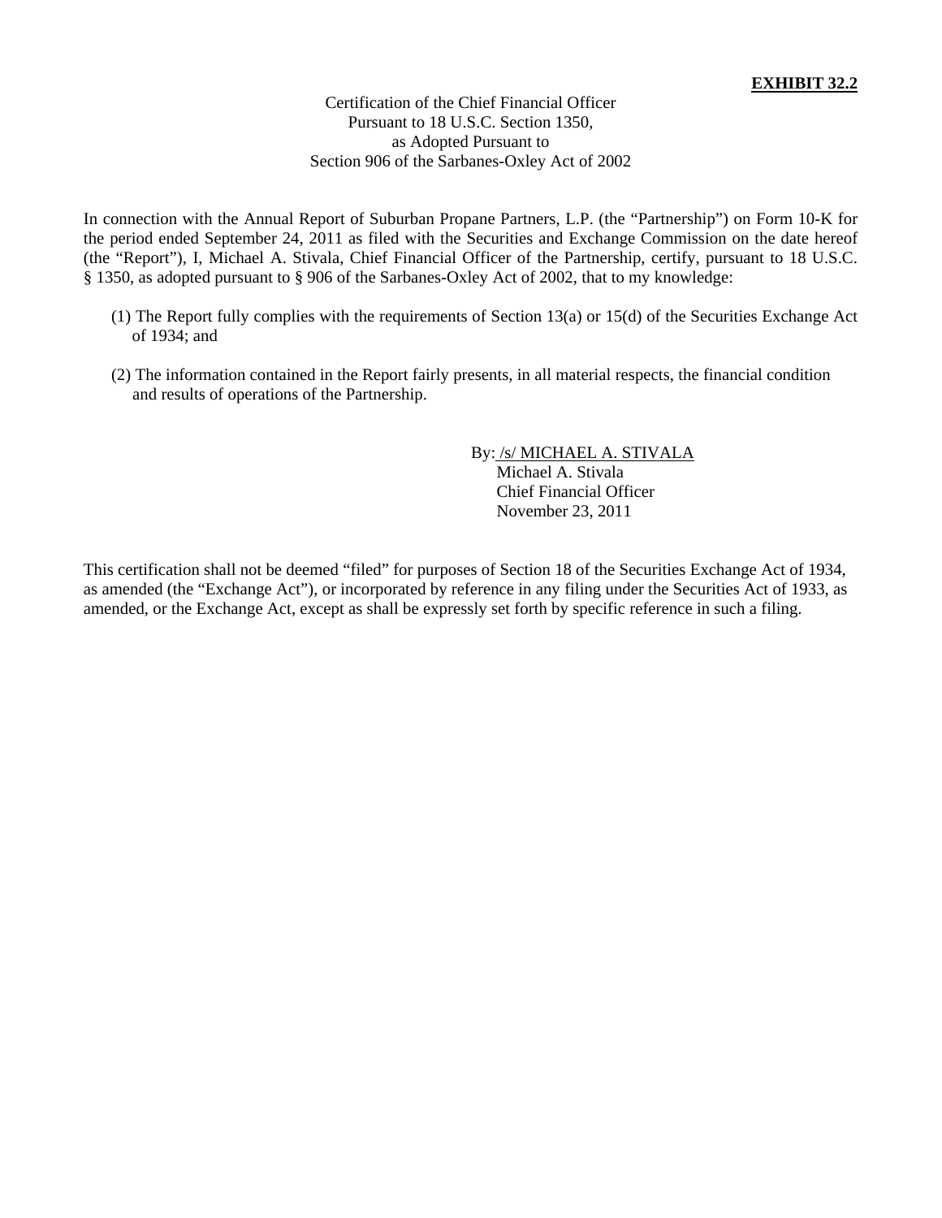**EXHIBIT 32.2**

Certification of the Chief Financial Officer
Pursuant to 18 U.S.C. Section 1350,
as Adopted Pursuant to
Section 906 of the Sarbanes-Oxley Act of 2002

In connection with the Annual Report of Suburban Propane Partners, L.P. (the "Partnership") on Form 10-K for the period ended September 24, 2011 as filed with the Securities and Exchange Commission on the date hereof (the "Report"), I, Michael A. Stivala, Chief Financial Officer of the Partnership, certify, pursuant to 18 U.S.C. § 1350, as adopted pursuant to § 906 of the Sarbanes-Oxley Act of 2002, that to my knowledge:

(1) The Report fully complies with the requirements of Section 13(a) or 15(d) of the Securities Exchange Act of 1934; and

(2) The information contained in the Report fairly presents, in all material respects, the financial condition and results of operations of the Partnership.

By: /s/ MICHAEL A. STIVALA
Michael A. Stivala
Chief Financial Officer
November 23, 2011

This certification shall not be deemed "filed" for purposes of Section 18 of the Securities Exchange Act of 1934, as amended (the "Exchange Act"), or incorporated by reference in any filing under the Securities Act of 1933, as amended, or the Exchange Act, except as shall be expressly set forth by specific reference in such a filing.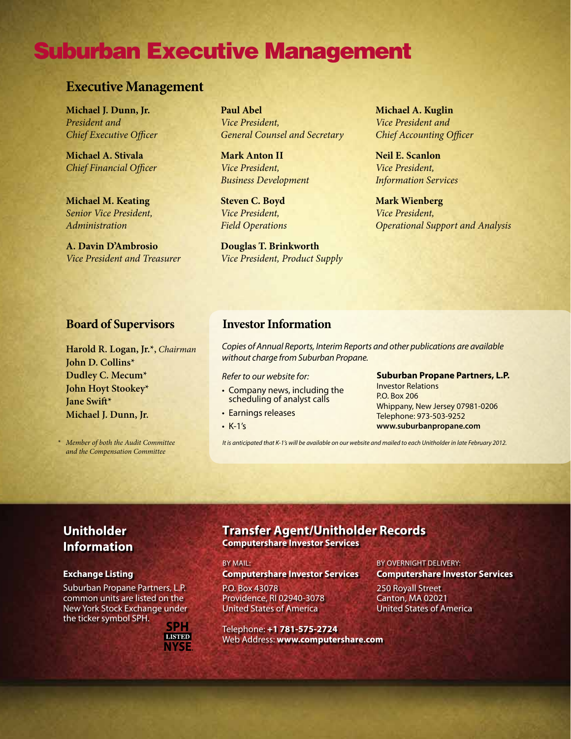# Suburban Executive Management

## Executive Management

**Michael J. Dunn, Jr.**
*President and Chief Executive Officer*

**Michael A. Stivala**
*Chief Financial Officer*

**Michael M. Keating**
*Senior Vice President, Administration*

**A. Davin D'Ambrosio**
*Vice President and Treasurer*

**Paul Abel**
*Vice President, General Counsel and Secretary*

**Mark Anton II**
*Vice President, Business Development*

**Steven C. Boyd**
*Vice President, Field Operations*

**Douglas T. Brinkworth**
*Vice President, Product Supply*

**Michael A. Kuglin**
*Vice President and Chief Accounting Officer*

**Neil E. Scanlon**
*Vice President, Information Services*

**Mark Wienberg**
*Vice President, Operational Support and Analysis*

## Board of Supervisors

**Harold R. Logan, Jr.***, *Chairman*
**John D. Collins***
**Dudley C. Mecum***
**John Hoyt Stookey***
**Jane Swift***
**Michael J. Dunn, Jr.**

\* *Member of both the Audit Committee and the Compensation Committee*

## Investor Information

*Copies of Annual Reports, Interim Reports and other publications are available without charge from Suburban Propane.*

*Refer to our website for:*

- Company news, including the scheduling of analyst calls
- Earnings releases
- K-1's

**Suburban Propane Partners, L.P.**
Investor Relations
P.O. Box 206
Whippany, New Jersey 07981-0206
Telephone: 973-503-9252
**www.suburbanpropane.com**

*It is anticipated that K-1's will be available on our website and mailed to each Unitholder in late February 2012.*

## Unitholder Information

### Exchange Listing

Suburban Propane Partners, L.P. common units are listed on the New York Stock Exchange under the ticker symbol SPH.

SPH LISTED NYSE

## Transfer Agent/Unitholder Records

**Computershare Investor Services**

BY MAIL:
**Computershare Investor Services**
P.O. Box 43078
Providence, RI 02940-3078
United States of America

BY OVERNIGHT DELIVERY:
**Computershare Investor Services**
250 Royall Street
Canton, MA 02021
United States of America

Telephone: **+1 781-575-2724**
Web Address: **www.computershare.com**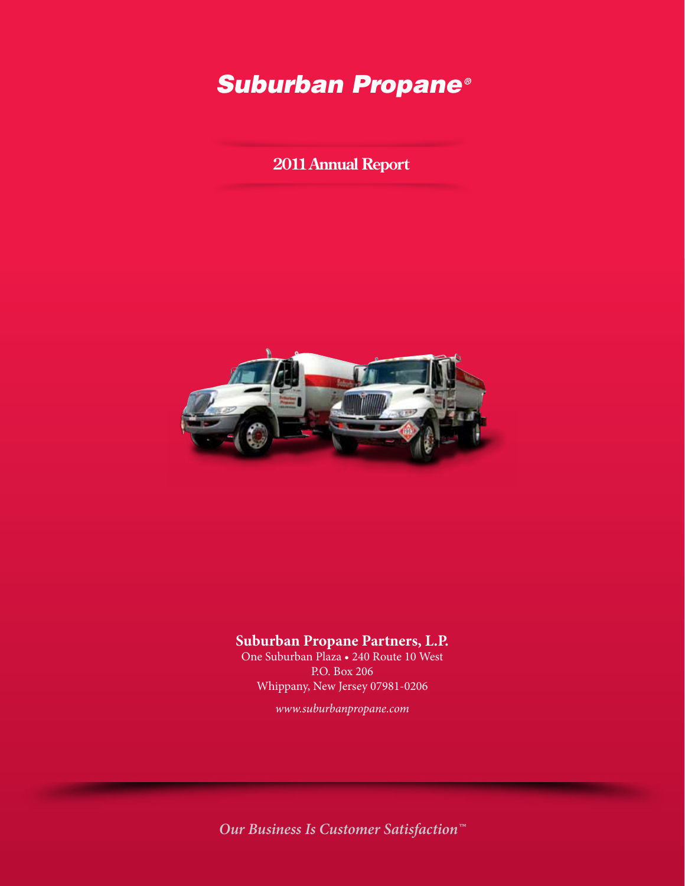# *Suburban Propane®*

## 2011 Annual Report

**Suburban Propane Partners, L.P.**
One Suburban Plaza • 240 Route 10 West
P.O. Box 206
Whippany, New Jersey 07981-0206

*www.suburbanpropane.com*

*Our Business Is Customer Satisfaction™*